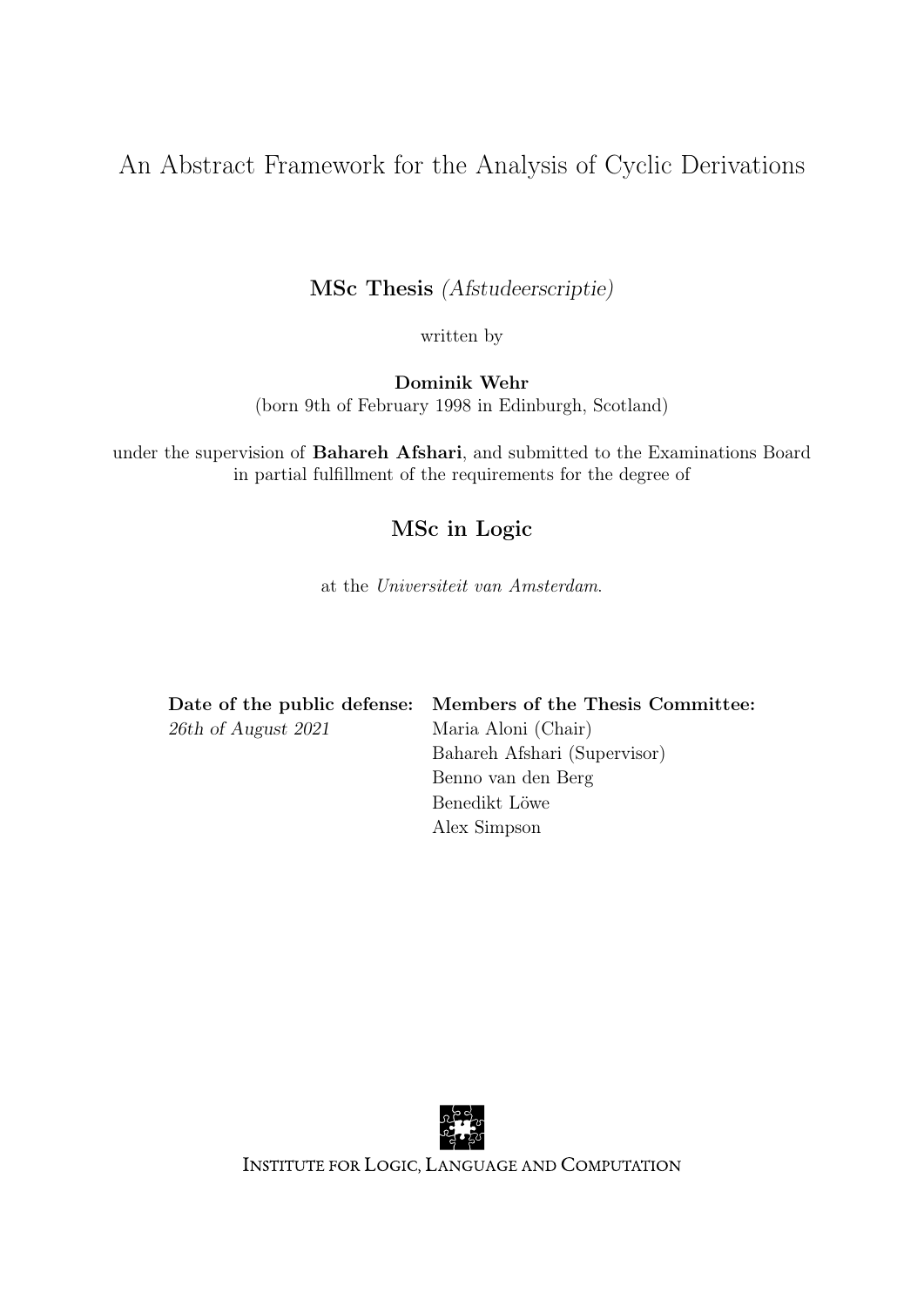# An Abstract Framework for the Analysis of Cyclic Derivations

**MSc Thesis** *(Afstudeerscriptie)*

written by

**Dominik Wehr**
(born 9th of February 1998 in Edinburgh, Scotland)

under the supervision of **Bahareh Afshari**, and submitted to the Examinations Board in partial fulfillment of the requirements for the degree of

**MSc in Logic**

at the *Universiteit van Amsterdam*.

| **Date of the public defense:** | **Members of the Thesis Committee:** |
|---|---|
| *26th of August 2021* | Maria Aloni (Chair) |
| | Bahareh Afshari (Supervisor) |
| | Benno van den Berg |
| | Benedikt Löwe |
| | Alex Simpson |

Institute for Logic, Language and Computation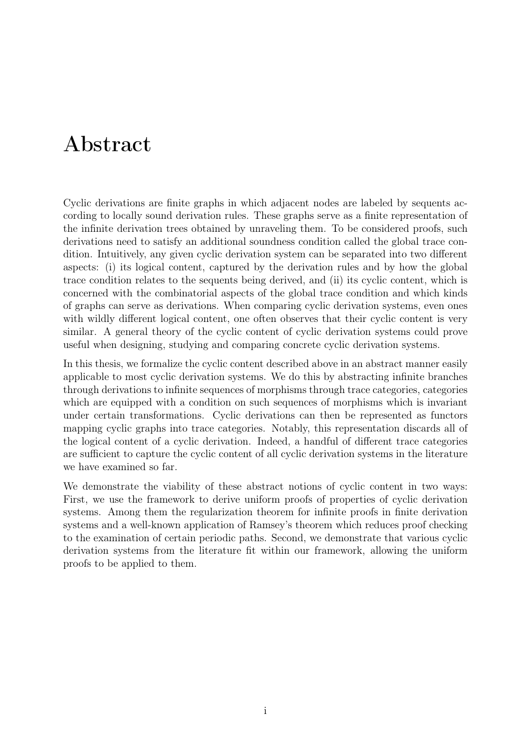# Abstract

Cyclic derivations are finite graphs in which adjacent nodes are labeled by sequents according to locally sound derivation rules. These graphs serve as a finite representation of the infinite derivation trees obtained by unraveling them. To be considered proofs, such derivations need to satisfy an additional soundness condition called the global trace condition. Intuitively, any given cyclic derivation system can be separated into two different aspects: (i) its logical content, captured by the derivation rules and by how the global trace condition relates to the sequents being derived, and (ii) its cyclic content, which is concerned with the combinatorial aspects of the global trace condition and which kinds of graphs can serve as derivations. When comparing cyclic derivation systems, even ones with wildly different logical content, one often observes that their cyclic content is very similar. A general theory of the cyclic content of cyclic derivation systems could prove useful when designing, studying and comparing concrete cyclic derivation systems.

In this thesis, we formalize the cyclic content described above in an abstract manner easily applicable to most cyclic derivation systems. We do this by abstracting infinite branches through derivations to infinite sequences of morphisms through trace categories, categories which are equipped with a condition on such sequences of morphisms which is invariant under certain transformations. Cyclic derivations can then be represented as functors mapping cyclic graphs into trace categories. Notably, this representation discards all of the logical content of a cyclic derivation. Indeed, a handful of different trace categories are sufficient to capture the cyclic content of all cyclic derivation systems in the literature we have examined so far.

We demonstrate the viability of these abstract notions of cyclic content in two ways: First, we use the framework to derive uniform proofs of properties of cyclic derivation systems. Among them the regularization theorem for infinite proofs in finite derivation systems and a well-known application of Ramsey's theorem which reduces proof checking to the examination of certain periodic paths. Second, we demonstrate that various cyclic derivation systems from the literature fit within our framework, allowing the uniform proofs to be applied to them.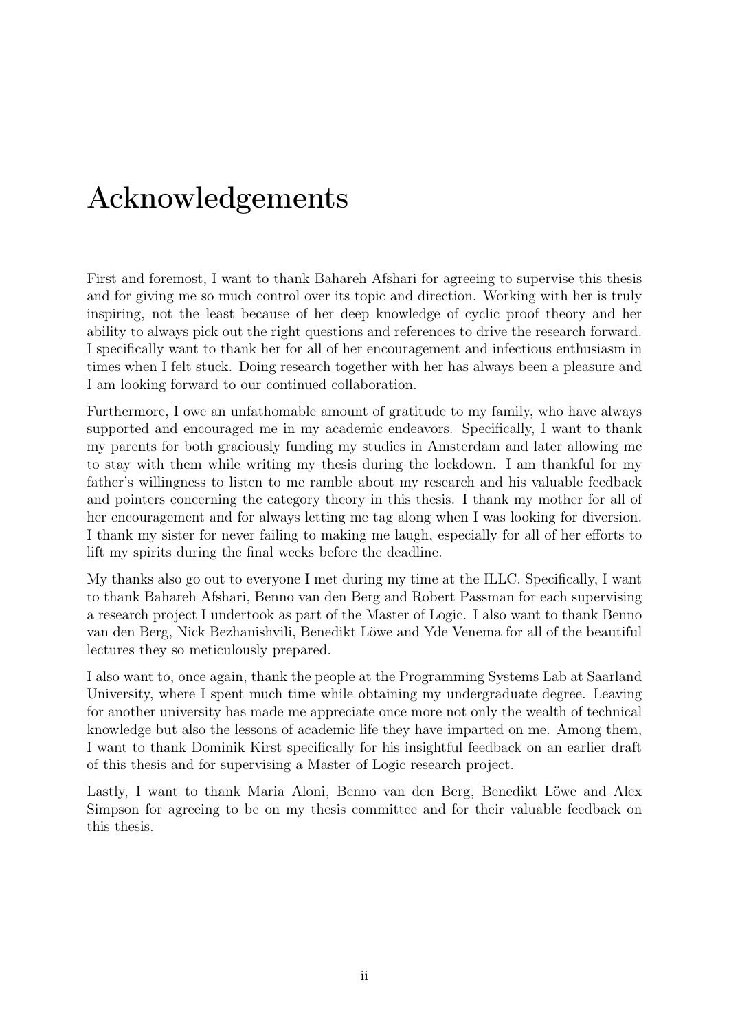# Acknowledgements

First and foremost, I want to thank Bahareh Afshari for agreeing to supervise this thesis and for giving me so much control over its topic and direction. Working with her is truly inspiring, not the least because of her deep knowledge of cyclic proof theory and her ability to always pick out the right questions and references to drive the research forward. I specifically want to thank her for all of her encouragement and infectious enthusiasm in times when I felt stuck. Doing research together with her has always been a pleasure and I am looking forward to our continued collaboration.

Furthermore, I owe an unfathomable amount of gratitude to my family, who have always supported and encouraged me in my academic endeavors. Specifically, I want to thank my parents for both graciously funding my studies in Amsterdam and later allowing me to stay with them while writing my thesis during the lockdown. I am thankful for my father's willingness to listen to me ramble about my research and his valuable feedback and pointers concerning the category theory in this thesis. I thank my mother for all of her encouragement and for always letting me tag along when I was looking for diversion. I thank my sister for never failing to making me laugh, especially for all of her efforts to lift my spirits during the final weeks before the deadline.

My thanks also go out to everyone I met during my time at the ILLC. Specifically, I want to thank Bahareh Afshari, Benno van den Berg and Robert Passman for each supervising a research project I undertook as part of the Master of Logic. I also want to thank Benno van den Berg, Nick Bezhanishvili, Benedikt Löwe and Yde Venema for all of the beautiful lectures they so meticulously prepared.

I also want to, once again, thank the people at the Programming Systems Lab at Saarland University, where I spent much time while obtaining my undergraduate degree. Leaving for another university has made me appreciate once more not only the wealth of technical knowledge but also the lessons of academic life they have imparted on me. Among them, I want to thank Dominik Kirst specifically for his insightful feedback on an earlier draft of this thesis and for supervising a Master of Logic research project.

Lastly, I want to thank Maria Aloni, Benno van den Berg, Benedikt Löwe and Alex Simpson for agreeing to be on my thesis committee and for their valuable feedback on this thesis.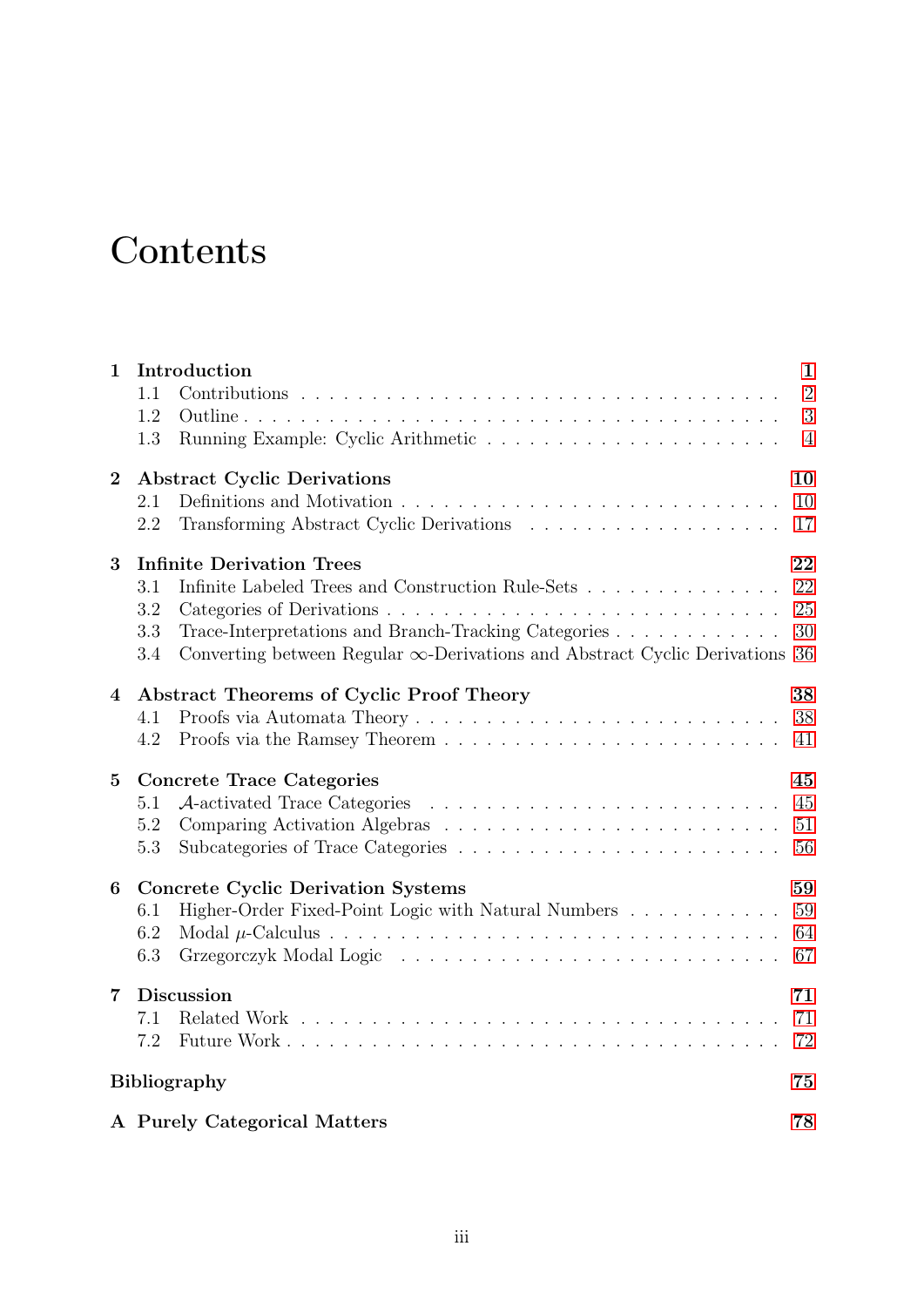# Contents

**1 Introduction** — **1**
- 1.1 Contributions — 2
- 1.2 Outline — 3
- 1.3 Running Example: Cyclic Arithmetic — 4

**2 Abstract Cyclic Derivations** — **10**
- 2.1 Definitions and Motivation — 10
- 2.2 Transforming Abstract Cyclic Derivations — 17

**3 Infinite Derivation Trees** — **22**
- 3.1 Infinite Labeled Trees and Construction Rule-Sets — 22
- 3.2 Categories of Derivations — 25
- 3.3 Trace-Interpretations and Branch-Tracking Categories — 30
- 3.4 Converting between Regular $\infty$-Derivations and Abstract Cyclic Derivations — 36

**4 Abstract Theorems of Cyclic Proof Theory** — **38**
- 4.1 Proofs via Automata Theory — 38
- 4.2 Proofs via the Ramsey Theorem — 41

**5 Concrete Trace Categories** — **45**
- 5.1 $\mathcal{A}$-activated Trace Categories — 45
- 5.2 Comparing Activation Algebras — 51
- 5.3 Subcategories of Trace Categories — 56

**6 Concrete Cyclic Derivation Systems** — **59**
- 6.1 Higher-Order Fixed-Point Logic with Natural Numbers — 59
- 6.2 Modal $\mu$-Calculus — 64
- 6.3 Grzegorczyk Modal Logic — 67

**7 Discussion** — **71**
- 7.1 Related Work — 71
- 7.2 Future Work — 72

**Bibliography** — **75**

**A Purely Categorical Matters** — **78**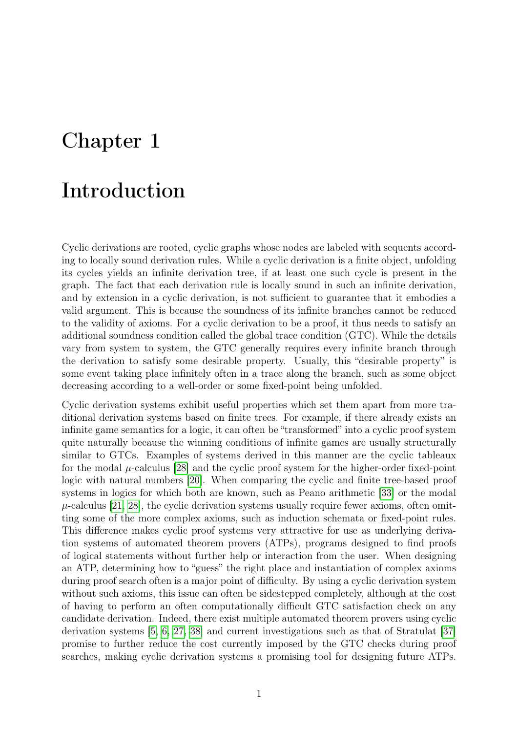# Chapter 1

# Introduction

Cyclic derivations are rooted, cyclic graphs whose nodes are labeled with sequents according to locally sound derivation rules. While a cyclic derivation is a finite object, unfolding its cycles yields an infinite derivation tree, if at least one such cycle is present in the graph. The fact that each derivation rule is locally sound in such an infinite derivation, and by extension in a cyclic derivation, is not sufficient to guarantee that it embodies a valid argument. This is because the soundness of its infinite branches cannot be reduced to the validity of axioms. For a cyclic derivation to be a proof, it thus needs to satisfy an additional soundness condition called the global trace condition (GTC). While the details vary from system to system, the GTC generally requires every infinite branch through the derivation to satisfy some desirable property. Usually, this "desirable property" is some event taking place infinitely often in a trace along the branch, such as some object decreasing according to a well-order or some fixed-point being unfolded.

Cyclic derivation systems exhibit useful properties which set them apart from more traditional derivation systems based on finite trees. For example, if there already exists an infinite game semantics for a logic, it can often be "transformed" into a cyclic proof system quite naturally because the winning conditions of infinite games are usually structurally similar to GTCs. Examples of systems derived in this manner are the cyclic tableaux for the modal $\mu$-calculus [28] and the cyclic proof system for the higher-order fixed-point logic with natural numbers [20]. When comparing the cyclic and finite tree-based proof systems in logics for which both are known, such as Peano arithmetic [33] or the modal $\mu$-calculus [21, 28], the cyclic derivation systems usually require fewer axioms, often omitting some of the more complex axioms, such as induction schemata or fixed-point rules. This difference makes cyclic proof systems very attractive for use as underlying derivation systems of automated theorem provers (ATPs), programs designed to find proofs of logical statements without further help or interaction from the user. When designing an ATP, determining how to "guess" the right place and instantiation of complex axioms during proof search often is a major point of difficulty. By using a cyclic derivation system without such axioms, this issue can often be sidestepped completely, although at the cost of having to perform an often computationally difficult GTC satisfaction check on any candidate derivation. Indeed, there exist multiple automated theorem provers using cyclic derivation systems [5, 6, 27, 38] and current investigations such as that of Stratulat [37] promise to further reduce the cost currently imposed by the GTC checks during proof searches, making cyclic derivation systems a promising tool for designing future ATPs.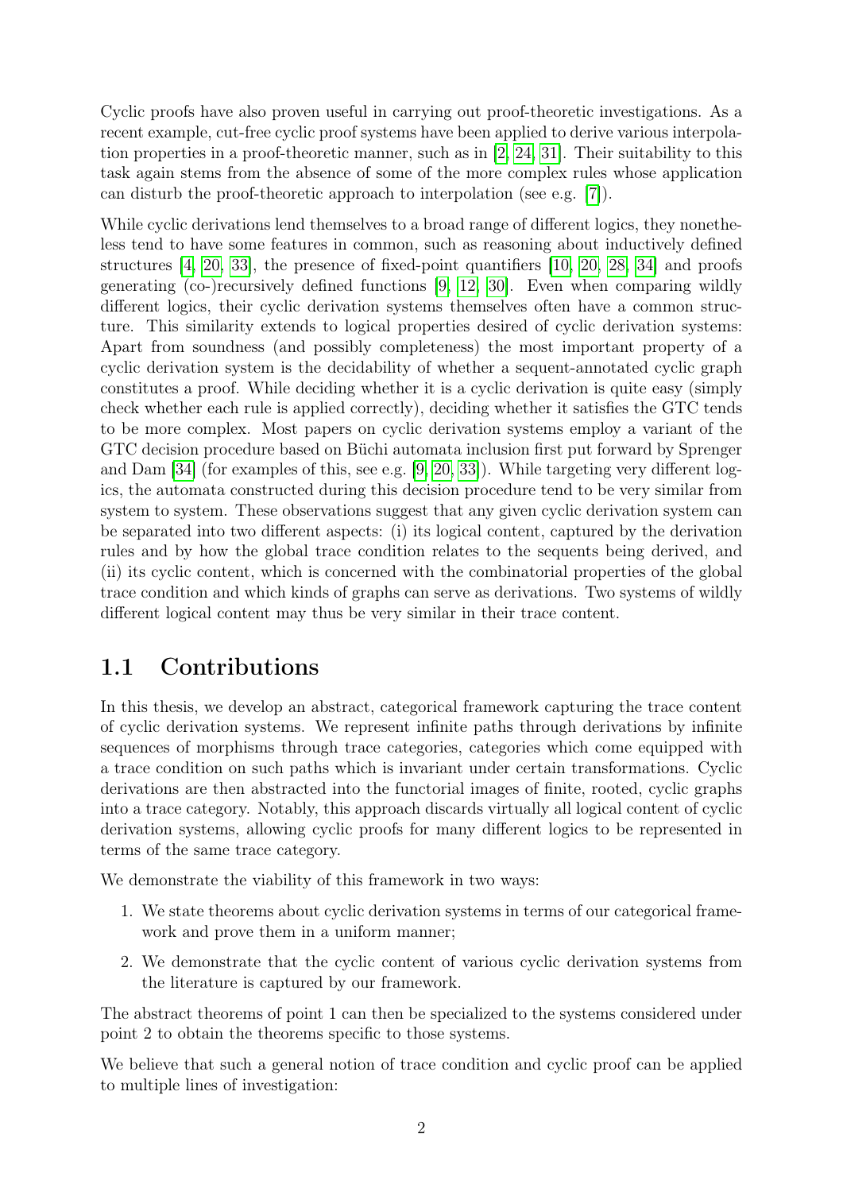Cyclic proofs have also proven useful in carrying out proof-theoretic investigations. As a recent example, cut-free cyclic proof systems have been applied to derive various interpolation properties in a proof-theoretic manner, such as in [2, 24, 31]. Their suitability to this task again stems from the absence of some of the more complex rules whose application can disturb the proof-theoretic approach to interpolation (see e.g. [7]).

While cyclic derivations lend themselves to a broad range of different logics, they nonetheless tend to have some features in common, such as reasoning about inductively defined structures [4, 20, 33], the presence of fixed-point quantifiers [10, 20, 28, 34] and proofs generating (co-)recursively defined functions [9, 12, 30]. Even when comparing wildly different logics, their cyclic derivation systems themselves often have a common structure. This similarity extends to logical properties desired of cyclic derivation systems: Apart from soundness (and possibly completeness) the most important property of a cyclic derivation system is the decidability of whether a sequent-annotated cyclic graph constitutes a proof. While deciding whether it is a cyclic derivation is quite easy (simply check whether each rule is applied correctly), deciding whether it satisfies the GTC tends to be more complex. Most papers on cyclic derivation systems employ a variant of the GTC decision procedure based on Büchi automata inclusion first put forward by Sprenger and Dam [34] (for examples of this, see e.g. [9, 20, 33]). While targeting very different logics, the automata constructed during this decision procedure tend to be very similar from system to system. These observations suggest that any given cyclic derivation system can be separated into two different aspects: (i) its logical content, captured by the derivation rules and by how the global trace condition relates to the sequents being derived, and (ii) its cyclic content, which is concerned with the combinatorial properties of the global trace condition and which kinds of graphs can serve as derivations. Two systems of wildly different logical content may thus be very similar in their trace content.

## 1.1 Contributions

In this thesis, we develop an abstract, categorical framework capturing the trace content of cyclic derivation systems. We represent infinite paths through derivations by infinite sequences of morphisms through trace categories, categories which come equipped with a trace condition on such paths which is invariant under certain transformations. Cyclic derivations are then abstracted into the functorial images of finite, rooted, cyclic graphs into a trace category. Notably, this approach discards virtually all logical content of cyclic derivation systems, allowing cyclic proofs for many different logics to be represented in terms of the same trace category.

We demonstrate the viability of this framework in two ways:

1. We state theorems about cyclic derivation systems in terms of our categorical framework and prove them in a uniform manner;
2. We demonstrate that the cyclic content of various cyclic derivation systems from the literature is captured by our framework.

The abstract theorems of point 1 can then be specialized to the systems considered under point 2 to obtain the theorems specific to those systems.

We believe that such a general notion of trace condition and cyclic proof can be applied to multiple lines of investigation: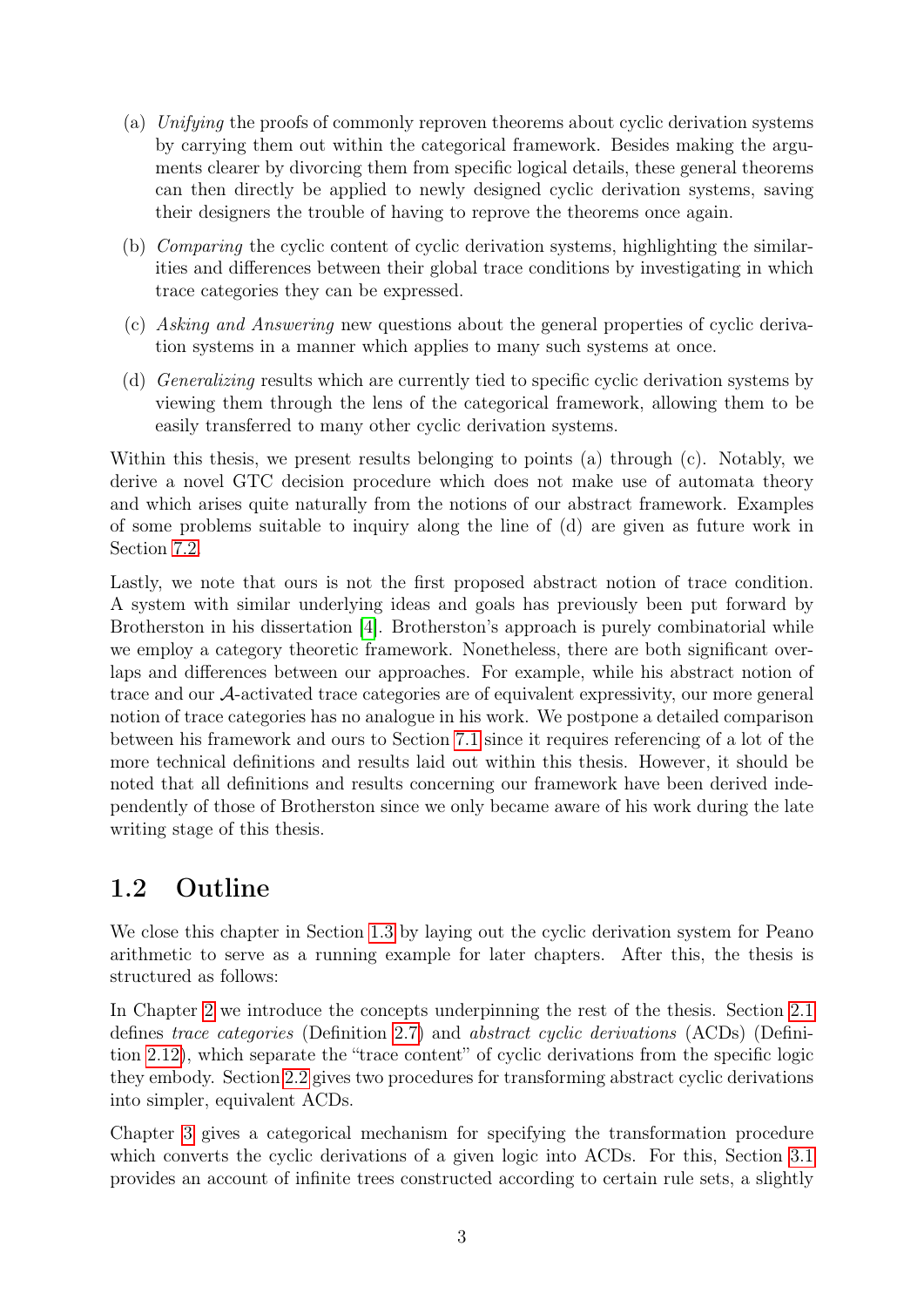(a) *Unifying* the proofs of commonly reproven theorems about cyclic derivation systems by carrying them out within the categorical framework. Besides making the arguments clearer by divorcing them from specific logical details, these general theorems can then directly be applied to newly designed cyclic derivation systems, saving their designers the trouble of having to reprove the theorems once again.

(b) *Comparing* the cyclic content of cyclic derivation systems, highlighting the similarities and differences between their global trace conditions by investigating in which trace categories they can be expressed.

(c) *Asking and Answering* new questions about the general properties of cyclic derivation systems in a manner which applies to many such systems at once.

(d) *Generalizing* results which are currently tied to specific cyclic derivation systems by viewing them through the lens of the categorical framework, allowing them to be easily transferred to many other cyclic derivation systems.

Within this thesis, we present results belonging to points (a) through (c). Notably, we derive a novel GTC decision procedure which does not make use of automata theory and which arises quite naturally from the notions of our abstract framework. Examples of some problems suitable to inquiry along the line of (d) are given as future work in Section 7.2.

Lastly, we note that ours is not the first proposed abstract notion of trace condition. A system with similar underlying ideas and goals has previously been put forward by Brotherston in his dissertation [4]. Brotherston's approach is purely combinatorial while we employ a category theoretic framework. Nonetheless, there are both significant overlaps and differences between our approaches. For example, while his abstract notion of trace and our $\mathcal{A}$-activated trace categories are of equivalent expressivity, our more general notion of trace categories has no analogue in his work. We postpone a detailed comparison between his framework and ours to Section 7.1 since it requires referencing of a lot of the more technical definitions and results laid out within this thesis. However, it should be noted that all definitions and results concerning our framework have been derived independently of those of Brotherston since we only became aware of his work during the late writing stage of this thesis.

## 1.2 Outline

We close this chapter in Section 1.3 by laying out the cyclic derivation system for Peano arithmetic to serve as a running example for later chapters. After this, the thesis is structured as follows:

In Chapter 2 we introduce the concepts underpinning the rest of the thesis. Section 2.1 defines *trace categories* (Definition 2.7) and *abstract cyclic derivations* (ACDs) (Definition 2.12), which separate the "trace content" of cyclic derivations from the specific logic they embody. Section 2.2 gives two procedures for transforming abstract cyclic derivations into simpler, equivalent ACDs.

Chapter 3 gives a categorical mechanism for specifying the transformation procedure which converts the cyclic derivations of a given logic into ACDs. For this, Section 3.1 provides an account of infinite trees constructed according to certain rule sets, a slightly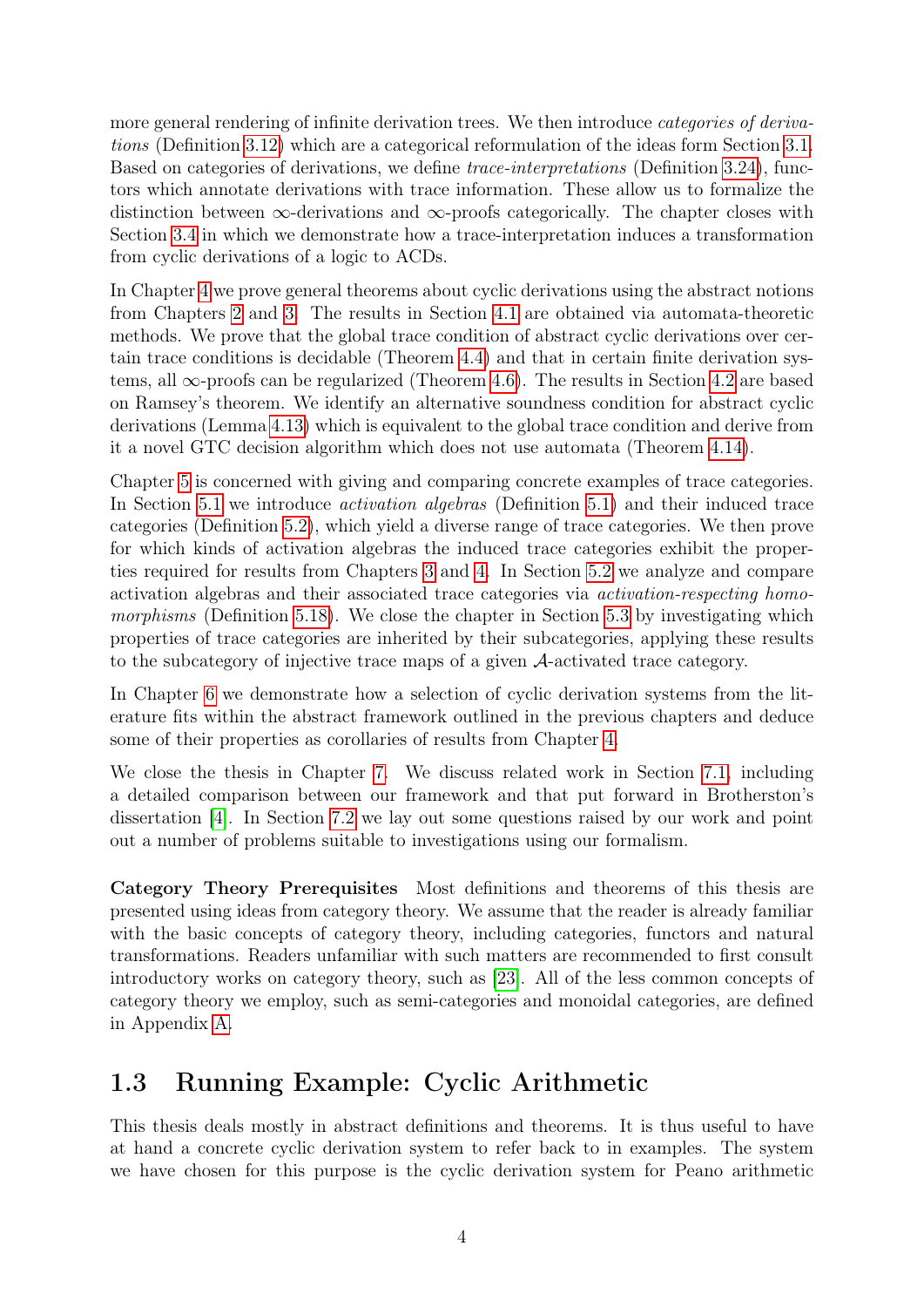more general rendering of infinite derivation trees. We then introduce *categories of derivations* (Definition 3.12) which are a categorical reformulation of the ideas form Section 3.1. Based on categories of derivations, we define *trace-interpretations* (Definition 3.24), functors which annotate derivations with trace information. These allow us to formalize the distinction between $\infty$-derivations and $\infty$-proofs categorically. The chapter closes with Section 3.4 in which we demonstrate how a trace-interpretation induces a transformation from cyclic derivations of a logic to ACDs.

In Chapter 4 we prove general theorems about cyclic derivations using the abstract notions from Chapters 2 and 3. The results in Section 4.1 are obtained via automata-theoretic methods. We prove that the global trace condition of abstract cyclic derivations over certain trace conditions is decidable (Theorem 4.4) and that in certain finite derivation systems, all $\infty$-proofs can be regularized (Theorem 4.6). The results in Section 4.2 are based on Ramsey's theorem. We identify an alternative soundness condition for abstract cyclic derivations (Lemma 4.13) which is equivalent to the global trace condition and derive from it a novel GTC decision algorithm which does not use automata (Theorem 4.14).

Chapter 5 is concerned with giving and comparing concrete examples of trace categories. In Section 5.1 we introduce *activation algebras* (Definition 5.1) and their induced trace categories (Definition 5.2), which yield a diverse range of trace categories. We then prove for which kinds of activation algebras the induced trace categories exhibit the properties required for results from Chapters 3 and 4. In Section 5.2 we analyze and compare activation algebras and their associated trace categories via *activation-respecting homomorphisms* (Definition 5.18). We close the chapter in Section 5.3 by investigating which properties of trace categories are inherited by their subcategories, applying these results to the subcategory of injective trace maps of a given $\mathcal{A}$-activated trace category.

In Chapter 6 we demonstrate how a selection of cyclic derivation systems from the literature fits within the abstract framework outlined in the previous chapters and deduce some of their properties as corollaries of results from Chapter 4.

We close the thesis in Chapter 7. We discuss related work in Section 7.1, including a detailed comparison between our framework and that put forward in Brotherston's dissertation [4]. In Section 7.2 we lay out some questions raised by our work and point out a number of problems suitable to investigations using our formalism.

**Category Theory Prerequisites** Most definitions and theorems of this thesis are presented using ideas from category theory. We assume that the reader is already familiar with the basic concepts of category theory, including categories, functors and natural transformations. Readers unfamiliar with such matters are recommended to first consult introductory works on category theory, such as [23]. All of the less common concepts of category theory we employ, such as semi-categories and monoidal categories, are defined in Appendix A.

## 1.3 Running Example: Cyclic Arithmetic

This thesis deals mostly in abstract definitions and theorems. It is thus useful to have at hand a concrete cyclic derivation system to refer back to in examples. The system we have chosen for this purpose is the cyclic derivation system for Peano arithmetic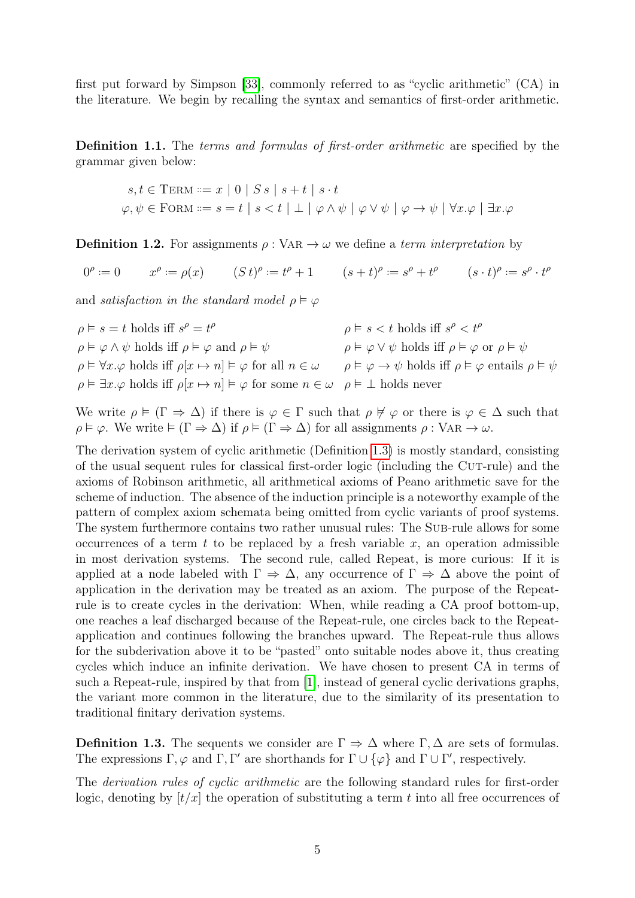first put forward by Simpson [33], commonly referred to as "cyclic arithmetic" (CA) in the literature. We begin by recalling the syntax and semantics of first-order arithmetic.

**Definition 1.1.** The *terms and formulas of first-order arithmetic* are specified by the grammar given below:

$$s, t \in \text{TERM} ::= x \mid 0 \mid S\,s \mid s + t \mid s \cdot t$$
$$\varphi, \psi \in \text{FORM} ::= s = t \mid s < t \mid \bot \mid \varphi \wedge \psi \mid \varphi \vee \psi \mid \varphi \to \psi \mid \forall x.\varphi \mid \exists x.\varphi$$

**Definition 1.2.** For assignments $\rho : \text{VAR} \to \omega$ we define a *term interpretation* by

$$0^\rho := 0 \qquad x^\rho := \rho(x) \qquad (S\,t)^\rho := t^\rho + 1 \qquad (s+t)^\rho := s^\rho + t^\rho \qquad (s \cdot t)^\rho := s^\rho \cdot t^\rho$$

and *satisfaction in the standard model* $\rho \vDash \varphi$

$\rho \vDash s = t$ holds iff $s^\rho = t^\rho$
$\rho \vDash s < t$ holds iff $s^\rho < t^\rho$
$\rho \vDash \varphi \wedge \psi$ holds iff $\rho \vDash \varphi$ and $\rho \vDash \psi$
$\rho \vDash \varphi \vee \psi$ holds iff $\rho \vDash \varphi$ or $\rho \vDash \psi$
$\rho \vDash \forall x.\varphi$ holds iff $\rho[x \mapsto n] \vDash \varphi$ for all $n \in \omega$
$\rho \vDash \varphi \to \psi$ holds iff $\rho \vDash \varphi$ entails $\rho \vDash \psi$
$\rho \vDash \exists x.\varphi$ holds iff $\rho[x \mapsto n] \vDash \varphi$ for some $n \in \omega$
$\rho \vDash \bot$ holds never

We write $\rho \vDash (\Gamma \Rightarrow \Delta)$ if there is $\varphi \in \Gamma$ such that $\rho \nvDash \varphi$ or there is $\varphi \in \Delta$ such that $\rho \vDash \varphi$. We write $\vDash (\Gamma \Rightarrow \Delta)$ if $\rho \vDash (\Gamma \Rightarrow \Delta)$ for all assignments $\rho : \text{VAR} \to \omega$.

The derivation system of cyclic arithmetic (Definition 1.3) is mostly standard, consisting of the usual sequent rules for classical first-order logic (including the CUT-rule) and the axioms of Robinson arithmetic, all arithmetical axioms of Peano arithmetic save for the scheme of induction. The absence of the induction principle is a noteworthy example of the pattern of complex axiom schemata being omitted from cyclic variants of proof systems. The system furthermore contains two rather unusual rules: The SUB-rule allows for some occurrences of a term $t$ to be replaced by a fresh variable $x$, an operation admissible in most derivation systems. The second rule, called Repeat, is more curious: If it is applied at a node labeled with $\Gamma \Rightarrow \Delta$, any occurrence of $\Gamma \Rightarrow \Delta$ above the point of application in the derivation may be treated as an axiom. The purpose of the Repeat-rule is to create cycles in the derivation: When, while reading a CA proof bottom-up, one reaches a leaf discharged because of the Repeat-rule, one circles back to the Repeat-application and continues following the branches upward. The Repeat-rule thus allows for the subderivation above it to be "pasted" onto suitable nodes above it, thus creating cycles which induce an infinite derivation. We have chosen to present CA in terms of such a Repeat-rule, inspired by that from [1], instead of general cyclic derivations graphs, the variant more common in the literature, due to the similarity of its presentation to traditional finitary derivation systems.

**Definition 1.3.** The sequents we consider are $\Gamma \Rightarrow \Delta$ where $\Gamma, \Delta$ are sets of formulas. The expressions $\Gamma, \varphi$ and $\Gamma, \Gamma'$ are shorthands for $\Gamma \cup \{\varphi\}$ and $\Gamma \cup \Gamma'$, respectively.

The *derivation rules of cyclic arithmetic* are the following standard rules for first-order logic, denoting by $[t/x]$ the operation of substituting a term $t$ into all free occurrences of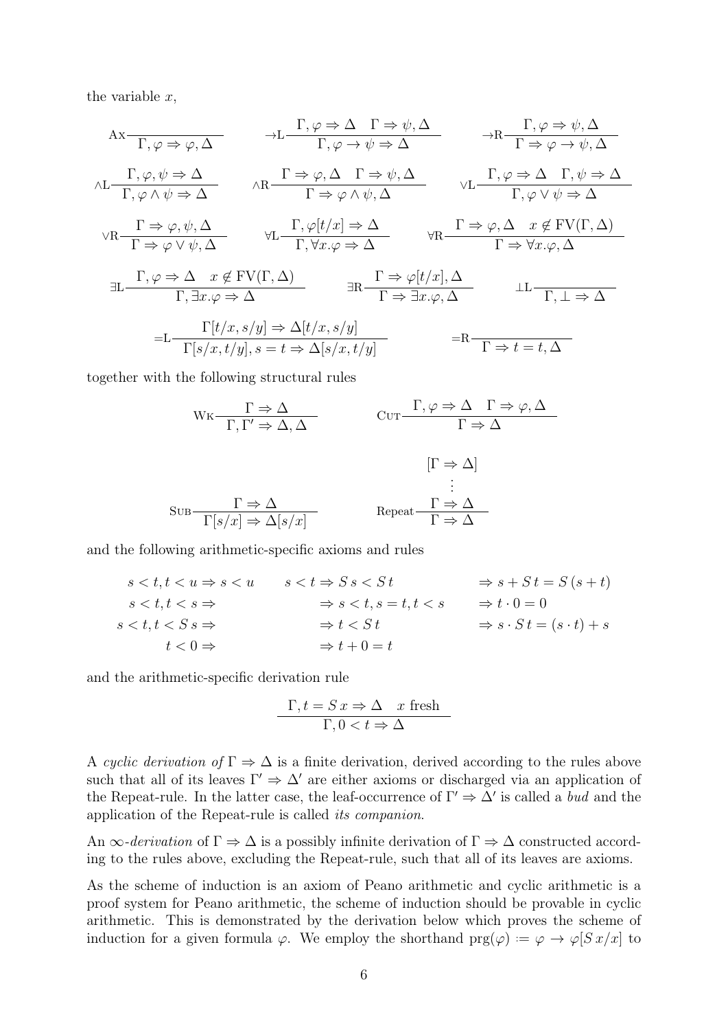the variable $x$,

$$\text{Ax}\frac{}{\Gamma, \varphi \Rightarrow \varphi, \Delta} \qquad \to\text{L}\frac{\Gamma, \varphi \Rightarrow \Delta \quad \Gamma \Rightarrow \psi, \Delta}{\Gamma, \varphi \to \psi \Rightarrow \Delta} \qquad \to\text{R}\frac{\Gamma, \varphi \Rightarrow \psi, \Delta}{\Gamma \Rightarrow \varphi \to \psi, \Delta}$$

$$\wedge\text{L}\frac{\Gamma, \varphi, \psi \Rightarrow \Delta}{\Gamma, \varphi \wedge \psi \Rightarrow \Delta} \qquad \wedge\text{R}\frac{\Gamma \Rightarrow \varphi, \Delta \quad \Gamma \Rightarrow \psi, \Delta}{\Gamma \Rightarrow \varphi \wedge \psi, \Delta} \qquad \vee\text{L}\frac{\Gamma, \varphi \Rightarrow \Delta \quad \Gamma, \psi \Rightarrow \Delta}{\Gamma, \varphi \vee \psi \Rightarrow \Delta}$$

$$\vee\text{R}\frac{\Gamma \Rightarrow \varphi, \psi, \Delta}{\Gamma \Rightarrow \varphi \vee \psi, \Delta} \qquad \forall\text{L}\frac{\Gamma, \varphi[t/x] \Rightarrow \Delta}{\Gamma, \forall x.\varphi \Rightarrow \Delta} \qquad \forall\text{R}\frac{\Gamma \Rightarrow \varphi, \Delta \quad x \notin \text{FV}(\Gamma, \Delta)}{\Gamma \Rightarrow \forall x.\varphi, \Delta}$$

$$\exists\text{L}\frac{\Gamma, \varphi \Rightarrow \Delta \quad x \notin \text{FV}(\Gamma, \Delta)}{\Gamma, \exists x.\varphi \Rightarrow \Delta} \qquad \exists\text{R}\frac{\Gamma \Rightarrow \varphi[t/x], \Delta}{\Gamma \Rightarrow \exists x.\varphi, \Delta} \qquad \bot\text{L}\frac{}{\Gamma, \bot \Rightarrow \Delta}$$

$$=\text{L}\frac{\Gamma[t/x, s/y] \Rightarrow \Delta[t/x, s/y]}{\Gamma[s/x, t/y], s = t \Rightarrow \Delta[s/x, t/y]} \qquad =\text{R}\frac{}{\Gamma \Rightarrow t = t, \Delta}$$

together with the following structural rules

$$\text{Wk}\frac{\Gamma \Rightarrow \Delta}{\Gamma, \Gamma' \Rightarrow \Delta, \Delta} \qquad \text{Cut}\frac{\Gamma, \varphi \Rightarrow \Delta \quad \Gamma \Rightarrow \varphi, \Delta}{\Gamma \Rightarrow \Delta}$$

$$\text{Sub}\frac{\Gamma \Rightarrow \Delta}{\Gamma[s/x] \Rightarrow \Delta[s/x]} \qquad \text{Repeat}\frac{\begin{matrix}[\Gamma \Rightarrow \Delta] \\ \vdots \\ \Gamma \Rightarrow \Delta\end{matrix}}{\Gamma \Rightarrow \Delta}$$

and the following arithmetic-specific axioms and rules

$$\begin{array}{ccc}
s < t, t < u \Rightarrow s < u & s < t \Rightarrow S\,s < S\,t & \Rightarrow s + S\,t = S\,(s + t) \\
s < t, t < s \Rightarrow & \Rightarrow s < t, s = t, t < s & \Rightarrow t \cdot 0 = 0 \\
s < t, t < S\,s \Rightarrow & \Rightarrow t < S\,t & \Rightarrow s \cdot S\,t = (s \cdot t) + s \\
t < 0 \Rightarrow & \Rightarrow t + 0 = t &
\end{array}$$

and the arithmetic-specific derivation rule

$$\frac{\Gamma, t = S\,x \Rightarrow \Delta \quad x \text{ fresh}}{\Gamma, 0 < t \Rightarrow \Delta}$$

A *cyclic derivation of* $\Gamma \Rightarrow \Delta$ is a finite derivation, derived according to the rules above such that all of its leaves $\Gamma' \Rightarrow \Delta'$ are either axioms or discharged via an application of the Repeat-rule. In the latter case, the leaf-occurrence of $\Gamma' \Rightarrow \Delta'$ is called a *bud* and the application of the Repeat-rule is called *its companion*.

An $\infty$*-derivation* of $\Gamma \Rightarrow \Delta$ is a possibly infinite derivation of $\Gamma \Rightarrow \Delta$ constructed according to the rules above, excluding the Repeat-rule, such that all of its leaves are axioms.

As the scheme of induction is an axiom of Peano arithmetic and cyclic arithmetic is a proof system for Peano arithmetic, the scheme of induction should be provable in cyclic arithmetic. This is demonstrated by the derivation below which proves the scheme of induction for a given formula $\varphi$. We employ the shorthand $\text{prg}(\varphi) \coloneqq \varphi \to \varphi[S\,x/x]$ to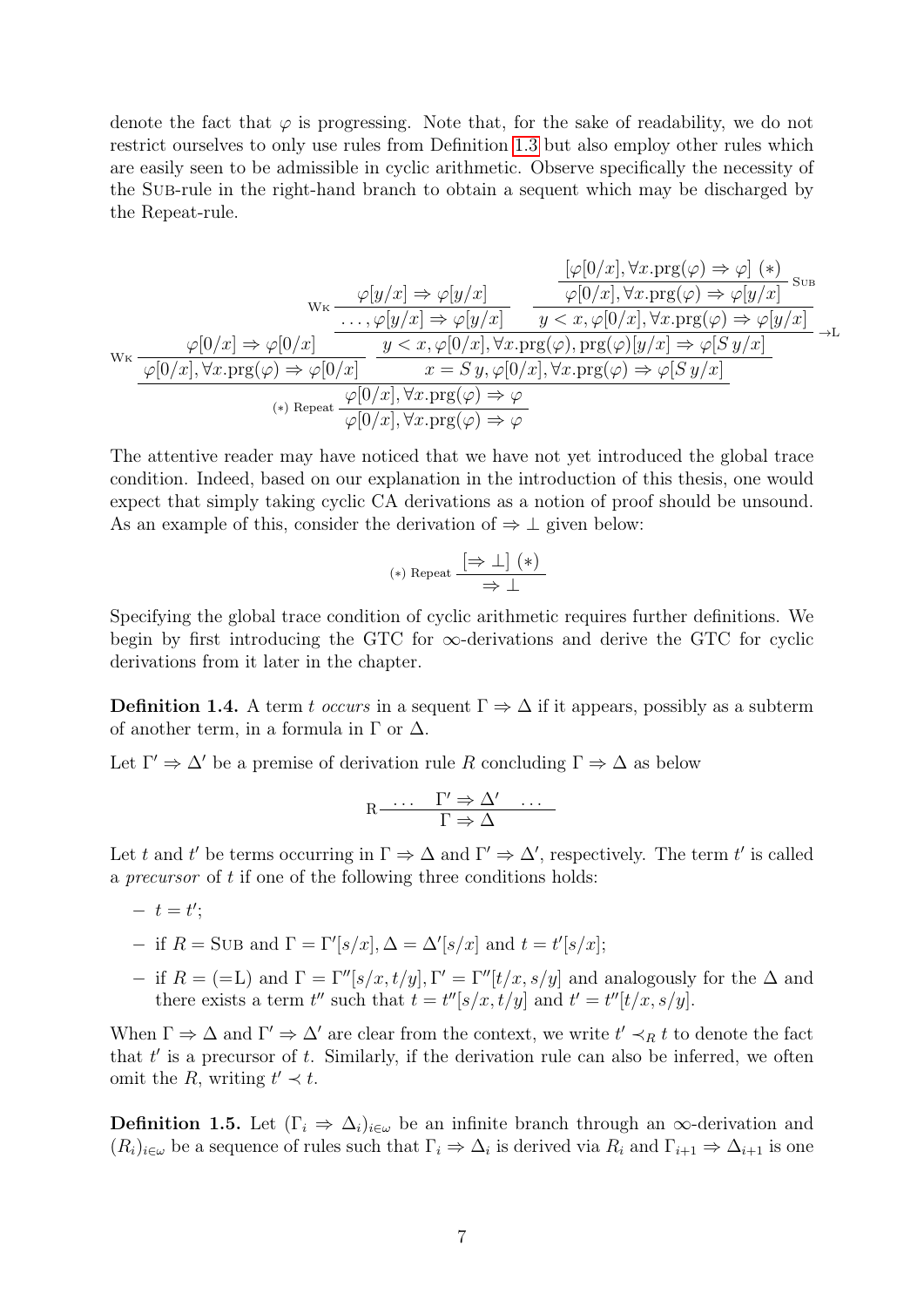denote the fact that $\varphi$ is progressing. Note that, for the sake of readability, we do not restrict ourselves to only use rules from Definition 1.3 but also employ other rules which are easily seen to be admissible in cyclic arithmetic. Observe specifically the necessity of the Sub-rule in the right-hand branch to obtain a sequent which may be discharged by the Repeat-rule.

$$
\dfrac{
\dfrac{\varphi[0/x] \Rightarrow \varphi[0/x]}{\varphi[0/x], \forall x.\mathrm{prg}(\varphi) \Rightarrow \varphi[0/x]}\,\textsc{Wk}
\qquad
\dfrac{
\dfrac{
\dfrac{\varphi[y/x] \Rightarrow \varphi[y/x]}{\ldots, \varphi[y/x] \Rightarrow \varphi[y/x]}\,\textsc{Wk}
\qquad
\dfrac{\dfrac{[\varphi[0/x], \forall x.\mathrm{prg}(\varphi) \Rightarrow \varphi]\ (*)}{\varphi[0/x], \forall x.\mathrm{prg}(\varphi) \Rightarrow \varphi[y/x]}\,\textsc{Sub}}{y < x, \varphi[0/x], \forall x.\mathrm{prg}(\varphi) \Rightarrow \varphi[y/x]}
}{y < x, \varphi[0/x], \forall x.\mathrm{prg}(\varphi), \mathrm{prg}(\varphi)[y/x] \Rightarrow \varphi[S\,y/x]}\,{\to}\mathrm{L}
}{x = S\,y, \varphi[0/x], \forall x.\mathrm{prg}(\varphi) \Rightarrow \varphi[S\,y/x]}
}{
\dfrac{\varphi[0/x], \forall x.\mathrm{prg}(\varphi) \Rightarrow \varphi}{\varphi[0/x], \forall x.\mathrm{prg}(\varphi) \Rightarrow \varphi}\,(*)\ \text{Repeat}
}
$$

The attentive reader may have noticed that we have not yet introduced the global trace condition. Indeed, based on our explanation in the introduction of this thesis, one would expect that simply taking cyclic CA derivations as a notion of proof should be unsound. As an example of this, consider the derivation of $\Rightarrow \bot$ given below:

$$
(*)\ \text{Repeat}\ \dfrac{[\Rightarrow \bot]\ (*)}{\Rightarrow \bot}
$$

Specifying the global trace condition of cyclic arithmetic requires further definitions. We begin by first introducing the GTC for $\infty$-derivations and derive the GTC for cyclic derivations from it later in the chapter.

**Definition 1.4.** A term $t$ *occurs* in a sequent $\Gamma \Rightarrow \Delta$ if it appears, possibly as a subterm of another term, in a formula in $\Gamma$ or $\Delta$.

Let $\Gamma' \Rightarrow \Delta'$ be a premise of derivation rule $R$ concluding $\Gamma \Rightarrow \Delta$ as below

$$
\mathrm{R}\ \dfrac{\ldots \quad \Gamma' \Rightarrow \Delta' \quad \ldots}{\Gamma \Rightarrow \Delta}
$$

Let $t$ and $t'$ be terms occurring in $\Gamma \Rightarrow \Delta$ and $\Gamma' \Rightarrow \Delta'$, respectively. The term $t'$ is called a *precursor* of $t$ if one of the following three conditions holds:

- $t = t'$;
- if $R = \textsc{Sub}$ and $\Gamma = \Gamma'[s/x], \Delta = \Delta'[s/x]$ and $t = t'[s/x]$;
- if $R = (=\mathrm{L})$ and $\Gamma = \Gamma''[s/x, t/y], \Gamma' = \Gamma''[t/x, s/y]$ and analogously for the $\Delta$ and there exists a term $t''$ such that $t = t''[s/x, t/y]$ and $t' = t''[t/x, s/y]$.

When $\Gamma \Rightarrow \Delta$ and $\Gamma' \Rightarrow \Delta'$ are clear from the context, we write $t' \prec_R t$ to denote the fact that $t'$ is a precursor of $t$. Similarly, if the derivation rule can also be inferred, we often omit the $R$, writing $t' \prec t$.

**Definition 1.5.** Let $(\Gamma_i \Rightarrow \Delta_i)_{i \in \omega}$ be an infinite branch through an $\infty$-derivation and $(R_i)_{i \in \omega}$ be a sequence of rules such that $\Gamma_i \Rightarrow \Delta_i$ is derived via $R_i$ and $\Gamma_{i+1} \Rightarrow \Delta_{i+1}$ is one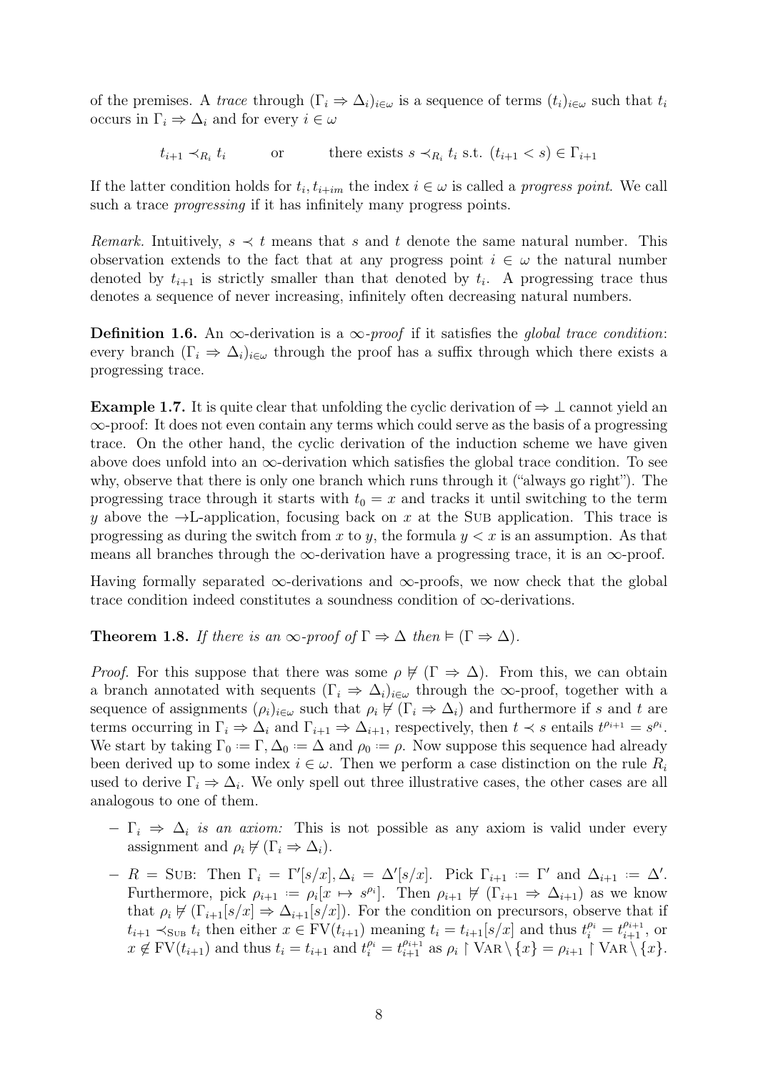of the premises. A *trace* through $(\Gamma_i \Rightarrow \Delta_i)_{i\in\omega}$ is a sequence of terms $(t_i)_{i\in\omega}$ such that $t_i$ occurs in $\Gamma_i \Rightarrow \Delta_i$ and for every $i \in \omega$

$$t_{i+1} \prec_{R_i} t_i \qquad \text{or} \qquad \text{there exists } s \prec_{R_i} t_i \text{ s.t. } (t_{i+1} < s) \in \Gamma_{i+1}$$

If the latter condition holds for $t_i, t_{i+im}$ the index $i \in \omega$ is called a *progress point*. We call such a trace *progressing* if it has infinitely many progress points.

*Remark.* Intuitively, $s \prec t$ means that $s$ and $t$ denote the same natural number. This observation extends to the fact that at any progress point $i \in \omega$ the natural number denoted by $t_{i+1}$ is strictly smaller than that denoted by $t_i$. A progressing trace thus denotes a sequence of never increasing, infinitely often decreasing natural numbers.

**Definition 1.6.** An $\infty$-derivation is a $\infty$*-proof* if it satisfies the *global trace condition*: every branch $(\Gamma_i \Rightarrow \Delta_i)_{i\in\omega}$ through the proof has a suffix through which there exists a progressing trace.

**Example 1.7.** It is quite clear that unfolding the cyclic derivation of $\Rightarrow \bot$ cannot yield an $\infty$-proof: It does not even contain any terms which could serve as the basis of a progressing trace. On the other hand, the cyclic derivation of the induction scheme we have given above does unfold into an $\infty$-derivation which satisfies the global trace condition. To see why, observe that there is only one branch which runs through it ("always go right"). The progressing trace through it starts with $t_0 = x$ and tracks it until switching to the term $y$ above the $\to$L-application, focusing back on $x$ at the Sub application. This trace is progressing as during the switch from $x$ to $y$, the formula $y < x$ is an assumption. As that means all branches through the $\infty$-derivation have a progressing trace, it is an $\infty$-proof.

Having formally separated $\infty$-derivations and $\infty$-proofs, we now check that the global trace condition indeed constitutes a soundness condition of $\infty$-derivations.

**Theorem 1.8.** *If there is an $\infty$-proof of $\Gamma \Rightarrow \Delta$ then $\vDash (\Gamma \Rightarrow \Delta)$.*

*Proof.* For this suppose that there was some $\rho \nvDash (\Gamma \Rightarrow \Delta)$. From this, we can obtain a branch annotated with sequents $(\Gamma_i \Rightarrow \Delta_i)_{i\in\omega}$ through the $\infty$-proof, together with a sequence of assignments $(\rho_i)_{i\in\omega}$ such that $\rho_i \nvDash (\Gamma_i \Rightarrow \Delta_i)$ and furthermore if $s$ and $t$ are terms occurring in $\Gamma_i \Rightarrow \Delta_i$ and $\Gamma_{i+1} \Rightarrow \Delta_{i+1}$, respectively, then $t \prec s$ entails $t^{\rho_{i+1}} = s^{\rho_i}$. We start by taking $\Gamma_0 \coloneqq \Gamma, \Delta_0 \coloneqq \Delta$ and $\rho_0 \coloneqq \rho$. Now suppose this sequence had already been derived up to some index $i \in \omega$. Then we perform a case distinction on the rule $R_i$ used to derive $\Gamma_i \Rightarrow \Delta_i$. We only spell out three illustrative cases, the other cases are all analogous to one of them.

- $\Gamma_i \Rightarrow \Delta_i$ *is an axiom:* This is not possible as any axiom is valid under every assignment and $\rho_i \nvDash (\Gamma_i \Rightarrow \Delta_i)$.
- $R =$ Sub: Then $\Gamma_i = \Gamma'[s/x], \Delta_i = \Delta'[s/x]$. Pick $\Gamma_{i+1} \coloneqq \Gamma'$ and $\Delta_{i+1} \coloneqq \Delta'$. Furthermore, pick $\rho_{i+1} \coloneqq \rho_i[x \mapsto s^{\rho_i}]$. Then $\rho_{i+1} \nvDash (\Gamma_{i+1} \Rightarrow \Delta_{i+1})$ as we know that $\rho_i \nvDash (\Gamma_{i+1}[s/x] \Rightarrow \Delta_{i+1}[s/x])$. For the condition on precursors, observe that if $t_{i+1} \prec_{\text{Sub}} t_i$ then either $x \in \mathrm{FV}(t_{i+1})$ meaning $t_i = t_{i+1}[s/x]$ and thus $t_i^{\rho_i} = t_{i+1}^{\rho_{i+1}}$, or $x \notin \mathrm{FV}(t_{i+1})$ and thus $t_i = t_{i+1}$ and $t_i^{\rho_i} = t_{i+1}^{\rho_{i+1}}$ as $\rho_i \upharpoonright \mathrm{Var} \setminus \{x\} = \rho_{i+1} \upharpoonright \mathrm{Var} \setminus \{x\}$.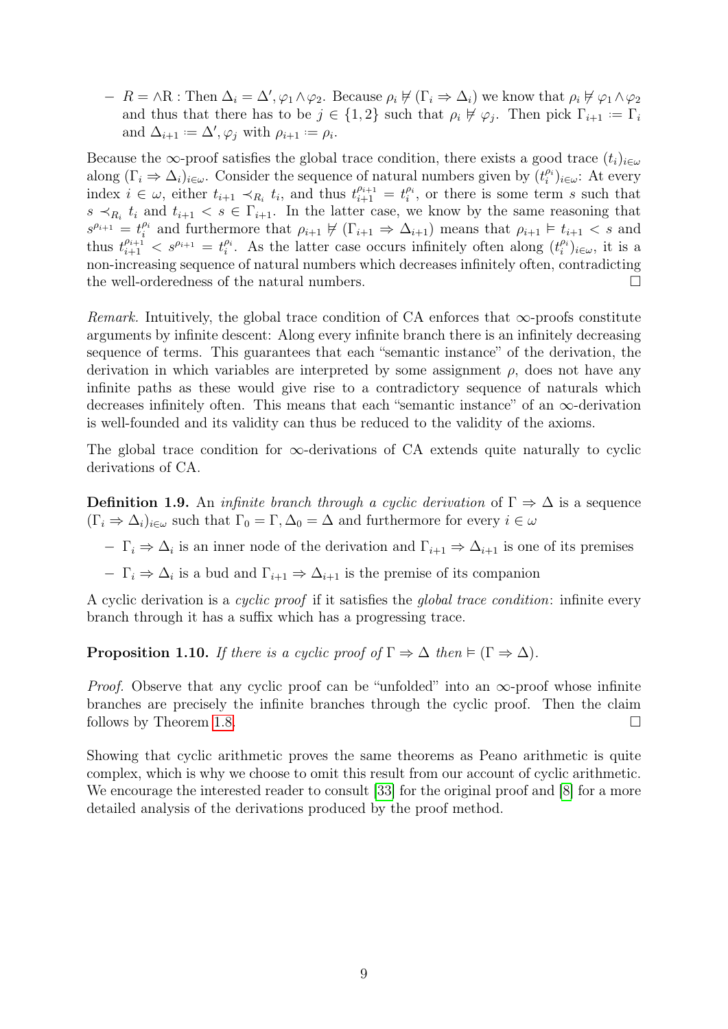- $R = \wedge\mathrm{R}$ : Then $\Delta_i = \Delta', \varphi_1 \wedge \varphi_2$. Because $\rho_i \nvDash (\Gamma_i \Rightarrow \Delta_i)$ we know that $\rho_i \nvDash \varphi_1 \wedge \varphi_2$ and thus that there has to be $j \in \{1, 2\}$ such that $\rho_i \nvDash \varphi_j$. Then pick $\Gamma_{i+1} := \Gamma_i$ and $\Delta_{i+1} := \Delta', \varphi_j$ with $\rho_{i+1} := \rho_i$.

Because the $\infty$-proof satisfies the global trace condition, there exists a good trace $(t_i)_{i\in\omega}$ along $(\Gamma_i \Rightarrow \Delta_i)_{i\in\omega}$. Consider the sequence of natural numbers given by $(t_i^{\rho_i})_{i\in\omega}$: At every index $i \in \omega$, either $t_{i+1} \prec_{R_i} t_i$, and thus $t_{i+1}^{\rho_{i+1}} = t_i^{\rho_i}$, or there is some term $s$ such that $s \prec_{R_i} t_i$ and $t_{i+1} < s \in \Gamma_{i+1}$. In the latter case, we know by the same reasoning that $s^{\rho_{i+1}} = t_i^{\rho_i}$ and furthermore that $\rho_{i+1} \nvDash (\Gamma_{i+1} \Rightarrow \Delta_{i+1})$ means that $\rho_{i+1} \vDash t_{i+1} < s$ and thus $t_{i+1}^{\rho_{i+1}} < s^{\rho_{i+1}} = t_i^{\rho_i}$. As the latter case occurs infinitely often along $(t_i^{\rho_i})_{i\in\omega}$, it is a non-increasing sequence of natural numbers which decreases infinitely often, contradicting the well-orderedness of the natural numbers. □

*Remark.* Intuitively, the global trace condition of CA enforces that $\infty$-proofs constitute arguments by infinite descent: Along every infinite branch there is an infinitely decreasing sequence of terms. This guarantees that each "semantic instance" of the derivation, the derivation in which variables are interpreted by some assignment $\rho$, does not have any infinite paths as these would give rise to a contradictory sequence of naturals which decreases infinitely often. This means that each "semantic instance" of an $\infty$-derivation is well-founded and its validity can thus be reduced to the validity of the axioms.

The global trace condition for $\infty$-derivations of CA extends quite naturally to cyclic derivations of CA.

**Definition 1.9.** An *infinite branch through a cyclic derivation* of $\Gamma \Rightarrow \Delta$ is a sequence $(\Gamma_i \Rightarrow \Delta_i)_{i\in\omega}$ such that $\Gamma_0 = \Gamma, \Delta_0 = \Delta$ and furthermore for every $i \in \omega$

- $\Gamma_i \Rightarrow \Delta_i$ is an inner node of the derivation and $\Gamma_{i+1} \Rightarrow \Delta_{i+1}$ is one of its premises
- $\Gamma_i \Rightarrow \Delta_i$ is a bud and $\Gamma_{i+1} \Rightarrow \Delta_{i+1}$ is the premise of its companion

A cyclic derivation is a *cyclic proof* if it satisfies the *global trace condition*: infinite every branch through it has a suffix which has a progressing trace.

**Proposition 1.10.** *If there is a cyclic proof of $\Gamma \Rightarrow \Delta$ then $\vDash (\Gamma \Rightarrow \Delta)$.*

*Proof.* Observe that any cyclic proof can be "unfolded" into an $\infty$-proof whose infinite branches are precisely the infinite branches through the cyclic proof. Then the claim follows by Theorem 1.8. □

Showing that cyclic arithmetic proves the same theorems as Peano arithmetic is quite complex, which is why we choose to omit this result from our account of cyclic arithmetic. We encourage the interested reader to consult [33] for the original proof and [8] for a more detailed analysis of the derivations produced by the proof method.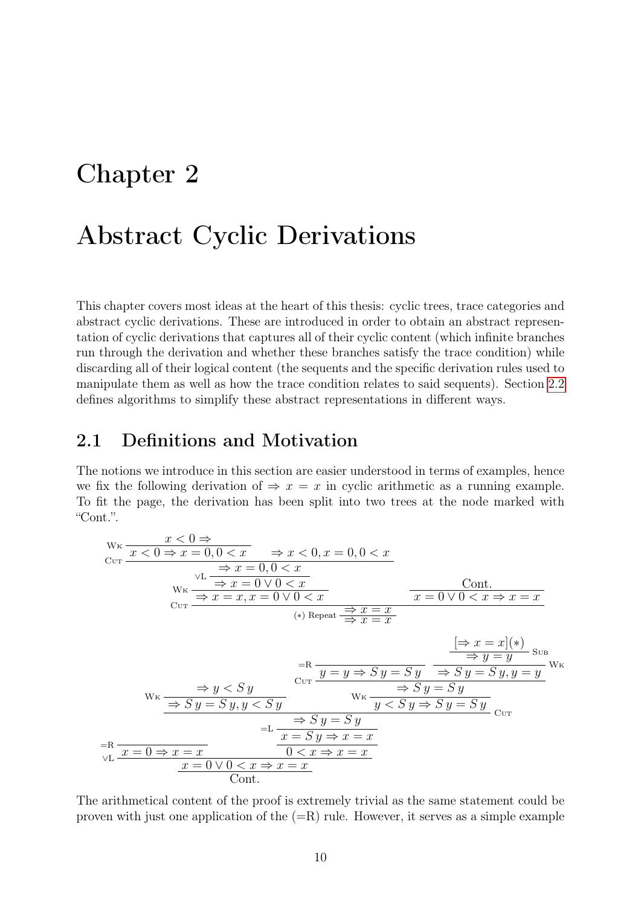# Chapter 2

# Abstract Cyclic Derivations

This chapter covers most ideas at the heart of this thesis: cyclic trees, trace categories and abstract cyclic derivations. These are introduced in order to obtain an abstract representation of cyclic derivations that captures all of their cyclic content (which infinite branches run through the derivation and whether these branches satisfy the trace condition) while discarding all of their logical content (the sequents and the specific derivation rules used to manipulate them as well as how the trace condition relates to said sequents). Section 2.2 defines algorithms to simplify these abstract representations in different ways.

## 2.1 Definitions and Motivation

The notions we introduce in this section are easier understood in terms of examples, hence we fix the following derivation of $\Rightarrow x = x$ in cyclic arithmetic as a running example. To fit the page, the derivation has been split into two trees at the node marked with "Cont.".

$$
\dfrac{
  \textsc{Cut}\;\dfrac{
    \textsc{Wk}\;\dfrac{
      \vee\textsc{L}\;\dfrac{
        \textsc{Cut}\;\dfrac{
          \textsc{Wk}\;\dfrac{x < 0 \Rightarrow}{x < 0 \Rightarrow x = 0, 0 < x}
          \qquad
          \Rightarrow x < 0, x = 0, 0 < x
        }{\Rightarrow x = 0, 0 < x}
      }{\Rightarrow x = 0 \vee 0 < x}
    }{\Rightarrow x = x, x = 0 \vee 0 < x}
    \qquad
    \dfrac{\text{Cont.}}{x = 0 \vee 0 < x \Rightarrow x = x}
  }{\Rightarrow x = x}
}{\Rightarrow x = x}\;(*)\ \text{Repeat}
$$

$$
\vee\textsc{L}\;\dfrac{
  =\!\textsc{R}\;\dfrac{}{x = 0 \Rightarrow x = x}
  \qquad
  \dfrac{
    =\!\textsc{L}\;\dfrac{
      \dfrac{
        \textsc{Wk}\;\dfrac{\Rightarrow y < S\,y}{\Rightarrow S\,y = S\,y, y < S\,y}
        \qquad
        \textsc{Wk}\;\dfrac{
          \textsc{Cut}\;\dfrac{
            =\!\textsc{R}\;\dfrac{}{y = y \Rightarrow S\,y = S\,y}
            \qquad
            \dfrac{\dfrac{[\Rightarrow x = x](*)}{\Rightarrow y = y}\;\textsc{Sub}}{\Rightarrow S\,y = S\,y, y = y}\;\textsc{Wk}
          }{\Rightarrow S\,y = S\,y}
        }{y < S\,y \Rightarrow S\,y = S\,y}
      }{\Rightarrow S\,y = S\,y}\;\textsc{Cut}
    }{x = S\,y \Rightarrow x = x}
  }{0 < x \Rightarrow x = x}
}{\dfrac{x = 0 \vee 0 < x \Rightarrow x = x}{\text{Cont.}}}
$$

The arithmetical content of the proof is extremely trivial as the same statement could be proven with just one application of the (=R) rule. However, it serves as a simple example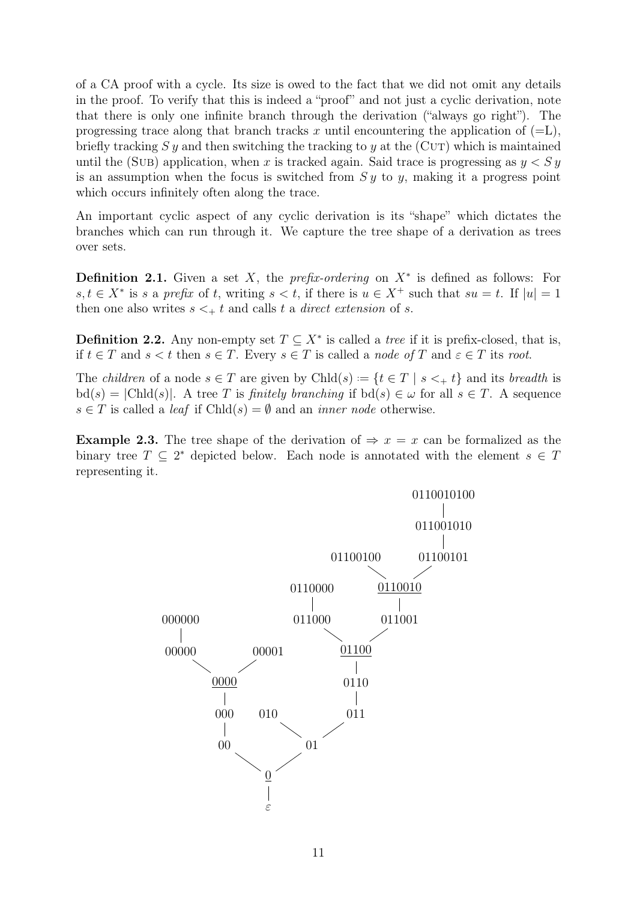of a CA proof with a cycle. Its size is owed to the fact that we did not omit any details in the proof. To verify that this is indeed a "proof" and not just a cyclic derivation, note that there is only one infinite branch through the derivation ("always go right"). The progressing trace along that branch tracks $x$ until encountering the application of (=L), briefly tracking $S\,y$ and then switching the tracking to $y$ at the (Cut) which is maintained until the (Sub) application, when $x$ is tracked again. Said trace is progressing as $y < S\,y$ is an assumption when the focus is switched from $S\,y$ to $y$, making it a progress point which occurs infinitely often along the trace.

An important cyclic aspect of any cyclic derivation is its "shape" which dictates the branches which can run through it. We capture the tree shape of a derivation as trees over sets.

**Definition 2.1.** Given a set $X$, the *prefix-ordering* on $X^*$ is defined as follows: For $s, t \in X^*$ is $s$ a *prefix* of $t$, writing $s < t$, if there is $u \in X^+$ such that $su = t$. If $|u| = 1$ then one also writes $s <_+ t$ and calls $t$ a *direct extension* of $s$.

**Definition 2.2.** Any non-empty set $T \subseteq X^*$ is called a *tree* if it is prefix-closed, that is, if $t \in T$ and $s < t$ then $s \in T$. Every $s \in T$ is called a *node of* $T$ and $\varepsilon \in T$ its *root*.

The *children* of a node $s \in T$ are given by $\mathrm{Chld}(s) := \{t \in T \mid s <_+ t\}$ and its *breadth* is $\mathrm{bd}(s) = |\mathrm{Chld}(s)|$. A tree $T$ is *finitely branching* if $\mathrm{bd}(s) \in \omega$ for all $s \in T$. A sequence $s \in T$ is called a *leaf* if $\mathrm{Chld}(s) = \emptyset$ and an *inner node* otherwise.

**Example 2.3.** The tree shape of the derivation of $\Rightarrow x = x$ can be formalized as the binary tree $T \subseteq 2^*$ depicted below. Each node is annotated with the element $s \in T$ representing it.

```
                                                  0110010100
                                                       |
                                                  011001010
                                                       |
                                        01100100   01100101
                                               \   /
                              0110000         0110010
                                 |               |
 000000                       011000          011001
   |                                \         /
 00000        00001                   01100
      \       /                         |
        0000                           0110
         |                              |
        000        010                 011
         |            \               /
        00                  01
           \              /
                  0
                  |
                  ε
```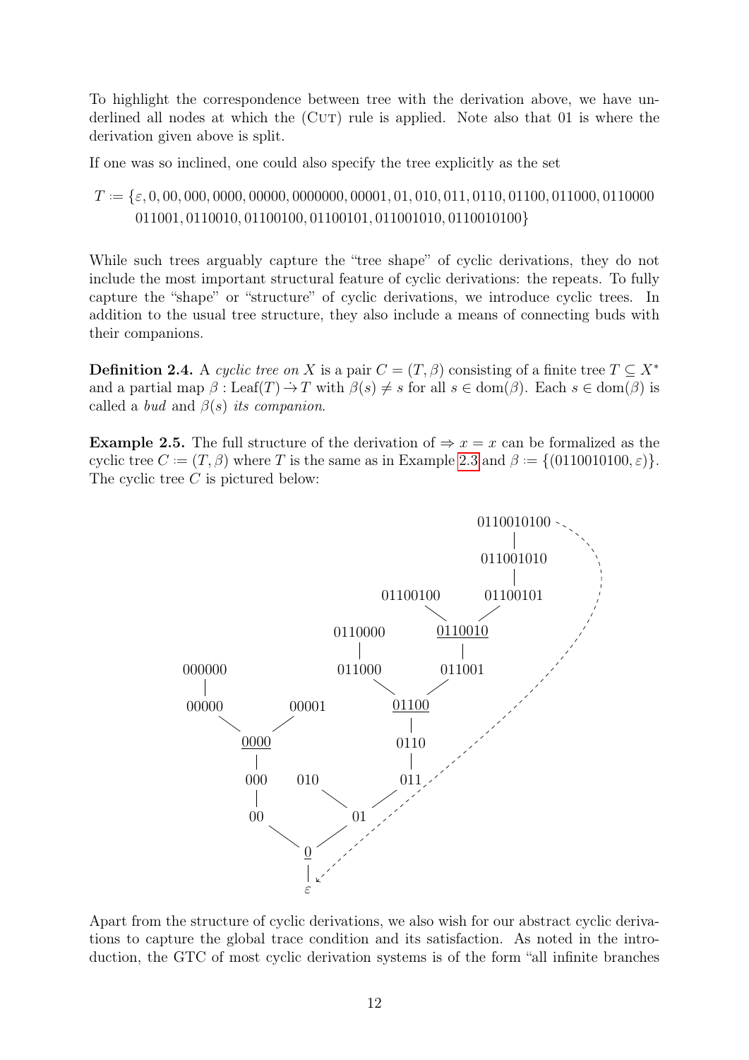To highlight the correspondence between tree with the derivation above, we have underlined all nodes at which the (Cut) rule is applied. Note also that 01 is where the derivation given above is split.

If one was so inclined, one could also specify the tree explicitly as the set

$$T := \{\varepsilon, 0, 00, 000, 0000, 00000, 0000000, 00001, 01, 010, 011, 0110, 01100, 011000, 0110000\\ 011001, 0110010, 01100100, 01100101, 011001010, 0110010100\}$$

While such trees arguably capture the "tree shape" of cyclic derivations, they do not include the most important structural feature of cyclic derivations: the repeats. To fully capture the "shape" or "structure" of cyclic derivations, we introduce cyclic trees. In addition to the usual tree structure, they also include a means of connecting buds with their companions.

**Definition 2.4.** A *cyclic tree on $X$* is a pair $C = (T, \beta)$ consisting of a finite tree $T \subseteq X^*$ and a partial map $\beta : \mathrm{Leaf}(T) \dot{\to} T$ with $\beta(s) \neq s$ for all $s \in \mathrm{dom}(\beta)$. Each $s \in \mathrm{dom}(\beta)$ is called a *bud* and $\beta(s)$ *its companion*.

**Example 2.5.** The full structure of the derivation of $\Rightarrow x = x$ can be formalized as the cyclic tree $C := (T, \beta)$ where $T$ is the same as in Example 2.3 and $\beta := \{(0110010100, \varepsilon)\}$. The cyclic tree $C$ is pictured below:

Apart from the structure of cyclic derivations, we also wish for our abstract cyclic derivations to capture the global trace condition and its satisfaction. As noted in the introduction, the GTC of most cyclic derivation systems is of the form "all infinite branches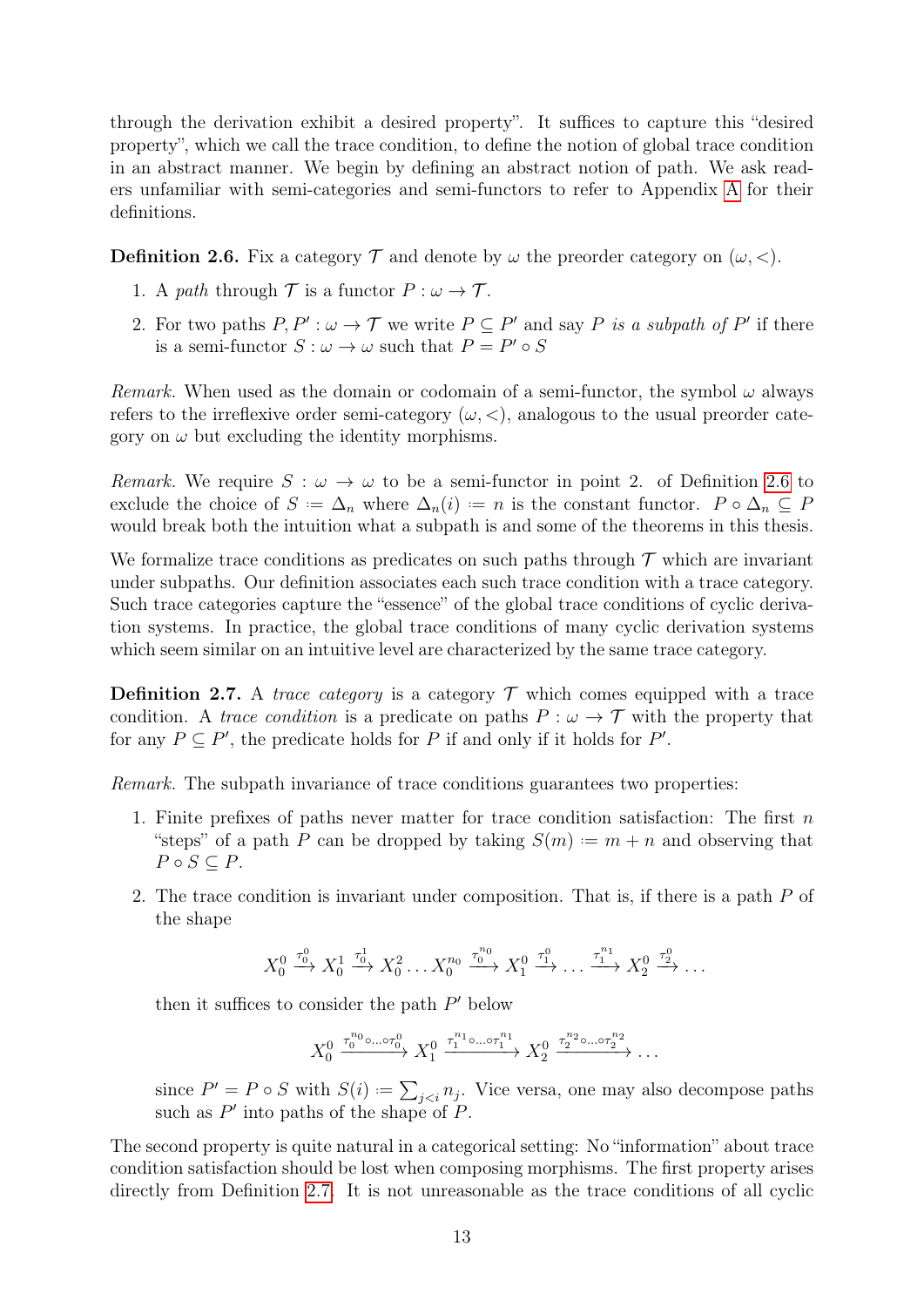through the derivation exhibit a desired property". It suffices to capture this "desired property", which we call the trace condition, to define the notion of global trace condition in an abstract manner. We begin by defining an abstract notion of path. We ask readers unfamiliar with semi-categories and semi-functors to refer to Appendix A for their definitions.

**Definition 2.6.** Fix a category $\mathcal{T}$ and denote by $\omega$ the preorder category on $(\omega, <)$.

1. A *path* through $\mathcal{T}$ is a functor $P : \omega \to \mathcal{T}$.
2. For two paths $P, P' : \omega \to \mathcal{T}$ we write $P \subseteq P'$ and say $P$ *is a subpath of* $P'$ if there is a semi-functor $S : \omega \to \omega$ such that $P = P' \circ S$

*Remark.* When used as the domain or codomain of a semi-functor, the symbol $\omega$ always refers to the irreflexive order semi-category $(\omega, <)$, analogous to the usual preorder category on $\omega$ but excluding the identity morphisms.

*Remark.* We require $S : \omega \to \omega$ to be a semi-functor in point 2. of Definition 2.6 to exclude the choice of $S \coloneqq \Delta_n$ where $\Delta_n(i) \coloneqq n$ is the constant functor. $P \circ \Delta_n \subseteq P$ would break both the intuition what a subpath is and some of the theorems in this thesis.

We formalize trace conditions as predicates on such paths through $\mathcal{T}$ which are invariant under subpaths. Our definition associates each such trace condition with a trace category. Such trace categories capture the "essence" of the global trace conditions of cyclic derivation systems. In practice, the global trace conditions of many cyclic derivation systems which seem similar on an intuitive level are characterized by the same trace category.

**Definition 2.7.** A *trace category* is a category $\mathcal{T}$ which comes equipped with a trace condition. A *trace condition* is a predicate on paths $P : \omega \to \mathcal{T}$ with the property that for any $P \subseteq P'$, the predicate holds for $P$ if and only if it holds for $P'$.

*Remark.* The subpath invariance of trace conditions guarantees two properties:

1. Finite prefixes of paths never matter for trace condition satisfaction: The first $n$ "steps" of a path $P$ can be dropped by taking $S(m) \coloneqq m + n$ and observing that $P \circ S \subseteq P$.
2. The trace condition is invariant under composition. That is, if there is a path $P$ of the shape

$$X_0^0 \xrightarrow{\tau_0^0} X_0^1 \xrightarrow{\tau_0^1} X_0^2 \dots X_0^{n_0} \xrightarrow{\tau_0^{n_0}} X_1^0 \xrightarrow{\tau_1^0} \dots \xrightarrow{\tau_1^{n_1}} X_2^0 \xrightarrow{\tau_2^0} \dots$$

then it suffices to consider the path $P'$ below

$$X_0^0 \xrightarrow{\tau_0^{n_0} \circ \dots \circ \tau_0^0} X_1^0 \xrightarrow{\tau_1^{n_1} \circ \dots \circ \tau_1^{n_1}} X_2^0 \xrightarrow{\tau_2^{n_2} \circ \dots \circ \tau_2^{n_2}} \dots$$

since $P' = P \circ S$ with $S(i) \coloneqq \sum_{j<i} n_j$. Vice versa, one may also decompose paths such as $P'$ into paths of the shape of $P$.

The second property is quite natural in a categorical setting: No "information" about trace condition satisfaction should be lost when composing morphisms. The first property arises directly from Definition 2.7. It is not unreasonable as the trace conditions of all cyclic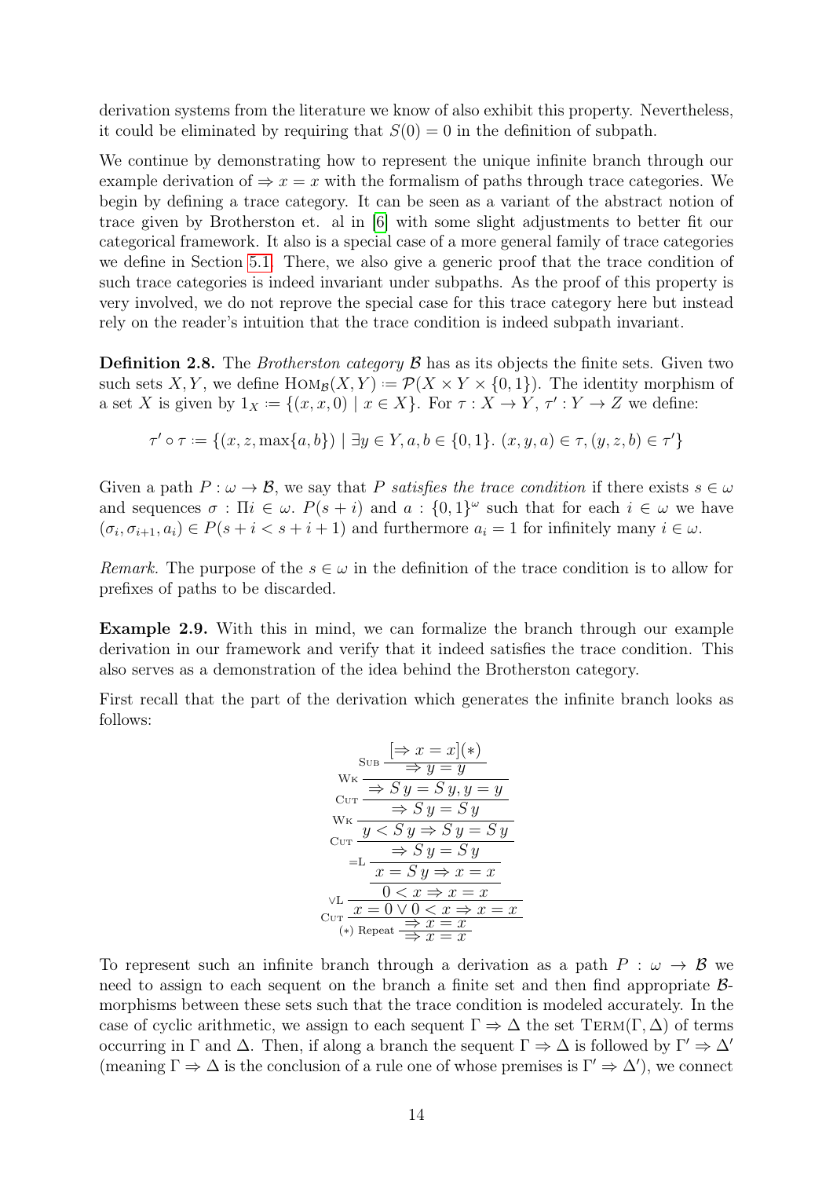derivation systems from the literature we know of also exhibit this property. Nevertheless, it could be eliminated by requiring that $S(0) = 0$ in the definition of subpath.

We continue by demonstrating how to represent the unique infinite branch through our example derivation of $\Rightarrow x = x$ with the formalism of paths through trace categories. We begin by defining a trace category. It can be seen as a variant of the abstract notion of trace given by Brotherston et. al in [6] with some slight adjustments to better fit our categorical framework. It also is a special case of a more general family of trace categories we define in Section 5.1. There, we also give a generic proof that the trace condition of such trace categories is indeed invariant under subpaths. As the proof of this property is very involved, we do not reprove the special case for this trace category here but instead rely on the reader's intuition that the trace condition is indeed subpath invariant.

**Definition 2.8.** The *Brotherston category* $\mathcal{B}$ has as its objects the finite sets. Given two such sets $X, Y$, we define $\text{Hom}_{\mathcal{B}}(X, Y) := \mathcal{P}(X \times Y \times \{0, 1\})$. The identity morphism of a set $X$ is given by $1_X := \{(x, x, 0) \mid x \in X\}$. For $\tau : X \to Y$, $\tau' : Y \to Z$ we define:

$$\tau' \circ \tau := \{(x, z, \max\{a, b\}) \mid \exists y \in Y, a, b \in \{0, 1\}.\ (x, y, a) \in \tau, (y, z, b) \in \tau'\}$$

Given a path $P : \omega \to \mathcal{B}$, we say that *$P$ satisfies the trace condition* if there exists $s \in \omega$ and sequences $\sigma : \Pi i \in \omega.\ P(s + i)$ and $a : \{0, 1\}^\omega$ such that for each $i \in \omega$ we have $(\sigma_i, \sigma_{i+1}, a_i) \in P(s + i < s + i + 1)$ and furthermore $a_i = 1$ for infinitely many $i \in \omega$.

*Remark.* The purpose of the $s \in \omega$ in the definition of the trace condition is to allow for prefixes of paths to be discarded.

**Example 2.9.** With this in mind, we can formalize the branch through our example derivation in our framework and verify that it indeed satisfies the trace condition. This also serves as a demonstration of the idea behind the Brotherston category.

First recall that the part of the derivation which generates the infinite branch looks as follows:

$$
\cfrac{
  \cfrac{
    \cfrac{
      \cfrac{
        \cfrac{
          \cfrac{
            \cfrac{
              \cfrac{[\Rightarrow x = x](*)}{\Rightarrow y = y}\ \textsc{Sub}
            }{\Rightarrow S\,y = S\,y, y = y}\ \textsc{Wk}
          }{\Rightarrow S\,y = S\,y}\ \textsc{Cut}
        }{y < S\,y \Rightarrow S\,y = S\,y}\ \textsc{Wk}
      }{\Rightarrow S\,y = S\,y}\ \textsc{Cut}
    }{x = S\,y \Rightarrow x = x}\ {=}\textsc{L}
  }{
    \cfrac{0 < x \Rightarrow x = x}{x = 0 \lor 0 < x \Rightarrow x = x}\ \lor\textsc{L}
  }
}{
  \cfrac{\Rightarrow x = x}{\Rightarrow x = x}\ (*)\ \text{Repeat}
}\ \textsc{Cut}
$$

To represent such an infinite branch through a derivation as a path $P : \omega \to \mathcal{B}$ we need to assign to each sequent on the branch a finite set and then find appropriate $\mathcal{B}$-morphisms between these sets such that the trace condition is modeled accurately. In the case of cyclic arithmetic, we assign to each sequent $\Gamma \Rightarrow \Delta$ the set $\text{Term}(\Gamma, \Delta)$ of terms occurring in $\Gamma$ and $\Delta$. Then, if along a branch the sequent $\Gamma \Rightarrow \Delta$ is followed by $\Gamma' \Rightarrow \Delta'$ (meaning $\Gamma \Rightarrow \Delta$ is the conclusion of a rule one of whose premises is $\Gamma' \Rightarrow \Delta'$), we connect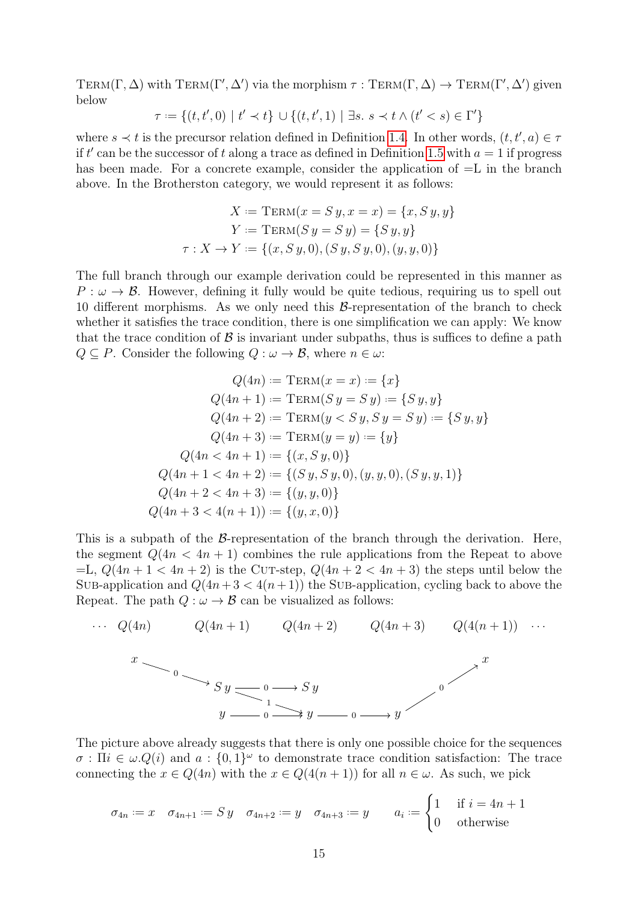$\textsc{Term}(\Gamma, \Delta)$ with $\textsc{Term}(\Gamma', \Delta')$ via the morphism $\tau : \textsc{Term}(\Gamma, \Delta) \to \textsc{Term}(\Gamma', \Delta')$ given below

$$\tau := \{(t, t', 0) \mid t' \prec t\} \cup \{(t, t', 1) \mid \exists s.\ s \prec t \wedge (t' < s) \in \Gamma'\}$$

where $s \prec t$ is the precursor relation defined in Definition 1.4. In other words, $(t, t', a) \in \tau$ if $t'$ can be the successor of $t$ along a trace as defined in Definition 1.5 with $a = 1$ if progress has been made. For a concrete example, consider the application of =L in the branch above. In the Brotherston category, we would represent it as follows:

$$\begin{aligned}
X &:= \textsc{Term}(x = S\,y, x = x) = \{x, S\,y, y\} \\
Y &:= \textsc{Term}(S\,y = S\,y) = \{S\,y, y\} \\
\tau : X \to Y &:= \{(x, S\,y, 0), (S\,y, S\,y, 0), (y, y, 0)\}
\end{aligned}$$

The full branch through our example derivation could be represented in this manner as $P : \omega \to \mathcal{B}$. However, defining it fully would be quite tedious, requiring us to spell out 10 different morphisms. As we only need this $\mathcal{B}$-representation of the branch to check whether it satisfies the trace condition, there is one simplification we can apply: We know that the trace condition of $\mathcal{B}$ is invariant under subpaths, thus is suffices to define a path $Q \subseteq P$. Consider the following $Q : \omega \to \mathcal{B}$, where $n \in \omega$:

$$\begin{aligned}
Q(4n) &:= \textsc{Term}(x = x) := \{x\} \\
Q(4n+1) &:= \textsc{Term}(S\,y = S\,y) := \{S\,y, y\} \\
Q(4n+2) &:= \textsc{Term}(y < S\,y, S\,y = S\,y) := \{S\,y, y\} \\
Q(4n+3) &:= \textsc{Term}(y = y) := \{y\} \\
Q(4n < 4n+1) &:= \{(x, S\,y, 0)\} \\
Q(4n+1 < 4n+2) &:= \{(S\,y, S\,y, 0), (y, y, 0), (S\,y, y, 1)\} \\
Q(4n+2 < 4n+3) &:= \{(y, y, 0)\} \\
Q(4n+3 < 4(n+1)) &:= \{(y, x, 0)\}
\end{aligned}$$

This is a subpath of the $\mathcal{B}$-representation of the branch through the derivation. Here, the segment $Q(4n < 4n+1)$ combines the rule applications from the Repeat to above =L, $Q(4n+1 < 4n+2)$ is the Cut-step, $Q(4n+2 < 4n+3)$ the steps until below the Sub-application and $Q(4n+3 < 4(n+1))$ the Sub-application, cycling back to above the Repeat. The path $Q : \omega \to \mathcal{B}$ can be visualized as follows:

$$\begin{array}{ccccccccccccc}
\cdots & Q(4n) & & Q(4n+1) & & Q(4n+2) & & Q(4n+3) & & Q(4(n+1)) & \cdots \\
& x & \xrightarrow{0} & S\,y & \xrightarrow{0} & S\,y & & & & x & \\
& & & & \searrow^{1} & & & & \nearrow^{0} & & \\
& & & y & \xrightarrow{0} & y & \xrightarrow{0} & y & & &
\end{array}$$

The picture above already suggests that there is only one possible choice for the sequences $\sigma : \Pi i \in \omega. Q(i)$ and $a : \{0, 1\}^\omega$ to demonstrate trace condition satisfaction: The trace connecting the $x \in Q(4n)$ with the $x \in Q(4(n+1))$ for all $n \in \omega$. As such, we pick

$$\sigma_{4n} := x \quad \sigma_{4n+1} := S\,y \quad \sigma_{4n+2} := y \quad \sigma_{4n+3} := y \qquad a_i := \begin{cases} 1 & \text{if } i = 4n+1 \\ 0 & \text{otherwise} \end{cases}$$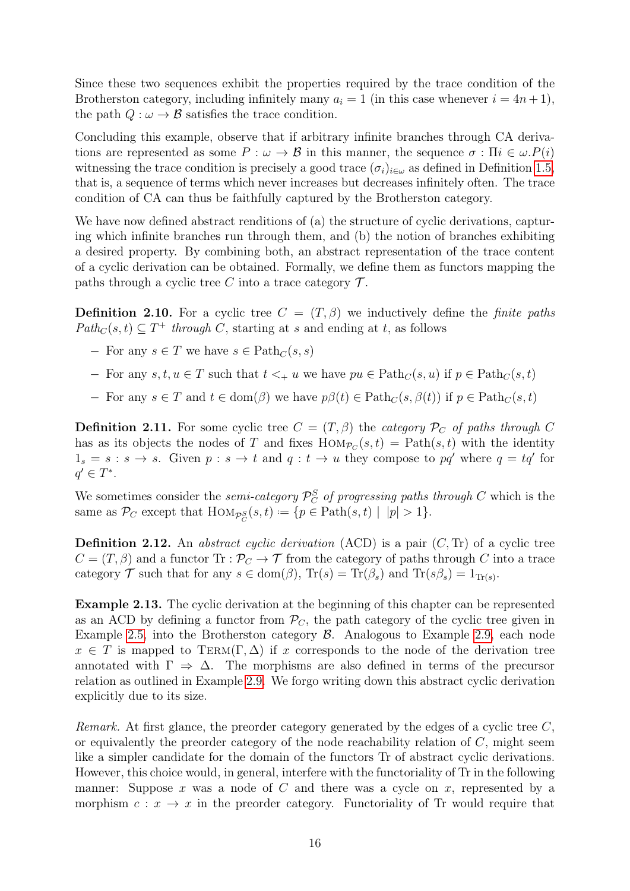Since these two sequences exhibit the properties required by the trace condition of the Brotherston category, including infinitely many $a_i = 1$ (in this case whenever $i = 4n+1$), the path $Q : \omega \to \mathcal{B}$ satisfies the trace condition.

Concluding this example, observe that if arbitrary infinite branches through CA derivations are represented as some $P : \omega \to \mathcal{B}$ in this manner, the sequence $\sigma : \Pi i \in \omega . P(i)$ witnessing the trace condition is precisely a good trace $(\sigma_i)_{i\in\omega}$ as defined in Definition 1.5, that is, a sequence of terms which never increases but decreases infinitely often. The trace condition of CA can thus be faithfully captured by the Brotherston category.

We have now defined abstract renditions of (a) the structure of cyclic derivations, capturing which infinite branches run through them, and (b) the notion of branches exhibiting a desired property. By combining both, an abstract representation of the trace content of a cyclic derivation can be obtained. Formally, we define them as functors mapping the paths through a cyclic tree $C$ into a trace category $\mathcal{T}$.

**Definition 2.10.** For a cyclic tree $C = (T, \beta)$ we inductively define the *finite paths* $Path_C(s,t) \subseteq T^+$ *through* $C$, starting at $s$ and ending at $t$, as follows

- For any $s \in T$ we have $s \in \mathrm{Path}_C(s,s)$
- For any $s,t,u \in T$ such that $t <_+ u$ we have $pu \in \mathrm{Path}_C(s,u)$ if $p \in \mathrm{Path}_C(s,t)$
- For any $s \in T$ and $t \in \mathrm{dom}(\beta)$ we have $p\beta(t) \in \mathrm{Path}_C(s, \beta(t))$ if $p \in \mathrm{Path}_C(s,t)$

**Definition 2.11.** For some cyclic tree $C = (T, \beta)$ the *category* $\mathcal{P}_C$ *of paths through* $C$ has as its objects the nodes of $T$ and fixes $\mathrm{Hom}_{\mathcal{P}_C}(s,t) = \mathrm{Path}(s,t)$ with the identity $1_s = s : s \to s$. Given $p : s \to t$ and $q : t \to u$ they compose to $pq'$ where $q = tq'$ for $q' \in T^*$.

We sometimes consider the *semi-category* $\mathcal{P}^S_C$ *of progressing paths through* $C$ which is the same as $\mathcal{P}_C$ except that $\mathrm{Hom}_{\mathcal{P}^S_C}(s,t) \coloneqq \{p \in \mathrm{Path}(s,t) \mid |p| > 1\}$.

**Definition 2.12.** An *abstract cyclic derivation* (ACD) is a pair $(C, \mathrm{Tr})$ of a cyclic tree $C = (T, \beta)$ and a functor $\mathrm{Tr} : \mathcal{P}_C \to \mathcal{T}$ from the category of paths through $C$ into a trace category $\mathcal{T}$ such that for any $s \in \mathrm{dom}(\beta)$, $\mathrm{Tr}(s) = \mathrm{Tr}(\beta_s)$ and $\mathrm{Tr}(s\beta_s) = 1_{\mathrm{Tr}(s)}$.

**Example 2.13.** The cyclic derivation at the beginning of this chapter can be represented as an ACD by defining a functor from $\mathcal{P}_C$, the path category of the cyclic tree given in Example 2.5, into the Brotherston category $\mathcal{B}$. Analogous to Example 2.9, each node $x \in T$ is mapped to $\mathrm{Term}(\Gamma, \Delta)$ if $x$ corresponds to the node of the derivation tree annotated with $\Gamma \Rightarrow \Delta$. The morphisms are also defined in terms of the precursor relation as outlined in Example 2.9. We forgo writing down this abstract cyclic derivation explicitly due to its size.

*Remark.* At first glance, the preorder category generated by the edges of a cyclic tree $C$, or equivalently the preorder category of the node reachability relation of $C$, might seem like a simpler candidate for the domain of the functors Tr of abstract cyclic derivations. However, this choice would, in general, interfere with the functoriality of Tr in the following manner: Suppose $x$ was a node of $C$ and there was a cycle on $x$, represented by a morphism $c : x \to x$ in the preorder category. Functoriality of Tr would require that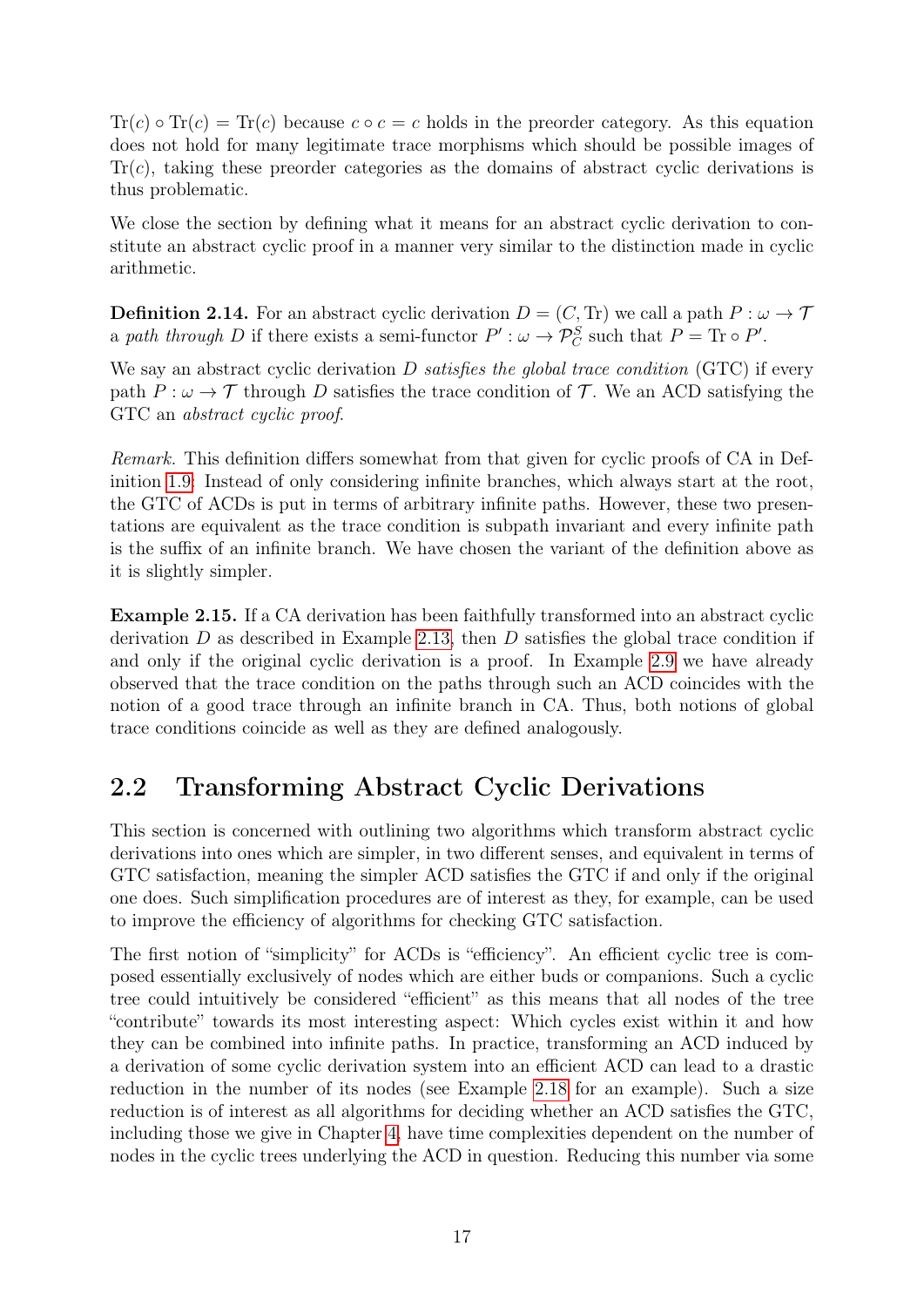$\mathrm{Tr}(c) \circ \mathrm{Tr}(c) = \mathrm{Tr}(c)$ because $c \circ c = c$ holds in the preorder category. As this equation does not hold for many legitimate trace morphisms which should be possible images of $\mathrm{Tr}(c)$, taking these preorder categories as the domains of abstract cyclic derivations is thus problematic.

We close the section by defining what it means for an abstract cyclic derivation to constitute an abstract cyclic proof in a manner very similar to the distinction made in cyclic arithmetic.

**Definition 2.14.** For an abstract cyclic derivation $D = (C, \mathrm{Tr})$ we call a path $P : \omega \to \mathcal{T}$ a *path through* $D$ if there exists a semi-functor $P' : \omega \to \mathcal{P}_C^S$ such that $P = \mathrm{Tr} \circ P'$.

We say an abstract cyclic derivation $D$ *satisfies the global trace condition* (GTC) if every path $P : \omega \to \mathcal{T}$ through $D$ satisfies the trace condition of $\mathcal{T}$. We an ACD satisfying the GTC an *abstract cyclic proof*.

*Remark.* This definition differs somewhat from that given for cyclic proofs of CA in Definition 1.9: Instead of only considering infinite branches, which always start at the root, the GTC of ACDs is put in terms of arbitrary infinite paths. However, these two presentations are equivalent as the trace condition is subpath invariant and every infinite path is the suffix of an infinite branch. We have chosen the variant of the definition above as it is slightly simpler.

**Example 2.15.** If a CA derivation has been faithfully transformed into an abstract cyclic derivation $D$ as described in Example 2.13, then $D$ satisfies the global trace condition if and only if the original cyclic derivation is a proof. In Example 2.9 we have already observed that the trace condition on the paths through such an ACD coincides with the notion of a good trace through an infinite branch in CA. Thus, both notions of global trace conditions coincide as well as they are defined analogously.

## 2.2 Transforming Abstract Cyclic Derivations

This section is concerned with outlining two algorithms which transform abstract cyclic derivations into ones which are simpler, in two different senses, and equivalent in terms of GTC satisfaction, meaning the simpler ACD satisfies the GTC if and only if the original one does. Such simplification procedures are of interest as they, for example, can be used to improve the efficiency of algorithms for checking GTC satisfaction.

The first notion of "simplicity" for ACDs is "efficiency". An efficient cyclic tree is composed essentially exclusively of nodes which are either buds or companions. Such a cyclic tree could intuitively be considered "efficient" as this means that all nodes of the tree "contribute" towards its most interesting aspect: Which cycles exist within it and how they can be combined into infinite paths. In practice, transforming an ACD induced by a derivation of some cyclic derivation system into an efficient ACD can lead to a drastic reduction in the number of its nodes (see Example 2.18 for an example). Such a size reduction is of interest as all algorithms for deciding whether an ACD satisfies the GTC, including those we give in Chapter 4, have time complexities dependent on the number of nodes in the cyclic trees underlying the ACD in question. Reducing this number via some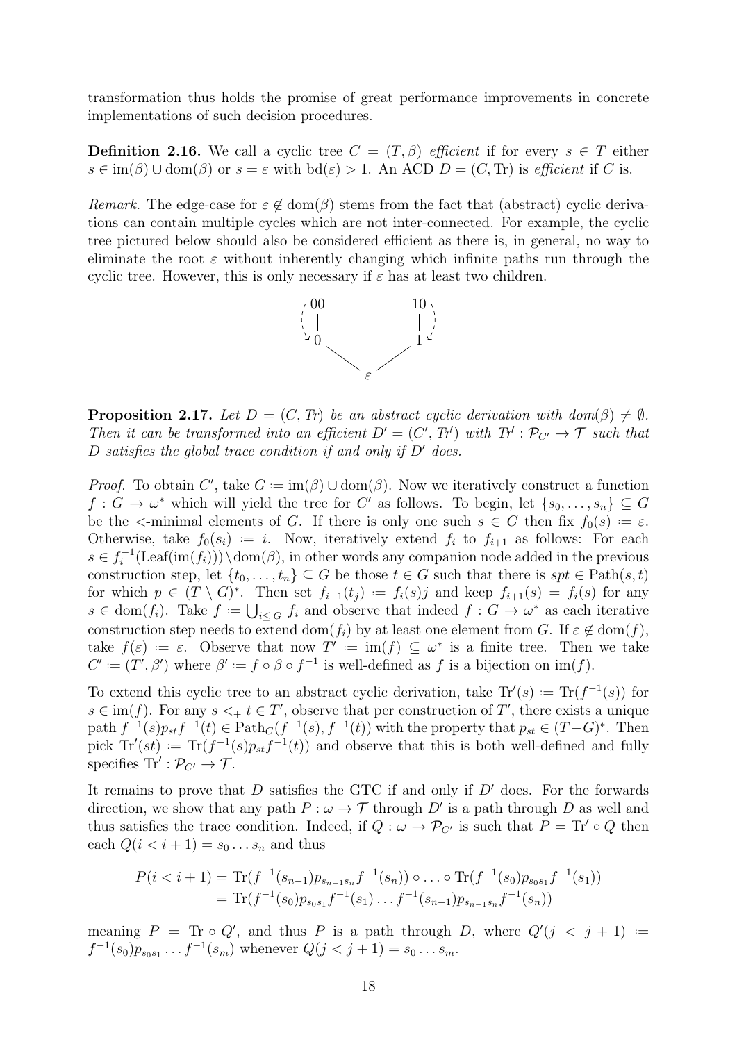transformation thus holds the promise of great performance improvements in concrete implementations of such decision procedures.

**Definition 2.16.** We call a cyclic tree $C = (T, \beta)$ *efficient* if for every $s \in T$ either $s \in \mathrm{im}(\beta) \cup \mathrm{dom}(\beta)$ or $s = \varepsilon$ with $\mathrm{bd}(\varepsilon) > 1$. An ACD $D = (C, \mathrm{Tr})$ is *efficient* if $C$ is.

*Remark.* The edge-case for $\varepsilon \notin \mathrm{dom}(\beta)$ stems from the fact that (abstract) cyclic derivations can contain multiple cycles which are not inter-connected. For example, the cyclic tree pictured below should also be considered efficient as there is, in general, no way to eliminate the root $\varepsilon$ without inherently changing which infinite paths run through the cyclic tree. However, this is only necessary if $\varepsilon$ has at least two children.

**Proposition 2.17.** *Let $D = (C, Tr)$ be an abstract cyclic derivation with $dom(\beta) \neq \emptyset$. Then it can be transformed into an efficient $D' = (C', Tr')$ with $Tr' : \mathcal{P}_{C'} \to \mathcal{T}$ such that $D$ satisfies the global trace condition if and only if $D'$ does.*

*Proof.* To obtain $C'$, take $G := \mathrm{im}(\beta) \cup \mathrm{dom}(\beta)$. Now we iteratively construct a function $f : G \to \omega^*$ which will yield the tree for $C'$ as follows. To begin, let $\{s_0, \ldots, s_n\} \subseteq G$ be the $<$-minimal elements of $G$. If there is only one such $s \in G$ then fix $f_0(s) := \varepsilon$. Otherwise, take $f_0(s_i) := i$. Now, iteratively extend $f_i$ to $f_{i+1}$ as follows: For each $s \in f_i^{-1}(\mathrm{Leaf}(\mathrm{im}(f_i))) \setminus \mathrm{dom}(\beta)$, in other words any companion node added in the previous construction step, let $\{t_0, \ldots, t_n\} \subseteq G$ be those $t \in G$ such that there is $spt \in \mathrm{Path}(s, t)$ for which $p \in (T \setminus G)^*$. Then set $f_{i+1}(t_j) := f_i(s)j$ and keep $f_{i+1}(s) = f_i(s)$ for any $s \in \mathrm{dom}(f_i)$. Take $f := \bigcup_{i \leq |G|} f_i$ and observe that indeed $f : G \to \omega^*$ as each iterative construction step needs to extend $\mathrm{dom}(f_i)$ by at least one element from $G$. If $\varepsilon \notin \mathrm{dom}(f)$, take $f(\varepsilon) := \varepsilon$. Observe that now $T' := \mathrm{im}(f) \subseteq \omega^*$ is a finite tree. Then we take $C' := (T', \beta')$ where $\beta' := f \circ \beta \circ f^{-1}$ is well-defined as $f$ is a bijection on $\mathrm{im}(f)$.

To extend this cyclic tree to an abstract cyclic derivation, take $\mathrm{Tr}'(s) := \mathrm{Tr}(f^{-1}(s))$ for $s \in \mathrm{im}(f)$. For any $s <_+ t \in T'$, observe that per construction of $T'$, there exists a unique path $f^{-1}(s)p_{st}f^{-1}(t) \in \mathrm{Path}_C(f^{-1}(s), f^{-1}(t))$ with the property that $p_{st} \in (T - G)^*$. Then pick $\mathrm{Tr}'(st) := \mathrm{Tr}(f^{-1}(s)p_{st}f^{-1}(t))$ and observe that this is both well-defined and fully specifies $\mathrm{Tr}' : \mathcal{P}_{C'} \to \mathcal{T}$.

It remains to prove that $D$ satisfies the GTC if and only if $D'$ does. For the forwards direction, we show that any path $P : \omega \to \mathcal{T}$ through $D'$ is a path through $D$ as well and thus satisfies the trace condition. Indeed, if $Q : \omega \to \mathcal{P}_{C'}$ is such that $P = \mathrm{Tr}' \circ Q$ then each $Q(i < i+1) = s_0 \ldots s_n$ and thus

$$
\begin{aligned}
P(i < i+1) &= \mathrm{Tr}(f^{-1}(s_{n-1})p_{s_{n-1}s_n}f^{-1}(s_n)) \circ \ldots \circ \mathrm{Tr}(f^{-1}(s_0)p_{s_0s_1}f^{-1}(s_1)) \\
&= \mathrm{Tr}(f^{-1}(s_0)p_{s_0s_1}f^{-1}(s_1) \ldots f^{-1}(s_{n-1})p_{s_{n-1}s_n}f^{-1}(s_n))
\end{aligned}
$$

meaning $P = \mathrm{Tr} \circ Q'$, and thus $P$ is a path through $D$, where $Q'(j < j+1) := f^{-1}(s_0)p_{s_0s_1} \ldots f^{-1}(s_m)$ whenever $Q(j < j+1) = s_0 \ldots s_m$.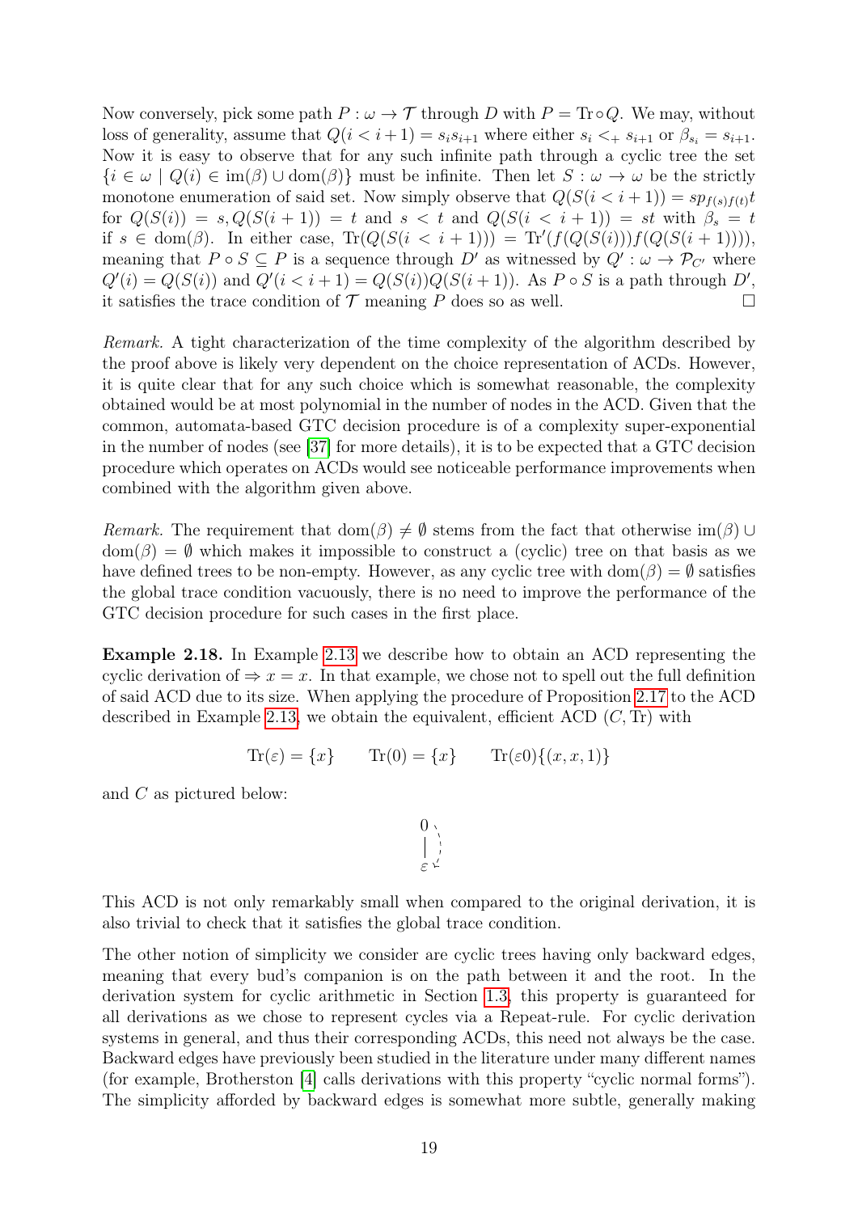Now conversely, pick some path $P : \omega \to \mathcal{T}$ through $D$ with $P = \mathrm{Tr} \circ Q$. We may, without loss of generality, assume that $Q(i < i+1) = s_i s_{i+1}$ where either $s_i <_+ s_{i+1}$ or $\beta_{s_i} = s_{i+1}$. Now it is easy to observe that for any such infinite path through a cyclic tree the set $\{i \in \omega \mid Q(i) \in \mathrm{im}(\beta) \cup \mathrm{dom}(\beta)\}$ must be infinite. Then let $S : \omega \to \omega$ be the strictly monotone enumeration of said set. Now simply observe that $Q(S(i < i+1)) = sp_{f(s)f(t)}t$ for $Q(S(i)) = s, Q(S(i+1)) = t$ and $s < t$ and $Q(S(i < i+1)) = st$ with $\beta_s = t$ if $s \in \mathrm{dom}(\beta)$. In either case, $\mathrm{Tr}(Q(S(i < i+1))) = \mathrm{Tr}'(f(Q(S(i)))f(Q(S(i+1))))$, meaning that $P \circ S \subseteq P$ is a sequence through $D'$ as witnessed by $Q' : \omega \to \mathcal{P}_{C'}$ where $Q'(i) = Q(S(i))$ and $Q'(i < i+1) = Q(S(i))Q(S(i+1))$. As $P \circ S$ is a path through $D'$, it satisfies the trace condition of $\mathcal{T}$ meaning $P$ does so as well. □

*Remark.* A tight characterization of the time complexity of the algorithm described by the proof above is likely very dependent on the choice representation of ACDs. However, it is quite clear that for any such choice which is somewhat reasonable, the complexity obtained would be at most polynomial in the number of nodes in the ACD. Given that the common, automata-based GTC decision procedure is of a complexity super-exponential in the number of nodes (see [37] for more details), it is to be expected that a GTC decision procedure which operates on ACDs would see noticeable performance improvements when combined with the algorithm given above.

*Remark.* The requirement that $\mathrm{dom}(\beta) \neq \emptyset$ stems from the fact that otherwise $\mathrm{im}(\beta) \cup \mathrm{dom}(\beta) = \emptyset$ which makes it impossible to construct a (cyclic) tree on that basis as we have defined trees to be non-empty. However, as any cyclic tree with $\mathrm{dom}(\beta) = \emptyset$ satisfies the global trace condition vacuously, there is no need to improve the performance of the GTC decision procedure for such cases in the first place.

**Example 2.18.** In Example 2.13 we describe how to obtain an ACD representing the cyclic derivation of $\Rightarrow x = x$. In that example, we chose not to spell out the full definition of said ACD due to its size. When applying the procedure of Proposition 2.17 to the ACD described in Example 2.13, we obtain the equivalent, efficient ACD $(C, \mathrm{Tr})$ with

$$\mathrm{Tr}(\varepsilon) = \{x\} \qquad \mathrm{Tr}(0) = \{x\} \qquad \mathrm{Tr}(\varepsilon 0)\{(x, x, 1)\}$$

and $C$ as pictured below:

$$\begin{array}{c} 0 \\ | \\ \varepsilon \end{array}$$

This ACD is not only remarkably small when compared to the original derivation, it is also trivial to check that it satisfies the global trace condition.

The other notion of simplicity we consider are cyclic trees having only backward edges, meaning that every bud's companion is on the path between it and the root. In the derivation system for cyclic arithmetic in Section 1.3, this property is guaranteed for all derivations as we chose to represent cycles via a Repeat-rule. For cyclic derivation systems in general, and thus their corresponding ACDs, this need not always be the case. Backward edges have previously been studied in the literature under many different names (for example, Brotherston [4] calls derivations with this property "cyclic normal forms"). The simplicity afforded by backward edges is somewhat more subtle, generally making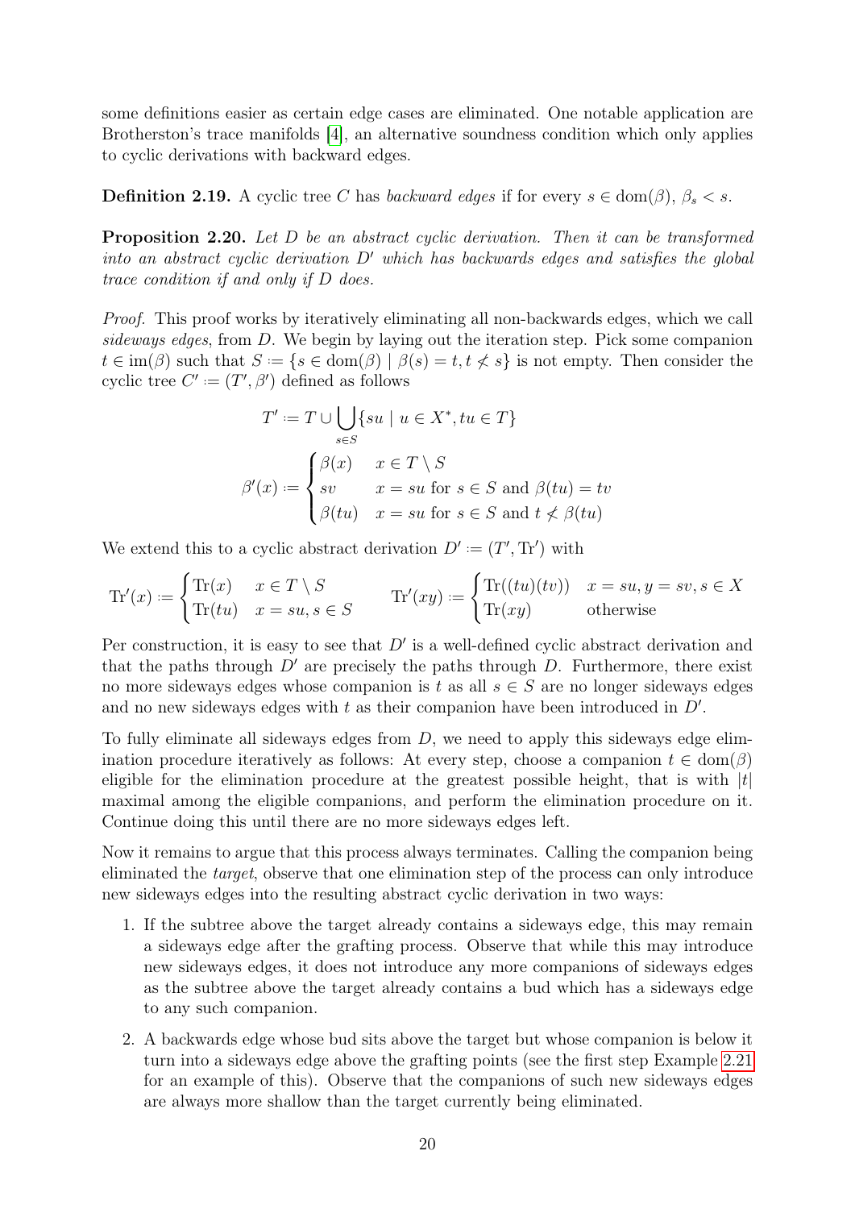some definitions easier as certain edge cases are eliminated. One notable application are Brotherston's trace manifolds [4], an alternative soundness condition which only applies to cyclic derivations with backward edges.

**Definition 2.19.** A cyclic tree $C$ has *backward edges* if for every $s \in \mathrm{dom}(\beta)$, $\beta_s < s$.

**Proposition 2.20.** *Let $D$ be an abstract cyclic derivation. Then it can be transformed into an abstract cyclic derivation $D'$ which has backwards edges and satisfies the global trace condition if and only if $D$ does.*

*Proof.* This proof works by iteratively eliminating all non-backwards edges, which we call *sideways edges*, from $D$. We begin by laying out the iteration step. Pick some companion $t \in \mathrm{im}(\beta)$ such that $S := \{s \in \mathrm{dom}(\beta) \mid \beta(s) = t, t \not< s\}$ is not empty. Then consider the cyclic tree $C' := (T', \beta')$ defined as follows

$$T' := T \cup \bigcup_{s \in S} \{su \mid u \in X^*, tu \in T\}$$

$$\beta'(x) := \begin{cases} \beta(x) & x \in T \setminus S \\ sv & x = su \text{ for } s \in S \text{ and } \beta(tu) = tv \\ \beta(tu) & x = su \text{ for } s \in S \text{ and } t \not< \beta(tu) \end{cases}$$

We extend this to a cyclic abstract derivation $D' := (T', \mathrm{Tr}')$ with

$$\mathrm{Tr}'(x) := \begin{cases} \mathrm{Tr}(x) & x \in T \setminus S \\ \mathrm{Tr}(tu) & x = su, s \in S \end{cases} \qquad \mathrm{Tr}'(xy) := \begin{cases} \mathrm{Tr}((tu)(tv)) & x = su, y = sv, s \in X \\ \mathrm{Tr}(xy) & \text{otherwise} \end{cases}$$

Per construction, it is easy to see that $D'$ is a well-defined cyclic abstract derivation and that the paths through $D'$ are precisely the paths through $D$. Furthermore, there exist no more sideways edges whose companion is $t$ as all $s \in S$ are no longer sideways edges and no new sideways edges with $t$ as their companion have been introduced in $D'$.

To fully eliminate all sideways edges from $D$, we need to apply this sideways edge elimination procedure iteratively as follows: At every step, choose a companion $t \in \mathrm{dom}(\beta)$ eligible for the elimination procedure at the greatest possible height, that is with $|t|$ maximal among the eligible companions, and perform the elimination procedure on it. Continue doing this until there are no more sideways edges left.

Now it remains to argue that this process always terminates. Calling the companion being eliminated the *target*, observe that one elimination step of the process can only introduce new sideways edges into the resulting abstract cyclic derivation in two ways:

1. If the subtree above the target already contains a sideways edge, this may remain a sideways edge after the grafting process. Observe that while this may introduce new sideways edges, it does not introduce any more companions of sideways edges as the subtree above the target already contains a bud which has a sideways edge to any such companion.
2. A backwards edge whose bud sits above the target but whose companion is below it turn into a sideways edge above the grafting points (see the first step Example 2.21 for an example of this). Observe that the companions of such new sideways edges are always more shallow than the target currently being eliminated.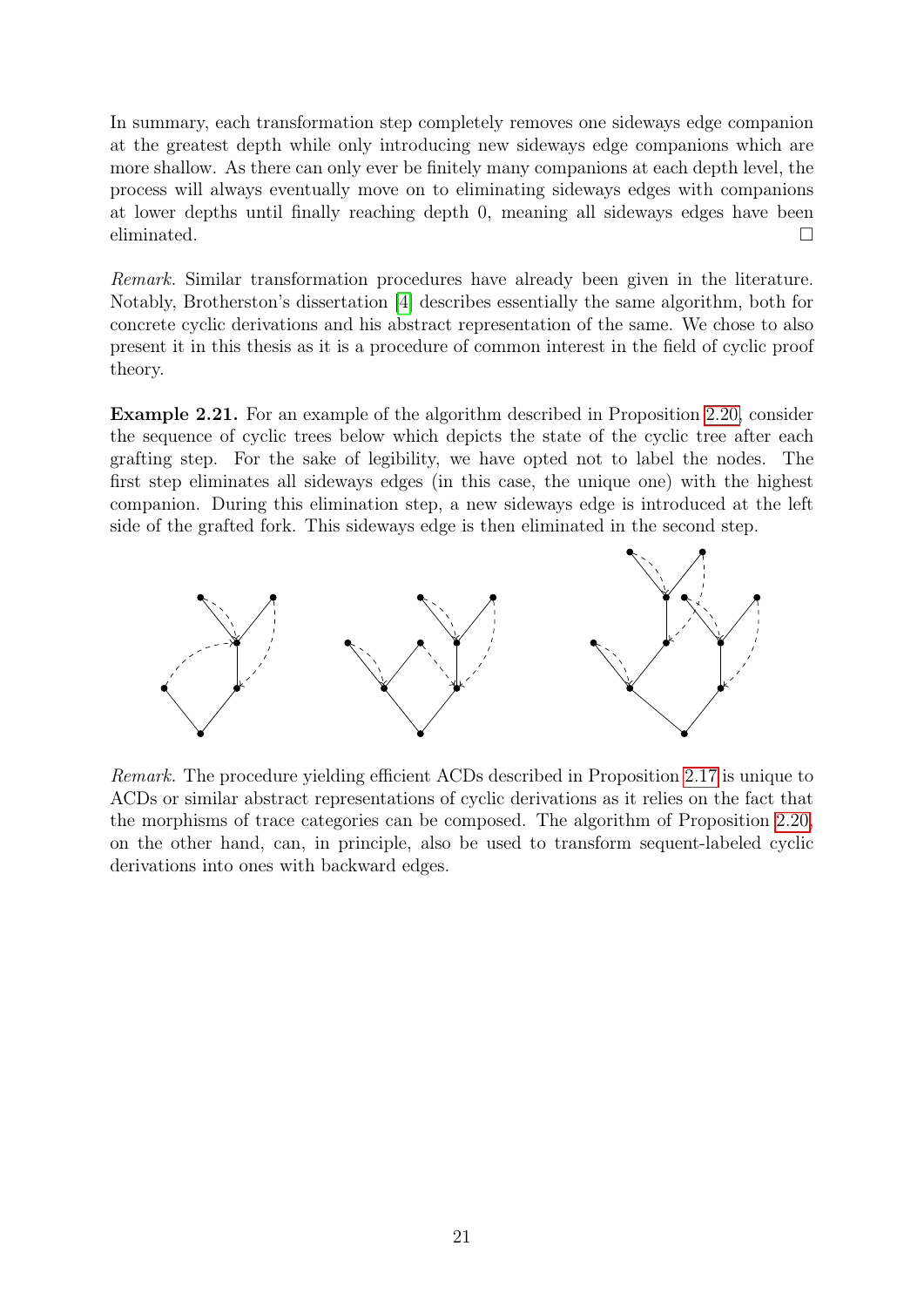In summary, each transformation step completely removes one sideways edge companion at the greatest depth while only introducing new sideways edge companions which are more shallow. As there can only ever be finitely many companions at each depth level, the process will always eventually move on to eliminating sideways edges with companions at lower depths until finally reaching depth 0, meaning all sideways edges have been eliminated. □

*Remark.* Similar transformation procedures have already been given in the literature. Notably, Brotherston's dissertation [4] describes essentially the same algorithm, both for concrete cyclic derivations and his abstract representation of the same. We chose to also present it in this thesis as it is a procedure of common interest in the field of cyclic proof theory.

**Example 2.21.** For an example of the algorithm described in Proposition 2.20, consider the sequence of cyclic trees below which depicts the state of the cyclic tree after each grafting step. For the sake of legibility, we have opted not to label the nodes. The first step eliminates all sideways edges (in this case, the unique one) with the highest companion. During this elimination step, a new sideways edge is introduced at the left side of the grafted fork. This sideways edge is then eliminated in the second step.

*Remark.* The procedure yielding efficient ACDs described in Proposition 2.17 is unique to ACDs or similar abstract representations of cyclic derivations as it relies on the fact that the morphisms of trace categories can be composed. The algorithm of Proposition 2.20, on the other hand, can, in principle, also be used to transform sequent-labeled cyclic derivations into ones with backward edges.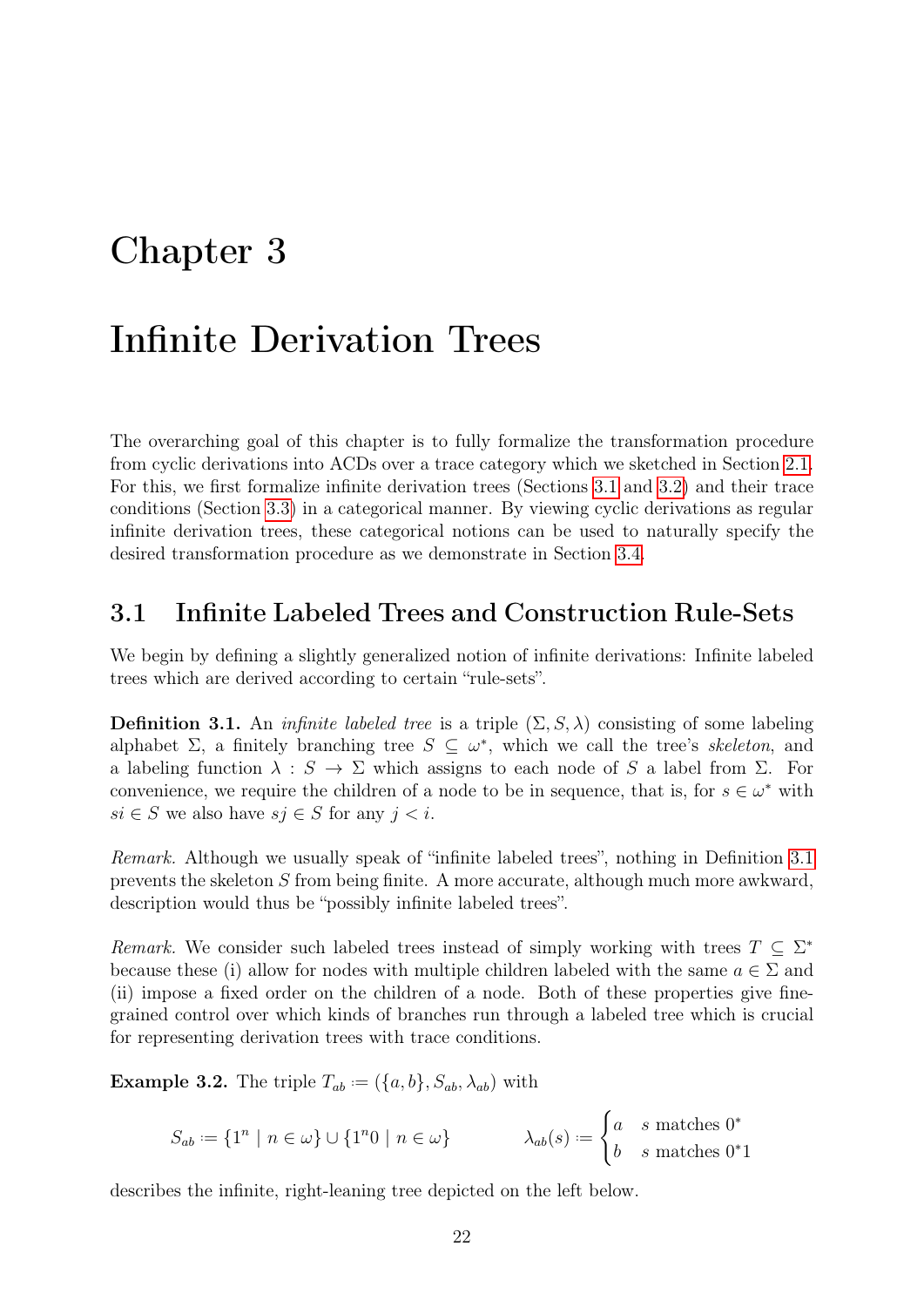# Chapter 3

# Infinite Derivation Trees

The overarching goal of this chapter is to fully formalize the transformation procedure from cyclic derivations into ACDs over a trace category which we sketched in Section 2.1. For this, we first formalize infinite derivation trees (Sections 3.1 and 3.2) and their trace conditions (Section 3.3) in a categorical manner. By viewing cyclic derivations as regular infinite derivation trees, these categorical notions can be used to naturally specify the desired transformation procedure as we demonstrate in Section 3.4.

## 3.1 Infinite Labeled Trees and Construction Rule-Sets

We begin by defining a slightly generalized notion of infinite derivations: Infinite labeled trees which are derived according to certain "rule-sets".

**Definition 3.1.** An *infinite labeled tree* is a triple $(\Sigma, S, \lambda)$ consisting of some labeling alphabet $\Sigma$, a finitely branching tree $S \subseteq \omega^*$, which we call the tree's *skeleton*, and a labeling function $\lambda : S \to \Sigma$ which assigns to each node of $S$ a label from $\Sigma$. For convenience, we require the children of a node to be in sequence, that is, for $s \in \omega^*$ with $si \in S$ we also have $sj \in S$ for any $j < i$.

*Remark.* Although we usually speak of "infinite labeled trees", nothing in Definition 3.1 prevents the skeleton $S$ from being finite. A more accurate, although much more awkward, description would thus be "possibly infinite labeled trees".

*Remark.* We consider such labeled trees instead of simply working with trees $T \subseteq \Sigma^*$ because these (i) allow for nodes with multiple children labeled with the same $a \in \Sigma$ and (ii) impose a fixed order on the children of a node. Both of these properties give fine-grained control over which kinds of branches run through a labeled tree which is crucial for representing derivation trees with trace conditions.

**Example 3.2.** The triple $T_{ab} := (\{a, b\}, S_{ab}, \lambda_{ab})$ with

$$S_{ab} := \{1^n \mid n \in \omega\} \cup \{1^n 0 \mid n \in \omega\} \qquad\qquad \lambda_{ab}(s) := \begin{cases} a & s \text{ matches } 0^* \\ b & s \text{ matches } 0^*1 \end{cases}$$

describes the infinite, right-leaning tree depicted on the left below.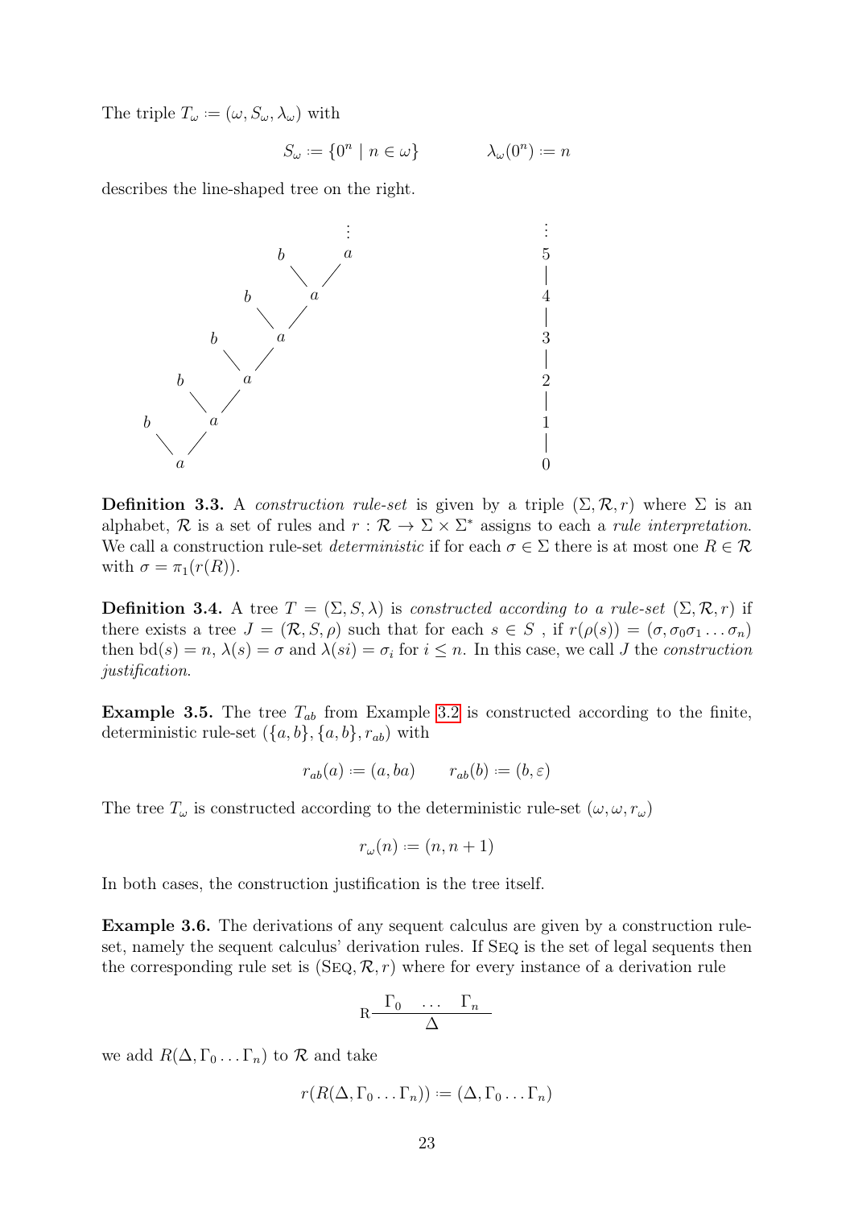The triple $T_\omega := (\omega, S_\omega, \lambda_\omega)$ with

$$S_\omega := \{0^n \mid n \in \omega\} \qquad\qquad \lambda_\omega(0^n) := n$$

describes the line-shaped tree on the right.

**Definition 3.3.** A *construction rule-set* is given by a triple $(\Sigma, \mathcal{R}, r)$ where $\Sigma$ is an alphabet, $\mathcal{R}$ is a set of rules and $r : \mathcal{R} \to \Sigma \times \Sigma^*$ assigns to each a *rule interpretation*. We call a construction rule-set *deterministic* if for each $\sigma \in \Sigma$ there is at most one $R \in \mathcal{R}$ with $\sigma = \pi_1(r(R))$.

**Definition 3.4.** A tree $T = (\Sigma, S, \lambda)$ is *constructed according to a rule-set* $(\Sigma, \mathcal{R}, r)$ if there exists a tree $J = (\mathcal{R}, S, \rho)$ such that for each $s \in S$ , if $r(\rho(s)) = (\sigma, \sigma_0\sigma_1 \ldots \sigma_n)$ then $\mathrm{bd}(s) = n$, $\lambda(s) = \sigma$ and $\lambda(si) = \sigma_i$ for $i \leq n$. In this case, we call $J$ the *construction justification*.

**Example 3.5.** The tree $T_{ab}$ from Example 3.2 is constructed according to the finite, deterministic rule-set $(\{a, b\}, \{a, b\}, r_{ab})$ with

$$r_{ab}(a) := (a, ba) \qquad r_{ab}(b) := (b, \varepsilon)$$

The tree $T_\omega$ is constructed according to the deterministic rule-set $(\omega, \omega, r_\omega)$

$$r_\omega(n) := (n, n+1)$$

In both cases, the construction justification is the tree itself.

**Example 3.6.** The derivations of any sequent calculus are given by a construction rule-set, namely the sequent calculus' derivation rules. If Seq is the set of legal sequents then the corresponding rule set is $(\textsc{Seq}, \mathcal{R}, r)$ where for every instance of a derivation rule

$$\mathrm{R}\frac{\Gamma_0 \quad \ldots \quad \Gamma_n}{\Delta}$$

we add $R(\Delta, \Gamma_0 \ldots \Gamma_n)$ to $\mathcal{R}$ and take

$$r(R(\Delta, \Gamma_0 \ldots \Gamma_n)) := (\Delta, \Gamma_0 \ldots \Gamma_n)$$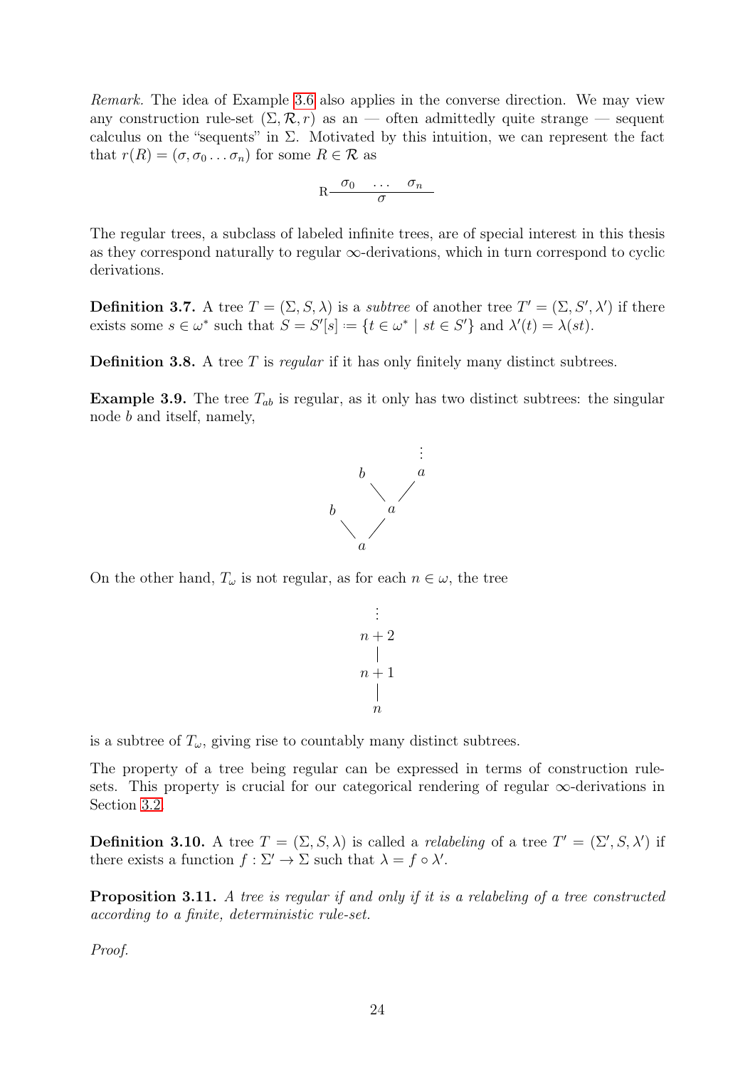*Remark.* The idea of Example 3.6 also applies in the converse direction. We may view any construction rule-set $(\Sigma, \mathcal{R}, r)$ as an — often admittedly quite strange — sequent calculus on the "sequents" in $\Sigma$. Motivated by this intuition, we can represent the fact that $r(R) = (\sigma, \sigma_0 \dots \sigma_n)$ for some $R \in \mathcal{R}$ as

$$\mathrm{R}\frac{\sigma_0 \quad \dots \quad \sigma_n}{\sigma}$$

The regular trees, a subclass of labeled infinite trees, are of special interest in this thesis as they correspond naturally to regular $\infty$-derivations, which in turn correspond to cyclic derivations.

**Definition 3.7.** A tree $T = (\Sigma, S, \lambda)$ is a *subtree* of another tree $T' = (\Sigma, S', \lambda')$ if there exists some $s \in \omega^*$ such that $S = S'[s] \coloneqq \{t \in \omega^* \mid st \in S'\}$ and $\lambda'(t) = \lambda(st)$.

**Definition 3.8.** A tree $T$ is *regular* if it has only finitely many distinct subtrees.

**Example 3.9.** The tree $T_{ab}$ is regular, as it only has two distinct subtrees: the singular node $b$ and itself, namely,

$$\begin{array}{ccccc}
 & & & & \vdots \\
 & & b & & a \\
 & & & \diagdown \quad \diagup & \\
b & & & a & \\
 & \diagdown & \diagup & & \\
 & & a & &
\end{array}$$

On the other hand, $T_\omega$ is not regular, as for each $n \in \omega$, the tree

$$\begin{array}{c}
\vdots \\
n+2 \\
| \\
n+1 \\
| \\
n
\end{array}$$

is a subtree of $T_\omega$, giving rise to countably many distinct subtrees.

The property of a tree being regular can be expressed in terms of construction rule-sets. This property is crucial for our categorical rendering of regular $\infty$-derivations in Section 3.2.

**Definition 3.10.** A tree $T = (\Sigma, S, \lambda)$ is called a *relabeling* of a tree $T' = (\Sigma', S, \lambda')$ if there exists a function $f : \Sigma' \to \Sigma$ such that $\lambda = f \circ \lambda'$.

**Proposition 3.11.** *A tree is regular if and only if it is a relabeling of a tree constructed according to a finite, deterministic rule-set.*

*Proof.*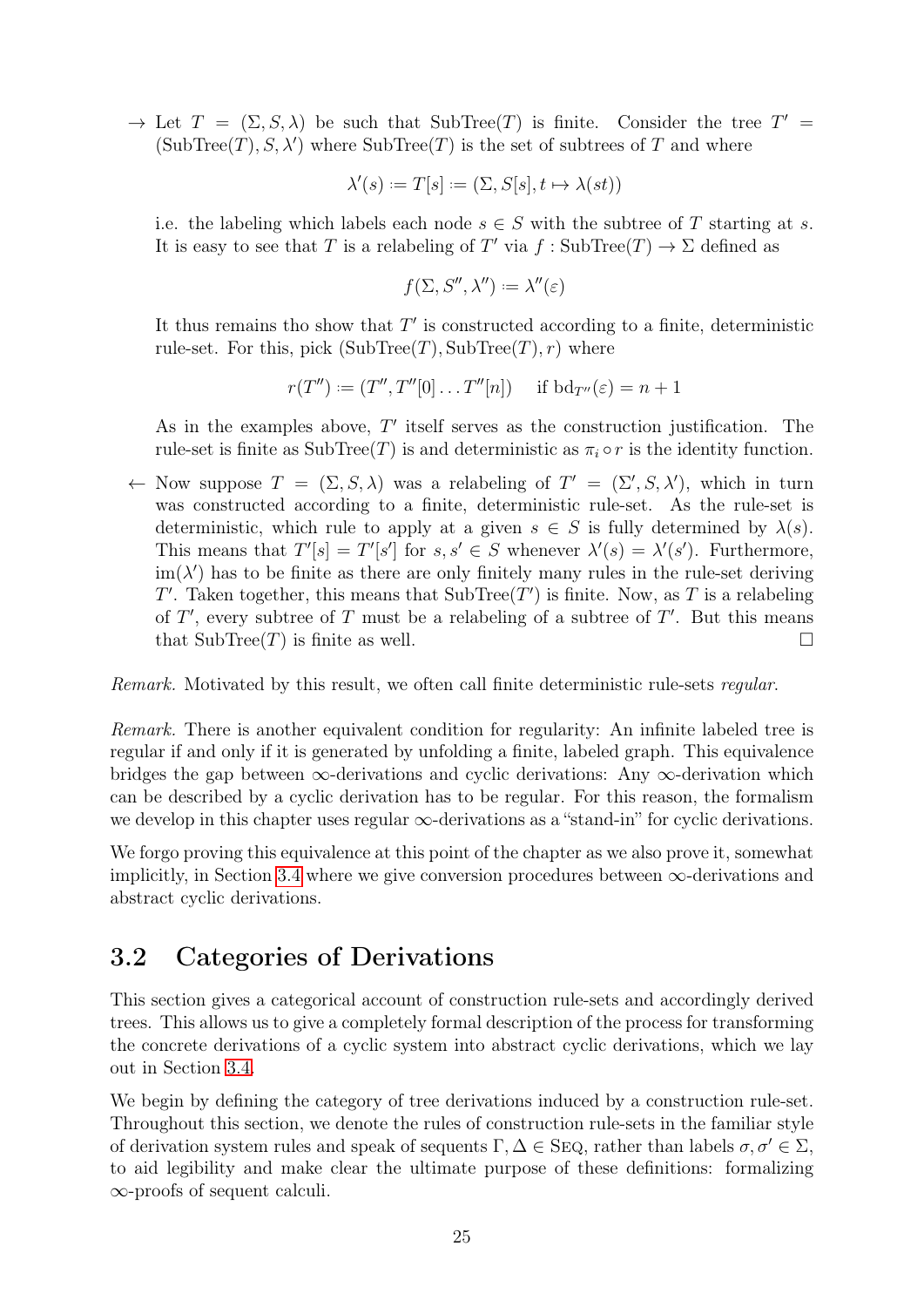- $\rightarrow$ Let $T = (\Sigma, S, \lambda)$ be such that $\mathrm{SubTree}(T)$ is finite. Consider the tree $T' = (\mathrm{SubTree}(T), S, \lambda')$ where $\mathrm{SubTree}(T)$ is the set of subtrees of $T$ and where

  $$\lambda'(s) \coloneqq T[s] \coloneqq (\Sigma, S[s], t \mapsto \lambda(st))$$

  i.e. the labeling which labels each node $s \in S$ with the subtree of $T$ starting at $s$. It is easy to see that $T$ is a relabeling of $T'$ via $f : \mathrm{SubTree}(T) \to \Sigma$ defined as

  $$f(\Sigma, S'', \lambda'') \coloneqq \lambda''(\varepsilon)$$

  It thus remains tho show that $T'$ is constructed according to a finite, deterministic rule-set. For this, pick $(\mathrm{SubTree}(T), \mathrm{SubTree}(T), r)$ where

  $$r(T'') \coloneqq (T'', T''[0] \dots T''[n]) \quad \text{ if } \mathrm{bd}_{T''}(\varepsilon) = n + 1$$

  As in the examples above, $T'$ itself serves as the construction justification. The rule-set is finite as $\mathrm{SubTree}(T)$ is and deterministic as $\pi_i \circ r$ is the identity function.

- $\leftarrow$ Now suppose $T = (\Sigma, S, \lambda)$ was a relabeling of $T' = (\Sigma', S, \lambda')$, which in turn was constructed according to a finite, deterministic rule-set. As the rule-set is deterministic, which rule to apply at a given $s \in S$ is fully determined by $\lambda(s)$. This means that $T'[s] = T'[s']$ for $s, s' \in S$ whenever $\lambda'(s) = \lambda'(s')$. Furthermore, $\mathrm{im}(\lambda')$ has to be finite as there are only finitely many rules in the rule-set deriving $T'$. Taken together, this means that $\mathrm{SubTree}(T')$ is finite. Now, as $T$ is a relabeling of $T'$, every subtree of $T$ must be a relabeling of a subtree of $T'$. But this means that $\mathrm{SubTree}(T)$ is finite as well. $\square$

*Remark.* Motivated by this result, we often call finite deterministic rule-sets *regular*.

*Remark.* There is another equivalent condition for regularity: An infinite labeled tree is regular if and only if it is generated by unfolding a finite, labeled graph. This equivalence bridges the gap between $\infty$-derivations and cyclic derivations: Any $\infty$-derivation which can be described by a cyclic derivation has to be regular. For this reason, the formalism we develop in this chapter uses regular $\infty$-derivations as a "stand-in" for cyclic derivations.

We forgo proving this equivalence at this point of the chapter as we also prove it, somewhat implicitly, in Section 3.4 where we give conversion procedures between $\infty$-derivations and abstract cyclic derivations.

## 3.2 Categories of Derivations

This section gives a categorical account of construction rule-sets and accordingly derived trees. This allows us to give a completely formal description of the process for transforming the concrete derivations of a cyclic system into abstract cyclic derivations, which we lay out in Section 3.4.

We begin by defining the category of tree derivations induced by a construction rule-set. Throughout this section, we denote the rules of construction rule-sets in the familiar style of derivation system rules and speak of sequents $\Gamma, \Delta \in \textsc{Seq}$, rather than labels $\sigma, \sigma' \in \Sigma$, to aid legibility and make clear the ultimate purpose of these definitions: formalizing $\infty$-proofs of sequent calculi.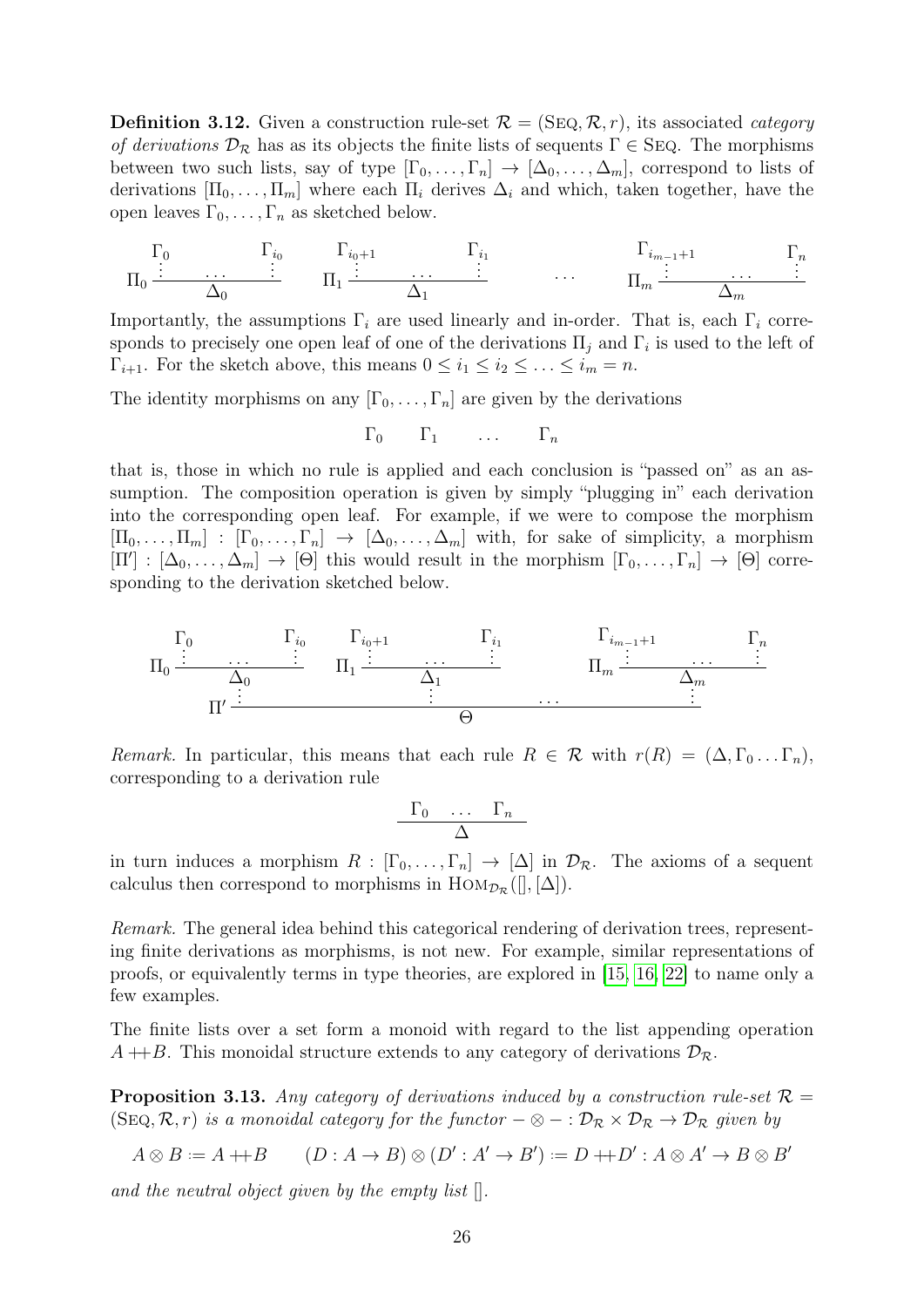**Definition 3.12.** Given a construction rule-set $\mathcal{R} = (\text{SEQ}, \mathcal{R}, r)$, its associated *category of derivations* $\mathcal{D}_\mathcal{R}$ has as its objects the finite lists of sequents $\Gamma \in \text{SEQ}$. The morphisms between two such lists, say of type $[\Gamma_0, \ldots, \Gamma_n] \to [\Delta_0, \ldots, \Delta_m]$, correspond to lists of derivations $[\Pi_0, \ldots, \Pi_m]$ where each $\Pi_i$ derives $\Delta_i$ and which, taken together, have the open leaves $\Gamma_0, \ldots, \Gamma_n$ as sketched below.

$$\Pi_0 \, \frac{\begin{matrix}\Gamma_0 & & \Gamma_{i_0} \\ \vdots & \ldots & \vdots\end{matrix}}{\Delta_0} \qquad \Pi_1 \, \frac{\begin{matrix}\Gamma_{i_0+1} & & \Gamma_{i_1} \\ \vdots & \ldots & \vdots\end{matrix}}{\Delta_1} \qquad \cdots \qquad \Pi_m \, \frac{\begin{matrix}\Gamma_{i_{m-1}+1} & & \Gamma_{n} \\ \vdots & \ldots & \vdots\end{matrix}}{\Delta_m}$$

Importantly, the assumptions $\Gamma_i$ are used linearly and in-order. That is, each $\Gamma_i$ corresponds to precisely one open leaf of one of the derivations $\Pi_j$ and $\Gamma_i$ is used to the left of $\Gamma_{i+1}$. For the sketch above, this means $0 \leq i_1 \leq i_2 \leq \ldots \leq i_m = n$.

The identity morphisms on any $[\Gamma_0, \ldots, \Gamma_n]$ are given by the derivations

$$\Gamma_0 \qquad \Gamma_1 \qquad \ldots \qquad \Gamma_n$$

that is, those in which no rule is applied and each conclusion is "passed on" as an assumption. The composition operation is given by simply "plugging in" each derivation into the corresponding open leaf. For example, if we were to compose the morphism $[\Pi_0, \ldots, \Pi_m] : [\Gamma_0, \ldots, \Gamma_n] \to [\Delta_0, \ldots, \Delta_m]$ with, for sake of simplicity, a morphism $[\Pi'] : [\Delta_0, \ldots, \Delta_m] \to [\Theta]$ this would result in the morphism $[\Gamma_0, \ldots, \Gamma_n] \to [\Theta]$ corresponding to the derivation sketched below.

$$\Pi' \, \frac{\begin{matrix} \Pi_0 \, \dfrac{\begin{matrix}\Gamma_0 & & \Gamma_{i_0} \\ \vdots & \ldots & \vdots\end{matrix}}{\Delta_0} & \Pi_1 \, \dfrac{\begin{matrix}\Gamma_{i_0+1} & & \Gamma_{i_1} \\ \vdots & \ldots & \vdots\end{matrix}}{\Delta_1} & & \Pi_m \, \dfrac{\begin{matrix}\Gamma_{i_{m-1}+1} & & \Gamma_{n} \\ \vdots & \ldots & \vdots\end{matrix}}{\Delta_m} \\ \vdots & \vdots & \ldots & \vdots \end{matrix}}{\Theta}$$

*Remark.* In particular, this means that each rule $R \in \mathcal{R}$ with $r(R) = (\Delta, \Gamma_0 \ldots \Gamma_n)$, corresponding to a derivation rule

$$\frac{\Gamma_0 \quad \ldots \quad \Gamma_n}{\Delta}$$

in turn induces a morphism $R : [\Gamma_0, \ldots, \Gamma_n] \to [\Delta]$ in $\mathcal{D}_\mathcal{R}$. The axioms of a sequent calculus then correspond to morphisms in $\text{HOM}_{\mathcal{D}_\mathcal{R}}([], [\Delta])$.

*Remark.* The general idea behind this categorical rendering of derivation trees, representing finite derivations as morphisms, is not new. For example, similar representations of proofs, or equivalently terms in type theories, are explored in [15, 16, 22] to name only a few examples.

The finite lists over a set form a monoid with regard to the list appending operation $A \mathbin{+\!\!+} B$. This monoidal structure extends to any category of derivations $\mathcal{D}_\mathcal{R}$.

**Proposition 3.13.** *Any category of derivations induced by a construction rule-set $\mathcal{R} = (\text{SEQ}, \mathcal{R}, r)$ is a monoidal category for the functor $- \otimes - : \mathcal{D}_\mathcal{R} \times \mathcal{D}_\mathcal{R} \to \mathcal{D}_\mathcal{R}$ given by*

$$A \otimes B := A \mathbin{+\!\!+} B \qquad (D : A \to B) \otimes (D' : A' \to B') := D \mathbin{+\!\!+} D' : A \otimes A' \to B \otimes B'$$

*and the neutral object given by the empty list* $[]$.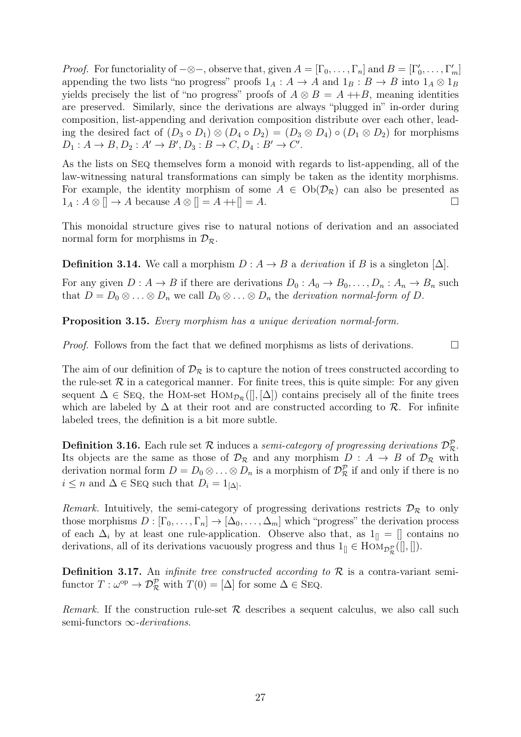*Proof.* For functoriality of $-\otimes-$, observe that, given $A = [\Gamma_0, \ldots, \Gamma_n]$ and $B = [\Gamma'_0, \ldots, \Gamma'_m]$ appending the two lists "no progress" proofs $1_A : A \to A$ and $1_B : B \to B$ into $1_A \otimes 1_B$ yields precisely the list of "no progress" proofs of $A \otimes B = A +\!\!+ B$, meaning identities are preserved. Similarly, since the derivations are always "plugged in" in-order during composition, list-appending and derivation composition distribute over each other, leading the desired fact of $(D_3 \circ D_1) \otimes (D_4 \circ D_2) = (D_3 \otimes D_4) \circ (D_1 \otimes D_2)$ for morphisms $D_1 : A \to B, D_2 : A' \to B', D_3 : B \to C, D_4 : B' \to C'$.

As the lists on Seq themselves form a monoid with regards to list-appending, all of the law-witnessing natural transformations can simply be taken as the identity morphisms. For example, the identity morphism of some $A \in \mathrm{Ob}(\mathcal{D}_\mathcal{R})$ can also be presented as $1_A : A \otimes [] \to A$ because $A \otimes [] = A +\!\!+ [] = A$. □

This monoidal structure gives rise to natural notions of derivation and an associated normal form for morphisms in $\mathcal{D}_\mathcal{R}$.

**Definition 3.14.** We call a morphism $D : A \to B$ a *derivation* if $B$ is a singleton $[\Delta]$.

For any given $D : A \to B$ if there are derivations $D_0 : A_0 \to B_0, \ldots, D_n : A_n \to B_n$ such that $D = D_0 \otimes \ldots \otimes D_n$ we call $D_0 \otimes \ldots \otimes D_n$ the *derivation normal-form of D*.

**Proposition 3.15.** *Every morphism has a unique derivation normal-form.*

*Proof.* Follows from the fact that we defined morphisms as lists of derivations. □

The aim of our definition of $\mathcal{D}_\mathcal{R}$ is to capture the notion of trees constructed according to the rule-set $\mathcal{R}$ in a categorical manner. For finite trees, this is quite simple: For any given sequent $\Delta \in$ Seq, the Hom-set $\mathrm{Hom}_{\mathcal{D}_\mathcal{R}}([], [\Delta])$ contains precisely all of the finite trees which are labeled by $\Delta$ at their root and are constructed according to $\mathcal{R}$. For infinite labeled trees, the definition is a bit more subtle.

**Definition 3.16.** Each rule set $\mathcal{R}$ induces a *semi-category of progressing derivations* $\mathcal{D}^\mathcal{P}_\mathcal{R}$. Its objects are the same as those of $\mathcal{D}_\mathcal{R}$ and any morphism $D : A \to B$ of $\mathcal{D}_\mathcal{R}$ with derivation normal form $D = D_0 \otimes \ldots \otimes D_n$ is a morphism of $\mathcal{D}^\mathcal{P}_\mathcal{R}$ if and only if there is no $i \leq n$ and $\Delta \in$ Seq such that $D_i = 1_{[\Delta]}$.

*Remark.* Intuitively, the semi-category of progressing derivations restricts $\mathcal{D}_\mathcal{R}$ to only those morphisms $D : [\Gamma_0, \ldots, \Gamma_n] \to [\Delta_0, \ldots, \Delta_m]$ which "progress" the derivation process of each $\Delta_i$ by at least one rule-application. Observe also that, as $1_{[]} = []$ contains no derivations, all of its derivations vacuously progress and thus $1_{[]} \in \mathrm{Hom}_{\mathcal{D}^\mathcal{P}_\mathcal{R}}([], [])$.

**Definition 3.17.** An *infinite tree constructed according to* $\mathcal{R}$ is a contra-variant semi-functor $T : \omega^{\mathrm{op}} \to \mathcal{D}^\mathcal{P}_\mathcal{R}$ with $T(0) = [\Delta]$ for some $\Delta \in$ Seq.

*Remark.* If the construction rule-set $\mathcal{R}$ describes a sequent calculus, we also call such semi-functors $\infty$*-derivations*.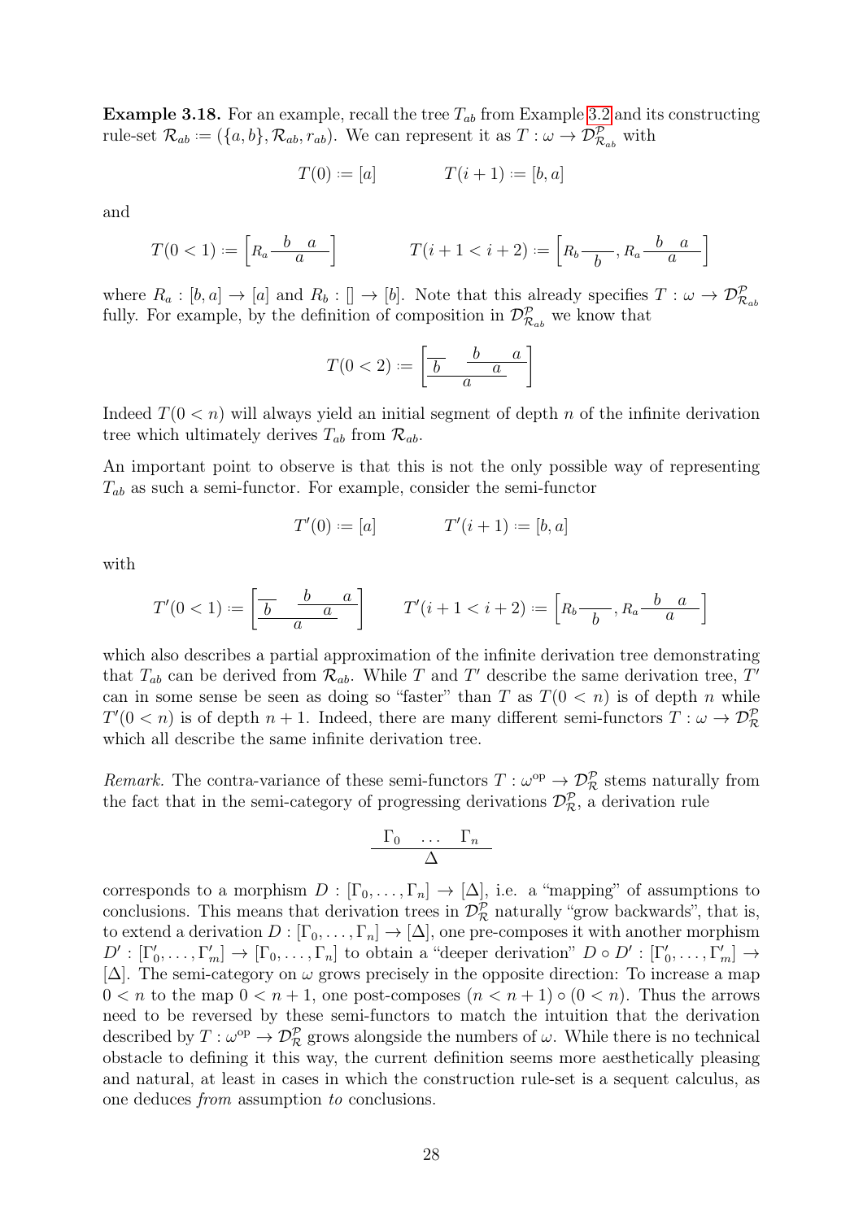**Example 3.18.** For an example, recall the tree $T_{ab}$ from Example 3.2 and its constructing rule-set $\mathcal{R}_{ab} := (\{a, b\}, \mathcal{R}_{ab}, r_{ab})$. We can represent it as $T : \omega \to \mathcal{D}^{\mathcal{P}}_{\mathcal{R}_{ab}}$ with

$$T(0) := [a] \qquad\qquad T(i+1) := [b, a]$$

and

$$T(0 < 1) := \left[ R_a \frac{b \quad a}{a} \right] \qquad\qquad T(i+1 < i+2) := \left[ R_b \frac{}{b}, R_a \frac{b \quad a}{a} \right]$$

where $R_a : [b, a] \to [a]$ and $R_b : [] \to [b]$. Note that this already specifies $T : \omega \to \mathcal{D}^{\mathcal{P}}_{\mathcal{R}_{ab}}$ fully. For example, by the definition of composition in $\mathcal{D}^{\mathcal{P}}_{\mathcal{R}_{ab}}$ we know that

$$T(0 < 2) := \left[ \frac{\frac{}{b} \qquad \frac{b \quad a}{a}}{a} \right]$$

Indeed $T(0 < n)$ will always yield an initial segment of depth $n$ of the infinite derivation tree which ultimately derives $T_{ab}$ from $\mathcal{R}_{ab}$.

An important point to observe is that this is not the only possible way of representing $T_{ab}$ as such a semi-functor. For example, consider the semi-functor

$$T'(0) := [a] \qquad\qquad T'(i+1) := [b, a]$$

with

$$T'(0 < 1) := \left[ \frac{\frac{}{b} \qquad \frac{b \quad a}{a}}{a} \right] \qquad T'(i+1 < i+2) := \left[ R_b \frac{}{b}, R_a \frac{b \quad a}{a} \right]$$

which also describes a partial approximation of the infinite derivation tree demonstrating that $T_{ab}$ can be derived from $\mathcal{R}_{ab}$. While $T$ and $T'$ describe the same derivation tree, $T'$ can in some sense be seen as doing so "faster" than $T$ as $T(0 < n)$ is of depth $n$ while $T'(0 < n)$ is of depth $n + 1$. Indeed, there are many different semi-functors $T : \omega \to \mathcal{D}^{\mathcal{P}}_{\mathcal{R}}$ which all describe the same infinite derivation tree.

*Remark.* The contra-variance of these semi-functors $T : \omega^{\mathrm{op}} \to \mathcal{D}^{\mathcal{P}}_{\mathcal{R}}$ stems naturally from the fact that in the semi-category of progressing derivations $\mathcal{D}^{\mathcal{P}}_{\mathcal{R}}$, a derivation rule

$$\frac{\Gamma_0 \quad \dots \quad \Gamma_n}{\Delta}$$

corresponds to a morphism $D : [\Gamma_0, \dots, \Gamma_n] \to [\Delta]$, i.e. a "mapping" of assumptions to conclusions. This means that derivation trees in $\mathcal{D}^{\mathcal{P}}_{\mathcal{R}}$ naturally "grow backwards", that is, to extend a derivation $D : [\Gamma_0, \dots, \Gamma_n] \to [\Delta]$, one pre-composes it with another morphism $D' : [\Gamma'_0, \dots, \Gamma'_m] \to [\Gamma_0, \dots, \Gamma_n]$ to obtain a "deeper derivation" $D \circ D' : [\Gamma'_0, \dots, \Gamma'_m] \to [\Delta]$. The semi-category on $\omega$ grows precisely in the opposite direction: To increase a map $0 < n$ to the map $0 < n+1$, one post-composes $(n < n+1) \circ (0 < n)$. Thus the arrows need to be reversed by these semi-functors to match the intuition that the derivation described by $T : \omega^{\mathrm{op}} \to \mathcal{D}^{\mathcal{P}}_{\mathcal{R}}$ grows alongside the numbers of $\omega$. While there is no technical obstacle to defining it this way, the current definition seems more aesthetically pleasing and natural, at least in cases in which the construction rule-set is a sequent calculus, as one deduces *from* assumption *to* conclusions.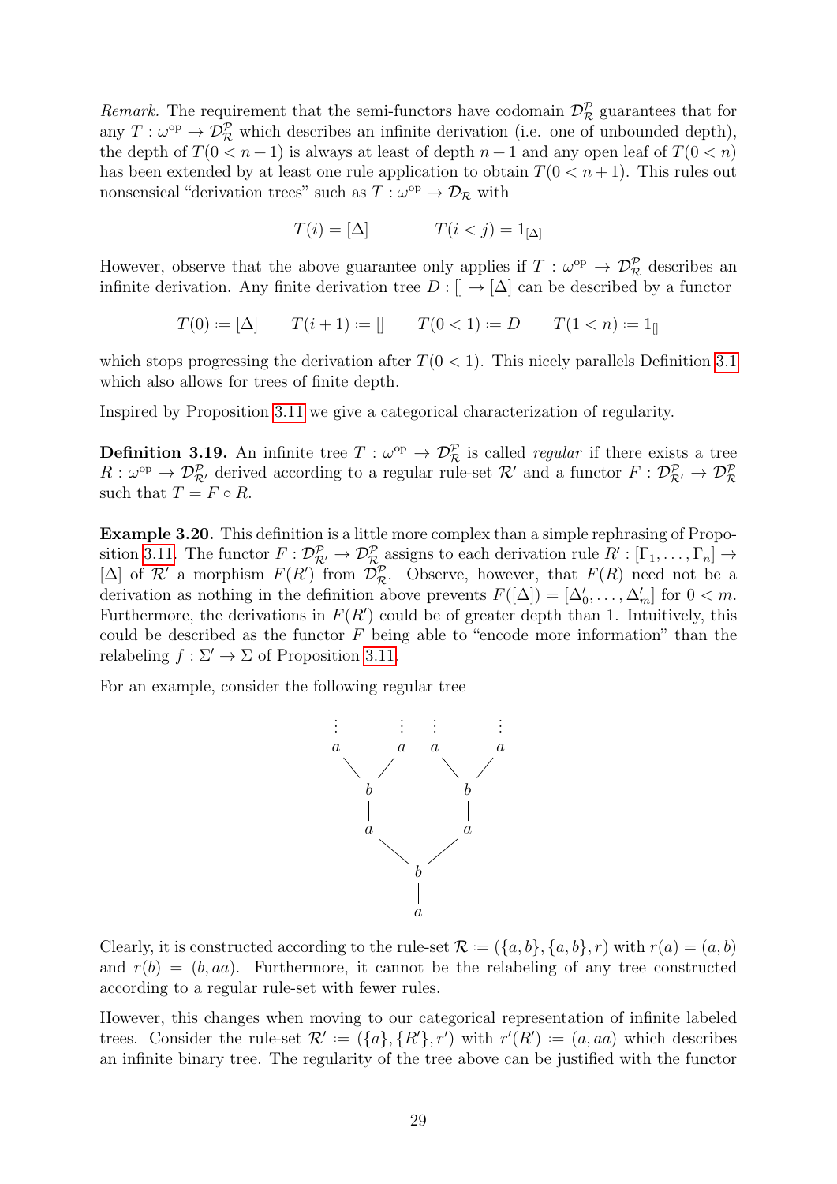*Remark.* The requirement that the semi-functors have codomain $\mathcal{D}^{\mathcal{P}}_{\mathcal{R}}$ guarantees that for any $T : \omega^{\mathrm{op}} \to \mathcal{D}^{\mathcal{P}}_{\mathcal{R}}$ which describes an infinite derivation (i.e. one of unbounded depth), the depth of $T(0 < n+1)$ is always at least of depth $n+1$ and any open leaf of $T(0 < n)$ has been extended by at least one rule application to obtain $T(0 < n+1)$. This rules out nonsensical "derivation trees" such as $T : \omega^{\mathrm{op}} \to \mathcal{D}_{\mathcal{R}}$ with

$$T(i) = [\Delta] \qquad\qquad T(i < j) = 1_{[\Delta]}$$

However, observe that the above guarantee only applies if $T : \omega^{\mathrm{op}} \to \mathcal{D}^{\mathcal{P}}_{\mathcal{R}}$ describes an infinite derivation. Any finite derivation tree $D : [] \to [\Delta]$ can be described by a functor

$$T(0) := [\Delta] \qquad T(i+1) := [] \qquad T(0 < 1) := D \qquad T(1 < n) := 1_{[]}$$

which stops progressing the derivation after $T(0 < 1)$. This nicely parallels Definition 3.1 which also allows for trees of finite depth.

Inspired by Proposition 3.11 we give a categorical characterization of regularity.

**Definition 3.19.** An infinite tree $T : \omega^{\mathrm{op}} \to \mathcal{D}^{\mathcal{P}}_{\mathcal{R}}$ is called *regular* if there exists a tree $R : \omega^{\mathrm{op}} \to \mathcal{D}^{\mathcal{P}}_{\mathcal{R}'}$ derived according to a regular rule-set $\mathcal{R}'$ and a functor $F : \mathcal{D}^{\mathcal{P}}_{\mathcal{R}'} \to \mathcal{D}^{\mathcal{P}}_{\mathcal{R}}$ such that $T = F \circ R$.

**Example 3.20.** This definition is a little more complex than a simple rephrasing of Proposition 3.11. The functor $F : \mathcal{D}^{\mathcal{P}}_{\mathcal{R}'} \to \mathcal{D}^{\mathcal{P}}_{\mathcal{R}}$ assigns to each derivation rule $R' : [\Gamma_1, \dots, \Gamma_n] \to [\Delta]$ of $\mathcal{R}'$ a morphism $F(R')$ from $\mathcal{D}^{\mathcal{P}}_{\mathcal{R}}$. Observe, however, that $F(R)$ need not be a derivation as nothing in the definition above prevents $F([\Delta]) = [\Delta'_0, \dots, \Delta'_m]$ for $0 < m$. Furthermore, the derivations in $F(R')$ could be of greater depth than 1. Intuitively, this could be described as the functor $F$ being able to "encode more information" than the relabeling $f : \Sigma' \to \Sigma$ of Proposition 3.11.

For an example, consider the following regular tree

```
 ⋮       ⋮   ⋮       ⋮
 a       a   a       a
  \     /     \     /
     b           b
     |           |
     a           a
       \       /
           b
           |
           a
```

Clearly, it is constructed according to the rule-set $\mathcal{R} := (\{a, b\}, \{a, b\}, r)$ with $r(a) = (a, b)$ and $r(b) = (b, aa)$. Furthermore, it cannot be the relabeling of any tree constructed according to a regular rule-set with fewer rules.

However, this changes when moving to our categorical representation of infinite labeled trees. Consider the rule-set $\mathcal{R}' := (\{a\}, \{R'\}, r')$ with $r'(R') := (a, aa)$ which describes an infinite binary tree. The regularity of the tree above can be justified with the functor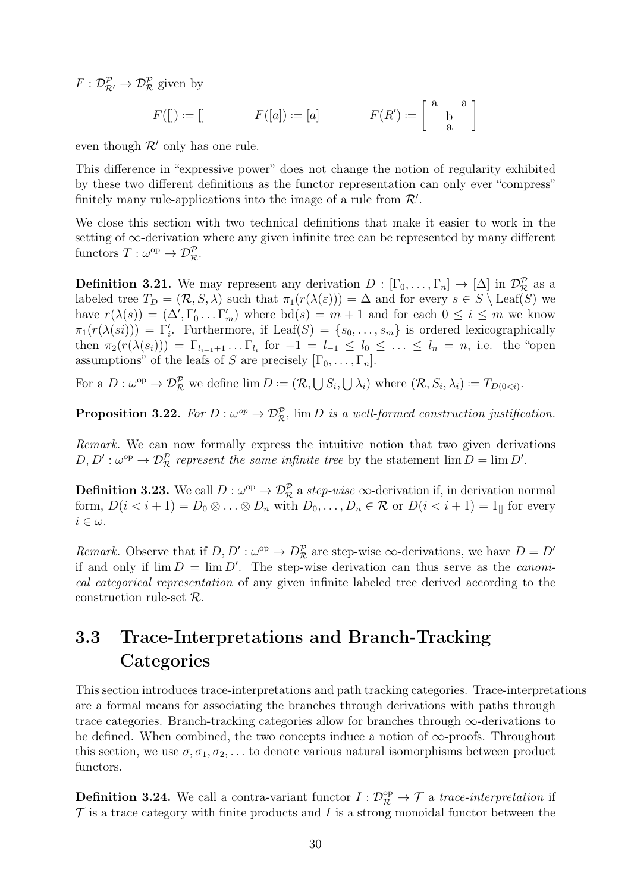$F : \mathcal{D}^{\mathcal{P}}_{\mathcal{R}'} \to \mathcal{D}^{\mathcal{P}}_{\mathcal{R}}$ given by

$$F([]) := [] \qquad\qquad F([a]) := [a] \qquad\qquad F(R') := \left[\begin{array}{cc} \text{a} & \text{a} \\ \hline \multicolumn{2}{c}{\dfrac{\text{b}}{\text{a}}} \end{array}\right]$$

even though $\mathcal{R}'$ only has one rule.

This difference in "expressive power" does not change the notion of regularity exhibited by these two different definitions as the functor representation can only ever "compress" finitely many rule-applications into the image of a rule from $\mathcal{R}'$.

We close this section with two technical definitions that make it easier to work in the setting of $\infty$-derivation where any given infinite tree can be represented by many different functors $T : \omega^{\text{op}} \to \mathcal{D}^{\mathcal{P}}_{\mathcal{R}}$.

**Definition 3.21.** We may represent any derivation $D : [\Gamma_0, \ldots, \Gamma_n] \to [\Delta]$ in $\mathcal{D}^{\mathcal{P}}_{\mathcal{R}}$ as a labeled tree $T_D = (\mathcal{R}, S, \lambda)$ such that $\pi_1(r(\lambda(\varepsilon))) = \Delta$ and for every $s \in S \setminus \text{Leaf}(S)$ we have $r(\lambda(s)) = (\Delta', \Gamma'_0 \ldots \Gamma'_m)$ where $\text{bd}(s) = m + 1$ and for each $0 \leq i \leq m$ we know $\pi_1(r(\lambda(si))) = \Gamma'_i$. Furthermore, if $\text{Leaf}(S) = \{s_0, \ldots, s_m\}$ is ordered lexicographically then $\pi_2(r(\lambda(s_i))) = \Gamma_{l_{i-1}+1} \ldots \Gamma_{l_i}$ for $-1 = l_{-1} \leq l_0 \leq \ldots \leq l_n = n$, i.e. the "open assumptions" of the leafs of $S$ are precisely $[\Gamma_0, \ldots, \Gamma_n]$.

For a $D : \omega^{op} \to \mathcal{D}^{\mathcal{P}}_{\mathcal{R}}$ we define $\lim D := (\mathcal{R}, \bigcup S_i, \bigcup \lambda_i)$ where $(\mathcal{R}, S_i, \lambda_i) := T_{D(0<i)}$.

**Proposition 3.22.** *For $D : \omega^{op} \to \mathcal{D}^{\mathcal{P}}_{\mathcal{R}}$, $\lim D$ is a well-formed construction justification.*

*Remark.* We can now formally express the intuitive notion that two given derivations $D, D' : \omega^{\text{op}} \to \mathcal{D}^{\mathcal{P}}_{\mathcal{R}}$ *represent the same infinite tree* by the statement $\lim D = \lim D'$.

**Definition 3.23.** We call $D : \omega^{\text{op}} \to \mathcal{D}^{\mathcal{P}}_{\mathcal{R}}$ a *step-wise* $\infty$-derivation if, in derivation normal form, $D(i < i + 1) = D_0 \otimes \ldots \otimes D_n$ with $D_0, \ldots, D_n \in \mathcal{R}$ or $D(i < i + 1) = 1_{[]}$ for every $i \in \omega$.

*Remark.* Observe that if $D, D' : \omega^{\text{op}} \to D^{\mathcal{P}}_{\mathcal{R}}$ are step-wise $\infty$-derivations, we have $D = D'$ if and only if $\lim D = \lim D'$. The step-wise derivation can thus serve as the *canonical categorical representation* of any given infinite labeled tree derived according to the construction rule-set $\mathcal{R}$.

## 3.3 Trace-Interpretations and Branch-Tracking Categories

This section introduces trace-interpretations and path tracking categories. Trace-interpretations are a formal means for associating the branches through derivations with paths through trace categories. Branch-tracking categories allow for branches through $\infty$-derivations to be defined. When combined, the two concepts induce a notion of $\infty$-proofs. Throughout this section, we use $\sigma, \sigma_1, \sigma_2, \ldots$ to denote various natural isomorphisms between product functors.

**Definition 3.24.** We call a contra-variant functor $I : \mathcal{D}^{\mathcal{P}\,\text{op}}_{\mathcal{R}} \to \mathcal{T}$ a *trace-interpretation* if $\mathcal{T}$ is a trace category with finite products and $I$ is a strong monoidal functor between the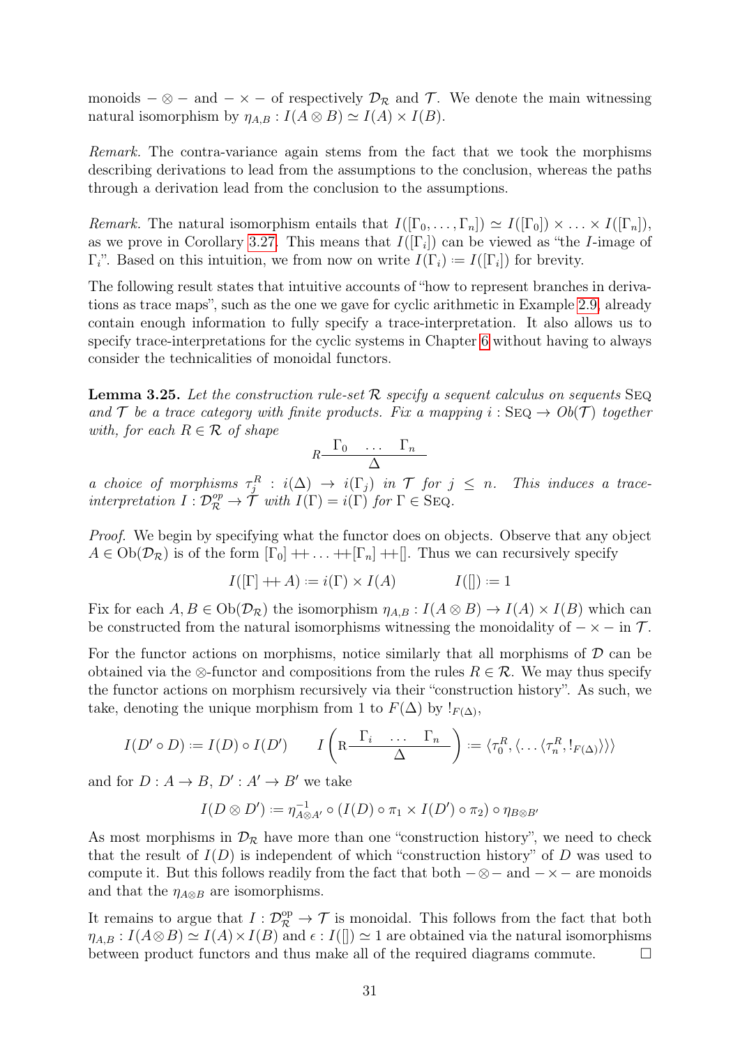monoids $- \otimes -$ and $- \times -$ of respectively $\mathcal{D}_\mathcal{R}$ and $\mathcal{T}$. We denote the main witnessing natural isomorphism by $\eta_{A,B} : I(A \otimes B) \simeq I(A) \times I(B)$.

*Remark.* The contra-variance again stems from the fact that we took the morphisms describing derivations to lead from the assumptions to the conclusion, whereas the paths through a derivation lead from the conclusion to the assumptions.

*Remark.* The natural isomorphism entails that $I([\Gamma_0, \dots, \Gamma_n]) \simeq I([\Gamma_0]) \times \dots \times I([\Gamma_n])$, as we prove in Corollary 3.27. This means that $I([\Gamma_i])$ can be viewed as "the $I$-image of $\Gamma_i$". Based on this intuition, we from now on write $I(\Gamma_i) := I([\Gamma_i])$ for brevity.

The following result states that intuitive accounts of "how to represent branches in derivations as trace maps", such as the one we gave for cyclic arithmetic in Example 2.9, already contain enough information to fully specify a trace-interpretation. It also allows us to specify trace-interpretations for the cyclic systems in Chapter 6 without having to always consider the technicalities of monoidal functors.

**Lemma 3.25.** *Let the construction rule-set $\mathcal{R}$ specify a sequent calculus on sequents* SEQ *and $\mathcal{T}$ be a trace category with finite products. Fix a mapping $i : \text{SEQ} \to Ob(\mathcal{T})$ together with, for each $R \in \mathcal{R}$ of shape*

$$R\frac{\Gamma_0 \quad \dots \quad \Gamma_n}{\Delta}$$

*a choice of morphisms $\tau_j^R : i(\Delta) \to i(\Gamma_j)$ in $\mathcal{T}$ for $j \leq n$. This induces a trace-interpretation $I : \mathcal{D}_\mathcal{R}^{op} \to \mathcal{T}$ with $I(\Gamma) = i(\Gamma)$ for $\Gamma \in \text{SEQ}$.*

*Proof.* We begin by specifying what the functor does on objects. Observe that any object $A \in \text{Ob}(\mathcal{D}_\mathcal{R})$ is of the form $[\Gamma_0] +\!\!+ \dots +\!\!+ [\Gamma_n] +\!\!+ []$. Thus we can recursively specify

$$I([\Gamma] +\!\!+ A) := i(\Gamma) \times I(A) \qquad\qquad I([]) := 1$$

Fix for each $A, B \in \text{Ob}(\mathcal{D}_\mathcal{R})$ the isomorphism $\eta_{A,B} : I(A \otimes B) \to I(A) \times I(B)$ which can be constructed from the natural isomorphisms witnessing the monoidality of $- \times -$ in $\mathcal{T}$.

For the functor actions on morphisms, notice similarly that all morphisms of $\mathcal{D}$ can be obtained via the $\otimes$-functor and compositions from the rules $R \in \mathcal{R}$. We may thus specify the functor actions on morphism recursively via their "construction history". As such, we take, denoting the unique morphism from 1 to $F(\Delta)$ by $!_{F(\Delta)}$,

$$I(D' \circ D) := I(D) \circ I(D') \qquad I\left(\text{R}\frac{\Gamma_i \quad \dots \quad \Gamma_n}{\Delta}\right) := \langle \tau_0^R, \langle \dots \langle \tau_n^R, !_{F(\Delta)} \rangle \rangle \rangle$$

and for $D : A \to B$, $D' : A' \to B'$ we take

$$I(D \otimes D') := \eta_{A \otimes A'}^{-1} \circ (I(D) \circ \pi_1 \times I(D') \circ \pi_2) \circ \eta_{B \otimes B'}$$

As most morphisms in $\mathcal{D}_\mathcal{R}$ have more than one "construction history", we need to check that the result of $I(D)$ is independent of which "construction history" of $D$ was used to compute it. But this follows readily from the fact that both $- \otimes -$ and $- \times -$ are monoids and that the $\eta_{A \otimes B}$ are isomorphisms.

It remains to argue that $I : \mathcal{D}_\mathcal{R}^{\text{op}} \to \mathcal{T}$ is monoidal. This follows from the fact that both $\eta_{A,B} : I(A \otimes B) \simeq I(A) \times I(B)$ and $\epsilon : I([]) \simeq 1$ are obtained via the natural isomorphisms between product functors and thus make all of the required diagrams commute. □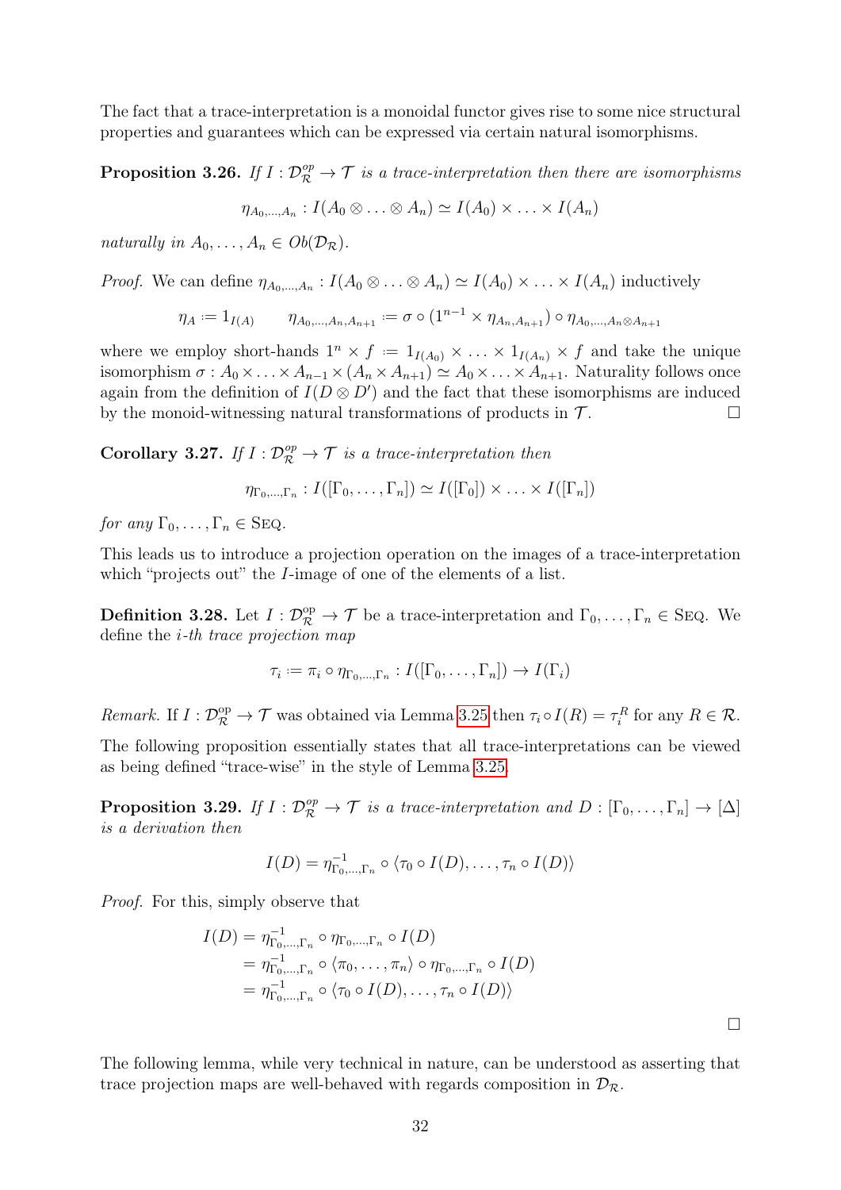The fact that a trace-interpretation is a monoidal functor gives rise to some nice structural properties and guarantees which can be expressed via certain natural isomorphisms.

**Proposition 3.26.** *If $I : \mathcal{D}_{\mathcal{R}}^{op} \to \mathcal{T}$ is a trace-interpretation then there are isomorphisms*

$$\eta_{A_0,\ldots,A_n} : I(A_0 \otimes \ldots \otimes A_n) \simeq I(A_0) \times \ldots \times I(A_n)$$

*naturally in $A_0, \ldots, A_n \in Ob(\mathcal{D}_{\mathcal{R}})$.*

*Proof.* We can define $\eta_{A_0,\ldots,A_n} : I(A_0 \otimes \ldots \otimes A_n) \simeq I(A_0) \times \ldots \times I(A_n)$ inductively

$$\eta_A := 1_{I(A)} \qquad \eta_{A_0,\ldots,A_n,A_{n+1}} := \sigma \circ (1^{n-1} \times \eta_{A_n,A_{n+1}}) \circ \eta_{A_0,\ldots,A_n \otimes A_{n+1}}$$

where we employ short-hands $1^n \times f := 1_{I(A_0)} \times \ldots \times 1_{I(A_n)} \times f$ and take the unique isomorphism $\sigma : A_0 \times \ldots \times A_{n-1} \times (A_n \times A_{n+1}) \simeq A_0 \times \ldots \times A_{n+1}$. Naturality follows once again from the definition of $I(D \otimes D')$ and the fact that these isomorphisms are induced by the monoid-witnessing natural transformations of products in $\mathcal{T}$. □

**Corollary 3.27.** *If $I : \mathcal{D}_{\mathcal{R}}^{op} \to \mathcal{T}$ is a trace-interpretation then*

$$\eta_{\Gamma_0,\ldots,\Gamma_n} : I([\Gamma_0, \ldots, \Gamma_n]) \simeq I([\Gamma_0]) \times \ldots \times I([\Gamma_n])$$

*for any $\Gamma_0, \ldots, \Gamma_n \in$ SEQ.*

This leads us to introduce a projection operation on the images of a trace-interpretation which "projects out" the $I$-image of one of the elements of a list.

**Definition 3.28.** Let $I : \mathcal{D}_{\mathcal{R}}^{\text{op}} \to \mathcal{T}$ be a trace-interpretation and $\Gamma_0, \ldots, \Gamma_n \in$ SEQ. We define the *i-th trace projection map*

$$\tau_i := \pi_i \circ \eta_{\Gamma_0,\ldots,\Gamma_n} : I([\Gamma_0, \ldots, \Gamma_n]) \to I(\Gamma_i)$$

*Remark.* If $I : \mathcal{D}_{\mathcal{R}}^{\text{op}} \to \mathcal{T}$ was obtained via Lemma 3.25 then $\tau_i \circ I(R) = \tau_i^R$ for any $R \in \mathcal{R}$.

The following proposition essentially states that all trace-interpretations can be viewed as being defined "trace-wise" in the style of Lemma 3.25.

**Proposition 3.29.** *If $I : \mathcal{D}_{\mathcal{R}}^{op} \to \mathcal{T}$ is a trace-interpretation and $D : [\Gamma_0, \ldots, \Gamma_n] \to [\Delta]$ is a derivation then*

$$I(D) = \eta^{-1}_{\Gamma_0,\ldots,\Gamma_n} \circ \langle \tau_0 \circ I(D), \ldots, \tau_n \circ I(D) \rangle$$

*Proof.* For this, simply observe that

$$\begin{aligned}
I(D) &= \eta^{-1}_{\Gamma_0,\ldots,\Gamma_n} \circ \eta_{\Gamma_0,\ldots,\Gamma_n} \circ I(D) \\
&= \eta^{-1}_{\Gamma_0,\ldots,\Gamma_n} \circ \langle \pi_0, \ldots, \pi_n \rangle \circ \eta_{\Gamma_0,\ldots,\Gamma_n} \circ I(D) \\
&= \eta^{-1}_{\Gamma_0,\ldots,\Gamma_n} \circ \langle \tau_0 \circ I(D), \ldots, \tau_n \circ I(D) \rangle
\end{aligned}$$

□

The following lemma, while very technical in nature, can be understood as asserting that trace projection maps are well-behaved with regards composition in $\mathcal{D}_{\mathcal{R}}$.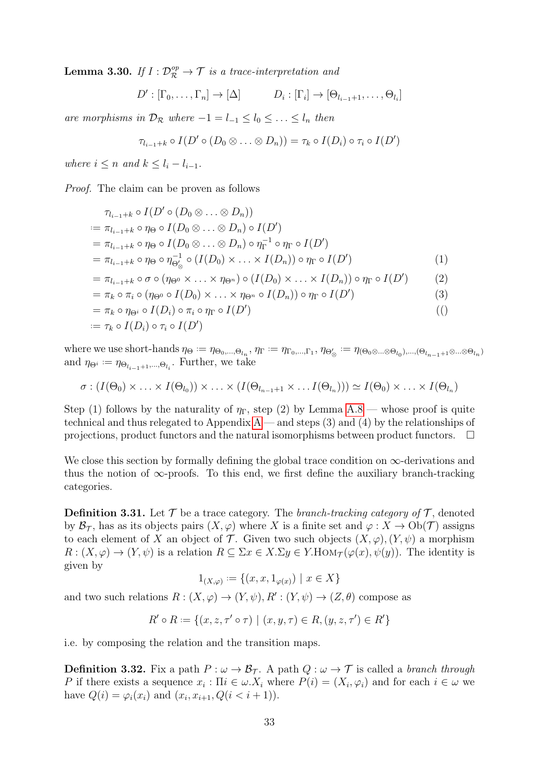**Lemma 3.30.** *If $I : \mathcal{D}_{\mathcal{R}}^{op} \to \mathcal{T}$ is a trace-interpretation and*

$$D' : [\Gamma_0, \ldots, \Gamma_n] \to [\Delta] \qquad D_i : [\Gamma_i] \to [\Theta_{l_{i-1}+1}, \ldots, \Theta_{l_i}]$$

*are morphisms in $\mathcal{D}_{\mathcal{R}}$ where $-1 = l_{-1} \leq l_0 \leq \ldots \leq l_n$ then*

$$\tau_{l_{i-1}+k} \circ I(D' \circ (D_0 \otimes \ldots \otimes D_n)) = \tau_k \circ I(D_i) \circ \tau_i \circ I(D')$$

*where $i \leq n$ and $k \leq l_i - l_{i-1}$.*

*Proof.* The claim can be proven as follows

$$\begin{aligned}
&\tau_{l_{i-1}+k} \circ I(D' \circ (D_0 \otimes \ldots \otimes D_n)) \\
&:= \pi_{l_{i-1}+k} \circ \eta_\Theta \circ I(D_0 \otimes \ldots \otimes D_n) \circ I(D') \\
&= \pi_{l_{i-1}+k} \circ \eta_\Theta \circ I(D_0 \otimes \ldots \otimes D_n) \circ \eta_\Gamma^{-1} \circ \eta_\Gamma \circ I(D') \\
&= \pi_{l_{i-1}+k} \circ \eta_\Theta \circ \eta_{\Theta'_\otimes}^{-1} \circ (I(D_0) \times \ldots \times I(D_n)) \circ \eta_\Gamma \circ I(D') && (1) \\
&= \pi_{l_{i-1}+k} \circ \sigma \circ (\eta_{\Theta^0} \times \ldots \times \eta_{\Theta^n}) \circ (I(D_0) \times \ldots \times I(D_n)) \circ \eta_\Gamma \circ I(D') && (2) \\
&= \pi_k \circ \pi_i \circ (\eta_{\Theta^0} \circ I(D_0) \times \ldots \times \eta_{\Theta^n} \circ I(D_n)) \circ \eta_\Gamma \circ I(D') && (3) \\
&= \pi_k \circ \eta_{\Theta^i} \circ I(D_i) \circ \pi_i \circ \eta_\Gamma \circ I(D') && (() \\
&:= \tau_k \circ I(D_i) \circ \tau_i \circ I(D')
\end{aligned}$$

where we use short-hands $\eta_\Theta := \eta_{\Theta_0,\ldots,\Theta_{l_n}}$, $\eta_\Gamma := \eta_{\Gamma_0,\ldots,\Gamma_1}$, $\eta_{\Theta'_\otimes} := \eta_{(\Theta_0 \otimes \ldots \otimes \Theta_{l_0}),\ldots,(\Theta_{l_{n-1}+1} \otimes \ldots \otimes \Theta_{l_n})}$ and $\eta_{\Theta^i} := \eta_{\Theta_{l_{i-1}+1},\ldots,\Theta_{l_i}}$. Further, we take

$$\sigma : (I(\Theta_0) \times \ldots \times I(\Theta_{l_0})) \times \ldots \times (I(\Theta_{l_{n-1}+1} \times \ldots I(\Theta_{l_n}))) \simeq I(\Theta_0) \times \ldots \times I(\Theta_{l_n})$$

Step (1) follows by the naturality of $\eta_\Gamma$, step (2) by Lemma A.8 — whose proof is quite technical and thus relegated to Appendix A — and steps (3) and (4) by the relationships of projections, product functors and the natural isomorphisms between product functors. $\square$

We close this section by formally defining the global trace condition on $\infty$-derivations and thus the notion of $\infty$-proofs. To this end, we first define the auxiliary branch-tracking categories.

**Definition 3.31.** Let $\mathcal{T}$ be a trace category. The *branch-tracking category of $\mathcal{T}$*, denoted by $\mathcal{B}_{\mathcal{T}}$, has as its objects pairs $(X, \varphi)$ where $X$ is a finite set and $\varphi : X \to \mathrm{Ob}(\mathcal{T})$ assigns to each element of $X$ an object of $\mathcal{T}$. Given two such objects $(X, \varphi), (Y, \psi)$ a morphism $R : (X, \varphi) \to (Y, \psi)$ is a relation $R \subseteq \Sigma x \in X. \Sigma y \in Y. \mathrm{HOM}_{\mathcal{T}}(\varphi(x), \psi(y))$. The identity is given by

$$1_{(X,\varphi)} := \{(x, x, 1_{\varphi(x)}) \mid x \in X\}$$

and two such relations $R : (X, \varphi) \to (Y, \psi), R' : (Y, \psi) \to (Z, \theta)$ compose as

$$R' \circ R := \{(x, z, \tau' \circ \tau) \mid (x, y, \tau) \in R, (y, z, \tau') \in R'\}$$

i.e. by composing the relation and the transition maps.

**Definition 3.32.** Fix a path $P : \omega \to \mathcal{B}_{\mathcal{T}}$. A path $Q : \omega \to \mathcal{T}$ is called a *branch through* $P$ if there exists a sequence $x_i : \Pi i \in \omega. X_i$ where $P(i) = (X_i, \varphi_i)$ and for each $i \in \omega$ we have $Q(i) = \varphi_i(x_i)$ and $(x_i, x_{i+1}, Q(i < i+1))$.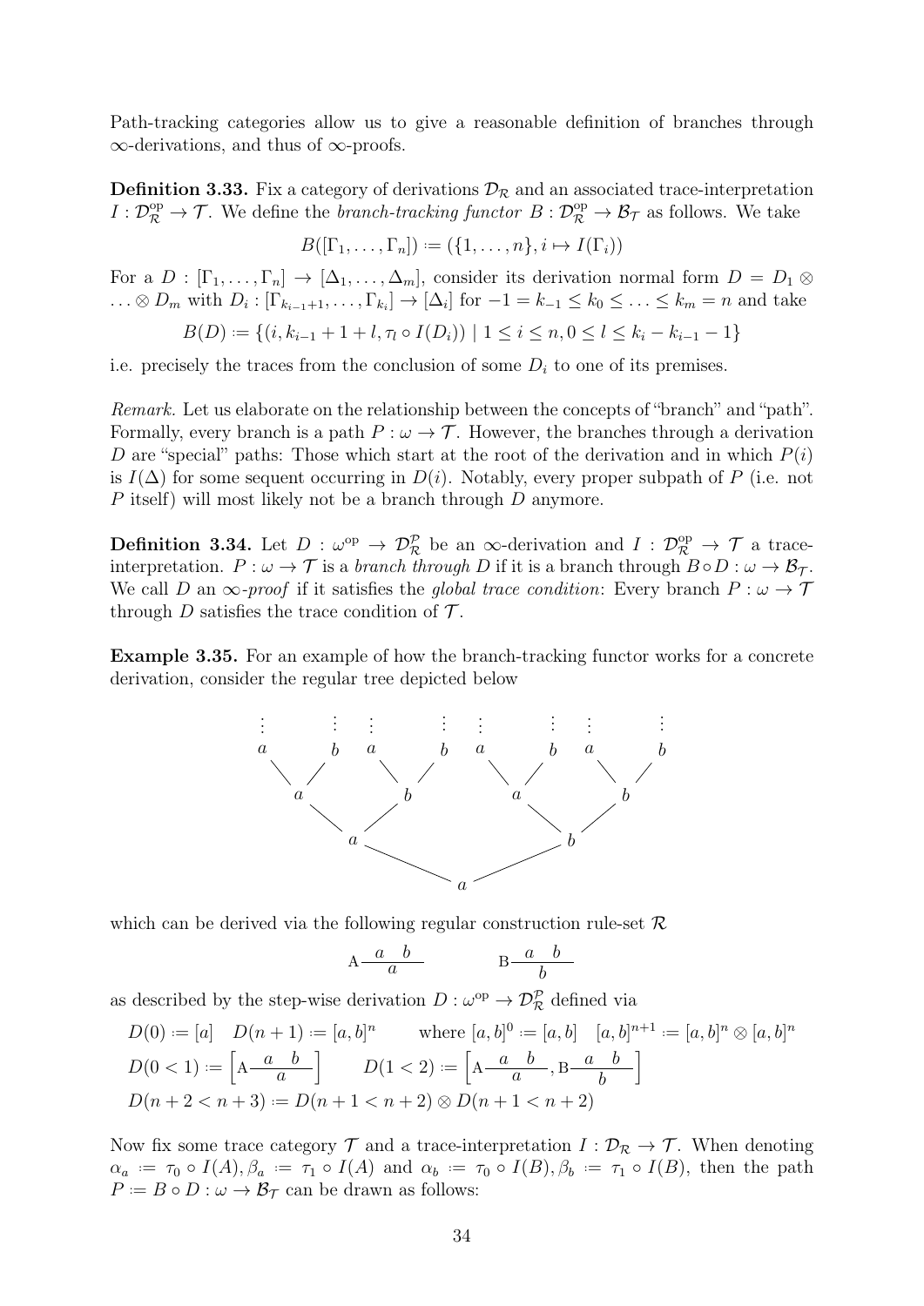Path-tracking categories allow us to give a reasonable definition of branches through $\infty$-derivations, and thus of $\infty$-proofs.

**Definition 3.33.** Fix a category of derivations $\mathcal{D}_\mathcal{R}$ and an associated trace-interpretation $I : \mathcal{D}_\mathcal{R}^{\mathrm{op}} \to \mathcal{T}$. We define the *branch-tracking functor* $B : \mathcal{D}_\mathcal{R}^{\mathrm{op}} \to \mathcal{B}_\mathcal{T}$ as follows. We take

$$B([\Gamma_1, \ldots, \Gamma_n]) := (\{1, \ldots, n\}, i \mapsto I(\Gamma_i))$$

For a $D : [\Gamma_1, \ldots, \Gamma_n] \to [\Delta_1, \ldots, \Delta_m]$, consider its derivation normal form $D = D_1 \otimes \ldots \otimes D_m$ with $D_i : [\Gamma_{k_{i-1}+1}, \ldots, \Gamma_{k_i}] \to [\Delta_i]$ for $-1 = k_{-1} \leq k_0 \leq \ldots \leq k_m = n$ and take

$$B(D) := \{(i, k_{i-1} + 1 + l, \tau_l \circ I(D_i)) \mid 1 \leq i \leq n, 0 \leq l \leq k_i - k_{i-1} - 1\}$$

i.e. precisely the traces from the conclusion of some $D_i$ to one of its premises.

*Remark.* Let us elaborate on the relationship between the concepts of "branch" and "path". Formally, every branch is a path $P : \omega \to \mathcal{T}$. However, the branches through a derivation $D$ are "special" paths: Those which start at the root of the derivation and in which $P(i)$ is $I(\Delta)$ for some sequent occurring in $D(i)$. Notably, every proper subpath of $P$ (i.e. not $P$ itself) will most likely not be a branch through $D$ anymore.

**Definition 3.34.** Let $D : \omega^{\mathrm{op}} \to \mathcal{D}_\mathcal{R}^\mathcal{P}$ be an $\infty$-derivation and $I : \mathcal{D}_\mathcal{R}^{\mathrm{op}} \to \mathcal{T}$ a trace-interpretation. $P : \omega \to \mathcal{T}$ is a *branch through* $D$ if it is a branch through $B \circ D : \omega \to \mathcal{B}_\mathcal{T}$. We call $D$ an $\infty$-*proof* if it satisfies the *global trace condition*: Every branch $P : \omega \to \mathcal{T}$ through $D$ satisfies the trace condition of $\mathcal{T}$.

**Example 3.35.** For an example of how the branch-tracking functor works for a concrete derivation, consider the regular tree depicted below

```
 ⋮    ⋮  ⋮    ⋮  ⋮    ⋮  ⋮    ⋮
 a    b  a    b  a    b  a    b
  \  /    \  /    \  /    \  /
   a        b       a       b
     \    /           \    /
       a                b
          \          /
               a
```

which can be derived via the following regular construction rule-set $\mathcal{R}$

$$\mathrm{A}\frac{a \quad b}{a} \qquad\qquad \mathrm{B}\frac{a \quad b}{b}$$

as described by the step-wise derivation $D : \omega^{\mathrm{op}} \to \mathcal{D}_\mathcal{R}^\mathcal{P}$ defined via

$$D(0) := [a] \quad D(n+1) := [a,b]^n \qquad \text{where } [a,b]^0 := [a,b] \quad [a,b]^{n+1} := [a,b]^n \otimes [a,b]^n$$

$$D(0 < 1) := \left[\mathrm{A}\frac{a \quad b}{a}\right] \qquad D(1 < 2) := \left[\mathrm{A}\frac{a \quad b}{a}, \mathrm{B}\frac{a \quad b}{b}\right]$$

$$D(n+2 < n+3) := D(n+1 < n+2) \otimes D(n+1 < n+2)$$

Now fix some trace category $\mathcal{T}$ and a trace-interpretation $I : \mathcal{D}_\mathcal{R} \to \mathcal{T}$. When denoting $\alpha_a := \tau_0 \circ I(A), \beta_a := \tau_1 \circ I(A)$ and $\alpha_b := \tau_0 \circ I(B), \beta_b := \tau_1 \circ I(B)$, then the path $P := B \circ D : \omega \to \mathcal{B}_\mathcal{T}$ can be drawn as follows: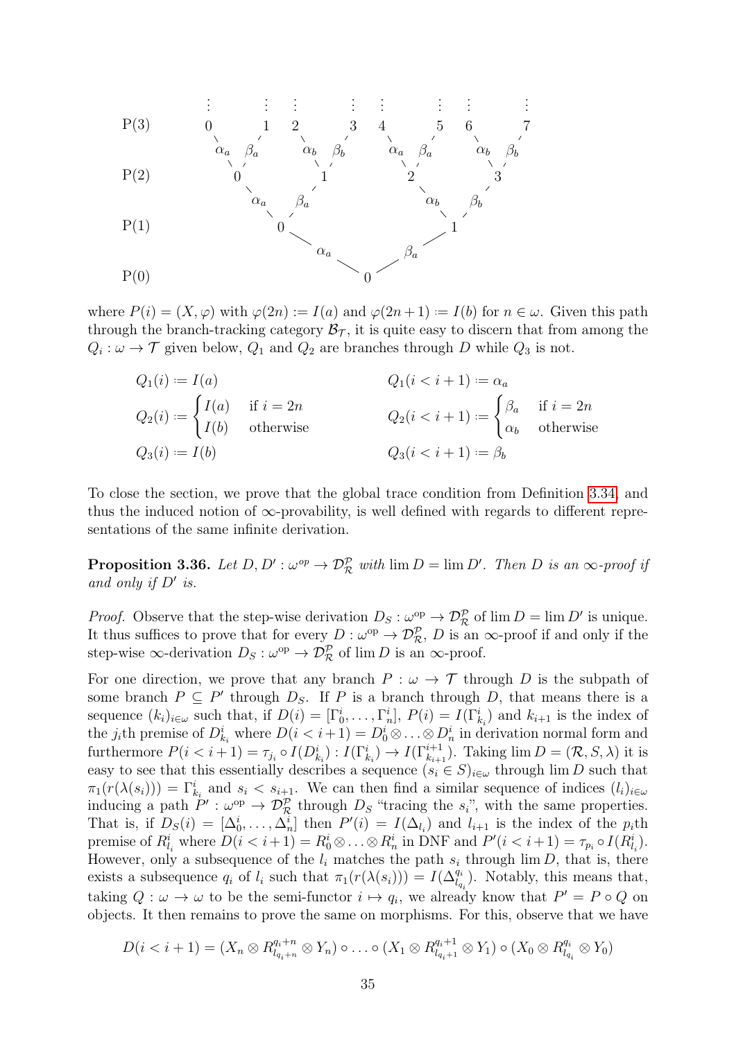```
        ⋮      ⋮   ⋮      ⋮   ⋮      ⋮   ⋮      ⋮
P(3)    0      1   2      3   4      5   6      7
         \    /     \    /     \    /     \    /
        α_a β_a    α_b β_b    α_a β_a    α_b β_b
           \ /        \ /        \ /        \ /
P(2)        0          1          2          3
             \        /            \        /
             α_a    β_a            α_b    β_b
               \    /                \    /
P(1)             0                     1
                   \                 /
                    α_a          β_a
                        \       /
P(0)                        0
```

where $P(i) = (X, \varphi)$ with $\varphi(2n) := I(a)$ and $\varphi(2n+1) := I(b)$ for $n \in \omega$. Given this path through the branch-tracking category $\mathcal{B}_{\mathcal{T}}$, it is quite easy to discern that from among the $Q_i : \omega \to \mathcal{T}$ given below, $Q_1$ and $Q_2$ are branches through $D$ while $Q_3$ is not.

$$
\begin{aligned}
Q_1(i) &:= I(a) & Q_1(i < i+1) &:= \alpha_a \\
Q_2(i) &:= \begin{cases} I(a) & \text{if } i = 2n \\ I(b) & \text{otherwise} \end{cases} & Q_2(i < i+1) &:= \begin{cases} \beta_a & \text{if } i = 2n \\ \alpha_b & \text{otherwise} \end{cases} \\
Q_3(i) &:= I(b) & Q_3(i < i+1) &:= \beta_b
\end{aligned}
$$

To close the section, we prove that the global trace condition from Definition 3.34, and thus the induced notion of $\infty$-provability, is well defined with regards to different representations of the same infinite derivation.

**Proposition 3.36.** *Let $D, D' : \omega^{op} \to \mathcal{D}^{\mathcal{P}}_{\mathcal{R}}$ with $\lim D = \lim D'$. Then $D$ is an $\infty$-proof if and only if $D'$ is.*

*Proof.* Observe that the step-wise derivation $D_S : \omega^{\mathrm{op}} \to \mathcal{D}^{\mathcal{P}}_{\mathcal{R}}$ of $\lim D = \lim D'$ is unique. It thus suffices to prove that for every $D : \omega^{\mathrm{op}} \to \mathcal{D}^{\mathcal{P}}_{\mathcal{R}}$, $D$ is an $\infty$-proof if and only if the step-wise $\infty$-derivation $D_S : \omega^{\mathrm{op}} \to \mathcal{D}^{\mathcal{P}}_{\mathcal{R}}$ of $\lim D$ is an $\infty$-proof.

For one direction, we prove that any branch $P : \omega \to \mathcal{T}$ through $D$ is the subpath of some branch $P \subseteq P'$ through $D_S$. If $P$ is a branch through $D$, that means there is a sequence $(k_i)_{i \in \omega}$ such that, if $D(i) = [\Gamma^i_0, \dots, \Gamma^i_n]$, $P(i) = I(\Gamma^i_{k_i})$ and $k_{i+1}$ is the index of the $j_i$th premise of $D^i_{k_i}$ where $D(i < i+1) = D^i_0 \otimes \dots \otimes D^i_n$ in derivation normal form and furthermore $P(i < i+1) = \tau_{j_i} \circ I(D^i_{k_i}) : I(\Gamma^i_{k_i}) \to I(\Gamma^{i+1}_{k_{i+1}})$. Taking $\lim D = (\mathcal{R}, S, \lambda)$ it is easy to see that this essentially describes a sequence $(s_i \in S)_{i \in \omega}$ through $\lim D$ such that $\pi_1(r(\lambda(s_i))) = \Gamma^i_{k_i}$ and $s_i < s_{i+1}$. We can then find a similar sequence of indices $(l_i)_{i \in \omega}$ inducing a path $P' : \omega^{\mathrm{op}} \to \mathcal{D}^{\mathcal{P}}_{\mathcal{R}}$ through $D_S$ "tracing the $s_i$", with the same properties. That is, if $D_S(i) = [\Delta^i_0, \dots, \Delta^i_n]$ then $P'(i) = I(\Delta_{l_i})$ and $l_{i+1}$ is the index of the $p_i$th premise of $R^i_{l_i}$ where $D(i < i+1) = R^i_0 \otimes \dots \otimes R^i_n$ in DNF and $P'(i < i+1) = \tau_{p_i} \circ I(R^i_{l_i})$. However, only a subsequence of the $l_i$ matches the path $s_i$ through $\lim D$, that is, there exists a subsequence $q_i$ of $l_i$ such that $\pi_1(r(\lambda(s_i))) = I(\Delta^{q_i}_{l_{q_i}})$. Notably, this means that, taking $Q : \omega \to \omega$ to be the semi-functor $i \mapsto q_i$, we already know that $P' = P \circ Q$ on objects. It then remains to prove the same on morphisms. For this, observe that we have

$$
D(i < i+1) = (X_n \otimes R^{q_i+n}_{l_{q_i+n}} \otimes Y_n) \circ \dots \circ (X_1 \otimes R^{q_i+1}_{l_{q_i+1}} \otimes Y_1) \circ (X_0 \otimes R^{q_i}_{l_{q_i}} \otimes Y_0)
$$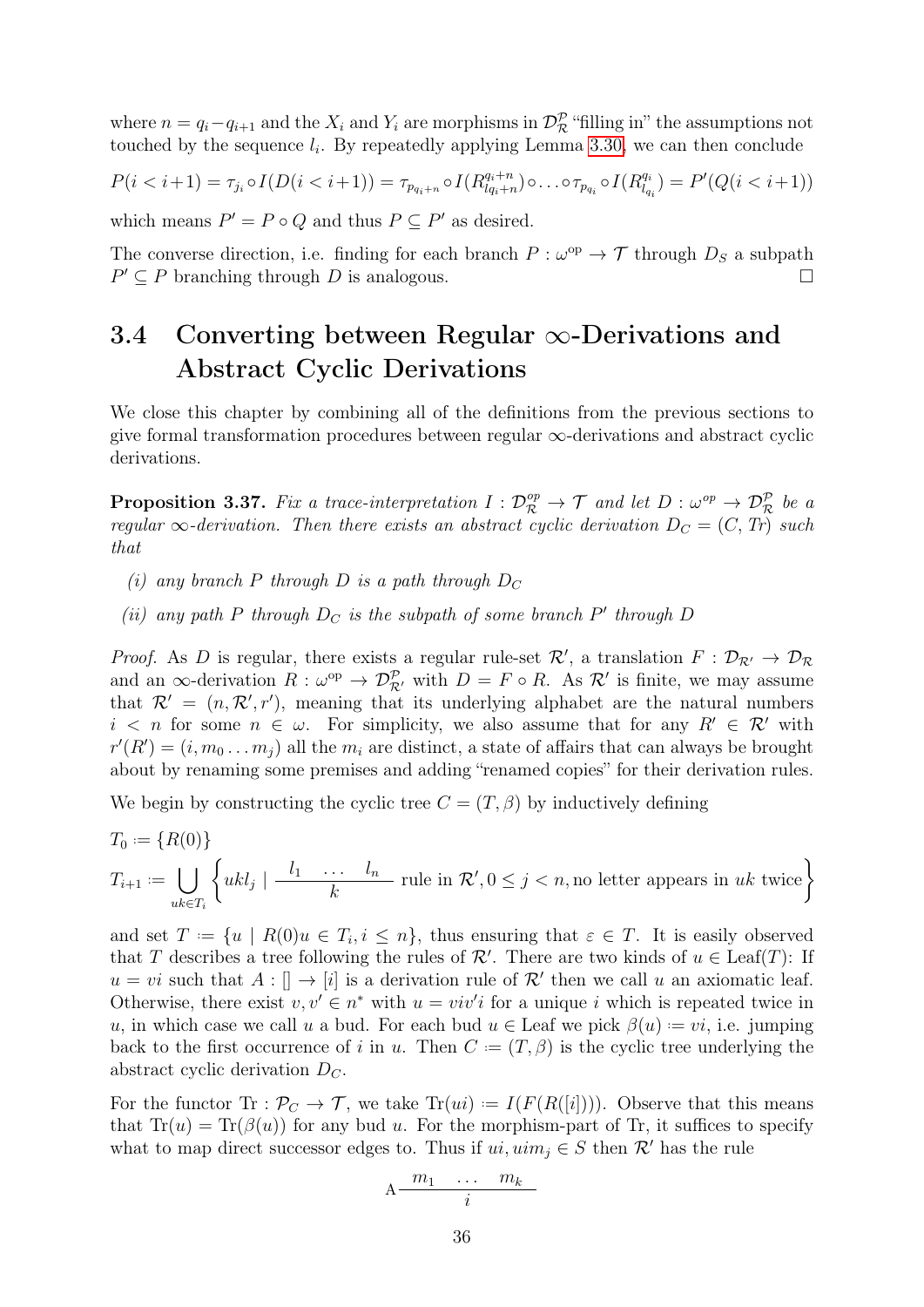where $n = q_i - q_{i+1}$ and the $X_i$ and $Y_i$ are morphisms in $\mathcal{D}_{\mathcal{R}}^{\mathcal{P}}$ "filling in" the assumptions not touched by the sequence $l_i$. By repeatedly applying Lemma 3.30, we can then conclude

$$P(i < i{+}1) = \tau_{j_i} \circ I(D(i < i{+}1)) = \tau_{p_{q_i+n}} \circ I(R^{q_i+n}_{l_{q_i}+n}) \circ \ldots \circ \tau_{p_{q_i}} \circ I(R^{q_i}_{l_{q_i}}) = P'(Q(i < i{+}1))$$

which means $P' = P \circ Q$ and thus $P \subseteq P'$ as desired.

The converse direction, i.e. finding for each branch $P : \omega^{\text{op}} \to \mathcal{T}$ through $D_S$ a subpath $P' \subseteq P$ branching through $D$ is analogous. $\square$

## 3.4 Converting between Regular $\infty$-Derivations and Abstract Cyclic Derivations

We close this chapter by combining all of the definitions from the previous sections to give formal transformation procedures between regular $\infty$-derivations and abstract cyclic derivations.

**Proposition 3.37.** *Fix a trace-interpretation $I : \mathcal{D}_{\mathcal{R}}^{op} \to \mathcal{T}$ and let $D : \omega^{op} \to \mathcal{D}_{\mathcal{R}}^{\mathcal{P}}$ be a regular $\infty$-derivation. Then there exists an abstract cyclic derivation $D_C = (C, Tr)$ such that*

*(i) any branch $P$ through $D$ is a path through $D_C$*

*(ii) any path $P$ through $D_C$ is the subpath of some branch $P'$ through $D$*

*Proof.* As $D$ is regular, there exists a regular rule-set $\mathcal{R}'$, a translation $F : \mathcal{D}_{\mathcal{R}'} \to \mathcal{D}_{\mathcal{R}}$ and an $\infty$-derivation $R : \omega^{\text{op}} \to \mathcal{D}_{\mathcal{R}'}^{\mathcal{P}}$ with $D = F \circ R$. As $\mathcal{R}'$ is finite, we may assume that $\mathcal{R}' = (n, \mathcal{R}', r')$, meaning that its underlying alphabet are the natural numbers $i < n$ for some $n \in \omega$. For simplicity, we also assume that for any $R' \in \mathcal{R}'$ with $r'(R') = (i, m_0 \ldots m_j)$ all the $m_i$ are distinct, a state of affairs that can always be brought about by renaming some premises and adding "renamed copies" for their derivation rules.

We begin by constructing the cyclic tree $C = (T, \beta)$ by inductively defining

$$T_0 := \{R(0)\}$$

$$T_{i+1} := \bigcup_{uk \in T_i} \left\{ ukl_j \mid \frac{l_1 \quad \ldots \quad l_n}{k} \text{ rule in } \mathcal{R}', 0 \leq j < n, \text{no letter appears in } uk \text{ twice} \right\}$$

and set $T := \{u \mid R(0)u \in T_i, i \leq n\}$, thus ensuring that $\varepsilon \in T$. It is easily observed that $T$ describes a tree following the rules of $\mathcal{R}'$. There are two kinds of $u \in \text{Leaf}(T)$: If $u = vi$ such that $A : [] \to [i]$ is a derivation rule of $\mathcal{R}'$ then we call $u$ an axiomatic leaf. Otherwise, there exist $v, v' \in n^*$ with $u = viv'i$ for a unique $i$ which is repeated twice in $u$, in which case we call $u$ a bud. For each bud $u \in \text{Leaf}$ we pick $\beta(u) := vi$, i.e. jumping back to the first occurrence of $i$ in $u$. Then $C := (T, \beta)$ is the cyclic tree underlying the abstract cyclic derivation $D_C$.

For the functor $\text{Tr} : \mathcal{P}_C \to \mathcal{T}$, we take $\text{Tr}(ui) := I(F(R([i])))$. Observe that this means that $\text{Tr}(u) = \text{Tr}(\beta(u))$ for any bud $u$. For the morphism-part of Tr, it suffices to specify what to map direct successor edges to. Thus if $ui, uim_j \in S$ then $\mathcal{R}'$ has the rule

$$\text{A} \frac{m_1 \quad \ldots \quad m_k}{i}$$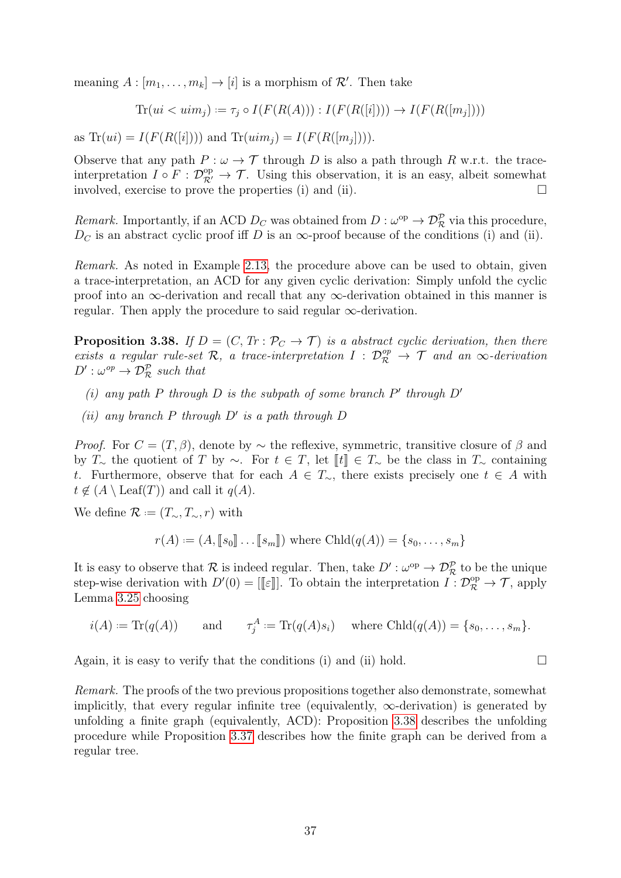meaning $A : [m_1, \ldots, m_k] \to [i]$ is a morphism of $\mathcal{R}'$. Then take

$$\mathrm{Tr}(ui < uim_j) := \tau_j \circ I(F(R(A))) : I(F(R([i]))) \to I(F(R([m_j])))$$

as $\mathrm{Tr}(ui) = I(F(R([i])))$ and $\mathrm{Tr}(uim_j) = I(F(R([m_j])))$.

Observe that any path $P : \omega \to \mathcal{T}$ through $D$ is also a path through $R$ w.r.t. the trace-interpretation $I \circ F : \mathcal{D}^{\mathrm{op}}_{\mathcal{R}'} \to \mathcal{T}$. Using this observation, it is an easy, albeit somewhat involved, exercise to prove the properties (i) and (ii). $\square$

*Remark.* Importantly, if an ACD $D_C$ was obtained from $D : \omega^{\mathrm{op}} \to \mathcal{D}^{\mathcal{P}}_{\mathcal{R}}$ via this procedure, $D_C$ is an abstract cyclic proof iff $D$ is an $\infty$-proof because of the conditions (i) and (ii).

*Remark.* As noted in Example 2.13, the procedure above can be used to obtain, given a trace-interpretation, an ACD for any given cyclic derivation: Simply unfold the cyclic proof into an $\infty$-derivation and recall that any $\infty$-derivation obtained in this manner is regular. Then apply the procedure to said regular $\infty$-derivation.

**Proposition 3.38.** *If $D = (C, Tr : \mathcal{P}_C \to \mathcal{T})$ is a abstract cyclic derivation, then there exists a regular rule-set $\mathcal{R}$, a trace-interpretation $I : \mathcal{D}^{op}_{\mathcal{R}} \to \mathcal{T}$ and an $\infty$-derivation $D' : \omega^{op} \to \mathcal{D}^{\mathcal{P}}_{\mathcal{R}}$ such that*

- *(i) any path $P$ through $D$ is the subpath of some branch $P'$ through $D'$*
- *(ii) any branch $P$ through $D'$ is a path through $D$*

*Proof.* For $C = (T, \beta)$, denote by $\sim$ the reflexive, symmetric, transitive closure of $\beta$ and by $T_\sim$ the quotient of $T$ by $\sim$. For $t \in T$, let $[\![t]\!] \in T_\sim$ be the class in $T_\sim$ containing $t$. Furthermore, observe that for each $A \in T_\sim$, there exists precisely one $t \in A$ with $t \notin (A \setminus \mathrm{Leaf}(T))$ and call it $q(A)$.

We define $\mathcal{R} := (T_\sim, T_\sim, r)$ with

$$r(A) := (A, [\![s_0]\!] \ldots [\![s_m]\!]) \text{ where } \mathrm{Chld}(q(A)) = \{s_0, \ldots, s_m\}$$

It is easy to observe that $\mathcal{R}$ is indeed regular. Then, take $D' : \omega^{\mathrm{op}} \to \mathcal{D}^{\mathcal{P}}_{\mathcal{R}}$ to be the unique step-wise derivation with $D'(0) = [[\![\varepsilon]\!]]$. To obtain the interpretation $I : \mathcal{D}^{\mathrm{op}}_{\mathcal{R}} \to \mathcal{T}$, apply Lemma 3.25 choosing

$$i(A) := \mathrm{Tr}(q(A)) \qquad \text{and} \qquad \tau^A_j := \mathrm{Tr}(q(A)s_i) \quad \text{where } \mathrm{Chld}(q(A)) = \{s_0, \ldots, s_m\}.$$

Again, it is easy to verify that the conditions (i) and (ii) hold. $\square$

*Remark.* The proofs of the two previous propositions together also demonstrate, somewhat implicitly, that every regular infinite tree (equivalently, $\infty$-derivation) is generated by unfolding a finite graph (equivalently, ACD): Proposition 3.38 describes the unfolding procedure while Proposition 3.37 describes how the finite graph can be derived from a regular tree.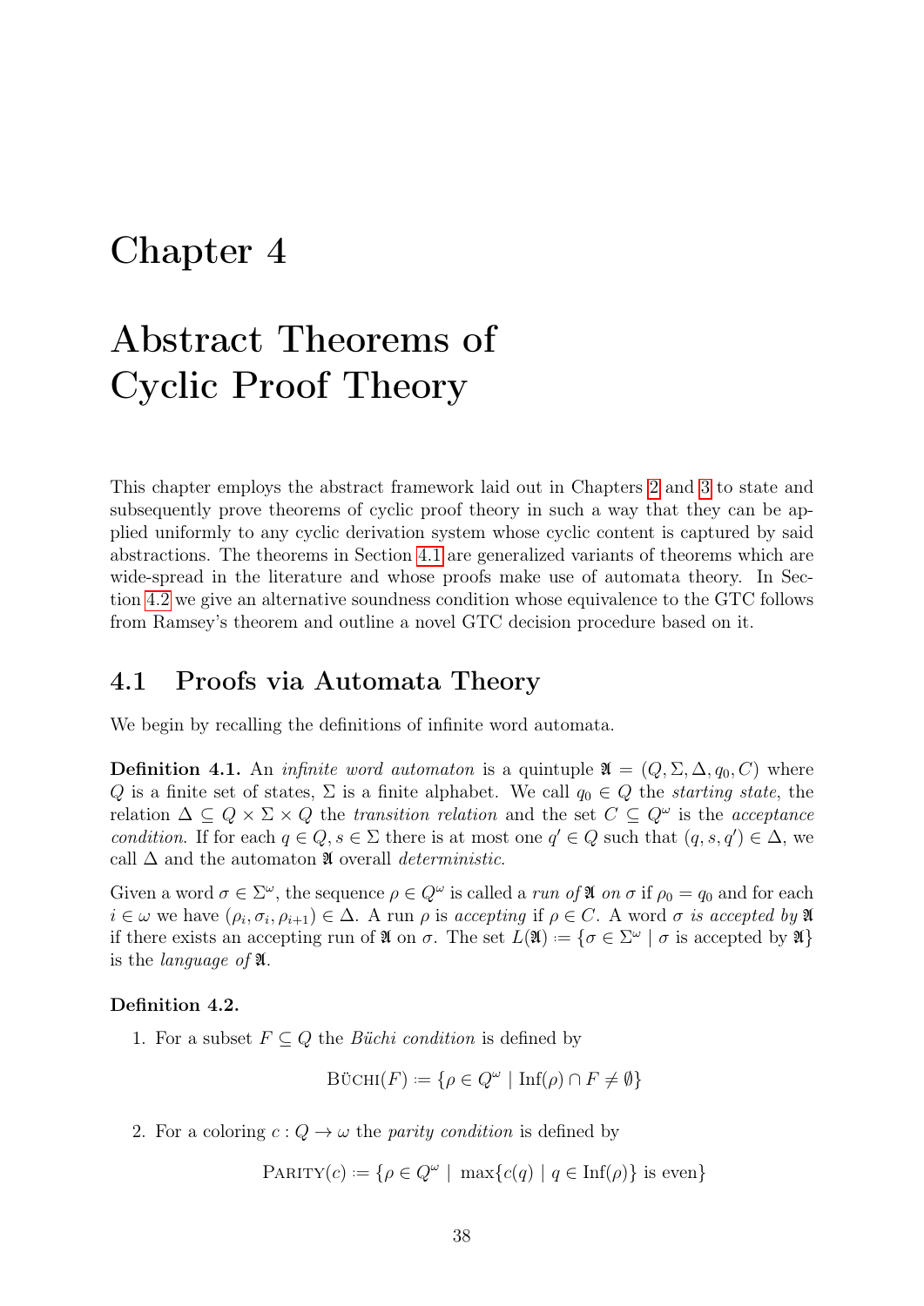# Chapter 4

# Abstract Theorems of Cyclic Proof Theory

This chapter employs the abstract framework laid out in Chapters 2 and 3 to state and subsequently prove theorems of cyclic proof theory in such a way that they can be applied uniformly to any cyclic derivation system whose cyclic content is captured by said abstractions. The theorems in Section 4.1 are generalized variants of theorems which are wide-spread in the literature and whose proofs make use of automata theory. In Section 4.2 we give an alternative soundness condition whose equivalence to the GTC follows from Ramsey's theorem and outline a novel GTC decision procedure based on it.

## 4.1 Proofs via Automata Theory

We begin by recalling the definitions of infinite word automata.

**Definition 4.1.** An *infinite word automaton* is a quintuple $\mathfrak{A} = (Q, \Sigma, \Delta, q_0, C)$ where $Q$ is a finite set of states, $\Sigma$ is a finite alphabet. We call $q_0 \in Q$ the *starting state*, the relation $\Delta \subseteq Q \times \Sigma \times Q$ the *transition relation* and the set $C \subseteq Q^\omega$ is the *acceptance condition*. If for each $q \in Q, s \in \Sigma$ there is at most one $q' \in Q$ such that $(q, s, q') \in \Delta$, we call $\Delta$ and the automaton $\mathfrak{A}$ overall *deterministic*.

Given a word $\sigma \in \Sigma^\omega$, the sequence $\rho \in Q^\omega$ is called a *run of* $\mathfrak{A}$ *on* $\sigma$ if $\rho_0 = q_0$ and for each $i \in \omega$ we have $(\rho_i, \sigma_i, \rho_{i+1}) \in \Delta$. A run $\rho$ is *accepting* if $\rho \in C$. A word $\sigma$ *is accepted by* $\mathfrak{A}$ if there exists an accepting run of $\mathfrak{A}$ on $\sigma$. The set $L(\mathfrak{A}) := \{\sigma \in \Sigma^\omega \mid \sigma \text{ is accepted by } \mathfrak{A}\}$ is the *language of* $\mathfrak{A}$.

**Definition 4.2.**

1. For a subset $F \subseteq Q$ the *Büchi condition* is defined by

$$\text{Büchi}(F) := \{\rho \in Q^\omega \mid \text{Inf}(\rho) \cap F \neq \emptyset\}$$

2. For a coloring $c : Q \to \omega$ the *parity condition* is defined by

$$\text{Parity}(c) := \{\rho \in Q^\omega \mid \max\{c(q) \mid q \in \text{Inf}(\rho)\} \text{ is even}\}$$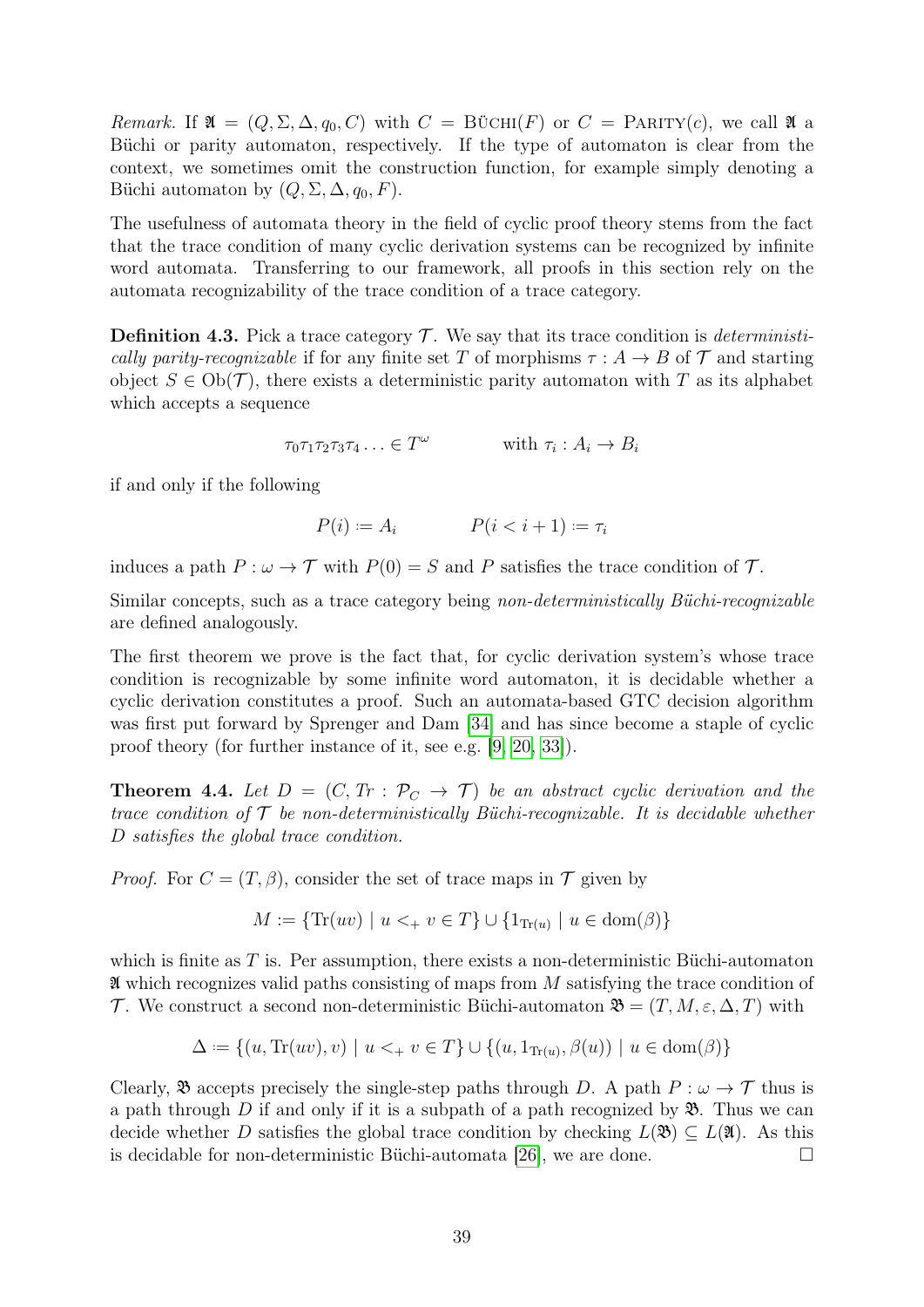*Remark.* If $\mathfrak{A} = (Q, \Sigma, \Delta, q_0, C)$ with $C = \text{BÜCHI}(F)$ or $C = \text{PARITY}(c)$, we call $\mathfrak{A}$ a Büchi or parity automaton, respectively. If the type of automaton is clear from the context, we sometimes omit the construction function, for example simply denoting a Büchi automaton by $(Q, \Sigma, \Delta, q_0, F)$.

The usefulness of automata theory in the field of cyclic proof theory stems from the fact that the trace condition of many cyclic derivation systems can be recognized by infinite word automata. Transferring to our framework, all proofs in this section rely on the automata recognizability of the trace condition of a trace category.

**Definition 4.3.** Pick a trace category $\mathcal{T}$. We say that its trace condition is *deterministically parity-recognizable* if for any finite set $T$ of morphisms $\tau : A \to B$ of $\mathcal{T}$ and starting object $S \in \text{Ob}(\mathcal{T})$, there exists a deterministic parity automaton with $T$ as its alphabet which accepts a sequence

$$\tau_0\tau_1\tau_2\tau_3\tau_4 \ldots \in T^\omega \qquad\qquad \text{with } \tau_i : A_i \to B_i$$

if and only if the following

$$P(i) \coloneqq A_i \qquad\qquad P(i < i+1) \coloneqq \tau_i$$

induces a path $P : \omega \to \mathcal{T}$ with $P(0) = S$ and $P$ satisfies the trace condition of $\mathcal{T}$.

Similar concepts, such as a trace category being *non-deterministically Büchi-recognizable* are defined analogously.

The first theorem we prove is the fact that, for cyclic derivation system's whose trace condition is recognizable by some infinite word automaton, it is decidable whether a cyclic derivation constitutes a proof. Such an automata-based GTC decision algorithm was first put forward by Sprenger and Dam [34] and has since become a staple of cyclic proof theory (for further instance of it, see e.g. [9, 20, 33]).

**Theorem 4.4.** *Let $D = (C, Tr : \mathcal{P}_C \to \mathcal{T})$ be an abstract cyclic derivation and the trace condition of $\mathcal{T}$ be non-deterministically Büchi-recognizable. It is decidable whether $D$ satisfies the global trace condition.*

*Proof.* For $C = (T, \beta)$, consider the set of trace maps in $\mathcal{T}$ given by

$$M \coloneqq \{\text{Tr}(uv) \mid u <_+ v \in T\} \cup \{1_{\text{Tr}(u)} \mid u \in \text{dom}(\beta)\}$$

which is finite as $T$ is. Per assumption, there exists a non-deterministic Büchi-automaton $\mathfrak{A}$ which recognizes valid paths consisting of maps from $M$ satisfying the trace condition of $\mathcal{T}$. We construct a second non-deterministic Büchi-automaton $\mathfrak{B} = (T, M, \varepsilon, \Delta, T)$ with

$$\Delta \coloneqq \{(u, \text{Tr}(uv), v) \mid u <_+ v \in T\} \cup \{(u, 1_{\text{Tr}(u)}, \beta(u)) \mid u \in \text{dom}(\beta)\}$$

Clearly, $\mathfrak{B}$ accepts precisely the single-step paths through $D$. A path $P : \omega \to \mathcal{T}$ thus is a path through $D$ if and only if it is a subpath of a path recognized by $\mathfrak{B}$. Thus we can decide whether $D$ satisfies the global trace condition by checking $L(\mathfrak{B}) \subseteq L(\mathfrak{A})$. As this is decidable for non-deterministic Büchi-automata [26], we are done. $\square$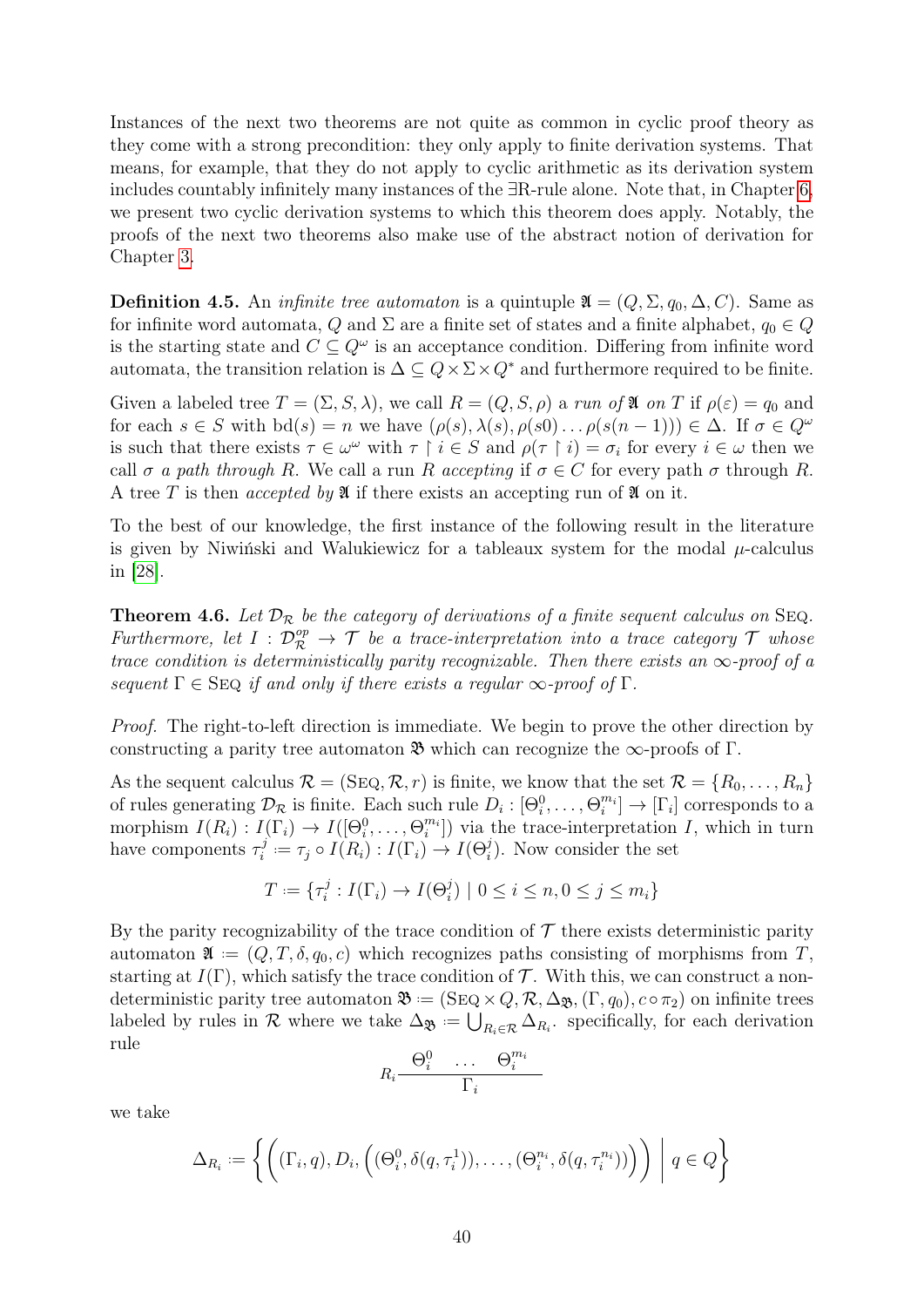Instances of the next two theorems are not quite as common in cyclic proof theory as they come with a strong precondition: they only apply to finite derivation systems. That means, for example, that they do not apply to cyclic arithmetic as its derivation system includes countably infinitely many instances of the ∃R-rule alone. Note that, in Chapter 6, we present two cyclic derivation systems to which this theorem does apply. Notably, the proofs of the next two theorems also make use of the abstract notion of derivation for Chapter 3.

**Definition 4.5.** An *infinite tree automaton* is a quintuple $\mathfrak{A} = (Q, \Sigma, q_0, \Delta, C)$. Same as for infinite word automata, $Q$ and $\Sigma$ are a finite set of states and a finite alphabet, $q_0 \in Q$ is the starting state and $C \subseteq Q^\omega$ is an acceptance condition. Differing from infinite word automata, the transition relation is $\Delta \subseteq Q \times \Sigma \times Q^*$ and furthermore required to be finite.

Given a labeled tree $T = (\Sigma, S, \lambda)$, we call $R = (Q, S, \rho)$ a *run of* $\mathfrak{A}$ *on* $T$ if $\rho(\varepsilon) = q_0$ and for each $s \in S$ with $\mathrm{bd}(s) = n$ we have $(\rho(s), \lambda(s), \rho(s0) \dots \rho(s(n-1))) \in \Delta$. If $\sigma \in Q^\omega$ is such that there exists $\tau \in \omega^\omega$ with $\tau \restriction i \in S$ and $\rho(\tau \restriction i) = \sigma_i$ for every $i \in \omega$ then we call $\sigma$ *a path through* $R$. We call a run $R$ *accepting* if $\sigma \in C$ for every path $\sigma$ through $R$. A tree $T$ is then *accepted by* $\mathfrak{A}$ if there exists an accepting run of $\mathfrak{A}$ on it.

To the best of our knowledge, the first instance of the following result in the literature is given by Niwiński and Walukiewicz for a tableaux system for the modal $\mu$-calculus in [28].

**Theorem 4.6.** *Let $\mathcal{D}_\mathcal{R}$ be the category of derivations of a finite sequent calculus on* SEQ*. Furthermore, let $I : \mathcal{D}_\mathcal{R}^{op} \to \mathcal{T}$ be a trace-interpretation into a trace category $\mathcal{T}$ whose trace condition is deterministically parity recognizable. Then there exists an $\infty$-proof of a sequent $\Gamma \in$ SEQ if and only if there exists a regular $\infty$-proof of $\Gamma$.*

*Proof.* The right-to-left direction is immediate. We begin to prove the other direction by constructing a parity tree automaton $\mathfrak{B}$ which can recognize the $\infty$-proofs of $\Gamma$.

As the sequent calculus $\mathcal{R} = (\text{SEQ}, \mathcal{R}, r)$ is finite, we know that the set $\mathcal{R} = \{R_0, \dots, R_n\}$ of rules generating $\mathcal{D}_\mathcal{R}$ is finite. Each such rule $D_i : [\Theta_i^0, \dots, \Theta_i^{m_i}] \to [\Gamma_i]$ corresponds to a morphism $I(R_i) : I(\Gamma_i) \to I([\Theta_i^0, \dots, \Theta_i^{m_i}])$ via the trace-interpretation $I$, which in turn have components $\tau_i^j := \tau_j \circ I(R_i) : I(\Gamma_i) \to I(\Theta_i^j)$. Now consider the set

$$T := \{\tau_i^j : I(\Gamma_i) \to I(\Theta_i^j) \mid 0 \leq i \leq n, 0 \leq j \leq m_i\}$$

By the parity recognizability of the trace condition of $\mathcal{T}$ there exists deterministic parity automaton $\mathfrak{A} := (Q, T, \delta, q_0, c)$ which recognizes paths consisting of morphisms from $T$, starting at $I(\Gamma)$, which satisfy the trace condition of $\mathcal{T}$. With this, we can construct a non-deterministic parity tree automaton $\mathfrak{B} := (\text{SEQ} \times Q, \mathcal{R}, \Delta_\mathfrak{B}, (\Gamma, q_0), c \circ \pi_2)$ on infinite trees labeled by rules in $\mathcal{R}$ where we take $\Delta_\mathfrak{B} := \bigcup_{R_i \in \mathcal{R}} \Delta_{R_i}$. specifically, for each derivation rule

$$R_i \frac{\Theta_i^0 \quad \dots \quad \Theta_i^{m_i}}{\Gamma_i}$$

we take

$$\Delta_{R_i} := \left\{ \left( (\Gamma_i, q), D_i, \left( (\Theta_i^0, \delta(q, \tau_i^1)), \dots, (\Theta_i^{n_i}, \delta(q, \tau_i^{n_i})) \right) \right) \;\middle|\; q \in Q \right\}$$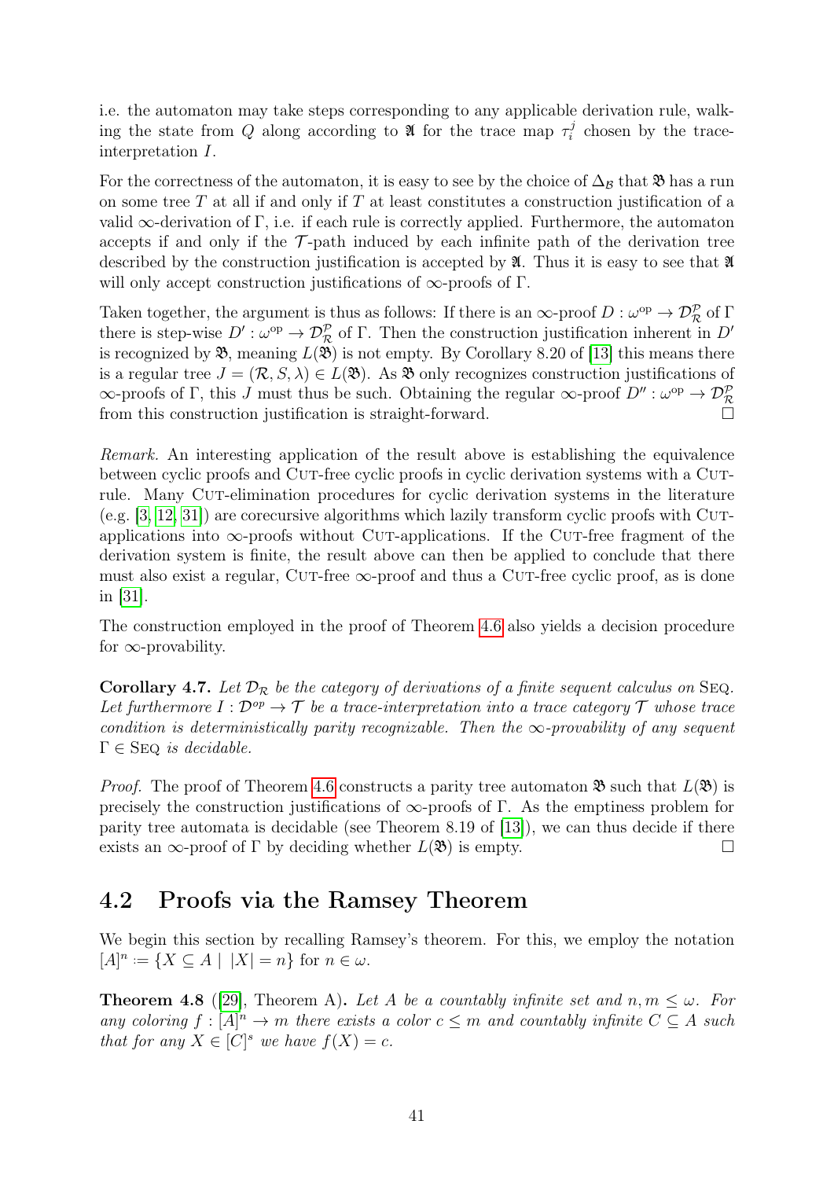i.e. the automaton may take steps corresponding to any applicable derivation rule, walking the state from $Q$ along according to $\mathfrak{A}$ for the trace map $\tau_i^j$ chosen by the trace-interpretation $I$.

For the correctness of the automaton, it is easy to see by the choice of $\Delta_{\mathcal{B}}$ that $\mathfrak{B}$ has a run on some tree $T$ at all if and only if $T$ at least constitutes a construction justification of a valid $\infty$-derivation of $\Gamma$, i.e. if each rule is correctly applied. Furthermore, the automaton accepts if and only if the $\mathcal{T}$-path induced by each infinite path of the derivation tree described by the construction justification is accepted by $\mathfrak{A}$. Thus it is easy to see that $\mathfrak{A}$ will only accept construction justifications of $\infty$-proofs of $\Gamma$.

Taken together, the argument is thus as follows: If there is an $\infty$-proof $D : \omega^{\mathrm{op}} \to \mathcal{D}^{\mathcal{P}}_{\mathcal{R}}$ of $\Gamma$ there is step-wise $D' : \omega^{\mathrm{op}} \to \mathcal{D}^{\mathcal{P}}_{\mathcal{R}}$ of $\Gamma$. Then the construction justification inherent in $D'$ is recognized by $\mathfrak{B}$, meaning $L(\mathfrak{B})$ is not empty. By Corollary 8.20 of [13] this means there is a regular tree $J = (\mathcal{R}, S, \lambda) \in L(\mathfrak{B})$. As $\mathfrak{B}$ only recognizes construction justifications of $\infty$-proofs of $\Gamma$, this $J$ must thus be such. Obtaining the regular $\infty$-proof $D'' : \omega^{\mathrm{op}} \to \mathcal{D}^{\mathcal{P}}_{\mathcal{R}}$ from this construction justification is straight-forward. $\square$

*Remark.* An interesting application of the result above is establishing the equivalence between cyclic proofs and Cut-free cyclic proofs in cyclic derivation systems with a Cut-rule. Many Cut-elimination procedures for cyclic derivation systems in the literature (e.g. [3, 12, 31]) are corecursive algorithms which lazily transform cyclic proofs with Cut-applications into $\infty$-proofs without Cut-applications. If the Cut-free fragment of the derivation system is finite, the result above can then be applied to conclude that there must also exist a regular, Cut-free $\infty$-proof and thus a Cut-free cyclic proof, as is done in [31].

The construction employed in the proof of Theorem 4.6 also yields a decision procedure for $\infty$-provability.

**Corollary 4.7.** *Let $\mathcal{D}_{\mathcal{R}}$ be the category of derivations of a finite sequent calculus on* Seq*. Let furthermore $I : \mathcal{D}^{op} \to \mathcal{T}$ be a trace-interpretation into a trace category $\mathcal{T}$ whose trace condition is deterministically parity recognizable. Then the $\infty$-provability of any sequent $\Gamma \in$* Seq *is decidable.*

*Proof.* The proof of Theorem 4.6 constructs a parity tree automaton $\mathfrak{B}$ such that $L(\mathfrak{B})$ is precisely the construction justifications of $\infty$-proofs of $\Gamma$. As the emptiness problem for parity tree automata is decidable (see Theorem 8.19 of [13]), we can thus decide if there exists an $\infty$-proof of $\Gamma$ by deciding whether $L(\mathfrak{B})$ is empty. $\square$

## 4.2 Proofs via the Ramsey Theorem

We begin this section by recalling Ramsey's theorem. For this, we employ the notation $[A]^n := \{X \subseteq A \mid |X| = n\}$ for $n \in \omega$.

**Theorem 4.8** ([29], Theorem A)**.** *Let $A$ be a countably infinite set and $n, m \leq \omega$. For any coloring $f : [A]^n \to m$ there exists a color $c \leq m$ and countably infinite $C \subseteq A$ such that for any $X \in [C]^s$ we have $f(X) = c$.*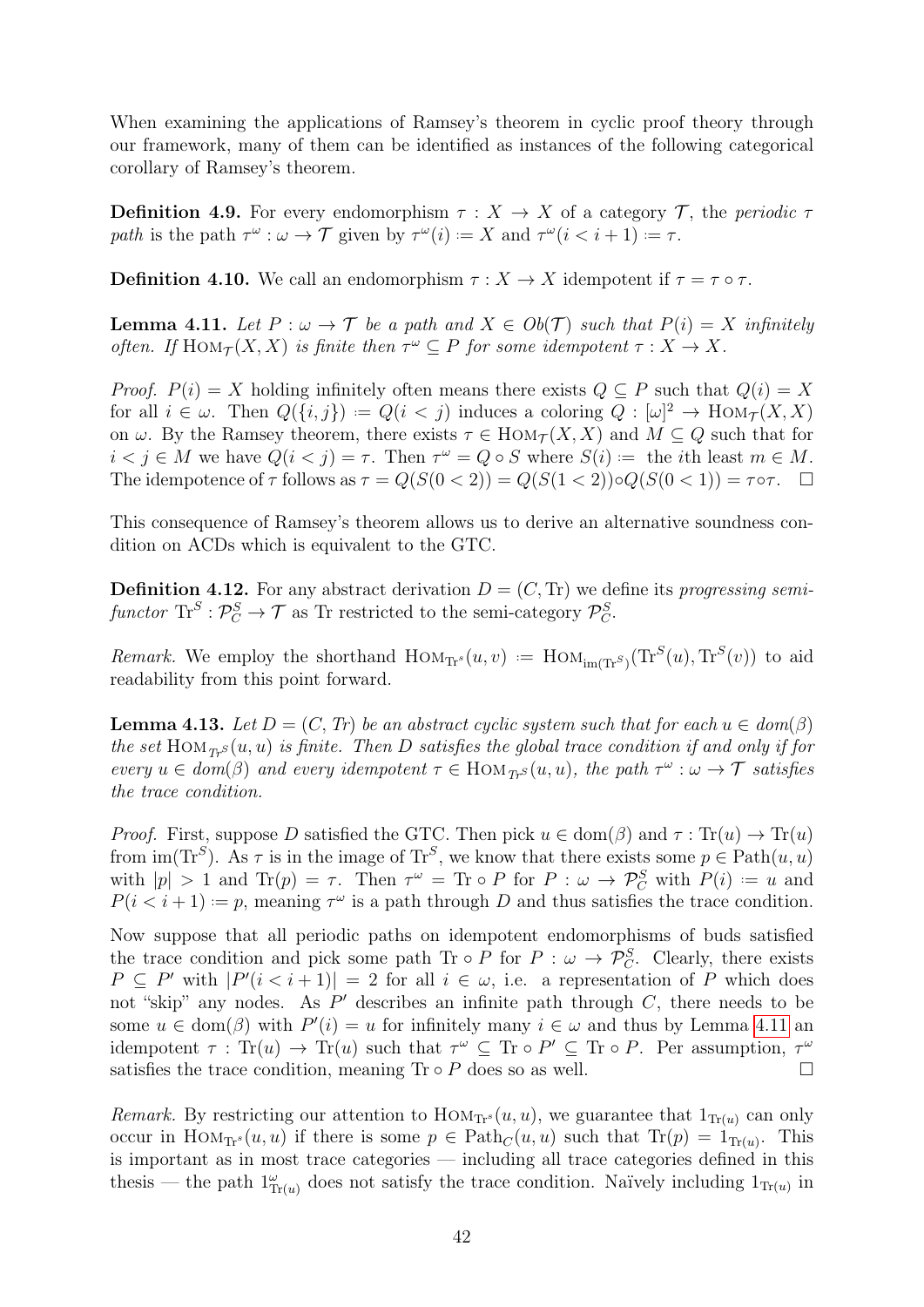When examining the applications of Ramsey's theorem in cyclic proof theory through our framework, many of them can be identified as instances of the following categorical corollary of Ramsey's theorem.

**Definition 4.9.** For every endomorphism $\tau : X \to X$ of a category $\mathcal{T}$, the *periodic $\tau$ path* is the path $\tau^\omega : \omega \to \mathcal{T}$ given by $\tau^\omega(i) := X$ and $\tau^\omega(i < i+1) := \tau$.

**Definition 4.10.** We call an endomorphism $\tau : X \to X$ idempotent if $\tau = \tau \circ \tau$.

**Lemma 4.11.** *Let $P : \omega \to \mathcal{T}$ be a path and $X \in Ob(\mathcal{T})$ such that $P(i) = X$ infinitely often. If $\mathrm{HOM}_{\mathcal{T}}(X, X)$ is finite then $\tau^\omega \subseteq P$ for some idempotent $\tau : X \to X$.*

*Proof.* $P(i) = X$ holding infinitely often means there exists $Q \subseteq P$ such that $Q(i) = X$ for all $i \in \omega$. Then $Q(\{i, j\}) := Q(i < j)$ induces a coloring $Q : [\omega]^2 \to \mathrm{HOM}_{\mathcal{T}}(X, X)$ on $\omega$. By the Ramsey theorem, there exists $\tau \in \mathrm{HOM}_{\mathcal{T}}(X, X)$ and $M \subseteq Q$ such that for $i < j \in M$ we have $Q(i < j) = \tau$. Then $\tau^\omega = Q \circ S$ where $S(i) :=$ the $i$th least $m \in M$. The idempotence of $\tau$ follows as $\tau = Q(S(0 < 2)) = Q(S(1 < 2)) \circ Q(S(0 < 1)) = \tau \circ \tau$. $\square$

This consequence of Ramsey's theorem allows us to derive an alternative soundness condition on ACDs which is equivalent to the GTC.

**Definition 4.12.** For any abstract derivation $D = (C, \mathrm{Tr})$ we define its *progressing semi-functor* $\mathrm{Tr}^S : \mathcal{P}^S_C \to \mathcal{T}$ as Tr restricted to the semi-category $\mathcal{P}^S_C$.

*Remark.* We employ the shorthand $\mathrm{HOM}_{\mathrm{Tr}^s}(u, v) := \mathrm{HOM}_{\mathrm{im}(\mathrm{Tr}^S)}(\mathrm{Tr}^S(u), \mathrm{Tr}^S(v))$ to aid readability from this point forward.

**Lemma 4.13.** *Let $D = (C, Tr)$ be an abstract cyclic system such that for each $u \in dom(\beta)$ the set $\mathrm{HOM}_{Tr^S}(u, u)$ is finite. Then $D$ satisfies the global trace condition if and only if for every $u \in dom(\beta)$ and every idempotent $\tau \in \mathrm{HOM}_{Tr^S}(u, u)$, the path $\tau^\omega : \omega \to \mathcal{T}$ satisfies the trace condition.*

*Proof.* First, suppose $D$ satisfied the GTC. Then pick $u \in \mathrm{dom}(\beta)$ and $\tau : \mathrm{Tr}(u) \to \mathrm{Tr}(u)$ from $\mathrm{im}(\mathrm{Tr}^S)$. As $\tau$ is in the image of $\mathrm{Tr}^S$, we know that there exists some $p \in \mathrm{Path}(u, u)$ with $|p| > 1$ and $\mathrm{Tr}(p) = \tau$. Then $\tau^\omega = \mathrm{Tr} \circ P$ for $P : \omega \to \mathcal{P}^S_C$ with $P(i) := u$ and $P(i < i+1) := p$, meaning $\tau^\omega$ is a path through $D$ and thus satisfies the trace condition.

Now suppose that all periodic paths on idempotent endomorphisms of buds satisfied the trace condition and pick some path $\mathrm{Tr} \circ P$ for $P : \omega \to \mathcal{P}^S_C$. Clearly, there exists $P \subseteq P'$ with $|P'(i < i+1)| = 2$ for all $i \in \omega$, i.e. a representation of $P$ which does not "skip" any nodes. As $P'$ describes an infinite path through $C$, there needs to be some $u \in \mathrm{dom}(\beta)$ with $P'(i) = u$ for infinitely many $i \in \omega$ and thus by Lemma 4.11 an idempotent $\tau : \mathrm{Tr}(u) \to \mathrm{Tr}(u)$ such that $\tau^\omega \subseteq \mathrm{Tr} \circ P' \subseteq \mathrm{Tr} \circ P$. Per assumption, $\tau^\omega$ satisfies the trace condition, meaning $\mathrm{Tr} \circ P$ does so as well. $\square$

*Remark.* By restricting our attention to $\mathrm{HOM}_{\mathrm{Tr}^s}(u, u)$, we guarantee that $1_{\mathrm{Tr}(u)}$ can only occur in $\mathrm{HOM}_{\mathrm{Tr}^s}(u, u)$ if there is some $p \in \mathrm{Path}_C(u, u)$ such that $\mathrm{Tr}(p) = 1_{\mathrm{Tr}(u)}$. This is important as in most trace categories — including all trace categories defined in this thesis — the path $1^\omega_{\mathrm{Tr}(u)}$ does not satisfy the trace condition. Naïvely including $1_{\mathrm{Tr}(u)}$ in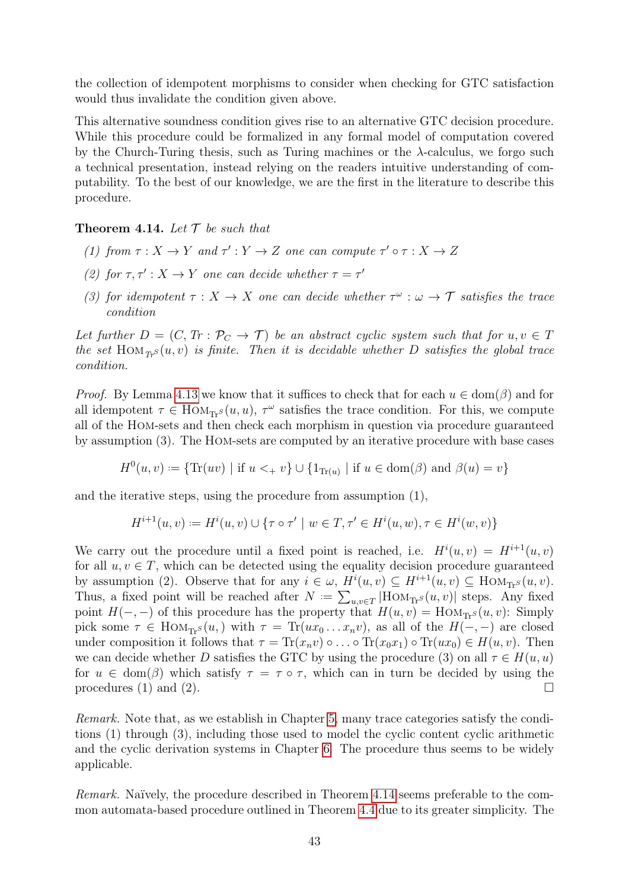the collection of idempotent morphisms to consider when checking for GTC satisfaction would thus invalidate the condition given above.

This alternative soundness condition gives rise to an alternative GTC decision procedure. While this procedure could be formalized in any formal model of computation covered by the Church-Turing thesis, such as Turing machines or the $\lambda$-calculus, we forgo such a technical presentation, instead relying on the readers intuitive understanding of computability. To the best of our knowledge, we are the first in the literature to describe this procedure.

**Theorem 4.14.** *Let $\mathcal{T}$ be such that*

*(1) from $\tau : X \to Y$ and $\tau' : Y \to Z$ one can compute $\tau' \circ \tau : X \to Z$*

*(2) for $\tau, \tau' : X \to Y$ one can decide whether $\tau = \tau'$*

*(3) for idempotent $\tau : X \to X$ one can decide whether $\tau^\omega : \omega \to \mathcal{T}$ satisfies the trace condition*

*Let further $D = (C, Tr : \mathcal{P}_C \to \mathcal{T})$ be an abstract cyclic system such that for $u, v \in T$ the set $\text{Hom}_{Tr^S}(u, v)$ is finite. Then it is decidable whether $D$ satisfies the global trace condition.*

*Proof.* By Lemma 4.13 we know that it suffices to check that for each $u \in \text{dom}(\beta)$ and for all idempotent $\tau \in \text{Hom}_{\text{Tr}^S}(u, u)$, $\tau^\omega$ satisfies the trace condition. For this, we compute all of the Hom-sets and then check each morphism in question via procedure guaranteed by assumption (3). The Hom-sets are computed by an iterative procedure with base cases

$$H^0(u, v) := \{\text{Tr}(uv) \mid \text{if } u <_+ v\} \cup \{1_{\text{Tr}(u)} \mid \text{if } u \in \text{dom}(\beta) \text{ and } \beta(u) = v\}$$

and the iterative steps, using the procedure from assumption (1),

$$H^{i+1}(u, v) := H^i(u, v) \cup \{\tau \circ \tau' \mid w \in T, \tau' \in H^i(u, w), \tau \in H^i(w, v)\}$$

We carry out the procedure until a fixed point is reached, i.e. $H^i(u, v) = H^{i+1}(u, v)$ for all $u, v \in T$, which can be detected using the equality decision procedure guaranteed by assumption (2). Observe that for any $i \in \omega$, $H^i(u, v) \subseteq H^{i+1}(u, v) \subseteq \text{Hom}_{\text{Tr}^S}(u, v)$. Thus, a fixed point will be reached after $N := \sum_{u,v \in T} |\text{Hom}_{\text{Tr}^S}(u, v)|$ steps. Any fixed point $H(-, -)$ of this procedure has the property that $H(u, v) = \text{Hom}_{\text{Tr}^S}(u, v)$: Simply pick some $\tau \in \text{Hom}_{\text{Tr}^S}(u, )$ with $\tau = \text{Tr}(ux_0 \dots x_n v)$, as all of the $H(-, -)$ are closed under composition it follows that $\tau = \text{Tr}(x_n v) \circ \dots \circ \text{Tr}(x_0 x_1) \circ \text{Tr}(ux_0) \in H(u, v)$. Then we can decide whether $D$ satisfies the GTC by using the procedure (3) on all $\tau \in H(u, u)$ for $u \in \text{dom}(\beta)$ which satisfy $\tau = \tau \circ \tau$, which can in turn be decided by using the procedures (1) and (2). $\square$

*Remark.* Note that, as we establish in Chapter 5, many trace categories satisfy the conditions (1) through (3), including those used to model the cyclic content cyclic arithmetic and the cyclic derivation systems in Chapter 6. The procedure thus seems to be widely applicable.

*Remark.* Naïvely, the procedure described in Theorem 4.14 seems preferable to the common automata-based procedure outlined in Theorem 4.4 due to its greater simplicity. The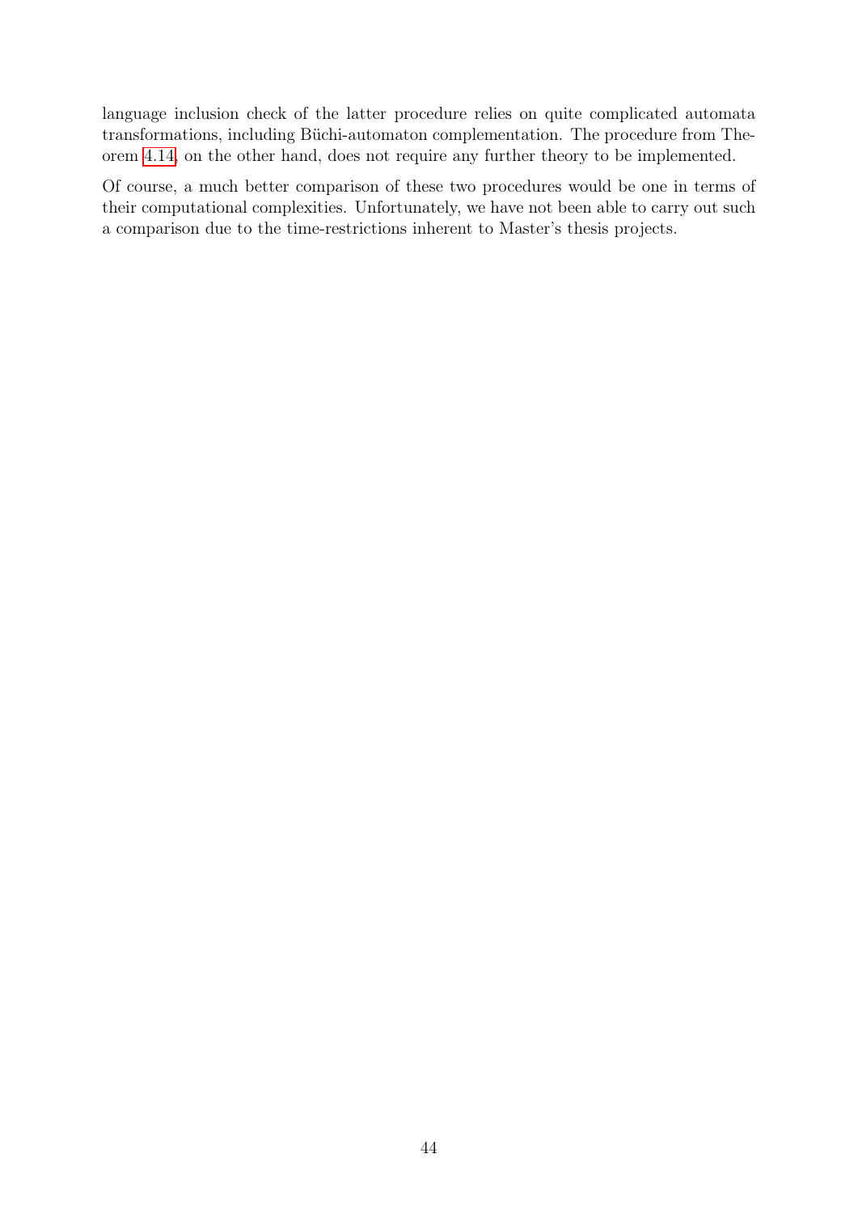language inclusion check of the latter procedure relies on quite complicated automata transformations, including Büchi-automaton complementation. The procedure from Theorem 4.14, on the other hand, does not require any further theory to be implemented.

Of course, a much better comparison of these two procedures would be one in terms of their computational complexities. Unfortunately, we have not been able to carry out such a comparison due to the time-restrictions inherent to Master's thesis projects.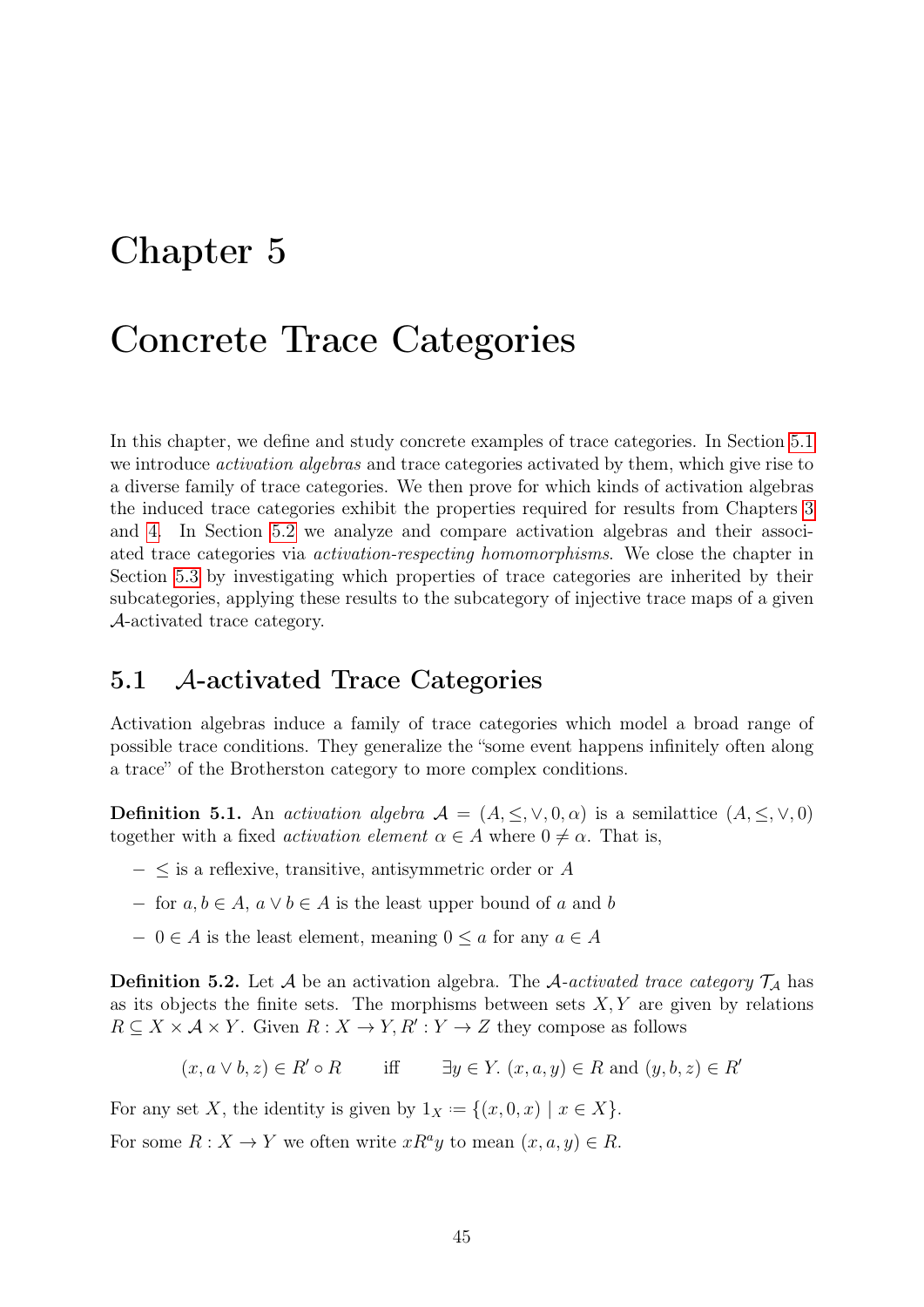# Chapter 5

# Concrete Trace Categories

In this chapter, we define and study concrete examples of trace categories. In Section 5.1 we introduce *activation algebras* and trace categories activated by them, which give rise to a diverse family of trace categories. We then prove for which kinds of activation algebras the induced trace categories exhibit the properties required for results from Chapters 3 and 4. In Section 5.2 we analyze and compare activation algebras and their associated trace categories via *activation-respecting homomorphisms*. We close the chapter in Section 5.3 by investigating which properties of trace categories are inherited by their subcategories, applying these results to the subcategory of injective trace maps of a given $\mathcal{A}$-activated trace category.

## 5.1 $\mathcal{A}$-activated Trace Categories

Activation algebras induce a family of trace categories which model a broad range of possible trace conditions. They generalize the "some event happens infinitely often along a trace" of the Brotherston category to more complex conditions.

**Definition 5.1.** An *activation algebra* $\mathcal{A} = (A, \leq, \vee, 0, \alpha)$ is a semilattice $(A, \leq, \vee, 0)$ together with a fixed *activation element* $\alpha \in A$ where $0 \neq \alpha$. That is,

- $\leq$ is a reflexive, transitive, antisymmetric order or $A$
- for $a, b \in A$, $a \vee b \in A$ is the least upper bound of $a$ and $b$
- $0 \in A$ is the least element, meaning $0 \leq a$ for any $a \in A$

**Definition 5.2.** Let $\mathcal{A}$ be an activation algebra. The $\mathcal{A}$-*activated trace category* $\mathcal{T}_\mathcal{A}$ has as its objects the finite sets. The morphisms between sets $X, Y$ are given by relations $R \subseteq X \times \mathcal{A} \times Y$. Given $R : X \to Y, R' : Y \to Z$ they compose as follows

$$(x, a \vee b, z) \in R' \circ R \qquad \text{iff} \qquad \exists y \in Y.\ (x, a, y) \in R \text{ and } (y, b, z) \in R'$$

For any set $X$, the identity is given by $1_X \coloneqq \{(x, 0, x) \mid x \in X\}$.

For some $R : X \to Y$ we often write $xR^a y$ to mean $(x, a, y) \in R$.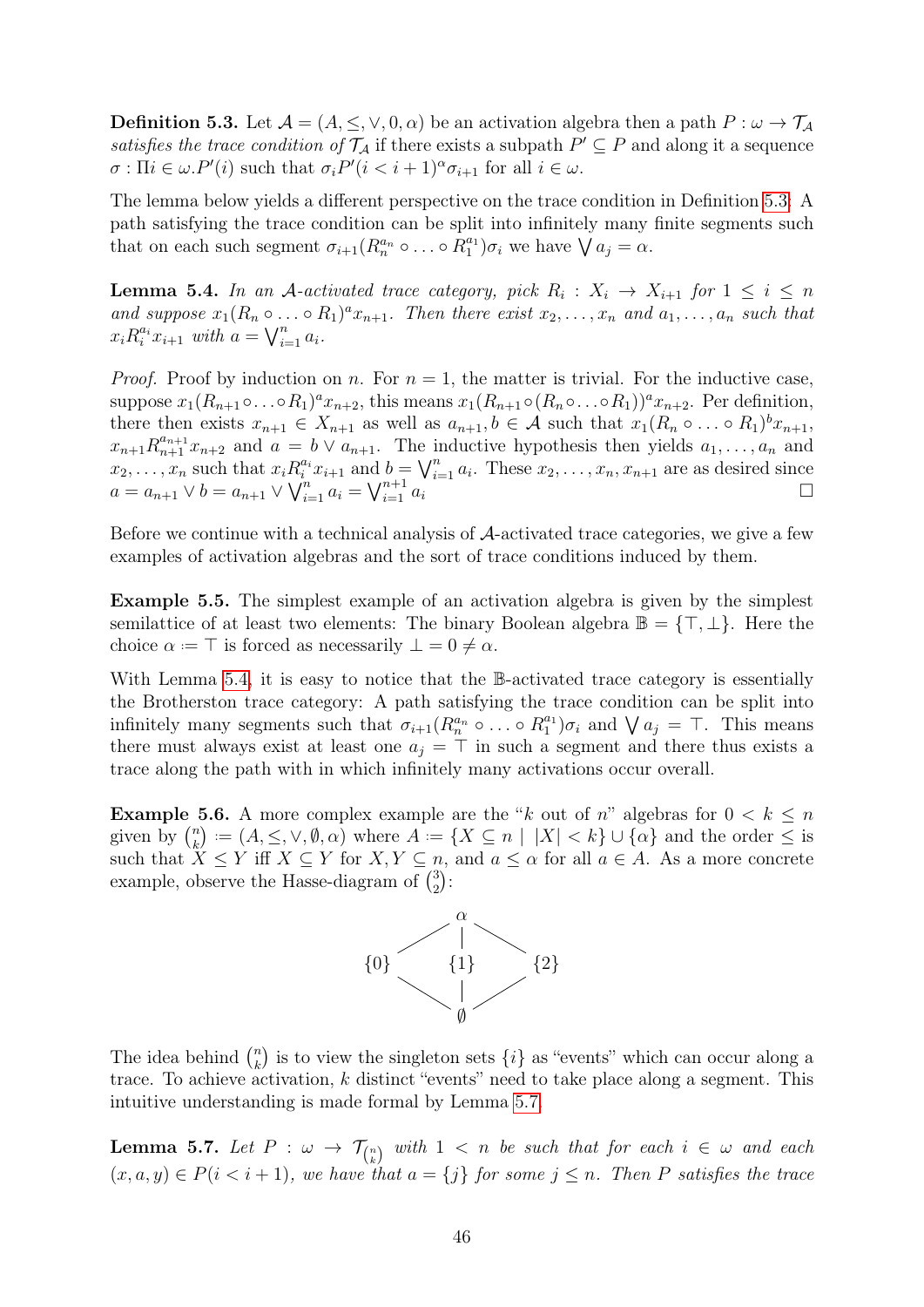**Definition 5.3.** Let $\mathcal{A} = (A, \leq, \vee, 0, \alpha)$ be an activation algebra then a path $P : \omega \to \mathcal{T}_\mathcal{A}$ *satisfies the trace condition of* $\mathcal{T}_\mathcal{A}$ if there exists a subpath $P' \subseteq P$ and along it a sequence $\sigma : \Pi i \in \omega. P'(i)$ such that $\sigma_i P'(i < i+1)^\alpha \sigma_{i+1}$ for all $i \in \omega$.

The lemma below yields a different perspective on the trace condition in Definition 5.3: A path satisfying the trace condition can be split into infinitely many finite segments such that on each such segment $\sigma_{i+1}(R_n^{a_n} \circ \ldots \circ R_1^{a_1})\sigma_i$ we have $\bigvee a_j = \alpha$.

**Lemma 5.4.** *In an $\mathcal{A}$-activated trace category, pick $R_i : X_i \to X_{i+1}$ for $1 \leq i \leq n$ and suppose $x_1(R_n \circ \ldots \circ R_1)^a x_{n+1}$. Then there exist $x_2, \ldots, x_n$ and $a_1, \ldots, a_n$ such that $x_i R_i^{a_i} x_{i+1}$ with $a = \bigvee_{i=1}^n a_i$.*

*Proof.* Proof by induction on $n$. For $n = 1$, the matter is trivial. For the inductive case, suppose $x_1(R_{n+1} \circ \ldots \circ R_1)^a x_{n+2}$, this means $x_1(R_{n+1} \circ (R_n \circ \ldots \circ R_1))^a x_{n+2}$. Per definition, there then exists $x_{n+1} \in X_{n+1}$ as well as $a_{n+1}, b \in \mathcal{A}$ such that $x_1(R_n \circ \ldots \circ R_1)^b x_{n+1}$, $x_{n+1} R_{n+1}^{a_{n+1}} x_{n+2}$ and $a = b \vee a_{n+1}$. The inductive hypothesis then yields $a_1, \ldots, a_n$ and $x_2, \ldots, x_n$ such that $x_i R_i^{a_i} x_{i+1}$ and $b = \bigvee_{i=1}^n a_i$. These $x_2, \ldots, x_n, x_{n+1}$ are as desired since $a = a_{n+1} \vee b = a_{n+1} \vee \bigvee_{i=1}^n a_i = \bigvee_{i=1}^{n+1} a_i$ $\square$

Before we continue with a technical analysis of $\mathcal{A}$-activated trace categories, we give a few examples of activation algebras and the sort of trace conditions induced by them.

**Example 5.5.** The simplest example of an activation algebra is given by the simplest semilattice of at least two elements: The binary Boolean algebra $\mathbb{B} = \{\top, \bot\}$. Here the choice $\alpha \coloneqq \top$ is forced as necessarily $\bot = 0 \neq \alpha$.

With Lemma 5.4, it is easy to notice that the $\mathbb{B}$-activated trace category is essentially the Brotherston trace category: A path satisfying the trace condition can be split into infinitely many segments such that $\sigma_{i+1}(R_n^{a_n} \circ \ldots \circ R_1^{a_1})\sigma_i$ and $\bigvee a_j = \top$. This means there must always exist at least one $a_j = \top$ in such a segment and there thus exists a trace along the path with in which infinitely many activations occur overall.

**Example 5.6.** A more complex example are the "$k$ out of $n$" algebras for $0 < k \leq n$ given by $\binom{n}{k} \coloneqq (A, \leq, \vee, \emptyset, \alpha)$ where $A \coloneqq \{X \subseteq n \mid |X| < k\} \cup \{\alpha\}$ and the order $\leq$ is such that $X \leq Y$ iff $X \subseteq Y$ for $X, Y \subseteq n$, and $a \leq \alpha$ for all $a \in A$. As a more concrete example, observe the Hasse-diagram of $\binom{3}{2}$:

$$
\begin{array}{ccccc}
 & & \alpha & & \\
 & \diagup & | & \diagdown & \\
\{0\} & & \{1\} & & \{2\} \\
 & \diagdown & | & \diagup & \\
 & & \emptyset & &
\end{array}
$$

The idea behind $\binom{n}{k}$ is to view the singleton sets $\{i\}$ as "events" which can occur along a trace. To achieve activation, $k$ distinct "events" need to take place along a segment. This intuitive understanding is made formal by Lemma 5.7.

**Lemma 5.7.** *Let $P : \omega \to \mathcal{T}_{\binom{n}{k}}$ with $1 < n$ be such that for each $i \in \omega$ and each $(x, a, y) \in P(i < i+1)$, we have that $a = \{j\}$ for some $j \leq n$. Then $P$ satisfies the trace*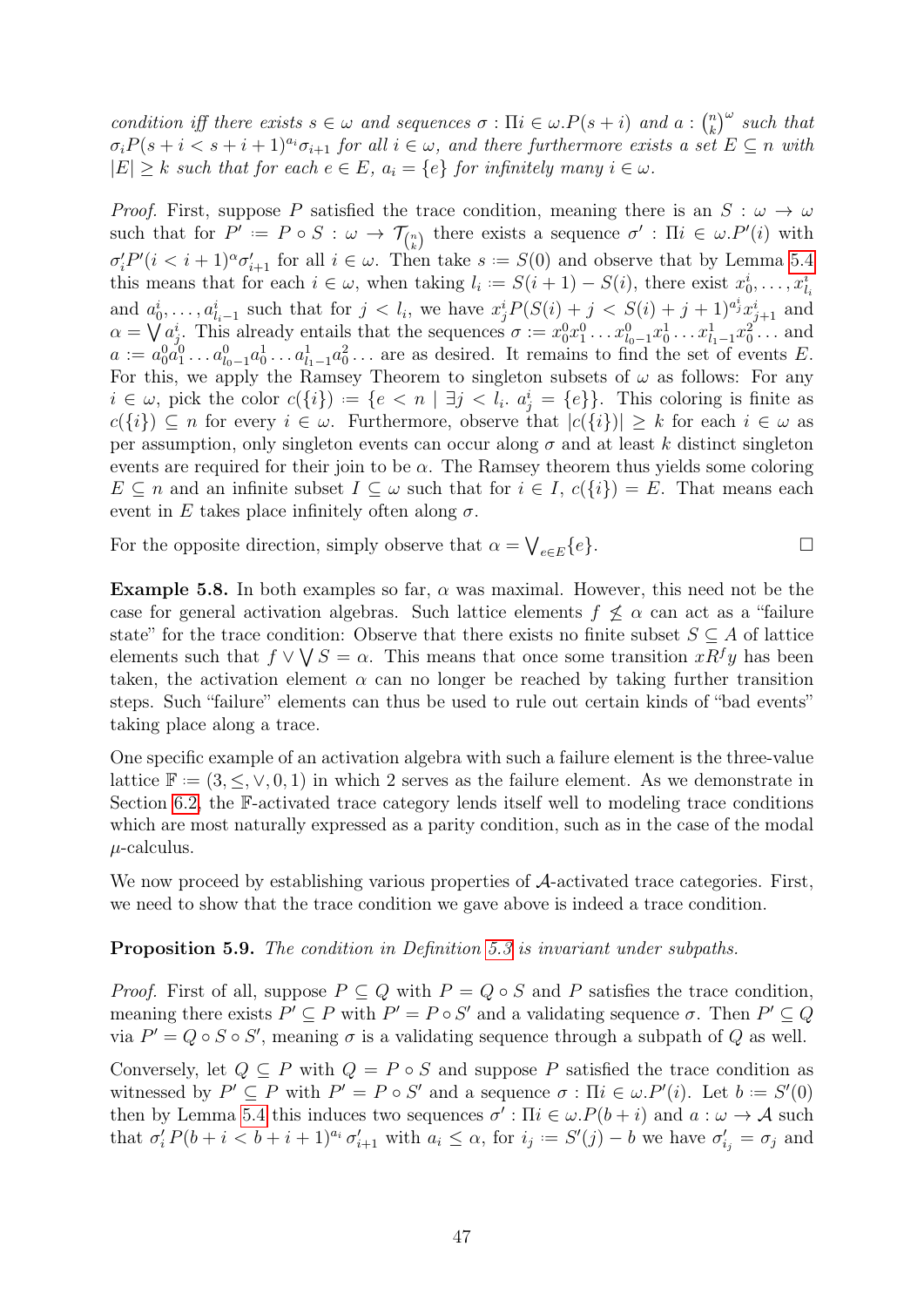*condition iff there exists $s \in \omega$ and sequences $\sigma : \Pi i \in \omega.P(s+i)$ and $a : \binom{n}{k}^\omega$ such that $\sigma_i P(s+i < s+i+1)^{a_i} \sigma_{i+1}$ for all $i \in \omega$, and there furthermore exists a set $E \subseteq n$ with $|E| \geq k$ such that for each $e \in E$, $a_i = \{e\}$ for infinitely many $i \in \omega$.*

*Proof.* First, suppose $P$ satisfied the trace condition, meaning there is an $S : \omega \to \omega$ such that for $P' := P \circ S : \omega \to \mathcal{T}_{\binom{n}{k}}$ there exists a sequence $\sigma' : \Pi i \in \omega.P'(i)$ with $\sigma'_i P'(i < i+1)^\alpha \sigma'_{i+1}$ for all $i \in \omega$. Then take $s := S(0)$ and observe that by Lemma 5.4 this means that for each $i \in \omega$, when taking $l_i := S(i+1) - S(i)$, there exist $x^i_0, \ldots, x^i_{l_i}$ and $a^i_0, \ldots, a^i_{l_i - 1}$ such that for $j < l_i$, we have $x^i_j P(S(i) + j < S(i) + j + 1)^{a^i_j} x^i_{j+1}$ and $\alpha = \bigvee a^i_j$. This already entails that the sequences $\sigma := x^0_0 x^0_1 \ldots x^0_{l_0 - 1} x^1_0 \ldots x^1_{l_1 - 1} x^2_0 \ldots$ and $a := a^0_0 a^0_1 \ldots a^0_{l_0 - 1} a^1_0 \ldots a^1_{l_1 - 1} a^2_0 \ldots$ are as desired. It remains to find the set of events $E$. For this, we apply the Ramsey Theorem to singleton subsets of $\omega$ as follows: For any $i \in \omega$, pick the color $c(\{i\}) := \{e < n \mid \exists j < l_i.\ a^i_j = \{e\}\}$. This coloring is finite as $c(\{i\}) \subseteq n$ for every $i \in \omega$. Furthermore, observe that $|c(\{i\})| \geq k$ for each $i \in \omega$ as per assumption, only singleton events can occur along $\sigma$ and at least $k$ distinct singleton events are required for their join to be $\alpha$. The Ramsey theorem thus yields some coloring $E \subseteq n$ and an infinite subset $I \subseteq \omega$ such that for $i \in I$, $c(\{i\}) = E$. That means each event in $E$ takes place infinitely often along $\sigma$.

For the opposite direction, simply observe that $\alpha = \bigvee_{e \in E} \{e\}$. □

**Example 5.8.** In both examples so far, $\alpha$ was maximal. However, this need not be the case for general activation algebras. Such lattice elements $f \not\leq \alpha$ can act as a "failure state" for the trace condition: Observe that there exists no finite subset $S \subseteq A$ of lattice elements such that $f \vee \bigvee S = \alpha$. This means that once some transition $xR^f y$ has been taken, the activation element $\alpha$ can no longer be reached by taking further transition steps. Such "failure" elements can thus be used to rule out certain kinds of "bad events" taking place along a trace.

One specific example of an activation algebra with such a failure element is the three-value lattice $\mathbb{F} := (3, \leq, \vee, 0, 1)$ in which 2 serves as the failure element. As we demonstrate in Section 6.2, the $\mathbb{F}$-activated trace category lends itself well to modeling trace conditions which are most naturally expressed as a parity condition, such as in the case of the modal $\mu$-calculus.

We now proceed by establishing various properties of $\mathcal{A}$-activated trace categories. First, we need to show that the trace condition we gave above is indeed a trace condition.

**Proposition 5.9.** *The condition in Definition 5.3 is invariant under subpaths.*

*Proof.* First of all, suppose $P \subseteq Q$ with $P = Q \circ S$ and $P$ satisfies the trace condition, meaning there exists $P' \subseteq P$ with $P' = P \circ S'$ and a validating sequence $\sigma$. Then $P' \subseteq Q$ via $P' = Q \circ S \circ S'$, meaning $\sigma$ is a validating sequence through a subpath of $Q$ as well.

Conversely, let $Q \subseteq P$ with $Q = P \circ S$ and suppose $P$ satisfied the trace condition as witnessed by $P' \subseteq P$ with $P' = P \circ S'$ and a sequence $\sigma : \Pi i \in \omega.P'(i)$. Let $b := S'(0)$ then by Lemma 5.4 this induces two sequences $\sigma' : \Pi i \in \omega.P(b+i)$ and $a : \omega \to \mathcal{A}$ such that $\sigma'_i P(b+i < b+i+1)^{a_i} \sigma'_{i+1}$ with $a_i \leq \alpha$, for $i_j := S'(j) - b$ we have $\sigma'_{i_j} = \sigma_j$ and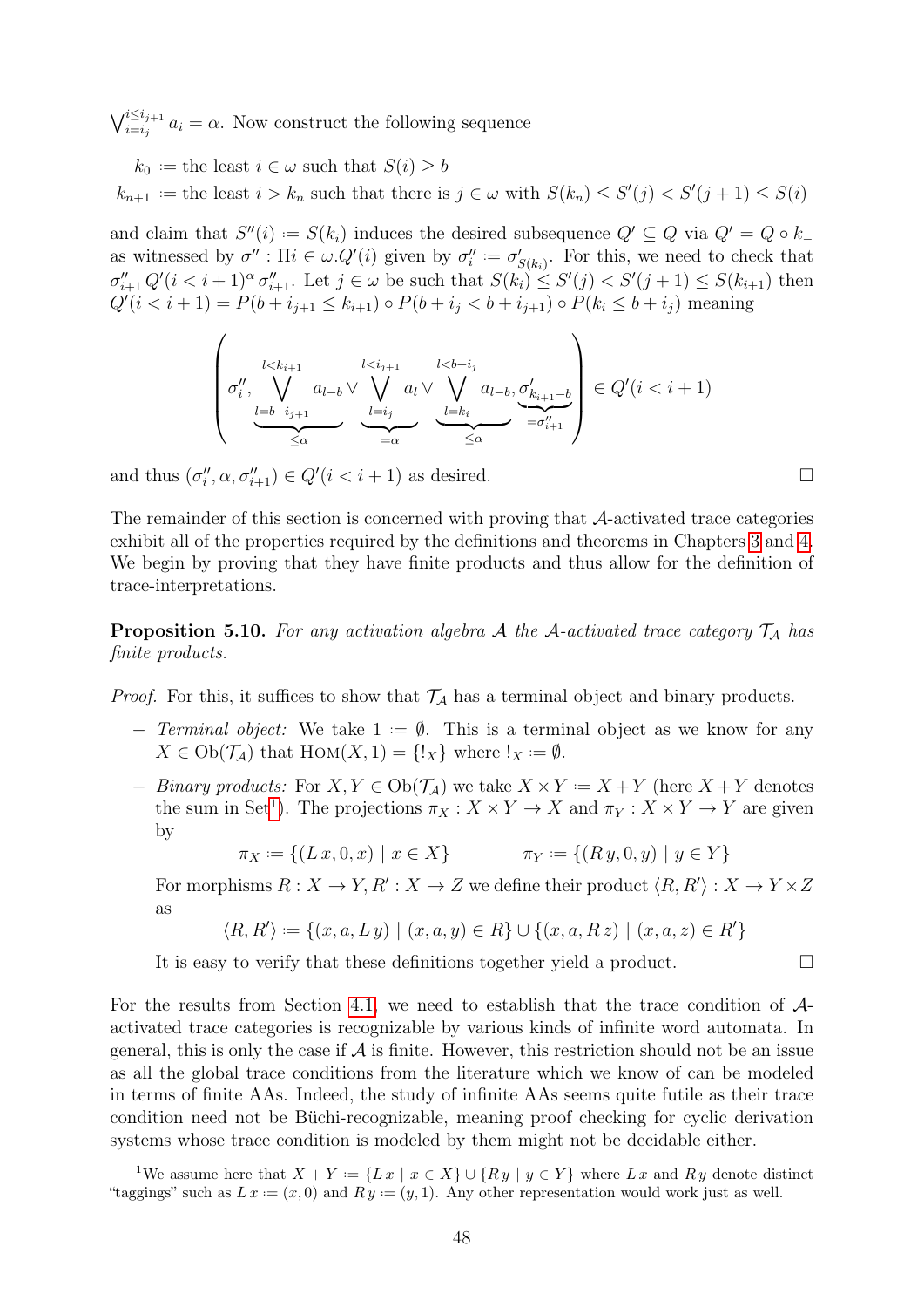$\bigvee_{i=i_j}^{i\leq i_{j+1}} a_i = \alpha$. Now construct the following sequence

$$k_0 := \text{the least } i \in \omega \text{ such that } S(i) \geq b$$
$$k_{n+1} := \text{the least } i > k_n \text{ such that there is } j \in \omega \text{ with } S(k_n) \leq S'(j) < S'(j+1) \leq S(i)$$

and claim that $S''(i) := S(k_i)$ induces the desired subsequence $Q' \subseteq Q$ via $Q' = Q \circ k_-$ as witnessed by $\sigma'' : \Pi i \in \omega.Q'(i)$ given by $\sigma''_i := \sigma'_{S(k_i)}$. For this, we need to check that $\sigma''_{i+1}\, Q'(i < i+1)^{\alpha}\, \sigma''_{i+1}$. Let $j \in \omega$ be such that $S(k_i) \leq S'(j) < S'(j+1) \leq S(k_{i+1})$ then $Q'(i < i+1) = P(b + i_{j+1} \leq k_{i+1}) \circ P(b + i_j < b + i_{j+1}) \circ P(k_i \leq b + i_j)$ meaning

$$\left( \sigma''_i, \underbrace{\bigvee_{l=b+i_{j+1}}^{l<k_{i+1}} a_{l-b}}_{\leq \alpha} \vee \underbrace{\bigvee_{l=i_j}^{l<i_{j+1}} a_l}_{=\alpha} \vee \underbrace{\bigvee_{l=k_i}^{l<b+i_j} a_{l-b}}_{\leq \alpha}, \underbrace{\sigma'_{k_{i+1}-b}}_{=\sigma''_{i+1}} \right) \in Q'(i < i+1)$$

and thus $(\sigma''_i, \alpha, \sigma''_{i+1}) \in Q'(i < i+1)$ as desired. □

The remainder of this section is concerned with proving that $\mathcal{A}$-activated trace categories exhibit all of the properties required by the definitions and theorems in Chapters 3 and 4. We begin by proving that they have finite products and thus allow for the definition of trace-interpretations.

**Proposition 5.10.** *For any activation algebra $\mathcal{A}$ the $\mathcal{A}$-activated trace category $\mathcal{T}_{\mathcal{A}}$ has finite products.*

*Proof.* For this, it suffices to show that $\mathcal{T}_{\mathcal{A}}$ has a terminal object and binary products.

- *Terminal object:* We take $1 := \emptyset$. This is a terminal object as we know for any $X \in \mathrm{Ob}(\mathcal{T}_{\mathcal{A}})$ that $\mathrm{Hom}(X, 1) = \{!_X\}$ where $!_X := \emptyset$.
- *Binary products:* For $X, Y \in \mathrm{Ob}(\mathcal{T}_{\mathcal{A}})$ we take $X \times Y := X + Y$ (here $X + Y$ denotes the sum in Set[1]). The projections $\pi_X : X \times Y \to X$ and $\pi_Y : X \times Y \to Y$ are given by

  $$\pi_X := \{(L\,x, 0, x) \mid x \in X\} \qquad \pi_Y := \{(R\,y, 0, y) \mid y \in Y\}$$

  For morphisms $R : X \to Y, R' : X \to Z$ we define their product $\langle R, R' \rangle : X \to Y \times Z$ as

  $$\langle R, R' \rangle := \{(x, a, L\,y) \mid (x, a, y) \in R\} \cup \{(x, a, R\,z) \mid (x, a, z) \in R'\}$$

  It is easy to verify that these definitions together yield a product. □

For the results from Section 4.1, we need to establish that the trace condition of $\mathcal{A}$-activated trace categories is recognizable by various kinds of infinite word automata. In general, this is only the case if $\mathcal{A}$ is finite. However, this restriction should not be an issue as all the global trace conditions from the literature which we know of can be modeled in terms of finite AAs. Indeed, the study of infinite AAs seems quite futile as their trace condition need not be Büchi-recognizable, meaning proof checking for cyclic derivation systems whose trace condition is modeled by them might not be decidable either.

[1]We assume here that $X + Y := \{L\,x \mid x \in X\} \cup \{R\,y \mid y \in Y\}$ where $L\,x$ and $R\,y$ denote distinct "taggings" such as $L\,x := (x, 0)$ and $R\,y := (y, 1)$. Any other representation would work just as well.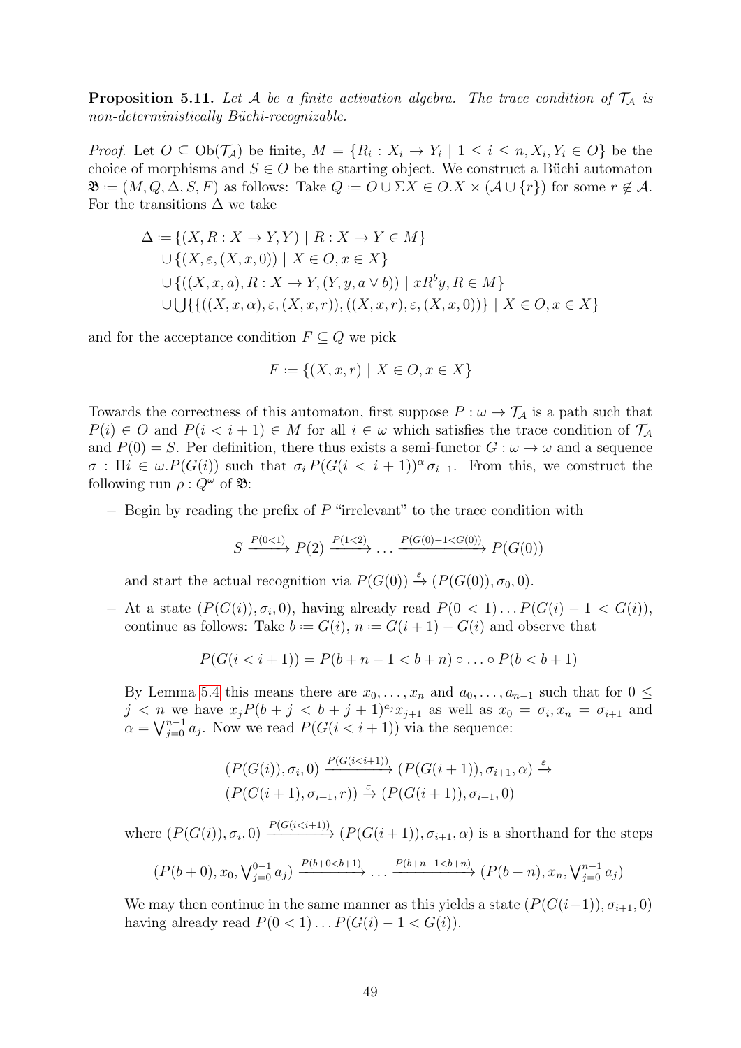**Proposition 5.11.** *Let $\mathcal{A}$ be a finite activation algebra. The trace condition of $\mathcal{T}_{\mathcal{A}}$ is non-deterministically Büchi-recognizable.*

*Proof.* Let $O \subseteq \mathrm{Ob}(\mathcal{T}_{\mathcal{A}})$ be finite, $M = \{R_i : X_i \to Y_i \mid 1 \leq i \leq n, X_i, Y_i \in O\}$ be the choice of morphisms and $S \in O$ be the starting object. We construct a Büchi automaton $\mathfrak{B} \coloneqq (M, Q, \Delta, S, F)$ as follows: Take $Q \coloneqq O \cup \Sigma X \in O.X \times (\mathcal{A} \cup \{r\})$ for some $r \notin \mathcal{A}$. For the transitions $\Delta$ we take

$$
\begin{aligned}
\Delta \coloneqq &\{(X, R : X \to Y, Y) \mid R : X \to Y \in M\} \\
&\cup \{(X, \varepsilon, (X, x, 0)) \mid X \in O, x \in X\} \\
&\cup \{((X, x, a), R : X \to Y, (Y, y, a \vee b)) \mid xR^b y, R \in M\} \\
&\cup \bigcup \{\{((X, x, \alpha), \varepsilon, (X, x, r)), ((X, x, r), \varepsilon, (X, x, 0))\} \mid X \in O, x \in X\}
\end{aligned}
$$

and for the acceptance condition $F \subseteq Q$ we pick

$$
F \coloneqq \{(X, x, r) \mid X \in O, x \in X\}
$$

Towards the correctness of this automaton, first suppose $P : \omega \to \mathcal{T}_{\mathcal{A}}$ is a path such that $P(i) \in O$ and $P(i < i + 1) \in M$ for all $i \in \omega$ which satisfies the trace condition of $\mathcal{T}_{\mathcal{A}}$ and $P(0) = S$. Per definition, there thus exists a semi-functor $G : \omega \to \omega$ and a sequence $\sigma : \Pi i \in \omega.P(G(i))$ such that $\sigma_i \, P(G(i < i + 1))^\alpha \, \sigma_{i+1}$. From this, we construct the following run $\rho : Q^\omega$ of $\mathfrak{B}$:

- Begin by reading the prefix of $P$ "irrelevant" to the trace condition with

$$
S \xrightarrow{P(0<1)} P(2) \xrightarrow{P(1<2)} \ldots \xrightarrow{P(G(0)-1<G(0))} P(G(0))
$$

and start the actual recognition via $P(G(0)) \xrightarrow{\varepsilon} (P(G(0)), \sigma_0, 0)$.

- At a state $(P(G(i)), \sigma_i, 0)$, having already read $P(0 < 1) \ldots P(G(i) - 1 < G(i))$, continue as follows: Take $b \coloneqq G(i)$, $n \coloneqq G(i + 1) - G(i)$ and observe that

$$
P(G(i < i + 1)) = P(b + n - 1 < b + n) \circ \ldots \circ P(b < b + 1)
$$

By Lemma 5.4 this means there are $x_0, \ldots, x_n$ and $a_0, \ldots, a_{n-1}$ such that for $0 \leq j < n$ we have $x_j P(b + j < b + j + 1)^{a_j} x_{j+1}$ as well as $x_0 = \sigma_i, x_n = \sigma_{i+1}$ and $\alpha = \bigvee_{j=0}^{n-1} a_j$. Now we read $P(G(i < i + 1))$ via the sequence:

$$
\begin{aligned}
&(P(G(i)), \sigma_i, 0) \xrightarrow{P(G(i<i+1))} (P(G(i + 1)), \sigma_{i+1}, \alpha) \xrightarrow{\varepsilon} \\
&(P(G(i + 1), \sigma_{i+1}, r)) \xrightarrow{\varepsilon} (P(G(i + 1)), \sigma_{i+1}, 0)
\end{aligned}
$$

where $(P(G(i)), \sigma_i, 0) \xrightarrow{P(G(i<i+1))} (P(G(i + 1)), \sigma_{i+1}, \alpha)$ is a shorthand for the steps

$$
(P(b + 0), x_0, \textstyle\bigvee_{j=0}^{0-1} a_j) \xrightarrow{P(b+0<b+1)} \ldots \xrightarrow{P(b+n-1<b+n)} (P(b + n), x_n, \textstyle\bigvee_{j=0}^{n-1} a_j)
$$

We may then continue in the same manner as this yields a state $(P(G(i+1)), \sigma_{i+1}, 0)$ having already read $P(0 < 1) \ldots P(G(i) - 1 < G(i))$.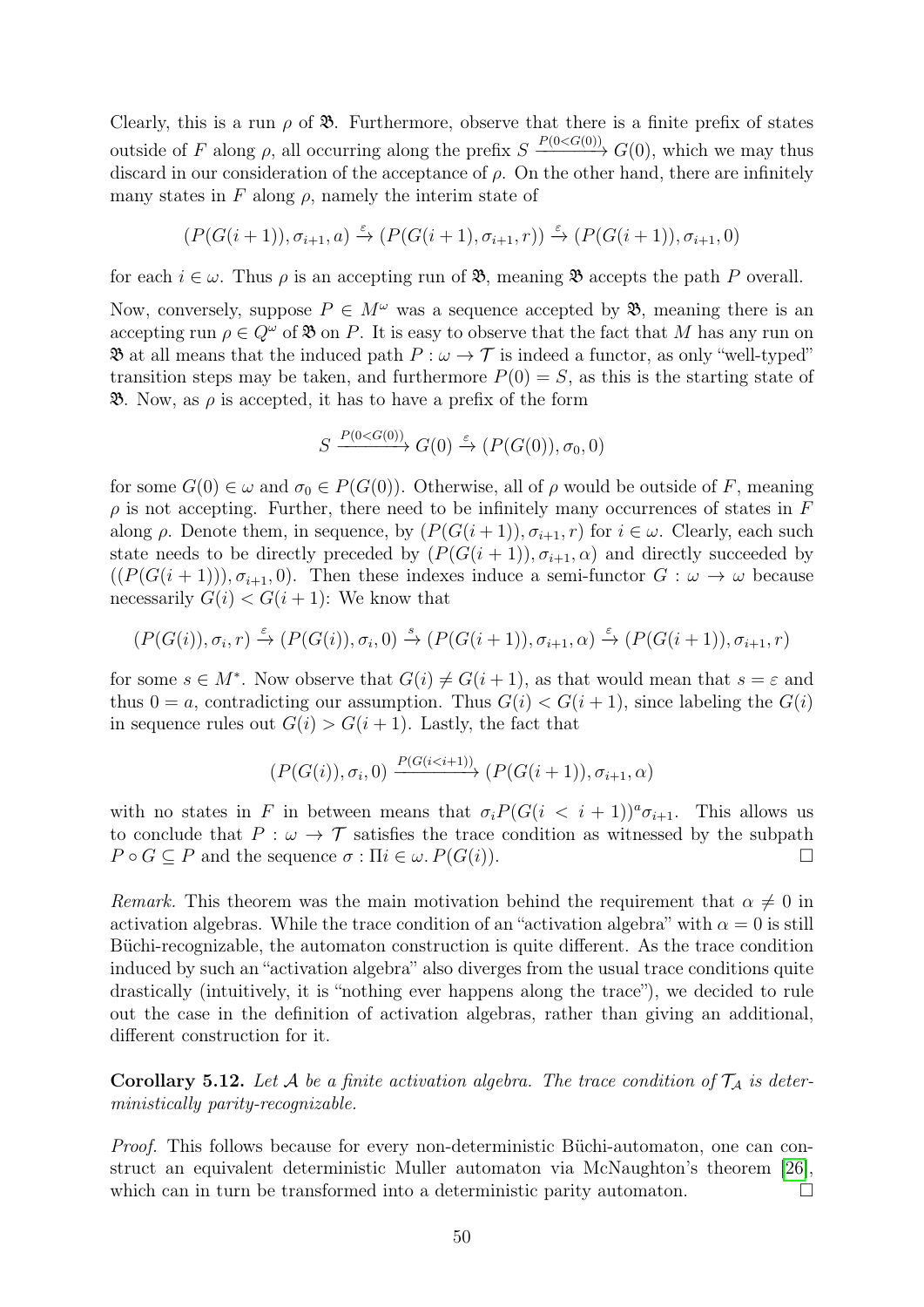Clearly, this is a run $\rho$ of $\mathfrak{B}$. Furthermore, observe that there is a finite prefix of states outside of $F$ along $\rho$, all occurring along the prefix $S \xrightarrow{P(0<G(0))} G(0)$, which we may thus discard in our consideration of the acceptance of $\rho$. On the other hand, there are infinitely many states in $F$ along $\rho$, namely the interim state of

$$(P(G(i+1)), \sigma_{i+1}, a) \xrightarrow{\varepsilon} (P(G(i+1), \sigma_{i+1}, r)) \xrightarrow{\varepsilon} (P(G(i+1)), \sigma_{i+1}, 0)$$

for each $i \in \omega$. Thus $\rho$ is an accepting run of $\mathfrak{B}$, meaning $\mathfrak{B}$ accepts the path $P$ overall.

Now, conversely, suppose $P \in M^\omega$ was a sequence accepted by $\mathfrak{B}$, meaning there is an accepting run $\rho \in Q^\omega$ of $\mathfrak{B}$ on $P$. It is easy to observe that the fact that $M$ has any run on $\mathfrak{B}$ at all means that the induced path $P : \omega \to \mathcal{T}$ is indeed a functor, as only "well-typed" transition steps may be taken, and furthermore $P(0) = S$, as this is the starting state of $\mathfrak{B}$. Now, as $\rho$ is accepted, it has to have a prefix of the form

$$S \xrightarrow{P(0<G(0))} G(0) \xrightarrow{\varepsilon} (P(G(0)), \sigma_0, 0)$$

for some $G(0) \in \omega$ and $\sigma_0 \in P(G(0))$. Otherwise, all of $\rho$ would be outside of $F$, meaning $\rho$ is not accepting. Further, there need to be infinitely many occurrences of states in $F$ along $\rho$. Denote them, in sequence, by $(P(G(i+1)), \sigma_{i+1}, r)$ for $i \in \omega$. Clearly, each such state needs to be directly preceded by $(P(G(i+1)), \sigma_{i+1}, \alpha)$ and directly succeeded by $((P(G(i+1))), \sigma_{i+1}, 0)$. Then these indexes induce a semi-functor $G : \omega \to \omega$ because necessarily $G(i) < G(i+1)$: We know that

$$(P(G(i)), \sigma_i, r) \xrightarrow{\varepsilon} (P(G(i)), \sigma_i, 0) \xrightarrow{s} (P(G(i+1)), \sigma_{i+1}, \alpha) \xrightarrow{\varepsilon} (P(G(i+1)), \sigma_{i+1}, r)$$

for some $s \in M^*$. Now observe that $G(i) \neq G(i+1)$, as that would mean that $s = \varepsilon$ and thus $0 = a$, contradicting our assumption. Thus $G(i) < G(i+1)$, since labeling the $G(i)$ in sequence rules out $G(i) > G(i+1)$. Lastly, the fact that

$$(P(G(i)), \sigma_i, 0) \xrightarrow{P(G(i<i+1))} (P(G(i+1)), \sigma_{i+1}, \alpha)$$

with no states in $F$ in between means that $\sigma_i P(G(i < i+1))^a \sigma_{i+1}$. This allows us to conclude that $P : \omega \to \mathcal{T}$ satisfies the trace condition as witnessed by the subpath $P \circ G \subseteq P$ and the sequence $\sigma : \Pi i \in \omega.\, P(G(i))$. $\square$

*Remark.* This theorem was the main motivation behind the requirement that $\alpha \neq 0$ in activation algebras. While the trace condition of an "activation algebra" with $\alpha = 0$ is still Büchi-recognizable, the automaton construction is quite different. As the trace condition induced by such an "activation algebra" also diverges from the usual trace conditions quite drastically (intuitively, it is "nothing ever happens along the trace"), we decided to rule out the case in the definition of activation algebras, rather than giving an additional, different construction for it.

**Corollary 5.12.** *Let $\mathcal{A}$ be a finite activation algebra. The trace condition of $\mathcal{T}_\mathcal{A}$ is deterministically parity-recognizable.*

*Proof.* This follows because for every non-deterministic Büchi-automaton, one can construct an equivalent deterministic Muller automaton via McNaughton's theorem [26], which can in turn be transformed into a deterministic parity automaton. $\square$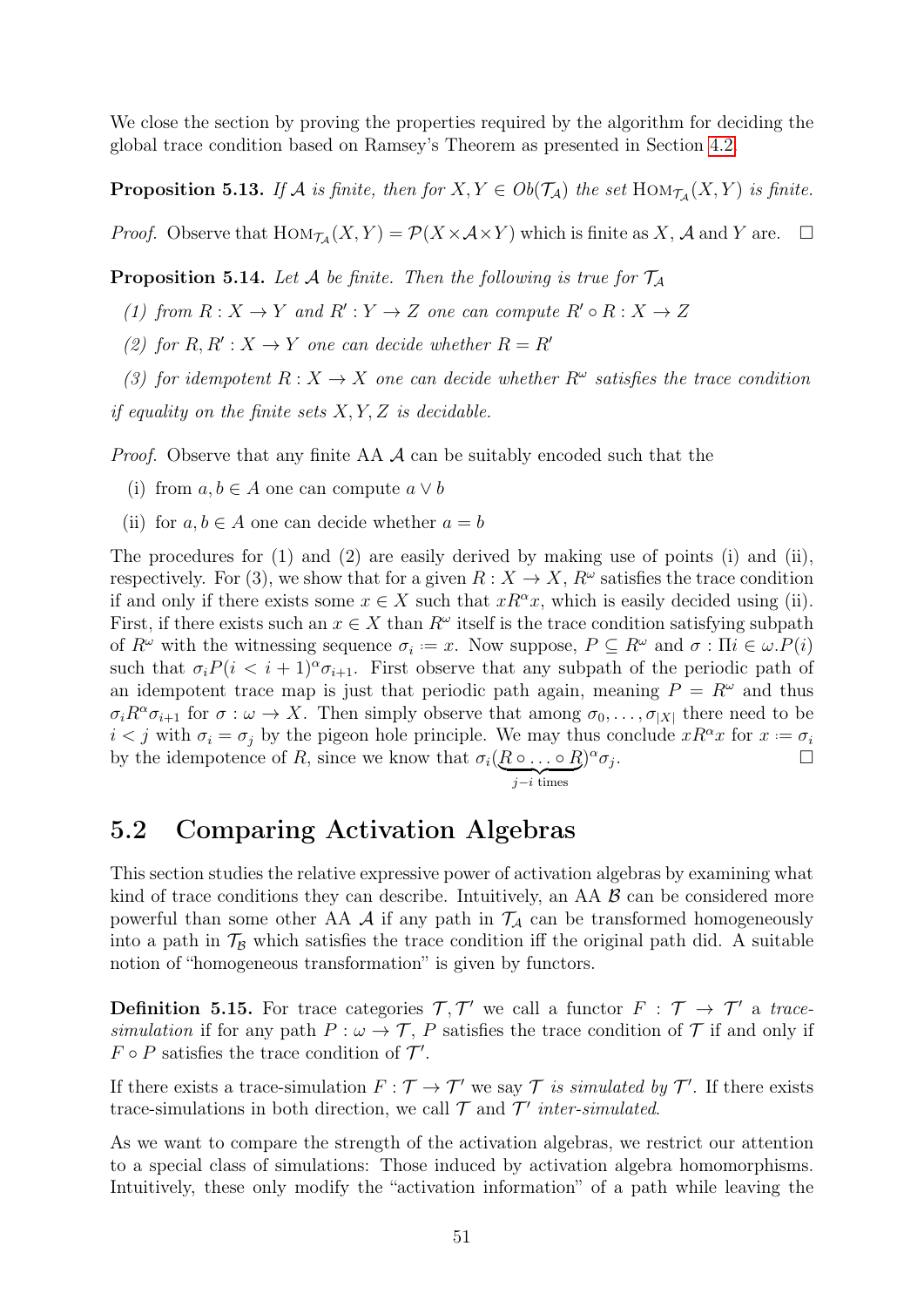We close the section by proving the properties required by the algorithm for deciding the global trace condition based on Ramsey's Theorem as presented in Section 4.2.

**Proposition 5.13.** *If $\mathcal{A}$ is finite, then for $X, Y \in Ob(\mathcal{T}_\mathcal{A})$ the set $\text{HOM}_{\mathcal{T}_\mathcal{A}}(X, Y)$ is finite.*

*Proof.* Observe that $\text{HOM}_{\mathcal{T}_\mathcal{A}}(X, Y) = \mathcal{P}(X \times \mathcal{A} \times Y)$ which is finite as $X$, $\mathcal{A}$ and $Y$ are. $\square$

**Proposition 5.14.** *Let $\mathcal{A}$ be finite. Then the following is true for $\mathcal{T}_\mathcal{A}$*

*(1) from $R : X \to Y$ and $R' : Y \to Z$ one can compute $R' \circ R : X \to Z$*

*(2) for $R, R' : X \to Y$ one can decide whether $R = R'$*

*(3) for idempotent $R : X \to X$ one can decide whether $R^\omega$ satisfies the trace condition*

*if equality on the finite sets $X, Y, Z$ is decidable.*

*Proof.* Observe that any finite AA $\mathcal{A}$ can be suitably encoded such that the

(i) from $a, b \in A$ one can compute $a \vee b$

(ii) for $a, b \in A$ one can decide whether $a = b$

The procedures for (1) and (2) are easily derived by making use of points (i) and (ii), respectively. For (3), we show that for a given $R : X \to X$, $R^\omega$ satisfies the trace condition if and only if there exists some $x \in X$ such that $xR^\alpha x$, which is easily decided using (ii). First, if there exists such an $x \in X$ than $R^\omega$ itself is the trace condition satisfying subpath of $R^\omega$ with the witnessing sequence $\sigma_i \coloneqq x$. Now suppose, $P \subseteq R^\omega$ and $\sigma : \Pi i \in \omega . P(i)$ such that $\sigma_i P(i < i+1)^\alpha \sigma_{i+1}$. First observe that any subpath of the periodic path of an idempotent trace map is just that periodic path again, meaning $P = R^\omega$ and thus $\sigma_i R^\alpha \sigma_{i+1}$ for $\sigma : \omega \to X$. Then simply observe that among $\sigma_0, \ldots, \sigma_{|X|}$ there need to be $i < j$ with $\sigma_i = \sigma_j$ by the pigeon hole principle. We may thus conclude $xR^\alpha x$ for $x \coloneqq \sigma_i$ by the idempotence of $R$, since we know that $\sigma_i(\underbrace{R \circ \ldots \circ R}_{j-i \text{ times}})^\alpha \sigma_j$. $\square$

## 5.2 Comparing Activation Algebras

This section studies the relative expressive power of activation algebras by examining what kind of trace conditions they can describe. Intuitively, an AA $\mathcal{B}$ can be considered more powerful than some other AA $\mathcal{A}$ if any path in $\mathcal{T}_\mathcal{A}$ can be transformed homogeneously into a path in $\mathcal{T}_\mathcal{B}$ which satisfies the trace condition iff the original path did. A suitable notion of "homogeneous transformation" is given by functors.

**Definition 5.15.** For trace categories $\mathcal{T}, \mathcal{T}'$ we call a functor $F : \mathcal{T} \to \mathcal{T}'$ a *trace-simulation* if for any path $P : \omega \to \mathcal{T}$, $P$ satisfies the trace condition of $\mathcal{T}$ if and only if $F \circ P$ satisfies the trace condition of $\mathcal{T}'$.

If there exists a trace-simulation $F : \mathcal{T} \to \mathcal{T}'$ we say $\mathcal{T}$ *is simulated by* $\mathcal{T}'$. If there exists trace-simulations in both direction, we call $\mathcal{T}$ and $\mathcal{T}'$ *inter-simulated*.

As we want to compare the strength of the activation algebras, we restrict our attention to a special class of simulations: Those induced by activation algebra homomorphisms. Intuitively, these only modify the "activation information" of a path while leaving the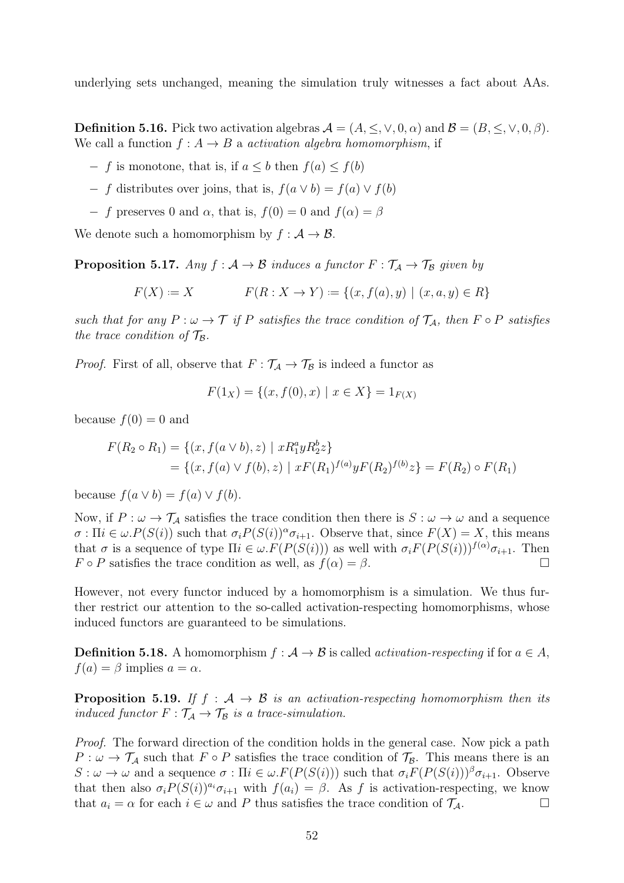underlying sets unchanged, meaning the simulation truly witnesses a fact about AAs.

**Definition 5.16.** Pick two activation algebras $\mathcal{A} = (A, \leq, \vee, 0, \alpha)$ and $\mathcal{B} = (B, \leq, \vee, 0, \beta)$. We call a function $f : A \to B$ a *activation algebra homomorphism*, if

- $f$ is monotone, that is, if $a \leq b$ then $f(a) \leq f(b)$
- $f$ distributes over joins, that is, $f(a \vee b) = f(a) \vee f(b)$
- $f$ preserves 0 and $\alpha$, that is, $f(0) = 0$ and $f(\alpha) = \beta$

We denote such a homomorphism by $f : \mathcal{A} \to \mathcal{B}$.

**Proposition 5.17.** *Any $f : \mathcal{A} \to \mathcal{B}$ induces a functor $F : \mathcal{T}_\mathcal{A} \to \mathcal{T}_\mathcal{B}$ given by*

$$F(X) \coloneqq X \qquad\qquad F(R : X \to Y) \coloneqq \{(x, f(a), y) \mid (x, a, y) \in R\}$$

*such that for any $P : \omega \to \mathcal{T}$ if $P$ satisfies the trace condition of $\mathcal{T}_\mathcal{A}$, then $F \circ P$ satisfies the trace condition of $\mathcal{T}_\mathcal{B}$.*

*Proof.* First of all, observe that $F : \mathcal{T}_\mathcal{A} \to \mathcal{T}_\mathcal{B}$ is indeed a functor as

$$F(1_X) = \{(x, f(0), x) \mid x \in X\} = 1_{F(X)}$$

because $f(0) = 0$ and

$$\begin{aligned} F(R_2 \circ R_1) &= \{(x, f(a \vee b), z) \mid x R_1^a y R_2^b z\} \\ &= \{(x, f(a) \vee f(b), z) \mid x F(R_1)^{f(a)} y F(R_2)^{f(b)} z\} = F(R_2) \circ F(R_1) \end{aligned}$$

because $f(a \vee b) = f(a) \vee f(b)$.

Now, if $P : \omega \to \mathcal{T}_\mathcal{A}$ satisfies the trace condition then there is $S : \omega \to \omega$ and a sequence $\sigma : \Pi i \in \omega. P(S(i))$ such that $\sigma_i P(S(i))^\alpha \sigma_{i+1}$. Observe that, since $F(X) = X$, this means that $\sigma$ is a sequence of type $\Pi i \in \omega. F(P(S(i)))$ as well with $\sigma_i F(P(S(i)))^{f(\alpha)} \sigma_{i+1}$. Then $F \circ P$ satisfies the trace condition as well, as $f(\alpha) = \beta$. $\square$

However, not every functor induced by a homomorphism is a simulation. We thus further restrict our attention to the so-called activation-respecting homomorphisms, whose induced functors are guaranteed to be simulations.

**Definition 5.18.** A homomorphism $f : \mathcal{A} \to \mathcal{B}$ is called *activation-respecting* if for $a \in A$, $f(a) = \beta$ implies $a = \alpha$.

**Proposition 5.19.** *If $f : \mathcal{A} \to \mathcal{B}$ is an activation-respecting homomorphism then its induced functor $F : \mathcal{T}_\mathcal{A} \to \mathcal{T}_\mathcal{B}$ is a trace-simulation.*

*Proof.* The forward direction of the condition holds in the general case. Now pick a path $P : \omega \to \mathcal{T}_\mathcal{A}$ such that $F \circ P$ satisfies the trace condition of $\mathcal{T}_\mathcal{B}$. This means there is an $S : \omega \to \omega$ and a sequence $\sigma : \Pi i \in \omega. F(P(S(i)))$ such that $\sigma_i F(P(S(i)))^\beta \sigma_{i+1}$. Observe that then also $\sigma_i P(S(i))^{a_i} \sigma_{i+1}$ with $f(a_i) = \beta$. As $f$ is activation-respecting, we know that $a_i = \alpha$ for each $i \in \omega$ and $P$ thus satisfies the trace condition of $\mathcal{T}_\mathcal{A}$. $\square$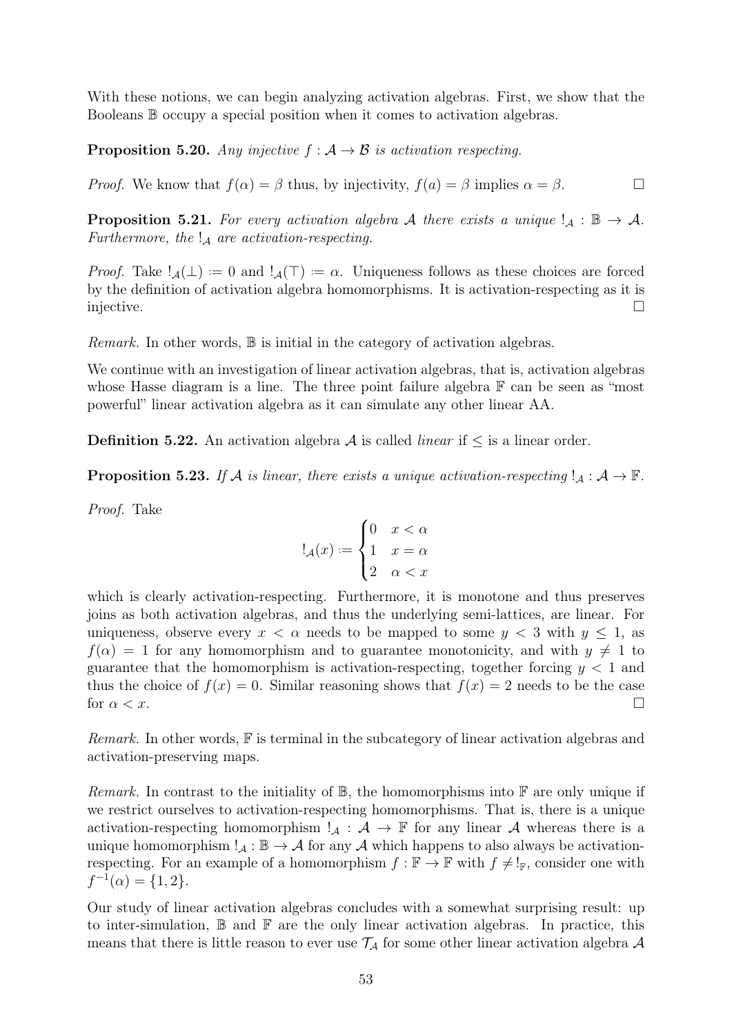With these notions, we can begin analyzing activation algebras. First, we show that the Booleans $\mathbb{B}$ occupy a special position when it comes to activation algebras.

**Proposition 5.20.** *Any injective $f : \mathcal{A} \to \mathcal{B}$ is activation respecting.*

*Proof.* We know that $f(\alpha) = \beta$ thus, by injectivity, $f(a) = \beta$ implies $\alpha = \beta$. $\square$

**Proposition 5.21.** *For every activation algebra $\mathcal{A}$ there exists a unique $!_\mathcal{A} : \mathbb{B} \to \mathcal{A}$. Furthermore, the $!_\mathcal{A}$ are activation-respecting.*

*Proof.* Take $!_\mathcal{A}(\bot) := 0$ and $!_\mathcal{A}(\top) := \alpha$. Uniqueness follows as these choices are forced by the definition of activation algebra homomorphisms. It is activation-respecting as it is injective. $\square$

*Remark.* In other words, $\mathbb{B}$ is initial in the category of activation algebras.

We continue with an investigation of linear activation algebras, that is, activation algebras whose Hasse diagram is a line. The three point failure algebra $\mathbb{F}$ can be seen as "most powerful" linear activation algebra as it can simulate any other linear AA.

**Definition 5.22.** An activation algebra $\mathcal{A}$ is called *linear* if $\leq$ is a linear order.

**Proposition 5.23.** *If $\mathcal{A}$ is linear, there exists a unique activation-respecting $!_\mathcal{A} : \mathcal{A} \to \mathbb{F}$.*

*Proof.* Take

$$!_\mathcal{A}(x) := \begin{cases} 0 & x < \alpha \\ 1 & x = \alpha \\ 2 & \alpha < x \end{cases}$$

which is clearly activation-respecting. Furthermore, it is monotone and thus preserves joins as both activation algebras, and thus the underlying semi-lattices, are linear. For uniqueness, observe every $x < \alpha$ needs to be mapped to some $y < 3$ with $y \leq 1$, as $f(\alpha) = 1$ for any homomorphism and to guarantee monotonicity, and with $y \neq 1$ to guarantee that the homomorphism is activation-respecting, together forcing $y < 1$ and thus the choice of $f(x) = 0$. Similar reasoning shows that $f(x) = 2$ needs to be the case for $\alpha < x$. $\square$

*Remark.* In other words, $\mathbb{F}$ is terminal in the subcategory of linear activation algebras and activation-preserving maps.

*Remark.* In contrast to the initiality of $\mathbb{B}$, the homomorphisms into $\mathbb{F}$ are only unique if we restrict ourselves to activation-respecting homomorphisms. That is, there is a unique activation-respecting homomorphism $!_\mathcal{A} : \mathcal{A} \to \mathbb{F}$ for any linear $\mathcal{A}$ whereas there is a unique homomorphism $!_\mathcal{A} : \mathbb{B} \to \mathcal{A}$ for any $\mathcal{A}$ which happens to also always be activation-respecting. For an example of a homomorphism $f : \mathbb{F} \to \mathbb{F}$ with $f \neq !_\mathbb{F}$, consider one with $f^{-1}(\alpha) = \{1, 2\}$.

Our study of linear activation algebras concludes with a somewhat surprising result: up to inter-simulation, $\mathbb{B}$ and $\mathbb{F}$ are the only linear activation algebras. In practice, this means that there is little reason to ever use $\mathcal{T}_\mathcal{A}$ for some other linear activation algebra $\mathcal{A}$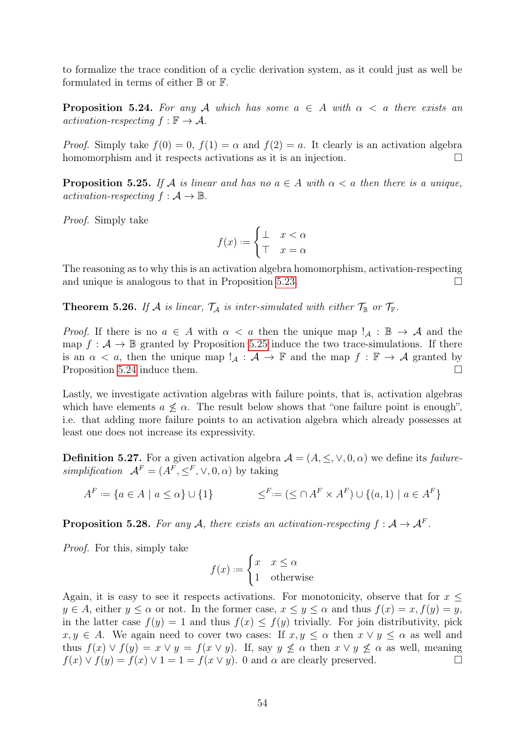to formalize the trace condition of a cyclic derivation system, as it could just as well be formulated in terms of either $\mathbb{B}$ or $\mathbb{F}$.

**Proposition 5.24.** *For any $\mathcal{A}$ which has some $a \in A$ with $\alpha < a$ there exists an activation-respecting $f : \mathbb{F} \to \mathcal{A}$.*

*Proof.* Simply take $f(0) = 0$, $f(1) = \alpha$ and $f(2) = a$. It clearly is an activation algebra homomorphism and it respects activations as it is an injection. □

**Proposition 5.25.** *If $\mathcal{A}$ is linear and has no $a \in A$ with $\alpha < a$ then there is a unique, activation-respecting $f : \mathcal{A} \to \mathbb{B}$.*

*Proof.* Simply take

$$f(x) \coloneqq \begin{cases} \bot & x < \alpha \\ \top & x = \alpha \end{cases}$$

The reasoning as to why this is an activation algebra homomorphism, activation-respecting and unique is analogous to that in Proposition 5.23. □

**Theorem 5.26.** *If $\mathcal{A}$ is linear, $\mathcal{T}_{\mathcal{A}}$ is inter-simulated with either $\mathcal{T}_{\mathbb{B}}$ or $\mathcal{T}_{\mathbb{F}}$.*

*Proof.* If there is no $a \in A$ with $\alpha < a$ then the unique map $!_{\mathcal{A}} : \mathbb{B} \to \mathcal{A}$ and the map $f : \mathcal{A} \to \mathbb{B}$ granted by Proposition 5.25 induce the two trace-simulations. If there is an $\alpha < a$, then the unique map $!_{\mathcal{A}} : \mathcal{A} \to \mathbb{F}$ and the map $f : \mathbb{F} \to \mathcal{A}$ granted by Proposition 5.24 induce them. □

Lastly, we investigate activation algebras with failure points, that is, activation algebras which have elements $a \not\leq \alpha$. The result below shows that "one failure point is enough", i.e. that adding more failure points to an activation algebra which already possesses at least one does not increase its expressivity.

**Definition 5.27.** For a given activation algebra $\mathcal{A} = (A, \leq, \vee, 0, \alpha)$ we define its *failure-simplification* $\mathcal{A}^F = (A^F, \leq^F, \vee, 0, \alpha)$ by taking

$$A^F \coloneqq \{a \in A \mid a \leq \alpha\} \cup \{1\} \qquad\qquad \leq^F \coloneqq (\leq \cap A^F \times A^F) \cup \{(a, 1) \mid a \in A^F\}$$

**Proposition 5.28.** *For any $\mathcal{A}$, there exists an activation-respecting $f : \mathcal{A} \to \mathcal{A}^F$.*

*Proof.* For this, simply take

$$f(x) \coloneqq \begin{cases} x & x \leq \alpha \\ 1 & \text{otherwise} \end{cases}$$

Again, it is easy to see it respects activations. For monotonicity, observe that for $x \leq y \in A$, either $y \leq \alpha$ or not. In the former case, $x \leq y \leq \alpha$ and thus $f(x) = x, f(y) = y$, in the latter case $f(y) = 1$ and thus $f(x) \leq f(y)$ trivially. For join distributivity, pick $x, y \in A$. We again need to cover two cases: If $x, y \leq \alpha$ then $x \vee y \leq \alpha$ as well and thus $f(x) \vee f(y) = x \vee y = f(x \vee y)$. If, say $y \not\leq \alpha$ then $x \vee y \not\leq \alpha$ as well, meaning $f(x) \vee f(y) = f(x) \vee 1 = 1 = f(x \vee y)$. 0 and $\alpha$ are clearly preserved. □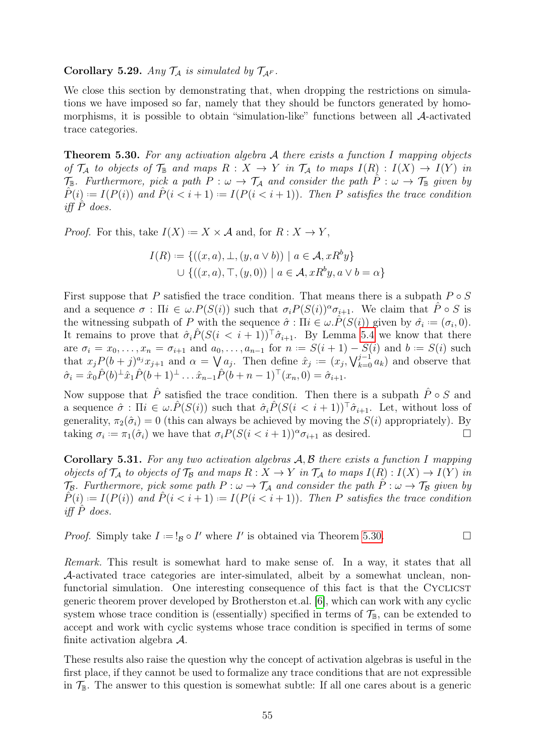**Corollary 5.29.** *Any $\mathcal{T}_\mathcal{A}$ is simulated by $\mathcal{T}_{\mathcal{A}^F}$.*

We close this section by demonstrating that, when dropping the restrictions on simulations we have imposed so far, namely that they should be functors generated by homomorphisms, it is possible to obtain "simulation-like" functions between all $\mathcal{A}$-activated trace categories.

**Theorem 5.30.** *For any activation algebra $\mathcal{A}$ there exists a function $I$ mapping objects of $\mathcal{T}_\mathcal{A}$ to objects of $\mathcal{T}_\mathbb{B}$ and maps $R : X \to Y$ in $\mathcal{T}_\mathcal{A}$ to maps $I(R) : I(X) \to I(Y)$ in $\mathcal{T}_\mathbb{B}$. Furthermore, pick a path $P : \omega \to \mathcal{T}_\mathcal{A}$ and consider the path $\hat{P} : \omega \to \mathcal{T}_\mathbb{B}$ given by $\hat{P}(i) := I(P(i))$ and $\hat{P}(i < i+1) := I(P(i < i+1))$. Then $P$ satisfies the trace condition iff $\hat{P}$ does.*

*Proof.* For this, take $I(X) := X \times \mathcal{A}$ and, for $R : X \to Y$,

$$
\begin{aligned}
I(R) := &\{((x,a), \bot, (y, a \vee b)) \mid a \in \mathcal{A}, xR^b y\} \\
&\cup \{((x,a), \top, (y, 0)) \mid a \in \mathcal{A}, xR^b y, a \vee b = \alpha\}
\end{aligned}
$$

First suppose that $P$ satisfied the trace condition. That means there is a subpath $P \circ S$ and a sequence $\sigma : \Pi i \in \omega . P(S(i))$ such that $\sigma_i P(S(i))^\alpha \sigma_{i+1}$. We claim that $\hat{P} \circ S$ is the witnessing subpath of $P$ with the sequence $\hat{\sigma} : \Pi i \in \omega . \hat{P}(S(i))$ given by $\hat{\sigma}_i := (\sigma_i, 0)$. It remains to prove that $\hat{\sigma}_i \hat{P}(S(i < i+1))^\top \hat{\sigma}_{i+1}$. By Lemma 5.4 we know that there are $\sigma_i = x_0, \ldots, x_n = \sigma_{i+1}$ and $a_0, \ldots, a_{n-1}$ for $n := S(i+1) - S(i)$ and $b := S(i)$ such that $x_j P(b+j)^{a_j} x_{j+1}$ and $\alpha = \bigvee a_j$. Then define $\hat{x}_j := (x_j, \bigvee_{k=0}^{j-1} a_k)$ and observe that $\hat{\sigma}_i = \hat{x}_0 \hat{P}(b)^\bot \hat{x}_1 \hat{P}(b+1)^\bot \ldots \hat{x}_{n-1} \hat{P}(b+n-1)^\top (x_n, 0) = \hat{\sigma}_{i+1}$.

Now suppose that $\hat{P}$ satisfied the trace condition. Then there is a subpath $\hat{P} \circ S$ and a sequence $\hat{\sigma} : \Pi i \in \omega . \hat{P}(S(i))$ such that $\hat{\sigma}_i \hat{P}(S(i < i+1))^\top \hat{\sigma}_{i+1}$. Let, without loss of generality, $\pi_2(\hat{\sigma}_i) = 0$ (this can always be achieved by moving the $S(i)$ appropriately). By taking $\sigma_i := \pi_1(\hat{\sigma}_i)$ we have that $\sigma_i P(S(i < i+1))^\alpha \sigma_{i+1}$ as desired. $\square$

**Corollary 5.31.** *For any two activation algebras $\mathcal{A}, \mathcal{B}$ there exists a function $I$ mapping objects of $\mathcal{T}_\mathcal{A}$ to objects of $\mathcal{T}_\mathcal{B}$ and maps $R : X \to Y$ in $\mathcal{T}_\mathcal{A}$ to maps $I(R) : I(X) \to I(Y)$ in $\mathcal{T}_\mathcal{B}$. Furthermore, pick some path $P : \omega \to \mathcal{T}_\mathcal{A}$ and consider the path $\hat{P} : \omega \to \mathcal{T}_\mathcal{B}$ given by $\hat{P}(i) := I(P(i))$ and $\hat{P}(i < i+1) := I(P(i < i+1))$. Then $P$ satisfies the trace condition iff $\hat{P}$ does.*

*Proof.* Simply take $I := !_\mathcal{B} \circ I'$ where $I'$ is obtained via Theorem 5.30. $\square$

*Remark.* This result is somewhat hard to make sense of. In a way, it states that all $\mathcal{A}$-activated trace categories are inter-simulated, albeit by a somewhat unclean, non-functorial simulation. One interesting consequence of this fact is that the Cyclist generic theorem prover developed by Brotherston et.al. [6], which can work with any cyclic system whose trace condition is (essentially) specified in terms of $\mathcal{T}_\mathbb{B}$, can be extended to accept and work with cyclic systems whose trace condition is specified in terms of some finite activation algebra $\mathcal{A}$.

These results also raise the question why the concept of activation algebras is useful in the first place, if they cannot be used to formalize any trace conditions that are not expressible in $\mathcal{T}_\mathbb{B}$. The answer to this question is somewhat subtle: If all one cares about is a generic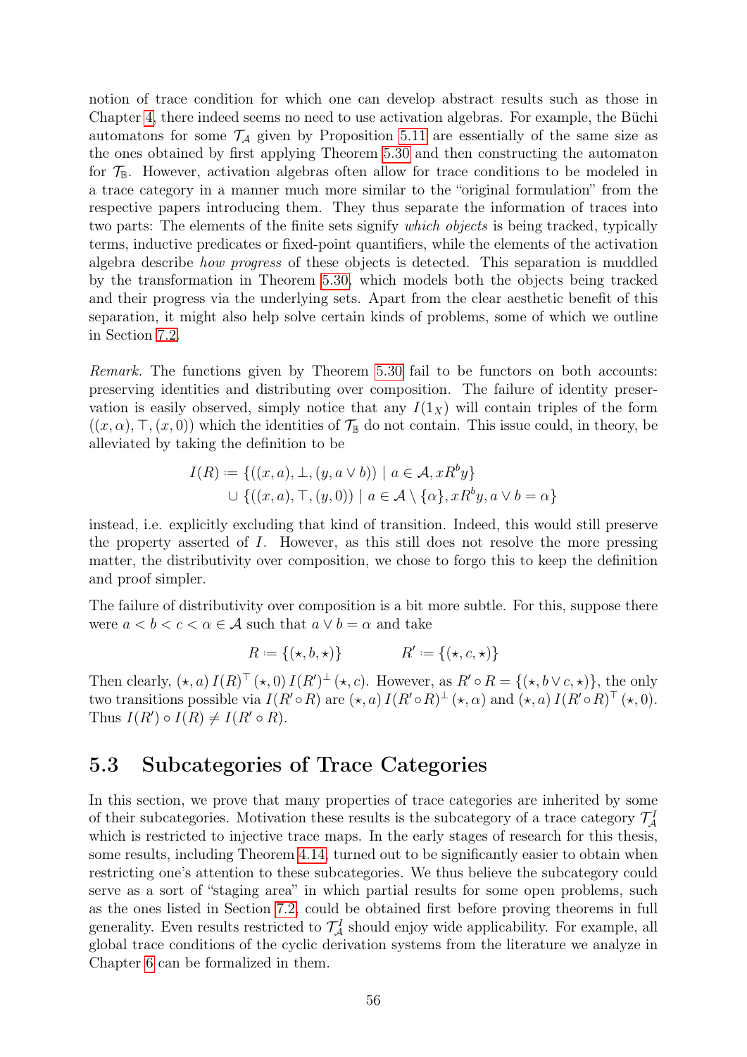notion of trace condition for which one can develop abstract results such as those in Chapter 4, there indeed seems no need to use activation algebras. For example, the Büchi automatons for some $\mathcal{T}_\mathcal{A}$ given by Proposition 5.11 are essentially of the same size as the ones obtained by first applying Theorem 5.30 and then constructing the automaton for $\mathcal{T}_\mathbb{B}$. However, activation algebras often allow for trace conditions to be modeled in a trace category in a manner much more similar to the "original formulation" from the respective papers introducing them. They thus separate the information of traces into two parts: The elements of the finite sets signify *which objects* is being tracked, typically terms, inductive predicates or fixed-point quantifiers, while the elements of the activation algebra describe *how progress* of these objects is detected. This separation is muddled by the transformation in Theorem 5.30, which models both the objects being tracked and their progress via the underlying sets. Apart from the clear aesthetic benefit of this separation, it might also help solve certain kinds of problems, some of which we outline in Section 7.2.

*Remark.* The functions given by Theorem 5.30 fail to be functors on both accounts: preserving identities and distributing over composition. The failure of identity preservation is easily observed, simply notice that any $I(1_X)$ will contain triples of the form $((x, \alpha), \top, (x, 0))$ which the identities of $\mathcal{T}_\mathbb{B}$ do not contain. This issue could, in theory, be alleviated by taking the definition to be

$$
\begin{aligned}
I(R) \coloneqq\ & \{((x,a), \bot, (y, a \vee b)) \mid a \in \mathcal{A}, xR^b y\} \\
& \cup \{((x,a), \top, (y, 0)) \mid a \in \mathcal{A} \setminus \{\alpha\}, xR^b y, a \vee b = \alpha\}
\end{aligned}
$$

instead, i.e. explicitly excluding that kind of transition. Indeed, this would still preserve the property asserted of $I$. However, as this still does not resolve the more pressing matter, the distributivity over composition, we chose to forgo this to keep the definition and proof simpler.

The failure of distributivity over composition is a bit more subtle. For this, suppose there were $a < b < c < \alpha \in \mathcal{A}$ such that $a \vee b = \alpha$ and take

$$
R \coloneqq \{(\star, b, \star)\} \qquad\qquad R' \coloneqq \{(\star, c, \star)\}
$$

Then clearly, $(\star, a)\, I(R)^\top\, (\star, 0)\, I(R')^\bot\, (\star, c)$. However, as $R' \circ R = \{(\star, b \vee c, \star)\}$, the only two transitions possible via $I(R' \circ R)$ are $(\star, a)\, I(R' \circ R)^\bot\, (\star, \alpha)$ and $(\star, a)\, I(R' \circ R)^\top\, (\star, 0)$. Thus $I(R') \circ I(R) \neq I(R' \circ R)$.

## 5.3 Subcategories of Trace Categories

In this section, we prove that many properties of trace categories are inherited by some of their subcategories. Motivation these results is the subcategory of a trace category $\mathcal{T}_\mathcal{A}^I$ which is restricted to injective trace maps. In the early stages of research for this thesis, some results, including Theorem 4.14, turned out to be significantly easier to obtain when restricting one's attention to these subcategories. We thus believe the subcategory could serve as a sort of "staging area" in which partial results for some open problems, such as the ones listed in Section 7.2, could be obtained first before proving theorems in full generality. Even results restricted to $\mathcal{T}_\mathcal{A}^I$ should enjoy wide applicability. For example, all global trace conditions of the cyclic derivation systems from the literature we analyze in Chapter 6 can be formalized in them.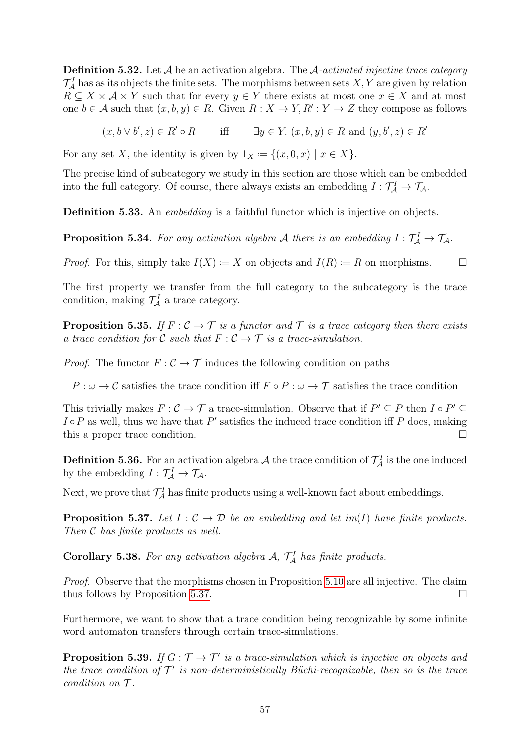**Definition 5.32.** Let $\mathcal{A}$ be an activation algebra. The *$\mathcal{A}$-activated injective trace category* $\mathcal{T}^I_\mathcal{A}$ has as its objects the finite sets. The morphisms between sets $X, Y$ are given by relation $R \subseteq X \times \mathcal{A} \times Y$ such that for every $y \in Y$ there exists at most one $x \in X$ and at most one $b \in \mathcal{A}$ such that $(x, b, y) \in R$. Given $R : X \to Y, R' : Y \to Z$ they compose as follows

$$(x, b \vee b', z) \in R' \circ R \qquad \text{iff} \qquad \exists y \in Y.\ (x, b, y) \in R \text{ and } (y, b', z) \in R'$$

For any set $X$, the identity is given by $1_X \coloneqq \{(x, 0, x) \mid x \in X\}$.

The precise kind of subcategory we study in this section are those which can be embedded into the full category. Of course, there always exists an embedding $I : \mathcal{T}^I_\mathcal{A} \to \mathcal{T}_\mathcal{A}$.

**Definition 5.33.** An *embedding* is a faithful functor which is injective on objects.

**Proposition 5.34.** *For any activation algebra $\mathcal{A}$ there is an embedding $I : \mathcal{T}^I_\mathcal{A} \to \mathcal{T}_\mathcal{A}$.*

*Proof.* For this, simply take $I(X) \coloneqq X$ on objects and $I(R) \coloneqq R$ on morphisms. □

The first property we transfer from the full category to the subcategory is the trace condition, making $\mathcal{T}^I_\mathcal{A}$ a trace category.

**Proposition 5.35.** *If $F : \mathcal{C} \to \mathcal{T}$ is a functor and $\mathcal{T}$ is a trace category then there exists a trace condition for $\mathcal{C}$ such that $F : \mathcal{C} \to \mathcal{T}$ is a trace-simulation.*

*Proof.* The functor $F : \mathcal{C} \to \mathcal{T}$ induces the following condition on paths

$P : \omega \to \mathcal{C}$ satisfies the trace condition iff $F \circ P : \omega \to \mathcal{T}$ satisfies the trace condition

This trivially makes $F : \mathcal{C} \to \mathcal{T}$ a trace-simulation. Observe that if $P' \subseteq P$ then $I \circ P' \subseteq I \circ P$ as well, thus we have that $P'$ satisfies the induced trace condition iff $P$ does, making this a proper trace condition. □

**Definition 5.36.** For an activation algebra $\mathcal{A}$ the trace condition of $\mathcal{T}^I_\mathcal{A}$ is the one induced by the embedding $I : \mathcal{T}^I_\mathcal{A} \to \mathcal{T}_\mathcal{A}$.

Next, we prove that $\mathcal{T}^I_\mathcal{A}$ has finite products using a well-known fact about embeddings.

**Proposition 5.37.** *Let $I : \mathcal{C} \to \mathcal{D}$ be an embedding and let $im(I)$ have finite products. Then $\mathcal{C}$ has finite products as well.*

**Corollary 5.38.** *For any activation algebra $\mathcal{A}$, $\mathcal{T}^I_\mathcal{A}$ has finite products.*

*Proof.* Observe that the morphisms chosen in Proposition 5.10 are all injective. The claim thus follows by Proposition 5.37. □

Furthermore, we want to show that a trace condition being recognizable by some infinite word automaton transfers through certain trace-simulations.

**Proposition 5.39.** *If $G : \mathcal{T} \to \mathcal{T}'$ is a trace-simulation which is injective on objects and the trace condition of $\mathcal{T}'$ is non-deterministically Büchi-recognizable, then so is the trace condition on $\mathcal{T}$.*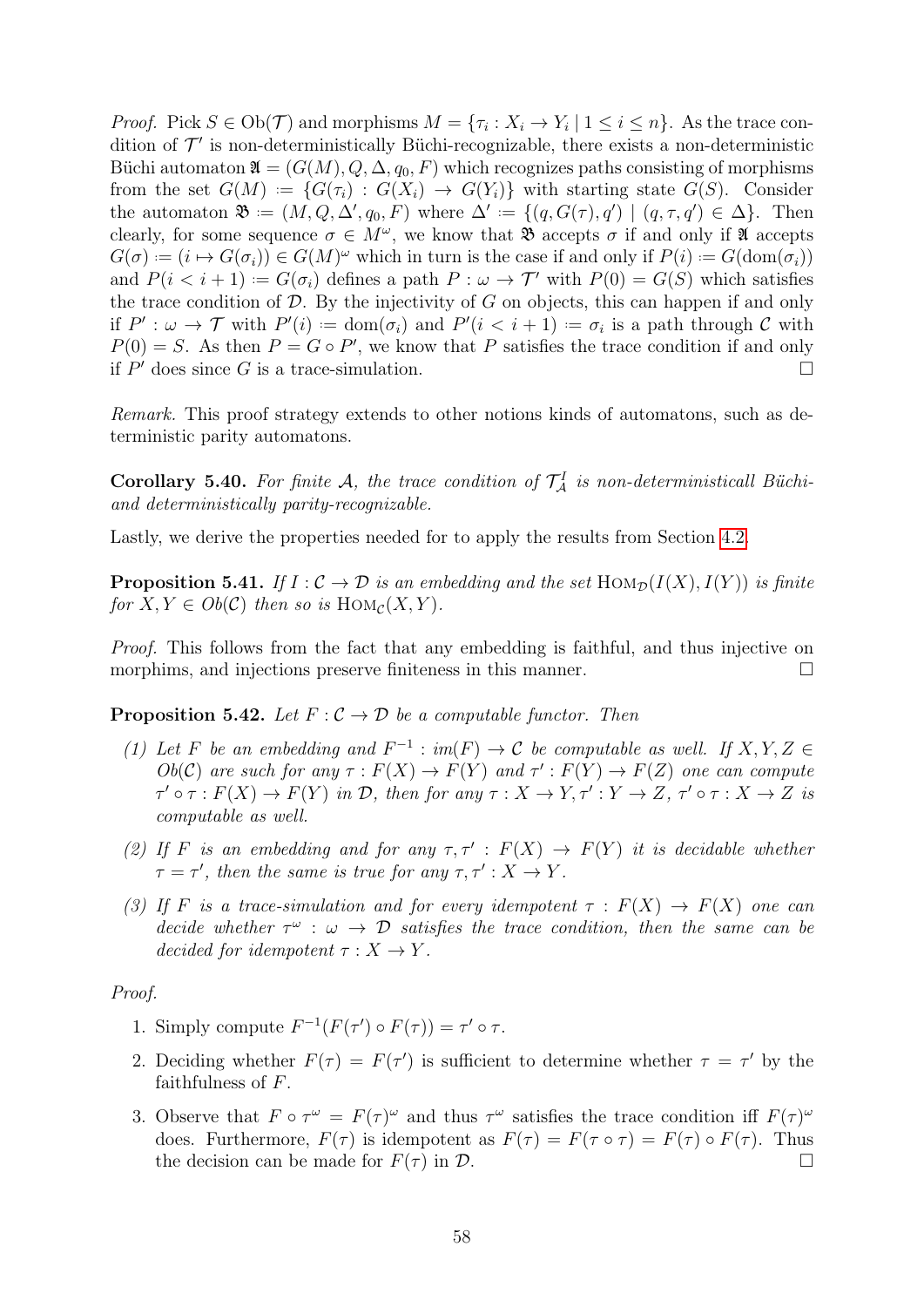*Proof.* Pick $S \in \mathrm{Ob}(\mathcal{T})$ and morphisms $M = \{\tau_i : X_i \to Y_i \mid 1 \le i \le n\}$. As the trace condition of $\mathcal{T}'$ is non-deterministically Büchi-recognizable, there exists a non-deterministic Büchi automaton $\mathfrak{A} = (G(M), Q, \Delta, q_0, F)$ which recognizes paths consisting of morphisms from the set $G(M) := \{G(\tau_i) : G(X_i) \to G(Y_i)\}$ with starting state $G(S)$. Consider the automaton $\mathfrak{B} := (M, Q, \Delta', q_0, F)$ where $\Delta' := \{(q, G(\tau), q') \mid (q, \tau, q') \in \Delta\}$. Then clearly, for some sequence $\sigma \in M^\omega$, we know that $\mathfrak{B}$ accepts $\sigma$ if and only if $\mathfrak{A}$ accepts $G(\sigma) := (i \mapsto G(\sigma_i)) \in G(M)^\omega$ which in turn is the case if and only if $P(i) := G(\mathrm{dom}(\sigma_i))$ and $P(i < i+1) := G(\sigma_i)$ defines a path $P : \omega \to \mathcal{T}'$ with $P(0) = G(S)$ which satisfies the trace condition of $\mathcal{D}$. By the injectivity of $G$ on objects, this can happen if and only if $P' : \omega \to \mathcal{T}$ with $P'(i) := \mathrm{dom}(\sigma_i)$ and $P'(i < i+1) := \sigma_i$ is a path through $\mathcal{C}$ with $P(0) = S$. As then $P = G \circ P'$, we know that $P$ satisfies the trace condition if and only if $P'$ does since $G$ is a trace-simulation. $\square$

*Remark.* This proof strategy extends to other notions kinds of automatons, such as deterministic parity automatons.

**Corollary 5.40.** *For finite $\mathcal{A}$, the trace condition of $\mathcal{T}^I_{\mathcal{A}}$ is non-deterministicall Büchi- and deterministically parity-recognizable.*

Lastly, we derive the properties needed for to apply the results from Section 4.2.

**Proposition 5.41.** *If $I : \mathcal{C} \to \mathcal{D}$ is an embedding and the set $\mathrm{Hom}_{\mathcal{D}}(I(X), I(Y))$ is finite for $X, Y \in Ob(\mathcal{C})$ then so is $\mathrm{Hom}_{\mathcal{C}}(X, Y)$.*

*Proof.* This follows from the fact that any embedding is faithful, and thus injective on morphims, and injections preserve finiteness in this manner. $\square$

**Proposition 5.42.** *Let $F : \mathcal{C} \to \mathcal{D}$ be a computable functor. Then*

*(1) Let $F$ be an embedding and $F^{-1} : im(F) \to \mathcal{C}$ be computable as well. If $X, Y, Z \in Ob(\mathcal{C})$ are such for any $\tau : F(X) \to F(Y)$ and $\tau' : F(Y) \to F(Z)$ one can compute $\tau' \circ \tau : F(X) \to F(Y)$ in $\mathcal{D}$, then for any $\tau : X \to Y, \tau' : Y \to Z$, $\tau' \circ \tau : X \to Z$ is computable as well.*

*(2) If $F$ is an embedding and for any $\tau, \tau' : F(X) \to F(Y)$ it is decidable whether $\tau = \tau'$, then the same is true for any $\tau, \tau' : X \to Y$.*

*(3) If $F$ is a trace-simulation and for every idempotent $\tau : F(X) \to F(X)$ one can decide whether $\tau^\omega : \omega \to \mathcal{D}$ satisfies the trace condition, then the same can be decided for idempotent $\tau : X \to Y$.*

*Proof.*

1. Simply compute $F^{-1}(F(\tau') \circ F(\tau)) = \tau' \circ \tau$.

2. Deciding whether $F(\tau) = F(\tau')$ is sufficient to determine whether $\tau = \tau'$ by the faithfulness of $F$.

3. Observe that $F \circ \tau^\omega = F(\tau)^\omega$ and thus $\tau^\omega$ satisfies the trace condition iff $F(\tau)^\omega$ does. Furthermore, $F(\tau)$ is idempotent as $F(\tau) = F(\tau \circ \tau) = F(\tau) \circ F(\tau)$. Thus the decision can be made for $F(\tau)$ in $\mathcal{D}$. $\square$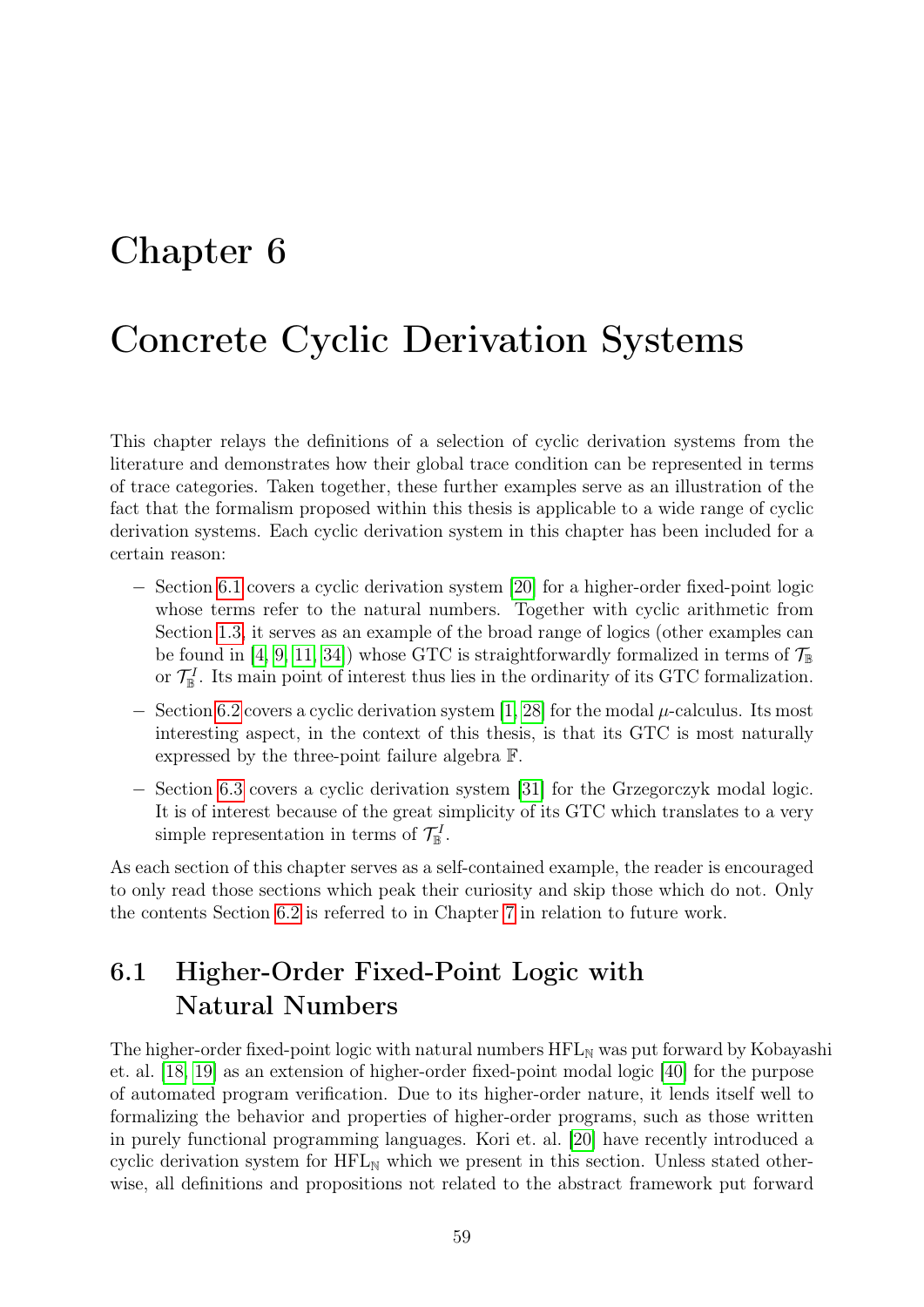# Chapter 6

# Concrete Cyclic Derivation Systems

This chapter relays the definitions of a selection of cyclic derivation systems from the literature and demonstrates how their global trace condition can be represented in terms of trace categories. Taken together, these further examples serve as an illustration of the fact that the formalism proposed within this thesis is applicable to a wide range of cyclic derivation systems. Each cyclic derivation system in this chapter has been included for a certain reason:

- Section 6.1 covers a cyclic derivation system [20] for a higher-order fixed-point logic whose terms refer to the natural numbers. Together with cyclic arithmetic from Section 1.3, it serves as an example of the broad range of logics (other examples can be found in [4, 9, 11, 34]) whose GTC is straightforwardly formalized in terms of $\mathcal{T}_{\mathbb{B}}$ or $\mathcal{T}_{\mathbb{B}}^{I}$. Its main point of interest thus lies in the ordinarity of its GTC formalization.
- Section 6.2 covers a cyclic derivation system [1, 28] for the modal $\mu$-calculus. Its most interesting aspect, in the context of this thesis, is that its GTC is most naturally expressed by the three-point failure algebra $\mathbb{F}$.
- Section 6.3 covers a cyclic derivation system [31] for the Grzegorczyk modal logic. It is of interest because of the great simplicity of its GTC which translates to a very simple representation in terms of $\mathcal{T}_{\mathbb{B}}^{I}$.

As each section of this chapter serves as a self-contained example, the reader is encouraged to only read those sections which peak their curiosity and skip those which do not. Only the contents Section 6.2 is referred to in Chapter 7 in relation to future work.

## 6.1 Higher-Order Fixed-Point Logic with Natural Numbers

The higher-order fixed-point logic with natural numbers $\mathrm{HFL}_{\mathbb{N}}$ was put forward by Kobayashi et. al. [18, 19] as an extension of higher-order fixed-point modal logic [40] for the purpose of automated program verification. Due to its higher-order nature, it lends itself well to formalizing the behavior and properties of higher-order programs, such as those written in purely functional programming languages. Kori et. al. [20] have recently introduced a cyclic derivation system for $\mathrm{HFL}_{\mathbb{N}}$ which we present in this section. Unless stated otherwise, all definitions and propositions not related to the abstract framework put forward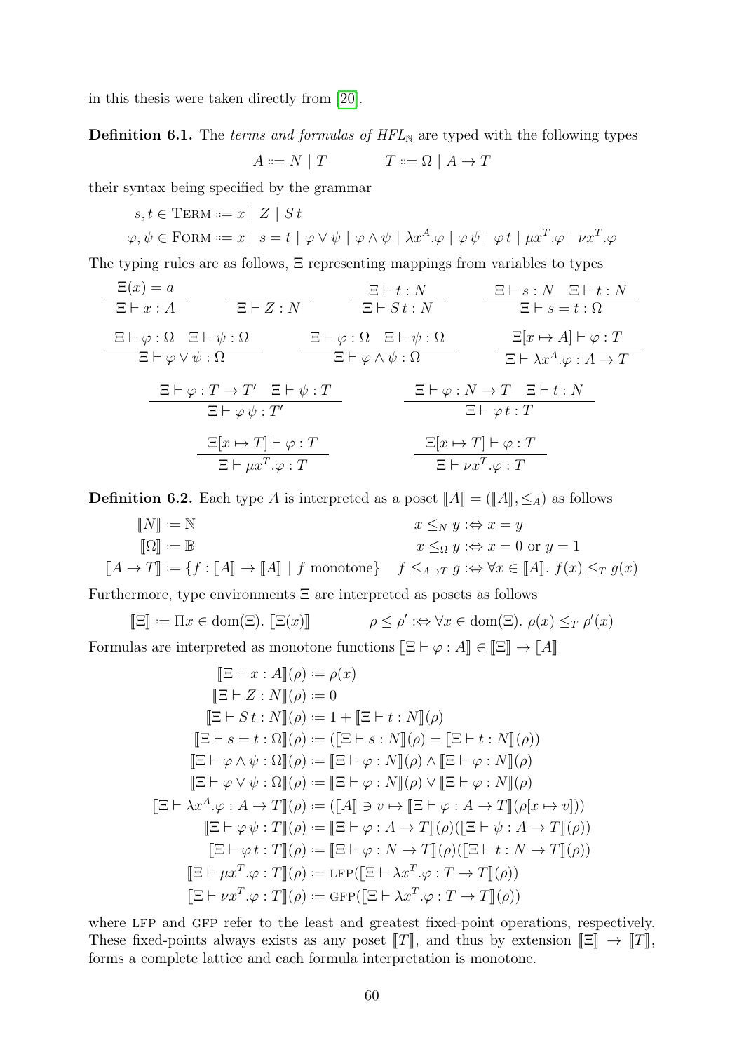in this thesis were taken directly from [20].

**Definition 6.1.** The *terms and formulas of HFL*$_{\mathbb{N}}$ are typed with the following types

$$A ::= N \mid T \qquad\qquad T ::= \Omega \mid A \to T$$

their syntax being specified by the grammar

$$s, t \in \text{TERM} ::= x \mid Z \mid S\,t$$

$$\varphi, \psi \in \text{FORM} ::= x \mid s = t \mid \varphi \vee \psi \mid \varphi \wedge \psi \mid \lambda x^A.\varphi \mid \varphi\,\psi \mid \varphi\,t \mid \mu x^T.\varphi \mid \nu x^T.\varphi$$

The typing rules are as follows, $\Xi$ representing mappings from variables to types

$$\frac{\Xi(x) = a}{\Xi \vdash x : A} \qquad \frac{}{\Xi \vdash Z : N} \qquad \frac{\Xi \vdash t : N}{\Xi \vdash S\,t : N} \qquad \frac{\Xi \vdash s : N \quad \Xi \vdash t : N}{\Xi \vdash s = t : \Omega}$$

$$\frac{\Xi \vdash \varphi : \Omega \quad \Xi \vdash \psi : \Omega}{\Xi \vdash \varphi \vee \psi : \Omega} \qquad \frac{\Xi \vdash \varphi : \Omega \quad \Xi \vdash \psi : \Omega}{\Xi \vdash \varphi \wedge \psi : \Omega} \qquad \frac{\Xi[x \mapsto A] \vdash \varphi : T}{\Xi \vdash \lambda x^A.\varphi : A \to T}$$

$$\frac{\Xi \vdash \varphi : T \to T' \quad \Xi \vdash \psi : T}{\Xi \vdash \varphi\,\psi : T'} \qquad \frac{\Xi \vdash \varphi : N \to T \quad \Xi \vdash t : N}{\Xi \vdash \varphi\,t : T}$$

$$\frac{\Xi[x \mapsto T] \vdash \varphi : T}{\Xi \vdash \mu x^T.\varphi : T} \qquad \frac{\Xi[x \mapsto T] \vdash \varphi : T}{\Xi \vdash \nu x^T.\varphi : T}$$

**Definition 6.2.** Each type $A$ is interpreted as a poset $[\![A]\!] = ([\![A]\!], \leq_A)$ as follows

$$\begin{aligned}
[\![N]\!] &:= \mathbb{N} & x \leq_N y &:\Leftrightarrow x = y \\
[\![\Omega]\!] &:= \mathbb{B} & x \leq_\Omega y &:\Leftrightarrow x = 0 \text{ or } y = 1 \\
[\![A \to T]\!] &:= \{f : [\![A]\!] \to [\![A]\!] \mid f \text{ monotone}\} & f \leq_{A \to T} g &:\Leftrightarrow \forall x \in [\![A]\!].\ f(x) \leq_T g(x)
\end{aligned}$$

Furthermore, type environments $\Xi$ are interpreted as posets as follows

$$[\![\Xi]\!] := \Pi x \in \mathrm{dom}(\Xi).\ [\![\Xi(x)]\!] \qquad \rho \leq \rho' :\Leftrightarrow \forall x \in \mathrm{dom}(\Xi).\ \rho(x) \leq_T \rho'(x)$$

Formulas are interpreted as monotone functions $[\![\Xi \vdash \varphi : A]\!] \in [\![\Xi]\!] \to [\![A]\!]$

$$\begin{aligned}
[\![\Xi \vdash x : A]\!](\rho) &:= \rho(x) \\
[\![\Xi \vdash Z : N]\!](\rho) &:= 0 \\
[\![\Xi \vdash S\,t : N]\!](\rho) &:= 1 + [\![\Xi \vdash t : N]\!](\rho) \\
[\![\Xi \vdash s = t : \Omega]\!](\rho) &:= ([\![\Xi \vdash s : N]\!](\rho) = [\![\Xi \vdash t : N]\!](\rho)) \\
[\![\Xi \vdash \varphi \wedge \psi : \Omega]\!](\rho) &:= [\![\Xi \vdash \varphi : N]\!](\rho) \wedge [\![\Xi \vdash \varphi : N]\!](\rho) \\
[\![\Xi \vdash \varphi \vee \psi : \Omega]\!](\rho) &:= [\![\Xi \vdash \varphi : N]\!](\rho) \vee [\![\Xi \vdash \varphi : N]\!](\rho) \\
[\![\Xi \vdash \lambda x^A.\varphi : A \to T]\!](\rho) &:= ([\![A]\!] \ni v \mapsto [\![\Xi \vdash \varphi : A \to T]\!](\rho[x \mapsto v])) \\
[\![\Xi \vdash \varphi\,\psi : T]\!](\rho) &:= [\![\Xi \vdash \varphi : A \to T]\!](\rho)([\![\Xi \vdash \psi : A \to T]\!](\rho)) \\
[\![\Xi \vdash \varphi\,t : T]\!](\rho) &:= [\![\Xi \vdash \varphi : N \to T]\!](\rho)([\![\Xi \vdash t : N \to T]\!](\rho)) \\
[\![\Xi \vdash \mu x^T.\varphi : T]\!](\rho) &:= \text{LFP}([\![\Xi \vdash \lambda x^T.\varphi : T \to T]\!](\rho)) \\
[\![\Xi \vdash \nu x^T.\varphi : T]\!](\rho) &:= \text{GFP}([\![\Xi \vdash \lambda x^T.\varphi : T \to T]\!](\rho))
\end{aligned}$$

where LFP and GFP refer to the least and greatest fixed-point operations, respectively. These fixed-points always exists as any poset $[\![T]\!]$, and thus by extension $[\![\Xi]\!] \to [\![T]\!]$, forms a complete lattice and each formula interpretation is monotone.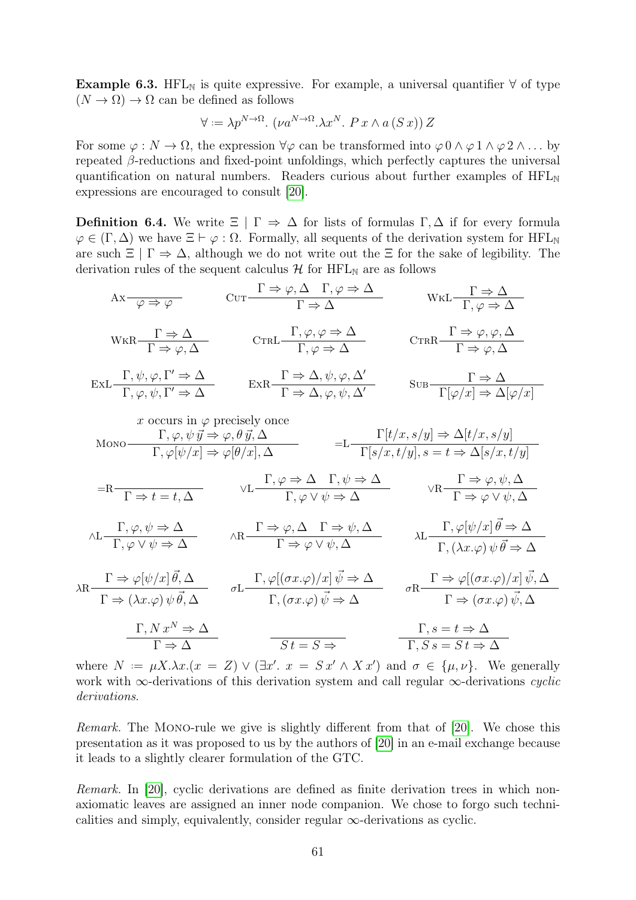**Example 6.3.** $\mathrm{HFL}_{\mathbb{N}}$ is quite expressive. For example, a universal quantifier $\forall$ of type $(N \to \Omega) \to \Omega$ can be defined as follows

$$\forall := \lambda p^{N\to\Omega}.\ (\nu a^{N\to\Omega}.\lambda x^N.\ P\,x \wedge a\,(S\,x))\,Z$$

For some $\varphi : N \to \Omega$, the expression $\forall\varphi$ can be transformed into $\varphi\,0 \wedge \varphi\,1 \wedge \varphi\,2 \wedge \ldots$ by repeated $\beta$-reductions and fixed-point unfoldings, which perfectly captures the universal quantification on natural numbers. Readers curious about further examples of $\mathrm{HFL}_{\mathbb{N}}$ expressions are encouraged to consult [20].

**Definition 6.4.** We write $\Xi \mid \Gamma \Rightarrow \Delta$ for lists of formulas $\Gamma, \Delta$ if for every formula $\varphi \in (\Gamma, \Delta)$ we have $\Xi \vdash \varphi : \Omega$. Formally, all sequents of the derivation system for $\mathrm{HFL}_{\mathbb{N}}$ are such $\Xi \mid \Gamma \Rightarrow \Delta$, although we do not write out the $\Xi$ for the sake of legibility. The derivation rules of the sequent calculus $\mathcal{H}$ for $\mathrm{HFL}_{\mathbb{N}}$ are as follows

$$\textsc{Ax}\frac{}{\varphi \Rightarrow \varphi} \qquad \textsc{Cut}\frac{\Gamma \Rightarrow \varphi, \Delta \quad \Gamma, \varphi \Rightarrow \Delta}{\Gamma \Rightarrow \Delta} \qquad \textsc{WkL}\frac{\Gamma \Rightarrow \Delta}{\Gamma, \varphi \Rightarrow \Delta}$$

$$\textsc{WkR}\frac{\Gamma \Rightarrow \Delta}{\Gamma \Rightarrow \varphi, \Delta} \qquad \textsc{CtrL}\frac{\Gamma, \varphi, \varphi \Rightarrow \Delta}{\Gamma, \varphi \Rightarrow \Delta} \qquad \textsc{CtrR}\frac{\Gamma \Rightarrow \varphi, \varphi, \Delta}{\Gamma \Rightarrow \varphi, \Delta}$$

$$\textsc{ExL}\frac{\Gamma, \psi, \varphi, \Gamma' \Rightarrow \Delta}{\Gamma, \varphi, \psi, \Gamma' \Rightarrow \Delta} \qquad \textsc{ExR}\frac{\Gamma \Rightarrow \Delta, \psi, \varphi, \Delta'}{\Gamma \Rightarrow \Delta, \varphi, \psi, \Delta'} \qquad \textsc{Sub}\frac{\Gamma \Rightarrow \Delta}{\Gamma[\varphi/x] \Rightarrow \Delta[\varphi/x]}$$

$$\textsc{Mono}\frac{x \text{ occurs in } \varphi \text{ precisely once} \quad \Gamma, \varphi, \psi\,\vec{y} \Rightarrow \varphi, \theta\,\vec{y}, \Delta}{\Gamma, \varphi[\psi/x] \Rightarrow \varphi[\theta/x], \Delta} \qquad {=}\mathrm{L}\frac{\Gamma[t/x, s/y] \Rightarrow \Delta[t/x, s/y]}{\Gamma[s/x, t/y], s = t \Rightarrow \Delta[s/x, t/y]}$$

$${=}\mathrm{R}\frac{}{\Gamma \Rightarrow t = t, \Delta} \qquad \vee\mathrm{L}\frac{\Gamma, \varphi \Rightarrow \Delta \quad \Gamma, \psi \Rightarrow \Delta}{\Gamma, \varphi \vee \psi \Rightarrow \Delta} \qquad \vee\mathrm{R}\frac{\Gamma \Rightarrow \varphi, \psi, \Delta}{\Gamma \Rightarrow \varphi \vee \psi, \Delta}$$

$$\wedge\mathrm{L}\frac{\Gamma, \varphi, \psi \Rightarrow \Delta}{\Gamma, \varphi \vee \psi \Rightarrow \Delta} \qquad \wedge\mathrm{R}\frac{\Gamma \Rightarrow \varphi, \Delta \quad \Gamma \Rightarrow \psi, \Delta}{\Gamma \Rightarrow \varphi \vee \psi, \Delta} \qquad \lambda\mathrm{L}\frac{\Gamma, \varphi[\psi/x]\,\vec{\theta} \Rightarrow \Delta}{\Gamma, (\lambda x.\varphi)\,\psi\,\vec{\theta} \Rightarrow \Delta}$$

$$\lambda\mathrm{R}\frac{\Gamma \Rightarrow \varphi[\psi/x]\,\vec{\theta}, \Delta}{\Gamma \Rightarrow (\lambda x.\varphi)\,\psi\,\vec{\theta}, \Delta} \qquad \sigma\mathrm{L}\frac{\Gamma, \varphi[(\sigma x.\varphi)/x]\,\vec{\psi} \Rightarrow \Delta}{\Gamma, (\sigma x.\varphi)\,\vec{\psi} \Rightarrow \Delta} \qquad \sigma\mathrm{R}\frac{\Gamma \Rightarrow \varphi[(\sigma x.\varphi)/x]\,\vec{\psi}, \Delta}{\Gamma \Rightarrow (\sigma x.\varphi)\,\vec{\psi}, \Delta}$$

$$\frac{\Gamma, N\,x^N \Rightarrow \Delta}{\Gamma \Rightarrow \Delta} \qquad \frac{}{S\,t = S \Rightarrow} \qquad \frac{\Gamma, s = t \Rightarrow \Delta}{\Gamma, S\,s = S\,t \Rightarrow \Delta}$$

where $N := \mu X.\lambda x.(x = Z) \vee (\exists x'.\ x = S\,x' \wedge X\,x')$ and $\sigma \in \{\mu, \nu\}$. We generally work with $\infty$-derivations of this derivation system and call regular $\infty$-derivations *cyclic derivations*.

*Remark.* The Mono-rule we give is slightly different from that of [20]. We chose this presentation as it was proposed to us by the authors of [20] in an e-mail exchange because it leads to a slightly clearer formulation of the GTC.

*Remark.* In [20], cyclic derivations are defined as finite derivation trees in which non-axiomatic leaves are assigned an inner node companion. We chose to forgo such technicalities and simply, equivalently, consider regular $\infty$-derivations as cyclic.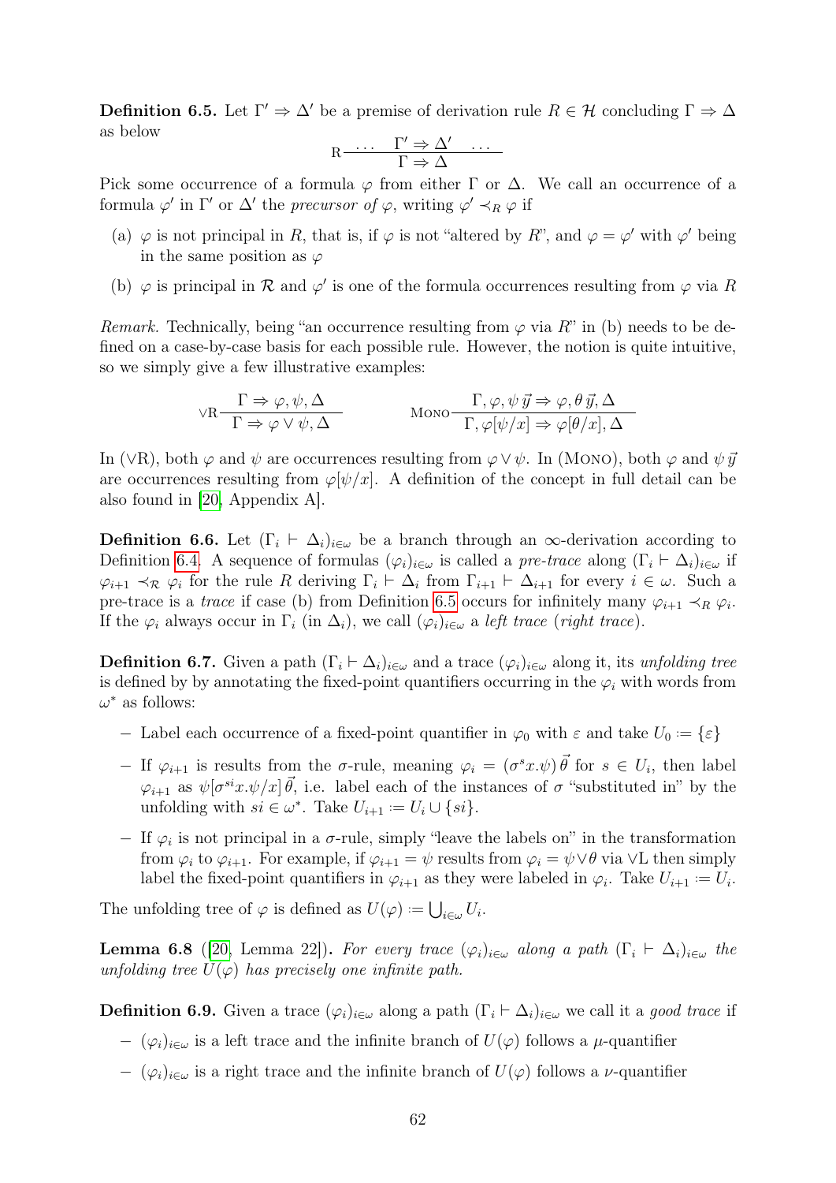**Definition 6.5.** Let $\Gamma' \Rightarrow \Delta'$ be a premise of derivation rule $R \in \mathcal{H}$ concluding $\Gamma \Rightarrow \Delta$ as below

$$\text{R}\frac{\ldots \quad \Gamma' \Rightarrow \Delta' \quad \ldots}{\Gamma \Rightarrow \Delta}$$

Pick some occurrence of a formula $\varphi$ from either $\Gamma$ or $\Delta$. We call an occurrence of a formula $\varphi'$ in $\Gamma'$ or $\Delta'$ the *precursor of* $\varphi$, writing $\varphi' \prec_R \varphi$ if

(a) $\varphi$ is not principal in $R$, that is, if $\varphi$ is not "altered by $R$", and $\varphi = \varphi'$ with $\varphi'$ being in the same position as $\varphi$

(b) $\varphi$ is principal in $\mathcal{R}$ and $\varphi'$ is one of the formula occurrences resulting from $\varphi$ via $R$

*Remark.* Technically, being "an occurrence resulting from $\varphi$ via $R$" in (b) needs to be defined on a case-by-case basis for each possible rule. However, the notion is quite intuitive, so we simply give a few illustrative examples:

$$\vee\text{R}\frac{\Gamma \Rightarrow \varphi, \psi, \Delta}{\Gamma \Rightarrow \varphi \vee \psi, \Delta} \qquad\qquad \text{Mono}\frac{\Gamma, \varphi, \psi\,\vec{y} \Rightarrow \varphi, \theta\,\vec{y}, \Delta}{\Gamma, \varphi[\psi/x] \Rightarrow \varphi[\theta/x], \Delta}$$

In ($\vee$R), both $\varphi$ and $\psi$ are occurrences resulting from $\varphi \vee \psi$. In (Mono), both $\varphi$ and $\psi\,\vec{y}$ are occurrences resulting from $\varphi[\psi/x]$. A definition of the concept in full detail can be also found in [20, Appendix A].

**Definition 6.6.** Let $(\Gamma_i \vdash \Delta_i)_{i\in\omega}$ be a branch through an $\infty$-derivation according to Definition 6.4. A sequence of formulas $(\varphi_i)_{i\in\omega}$ is called a *pre-trace* along $(\Gamma_i \vdash \Delta_i)_{i\in\omega}$ if $\varphi_{i+1} \prec_{\mathcal{R}} \varphi_i$ for the rule $R$ deriving $\Gamma_i \vdash \Delta_i$ from $\Gamma_{i+1} \vdash \Delta_{i+1}$ for every $i \in \omega$. Such a pre-trace is a *trace* if case (b) from Definition 6.5 occurs for infinitely many $\varphi_{i+1} \prec_R \varphi_i$. If the $\varphi_i$ always occur in $\Gamma_i$ (in $\Delta_i$), we call $(\varphi_i)_{i\in\omega}$ a *left trace* (*right trace*).

**Definition 6.7.** Given a path $(\Gamma_i \vdash \Delta_i)_{i\in\omega}$ and a trace $(\varphi_i)_{i\in\omega}$ along it, its *unfolding tree* is defined by by annotating the fixed-point quantifiers occurring in the $\varphi_i$ with words from $\omega^*$ as follows:

- Label each occurrence of a fixed-point quantifier in $\varphi_0$ with $\varepsilon$ and take $U_0 \coloneqq \{\varepsilon\}$
- If $\varphi_{i+1}$ is results from the $\sigma$-rule, meaning $\varphi_i = (\sigma^s x.\psi)\,\vec{\theta}$ for $s \in U_i$, then label $\varphi_{i+1}$ as $\psi[\sigma^{si}x.\psi/x]\,\vec{\theta}$, i.e. label each of the instances of $\sigma$ "substituted in" by the unfolding with $si \in \omega^*$. Take $U_{i+1} \coloneqq U_i \cup \{si\}$.
- If $\varphi_i$ is not principal in a $\sigma$-rule, simply "leave the labels on" in the transformation from $\varphi_i$ to $\varphi_{i+1}$. For example, if $\varphi_{i+1} = \psi$ results from $\varphi_i = \psi \vee \theta$ via $\vee$L then simply label the fixed-point quantifiers in $\varphi_{i+1}$ as they were labeled in $\varphi_i$. Take $U_{i+1} \coloneqq U_i$.

The unfolding tree of $\varphi$ is defined as $U(\varphi) \coloneqq \bigcup_{i\in\omega} U_i$.

**Lemma 6.8** ([20, Lemma 22])**.** *For every trace $(\varphi_i)_{i\in\omega}$ along a path $(\Gamma_i \vdash \Delta_i)_{i\in\omega}$ the unfolding tree $U(\varphi)$ has precisely one infinite path.*

**Definition 6.9.** Given a trace $(\varphi_i)_{i\in\omega}$ along a path $(\Gamma_i \vdash \Delta_i)_{i\in\omega}$ we call it a *good trace* if

- $(\varphi_i)_{i\in\omega}$ is a left trace and the infinite branch of $U(\varphi)$ follows a $\mu$-quantifier
- $(\varphi_i)_{i\in\omega}$ is a right trace and the infinite branch of $U(\varphi)$ follows a $\nu$-quantifier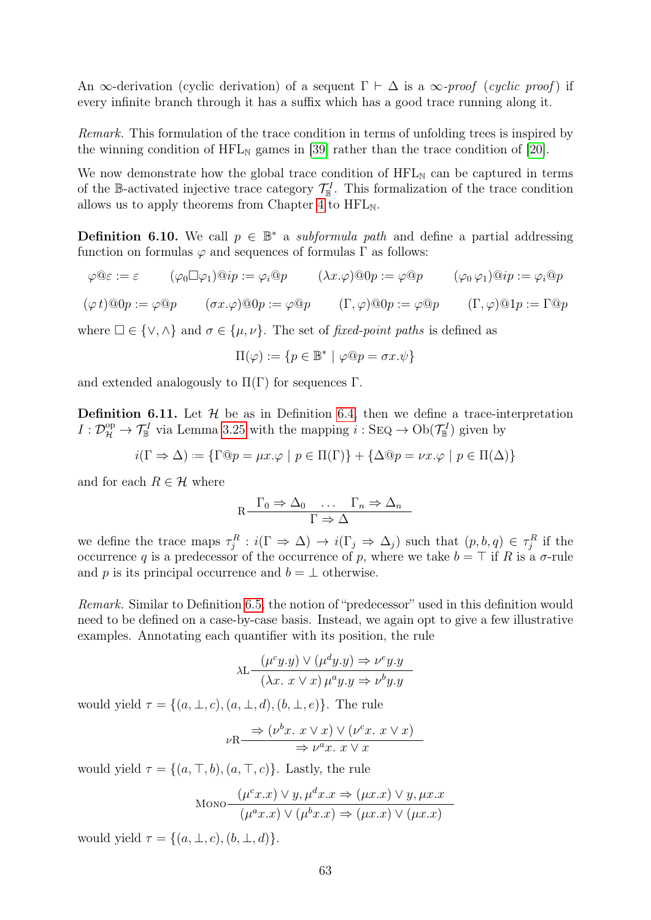An $\infty$-derivation (cyclic derivation) of a sequent $\Gamma \vdash \Delta$ is a *$\infty$-proof* (*cyclic proof*) if every infinite branch through it has a suffix which has a good trace running along it.

*Remark.* This formulation of the trace condition in terms of unfolding trees is inspired by the winning condition of $\mathrm{HFL}_{\mathbb{N}}$ games in [39] rather than the trace condition of [20].

We now demonstrate how the global trace condition of $\mathrm{HFL}_{\mathbb{N}}$ can be captured in terms of the $\mathbb{B}$-activated injective trace category $\mathcal{T}^I_{\mathbb{B}}$. This formalization of the trace condition allows us to apply theorems from Chapter 4 to $\mathrm{HFL}_{\mathbb{N}}$.

**Definition 6.10.** We call $p \in \mathbb{B}^*$ a *subformula path* and define a partial addressing function on formulas $\varphi$ and sequences of formulas $\Gamma$ as follows:

$$\varphi @ \varepsilon := \varepsilon \qquad (\varphi_0 \Box \varphi_1)@ip := \varphi_i @ p \qquad (\lambda x.\varphi)@0p := \varphi@p \qquad (\varphi_0\,\varphi_1)@ip := \varphi_i@p$$

$$(\varphi\, t)@0p := \varphi@p \qquad (\sigma x.\varphi)@0p := \varphi@p \qquad (\Gamma,\varphi)@0p := \varphi@p \qquad (\Gamma,\varphi)@1p := \Gamma@p$$

where $\Box \in \{\vee, \wedge\}$ and $\sigma \in \{\mu, \nu\}$. The set of *fixed-point paths* is defined as

$$\Pi(\varphi) := \{p \in \mathbb{B}^* \mid \varphi@p = \sigma x.\psi\}$$

and extended analogously to $\Pi(\Gamma)$ for sequences $\Gamma$.

**Definition 6.11.** Let $\mathcal{H}$ be as in Definition 6.4, then we define a trace-interpretation $I : \mathcal{D}^{\mathrm{op}}_{\mathcal{H}} \to \mathcal{T}^I_{\mathbb{B}}$ via Lemma 3.25 with the mapping $i : \textsc{Seq} \to \mathrm{Ob}(\mathcal{T}^I_{\mathbb{B}})$ given by

$$i(\Gamma \Rightarrow \Delta) := \{\Gamma@p = \mu x.\varphi \mid p \in \Pi(\Gamma)\} + \{\Delta@p = \nu x.\varphi \mid p \in \Pi(\Delta)\}$$

and for each $R \in \mathcal{H}$ where

$$\mathrm{R}\,\frac{\Gamma_0 \Rightarrow \Delta_0 \quad \ldots \quad \Gamma_n \Rightarrow \Delta_n}{\Gamma \Rightarrow \Delta}$$

we define the trace maps $\tau^R_j : i(\Gamma \Rightarrow \Delta) \to i(\Gamma_j \Rightarrow \Delta_j)$ such that $(p, b, q) \in \tau^R_j$ if the occurrence $q$ is a predecessor of the occurrence of $p$, where we take $b = \top$ if $R$ is a $\sigma$-rule and $p$ is its principal occurrence and $b = \bot$ otherwise.

*Remark.* Similar to Definition 6.5, the notion of "predecessor" used in this definition would need to be defined on a case-by-case basis. Instead, we again opt to give a few illustrative examples. Annotating each quantifier with its position, the rule

$$\lambda\mathrm{L}\,\frac{(\mu^c y.y) \vee (\mu^d y.y) \Rightarrow \nu^e y.y}{(\lambda x.\ x \vee x)\,\mu^a y.y \Rightarrow \nu^b y.y}$$

would yield $\tau = \{(a, \bot, c), (a, \bot, d), (b, \bot, e)\}$. The rule

$$\nu\mathrm{R}\,\frac{\Rightarrow (\nu^b x.\ x \vee x) \vee (\nu^c x.\ x \vee x)}{\Rightarrow \nu^a x.\ x \vee x}$$

would yield $\tau = \{(a, \top, b), (a, \top, c)\}$. Lastly, the rule

$$\textsc{Mono}\,\frac{(\mu^c x.x) \vee y, \mu^d x.x \Rightarrow (\mu x.x) \vee y, \mu x.x}{(\mu^a x.x) \vee (\mu^b x.x) \Rightarrow (\mu x.x) \vee (\mu x.x)}$$

would yield $\tau = \{(a, \bot, c), (b, \bot, d)\}$.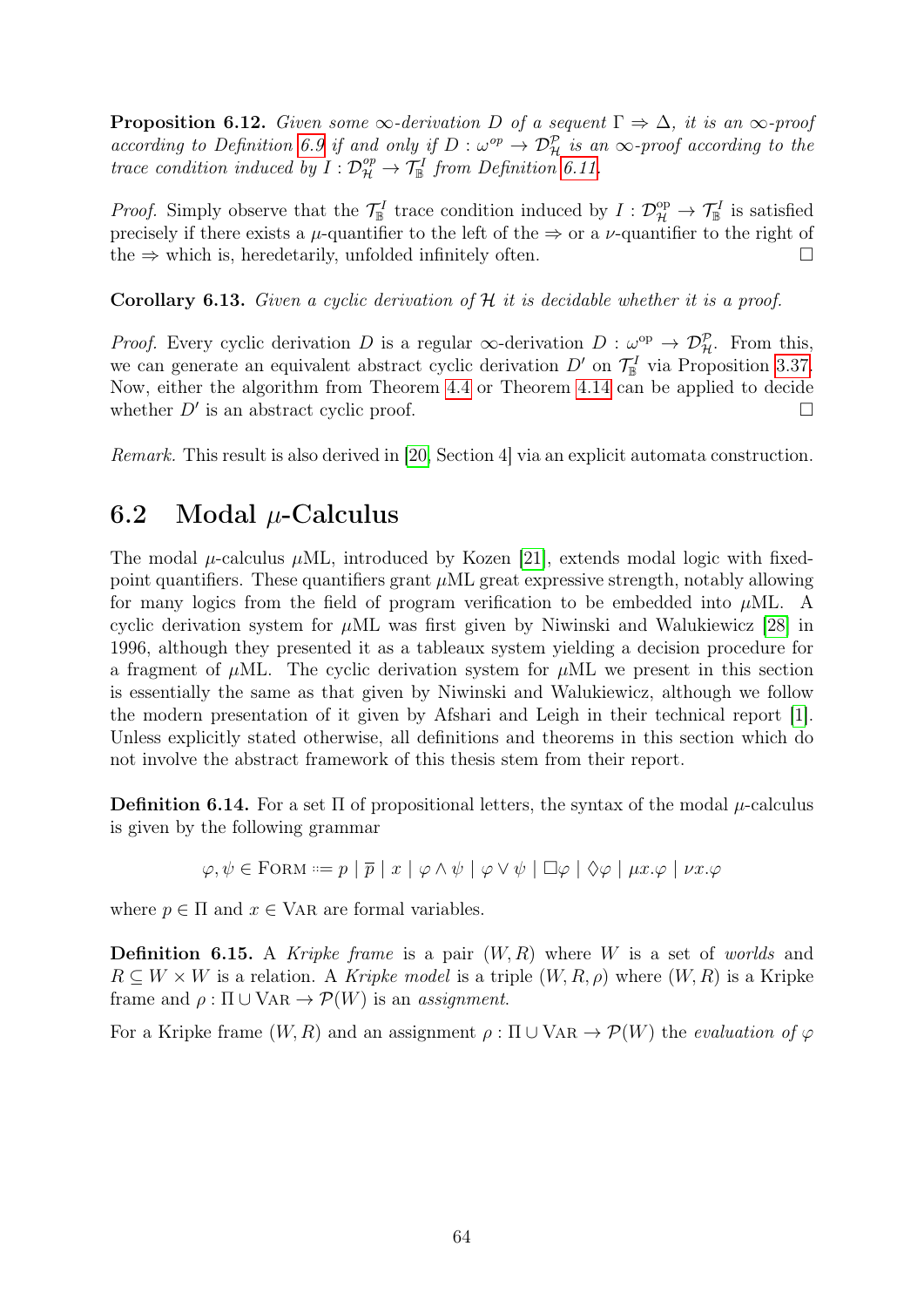**Proposition 6.12.** *Given some $\infty$-derivation $D$ of a sequent $\Gamma \Rightarrow \Delta$, it is an $\infty$-proof according to Definition 6.9 if and only if $D : \omega^{op} \to \mathcal{D}^{\mathcal{P}}_{\mathcal{H}}$ is an $\infty$-proof according to the trace condition induced by $I : \mathcal{D}^{op}_{\mathcal{H}} \to \mathcal{T}^{I}_{\mathbb{B}}$ from Definition 6.11.*

*Proof.* Simply observe that the $\mathcal{T}^{I}_{\mathbb{B}}$ trace condition induced by $I : \mathcal{D}^{\mathrm{op}}_{\mathcal{H}} \to \mathcal{T}^{I}_{\mathbb{B}}$ is satisfied precisely if there exists a $\mu$-quantifier to the left of the $\Rightarrow$ or a $\nu$-quantifier to the right of the $\Rightarrow$ which is, heredetarily, unfolded infinitely often. $\square$

**Corollary 6.13.** *Given a cyclic derivation of $\mathcal{H}$ it is decidable whether it is a proof.*

*Proof.* Every cyclic derivation $D$ is a regular $\infty$-derivation $D : \omega^{\mathrm{op}} \to \mathcal{D}^{\mathcal{P}}_{\mathcal{H}}$. From this, we can generate an equivalent abstract cyclic derivation $D'$ on $\mathcal{T}^{I}_{\mathbb{B}}$ via Proposition 3.37. Now, either the algorithm from Theorem 4.4 or Theorem 4.14 can be applied to decide whether $D'$ is an abstract cyclic proof. $\square$

*Remark.* This result is also derived in [20, Section 4] via an explicit automata construction.

## 6.2 Modal $\mu$-Calculus

The modal $\mu$-calculus $\mu$ML, introduced by Kozen [21], extends modal logic with fixed-point quantifiers. These quantifiers grant $\mu$ML great expressive strength, notably allowing for many logics from the field of program verification to be embedded into $\mu$ML. A cyclic derivation system for $\mu$ML was first given by Niwinski and Walukiewicz [28] in 1996, although they presented it as a tableaux system yielding a decision procedure for a fragment of $\mu$ML. The cyclic derivation system for $\mu$ML we present in this section is essentially the same as that given by Niwinski and Walukiewicz, although we follow the modern presentation of it given by Afshari and Leigh in their technical report [1]. Unless explicitly stated otherwise, all definitions and theorems in this section which do not involve the abstract framework of this thesis stem from their report.

**Definition 6.14.** For a set $\Pi$ of propositional letters, the syntax of the modal $\mu$-calculus is given by the following grammar

$$\varphi, \psi \in \textsc{Form} ::= p \mid \overline{p} \mid x \mid \varphi \wedge \psi \mid \varphi \vee \psi \mid \Box\varphi \mid \Diamond\varphi \mid \mu x.\varphi \mid \nu x.\varphi$$

where $p \in \Pi$ and $x \in \textsc{Var}$ are formal variables.

**Definition 6.15.** A *Kripke frame* is a pair $(W, R)$ where $W$ is a set of *worlds* and $R \subseteq W \times W$ is a relation. A *Kripke model* is a triple $(W, R, \rho)$ where $(W, R)$ is a Kripke frame and $\rho : \Pi \cup \textsc{Var} \to \mathcal{P}(W)$ is an *assignment*.

For a Kripke frame $(W, R)$ and an assignment $\rho : \Pi \cup \textsc{Var} \to \mathcal{P}(W)$ the *evaluation of $\varphi$*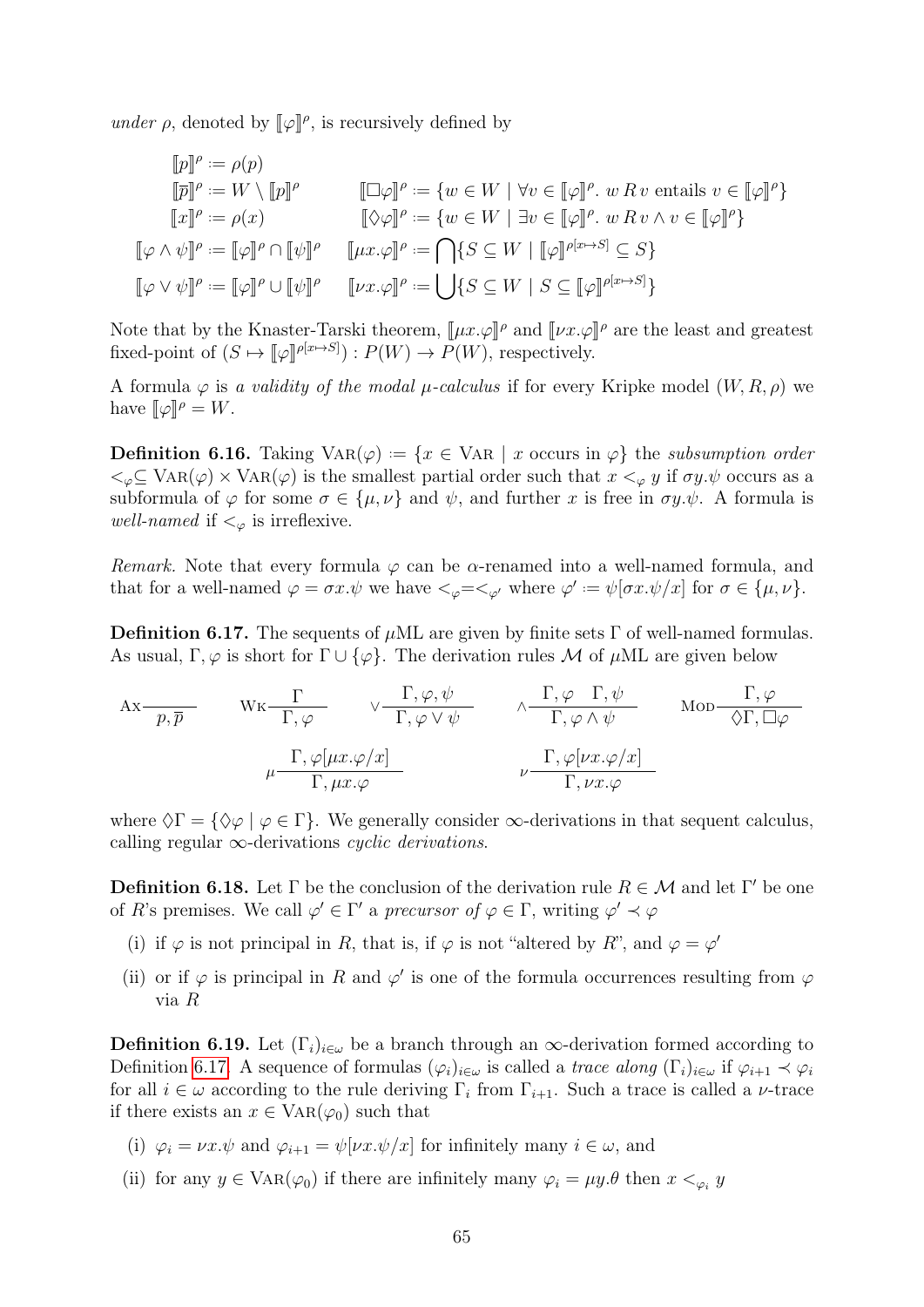*under* $\rho$, denoted by $[\![\varphi]\!]^\rho$, is recursively defined by

$$
\begin{aligned}
[\![p]\!]^\rho &:= \rho(p) \\
[\![\overline{p}]\!]^\rho &:= W \setminus [\![p]\!]^\rho & [\![\Box\varphi]\!]^\rho &:= \{w \in W \mid \forall v \in [\![\varphi]\!]^\rho.\ w\,R\,v \text{ entails } v \in [\![\varphi]\!]^\rho\} \\
[\![x]\!]^\rho &:= \rho(x) & [\![\Diamond\varphi]\!]^\rho &:= \{w \in W \mid \exists v \in [\![\varphi]\!]^\rho.\ w\,R\,v \wedge v \in [\![\varphi]\!]^\rho\} \\
[\![\varphi \wedge \psi]\!]^\rho &:= [\![\varphi]\!]^\rho \cap [\![\psi]\!]^\rho & [\![\mu x.\varphi]\!]^\rho &:= \bigcap\{S \subseteq W \mid [\![\varphi]\!]^{\rho[x \mapsto S]} \subseteq S\} \\
[\![\varphi \vee \psi]\!]^\rho &:= [\![\varphi]\!]^\rho \cup [\![\psi]\!]^\rho & [\![\nu x.\varphi]\!]^\rho &:= \bigcup\{S \subseteq W \mid S \subseteq [\![\varphi]\!]^{\rho[x \mapsto S]}\}
\end{aligned}
$$

Note that by the Knaster-Tarski theorem, $[\![\mu x.\varphi]\!]^\rho$ and $[\![\nu x.\varphi]\!]^\rho$ are the least and greatest fixed-point of $(S \mapsto [\![\varphi]\!]^{\rho[x \mapsto S]}) : P(W) \to P(W)$, respectively.

A formula $\varphi$ is *a validity of the modal $\mu$-calculus* if for every Kripke model $(W, R, \rho)$ we have $[\![\varphi]\!]^\rho = W$.

**Definition 6.16.** Taking $\mathrm{Var}(\varphi) := \{x \in \mathrm{Var} \mid x \text{ occurs in } \varphi\}$ the *subsumption order* $<_\varphi \subseteq \mathrm{Var}(\varphi) \times \mathrm{Var}(\varphi)$ is the smallest partial order such that $x <_\varphi y$ if $\sigma y.\psi$ occurs as a subformula of $\varphi$ for some $\sigma \in \{\mu, \nu\}$ and $\psi$, and further $x$ is free in $\sigma y.\psi$. A formula is *well-named* if $<_\varphi$ is irreflexive.

*Remark.* Note that every formula $\varphi$ can be $\alpha$-renamed into a well-named formula, and that for a well-named $\varphi = \sigma x.\psi$ we have $<_\varphi = <_{\varphi'}$ where $\varphi' := \psi[\sigma x.\psi/x]$ for $\sigma \in \{\mu, \nu\}$.

**Definition 6.17.** The sequents of $\mu$ML are given by finite sets $\Gamma$ of well-named formulas. As usual, $\Gamma, \varphi$ is short for $\Gamma \cup \{\varphi\}$. The derivation rules $\mathcal{M}$ of $\mu$ML are given below

$$
\textsc{Ax}\frac{}{p, \overline{p}} \qquad \textsc{Wk}\frac{\Gamma}{\Gamma, \varphi} \qquad \vee\frac{\Gamma, \varphi, \psi}{\Gamma, \varphi \vee \psi} \qquad \wedge\frac{\Gamma, \varphi \quad \Gamma, \psi}{\Gamma, \varphi \wedge \psi} \qquad \textsc{Mod}\frac{\Gamma, \varphi}{\Diamond\Gamma, \Box\varphi}
$$

$$
\mu\frac{\Gamma, \varphi[\mu x.\varphi/x]}{\Gamma, \mu x.\varphi} \qquad \nu\frac{\Gamma, \varphi[\nu x.\varphi/x]}{\Gamma, \nu x.\varphi}
$$

where $\Diamond\Gamma = \{\Diamond\varphi \mid \varphi \in \Gamma\}$. We generally consider $\infty$-derivations in that sequent calculus, calling regular $\infty$-derivations *cyclic derivations*.

**Definition 6.18.** Let $\Gamma$ be the conclusion of the derivation rule $R \in \mathcal{M}$ and let $\Gamma'$ be one of $R$'s premises. We call $\varphi' \in \Gamma'$ a *precursor of* $\varphi \in \Gamma$, writing $\varphi' \prec \varphi$

(i) if $\varphi$ is not principal in $R$, that is, if $\varphi$ is not "altered by $R$", and $\varphi = \varphi'$

(ii) or if $\varphi$ is principal in $R$ and $\varphi'$ is one of the formula occurrences resulting from $\varphi$ via $R$

**Definition 6.19.** Let $(\Gamma_i)_{i \in \omega}$ be a branch through an $\infty$-derivation formed according to Definition 6.17. A sequence of formulas $(\varphi_i)_{i \in \omega}$ is called a *trace along* $(\Gamma_i)_{i \in \omega}$ if $\varphi_{i+1} \prec \varphi_i$ for all $i \in \omega$ according to the rule deriving $\Gamma_i$ from $\Gamma_{i+1}$. Such a trace is called a $\nu$-trace if there exists an $x \in \mathrm{Var}(\varphi_0)$ such that

(i) $\varphi_i = \nu x.\psi$ and $\varphi_{i+1} = \psi[\nu x.\psi/x]$ for infinitely many $i \in \omega$, and

(ii) for any $y \in \mathrm{Var}(\varphi_0)$ if there are infinitely many $\varphi_i = \mu y.\theta$ then $x <_{\varphi_i} y$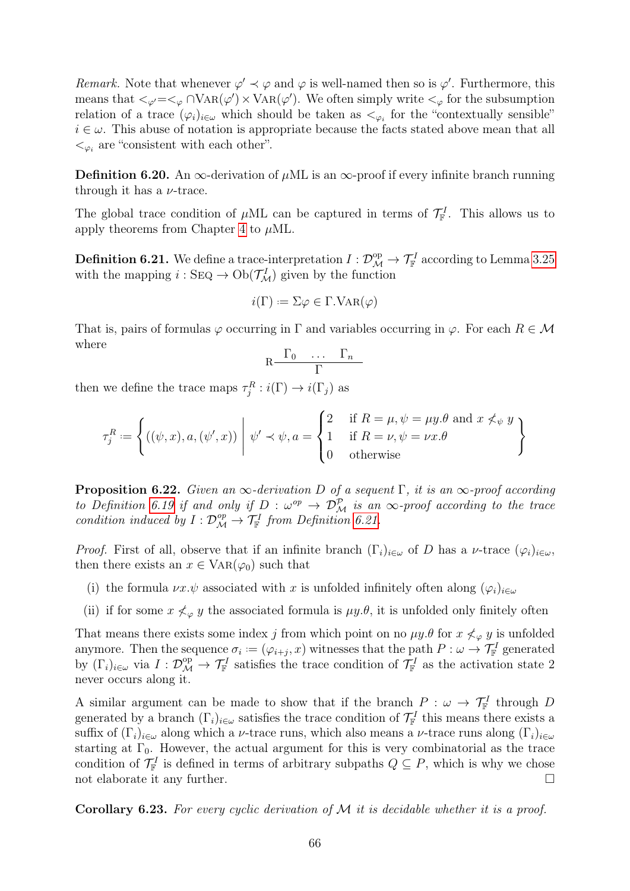*Remark.* Note that whenever $\varphi' \prec \varphi$ and $\varphi$ is well-named then so is $\varphi'$. Furthermore, this means that $<_{\varphi'} = <_\varphi \cap \textsc{Var}(\varphi') \times \textsc{Var}(\varphi')$. We often simply write $<_\varphi$ for the subsumption relation of a trace $(\varphi_i)_{i\in\omega}$ which should be taken as $<_{\varphi_i}$ for the "contextually sensible" $i \in \omega$. This abuse of notation is appropriate because the facts stated above mean that all $<_{\varphi_i}$ are "consistent with each other".

**Definition 6.20.** An $\infty$-derivation of $\mu$ML is an $\infty$-proof if every infinite branch running through it has a $\nu$-trace.

The global trace condition of $\mu$ML can be captured in terms of $\mathcal{T}^I_{\mathbb{F}}$. This allows us to apply theorems from Chapter 4 to $\mu$ML.

**Definition 6.21.** We define a trace-interpretation $I : \mathcal{D}^{\text{op}}_{\mathcal{M}} \to \mathcal{T}^I_{\mathbb{F}}$ according to Lemma 3.25 with the mapping $i : \textsc{Seq} \to \text{Ob}(\mathcal{T}^I_{\mathcal{M}})$ given by the function

$$i(\Gamma) := \Sigma\varphi \in \Gamma.\textsc{Var}(\varphi)$$

That is, pairs of formulas $\varphi$ occurring in $\Gamma$ and variables occurring in $\varphi$. For each $R \in \mathcal{M}$ where

$$\text{R}\frac{\Gamma_0 \quad \dots \quad \Gamma_n}{\Gamma}$$

then we define the trace maps $\tau^R_j : i(\Gamma) \to i(\Gamma_j)$ as

$$\tau^R_j := \left\{ ((\psi, x), a, (\psi', x)) \;\middle|\; \psi' \prec \psi, a = \begin{cases} 2 & \text{if } R = \mu, \psi = \mu y.\theta \text{ and } x \not<_\psi y \\ 1 & \text{if } R = \nu, \psi = \nu x.\theta \\ 0 & \text{otherwise} \end{cases} \right\}$$

**Proposition 6.22.** *Given an $\infty$-derivation $D$ of a sequent $\Gamma$, it is an $\infty$-proof according to Definition 6.19 if and only if $D : \omega^{op} \to \mathcal{D}^{\mathcal{P}}_{\mathcal{M}}$ is an $\infty$-proof according to the trace condition induced by $I : \mathcal{D}^{op}_{\mathcal{M}} \to \mathcal{T}^I_{\mathbb{F}}$ from Definition 6.21.*

*Proof.* First of all, observe that if an infinite branch $(\Gamma_i)_{i\in\omega}$ of $D$ has a $\nu$-trace $(\varphi_i)_{i\in\omega}$, then there exists an $x \in \textsc{Var}(\varphi_0)$ such that

(i) the formula $\nu x.\psi$ associated with $x$ is unfolded infinitely often along $(\varphi_i)_{i\in\omega}$

(ii) if for some $x \not<_\varphi y$ the associated formula is $\mu y.\theta$, it is unfolded only finitely often

That means there exists some index $j$ from which point on no $\mu y.\theta$ for $x \not<_\varphi y$ is unfolded anymore. Then the sequence $\sigma_i := (\varphi_{i+j}, x)$ witnesses that the path $P : \omega \to \mathcal{T}^I_{\mathbb{F}}$ generated by $(\Gamma_i)_{i\in\omega}$ via $I : \mathcal{D}^{\text{op}}_{\mathcal{M}} \to \mathcal{T}^I_{\mathbb{F}}$ satisfies the trace condition of $\mathcal{T}^I_{\mathbb{F}}$ as the activation state 2 never occurs along it.

A similar argument can be made to show that if the branch $P : \omega \to \mathcal{T}^I_{\mathbb{F}}$ through $D$ generated by a branch $(\Gamma_i)_{i\in\omega}$ satisfies the trace condition of $\mathcal{T}^I_{\mathbb{F}}$ this means there exists a suffix of $(\Gamma_i)_{i\in\omega}$ along which a $\nu$-trace runs, which also means a $\nu$-trace runs along $(\Gamma_i)_{i\in\omega}$ starting at $\Gamma_0$. However, the actual argument for this is very combinatorial as the trace condition of $\mathcal{T}^I_{\mathbb{F}}$ is defined in terms of arbitrary subpaths $Q \subseteq P$, which is why we chose not elaborate it any further. $\square$

**Corollary 6.23.** *For every cyclic derivation of $\mathcal{M}$ it is decidable whether it is a proof.*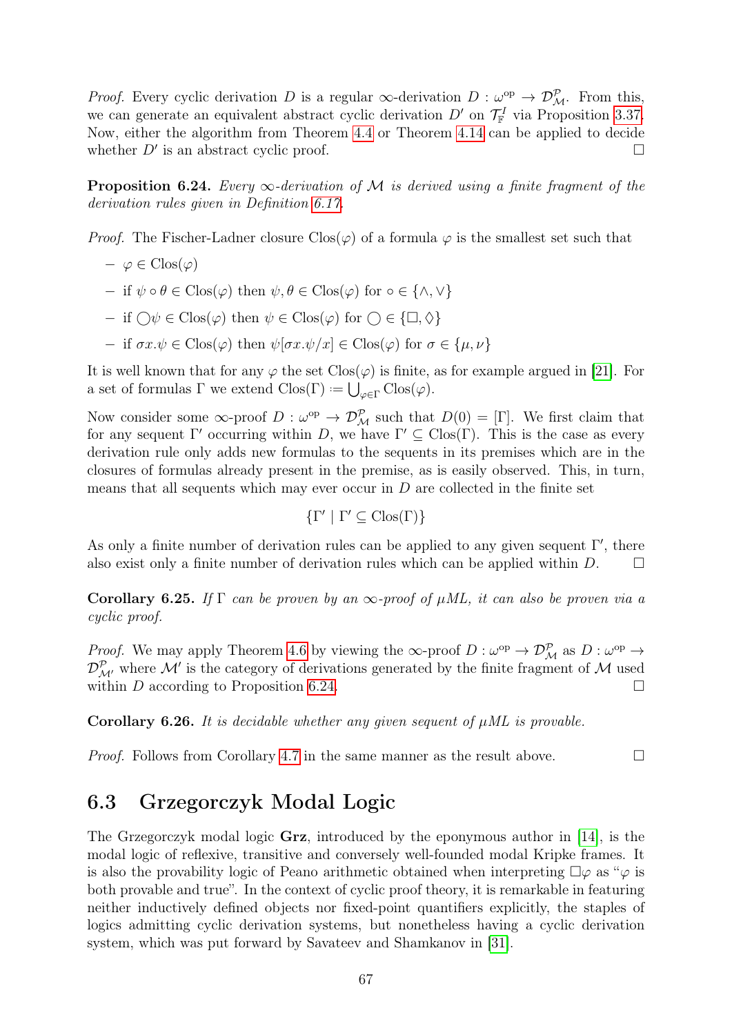*Proof.* Every cyclic derivation $D$ is a regular $\infty$-derivation $D : \omega^{\mathrm{op}} \to \mathcal{D}^{\mathcal{P}}_{\mathcal{M}}$. From this, we can generate an equivalent abstract cyclic derivation $D'$ on $\mathcal{T}^I_{\mathbb{F}}$ via Proposition 3.37. Now, either the algorithm from Theorem 4.4 or Theorem 4.14 can be applied to decide whether $D'$ is an abstract cyclic proof. □

**Proposition 6.24.** *Every $\infty$-derivation of $\mathcal{M}$ is derived using a finite fragment of the derivation rules given in Definition 6.17.*

*Proof.* The Fischer-Ladner closure $\mathrm{Clos}(\varphi)$ of a formula $\varphi$ is the smallest set such that

- $\varphi \in \mathrm{Clos}(\varphi)$
- if $\psi \circ \theta \in \mathrm{Clos}(\varphi)$ then $\psi, \theta \in \mathrm{Clos}(\varphi)$ for $\circ \in \{\wedge, \vee\}$
- if $\bigcirc\psi \in \mathrm{Clos}(\varphi)$ then $\psi \in \mathrm{Clos}(\varphi)$ for $\bigcirc \in \{\Box, \Diamond\}$
- if $\sigma x.\psi \in \mathrm{Clos}(\varphi)$ then $\psi[\sigma x.\psi/x] \in \mathrm{Clos}(\varphi)$ for $\sigma \in \{\mu, \nu\}$

It is well known that for any $\varphi$ the set $\mathrm{Clos}(\varphi)$ is finite, as for example argued in [21]. For a set of formulas $\Gamma$ we extend $\mathrm{Clos}(\Gamma) \coloneqq \bigcup_{\varphi \in \Gamma} \mathrm{Clos}(\varphi)$.

Now consider some $\infty$-proof $D : \omega^{\mathrm{op}} \to \mathcal{D}^{\mathcal{P}}_{\mathcal{M}}$ such that $D(0) = [\Gamma]$. We first claim that for any sequent $\Gamma'$ occurring within $D$, we have $\Gamma' \subseteq \mathrm{Clos}(\Gamma)$. This is the case as every derivation rule only adds new formulas to the sequents in its premises which are in the closures of formulas already present in the premise, as is easily observed. This, in turn, means that all sequents which may ever occur in $D$ are collected in the finite set

$$\{\Gamma' \mid \Gamma' \subseteq \mathrm{Clos}(\Gamma)\}$$

As only a finite number of derivation rules can be applied to any given sequent $\Gamma'$, there also exist only a finite number of derivation rules which can be applied within $D$. □

**Corollary 6.25.** *If $\Gamma$ can be proven by an $\infty$-proof of $\mu$ML, it can also be proven via a cyclic proof.*

*Proof.* We may apply Theorem 4.6 by viewing the $\infty$-proof $D : \omega^{\mathrm{op}} \to \mathcal{D}^{\mathcal{P}}_{\mathcal{M}}$ as $D : \omega^{\mathrm{op}} \to \mathcal{D}^{\mathcal{P}}_{\mathcal{M}'}$ where $\mathcal{M}'$ is the category of derivations generated by the finite fragment of $\mathcal{M}$ used within $D$ according to Proposition 6.24. □

**Corollary 6.26.** *It is decidable whether any given sequent of $\mu$ML is provable.*

*Proof.* Follows from Corollary 4.7 in the same manner as the result above. □

## 6.3 Grzegorczyk Modal Logic

The Grzegorczyk modal logic **Grz**, introduced by the eponymous author in [14], is the modal logic of reflexive, transitive and conversely well-founded modal Kripke frames. It is also the provability logic of Peano arithmetic obtained when interpreting $\Box\varphi$ as "$\varphi$ is both provable and true". In the context of cyclic proof theory, it is remarkable in featuring neither inductively defined objects nor fixed-point quantifiers explicitly, the staples of logics admitting cyclic derivation systems, but nonetheless having a cyclic derivation system, which was put forward by Savateev and Shamkanov in [31].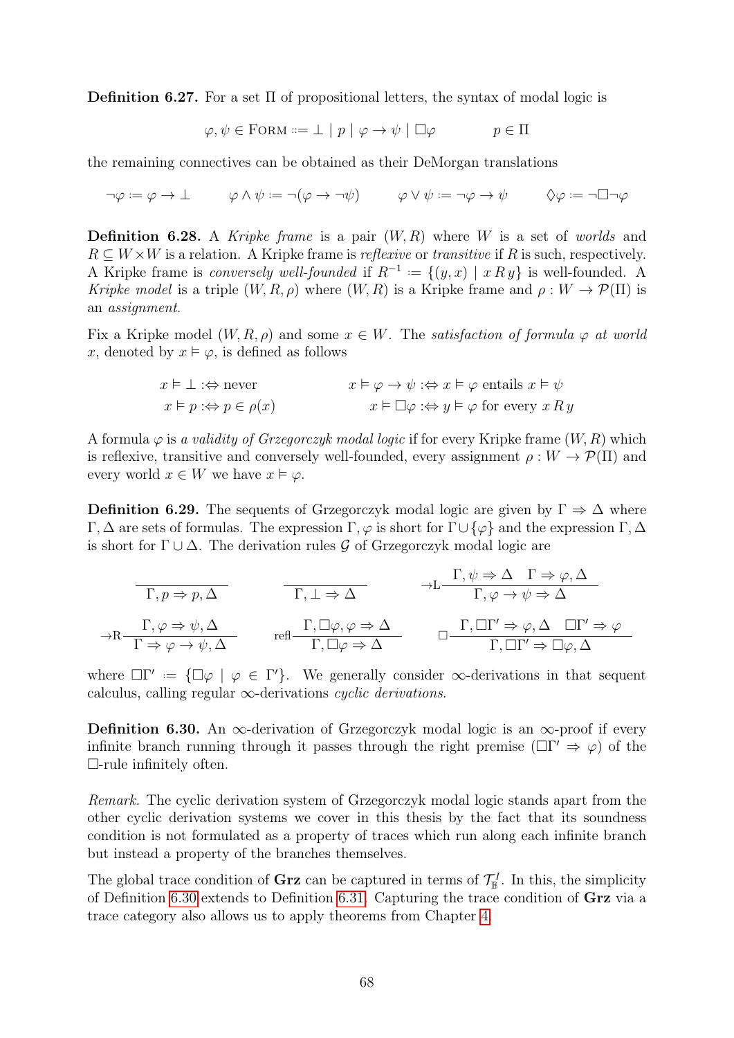**Definition 6.27.** For a set $\Pi$ of propositional letters, the syntax of modal logic is

$$\varphi, \psi \in \textsc{Form} ::= \bot \mid p \mid \varphi \to \psi \mid \Box\varphi \qquad\qquad p \in \Pi$$

the remaining connectives can be obtained as their DeMorgan translations

$$\neg\varphi := \varphi \to \bot \qquad \varphi \wedge \psi := \neg(\varphi \to \neg\psi) \qquad \varphi \vee \psi := \neg\varphi \to \psi \qquad \Diamond\varphi := \neg\Box\neg\varphi$$

**Definition 6.28.** A *Kripke frame* is a pair $(W, R)$ where $W$ is a set of *worlds* and $R \subseteq W \times W$ is a relation. A Kripke frame is *reflexive* or *transitive* if $R$ is such, respectively. A Kripke frame is *conversely well-founded* if $R^{-1} := \{(y, x) \mid x\,R\,y\}$ is well-founded. A *Kripke model* is a triple $(W, R, \rho)$ where $(W, R)$ is a Kripke frame and $\rho : W \to \mathcal{P}(\Pi)$ is an *assignment*.

Fix a Kripke model $(W, R, \rho)$ and some $x \in W$. The *satisfaction of formula $\varphi$ at world $x$*, denoted by $x \vDash \varphi$, is defined as follows

$$x \vDash \bot :\Leftrightarrow \text{never} \qquad\qquad x \vDash \varphi \to \psi :\Leftrightarrow x \vDash \varphi \text{ entails } x \vDash \psi$$
$$x \vDash p :\Leftrightarrow p \in \rho(x) \qquad\qquad x \vDash \Box\varphi :\Leftrightarrow y \vDash \varphi \text{ for every } x\,R\,y$$

A formula $\varphi$ is *a validity of Grzegorczyk modal logic* if for every Kripke frame $(W, R)$ which is reflexive, transitive and conversely well-founded, every assignment $\rho : W \to \mathcal{P}(\Pi)$ and every world $x \in W$ we have $x \vDash \varphi$.

**Definition 6.29.** The sequents of Grzegorczyk modal logic are given by $\Gamma \Rightarrow \Delta$ where $\Gamma, \Delta$ are sets of formulas. The expression $\Gamma, \varphi$ is short for $\Gamma \cup \{\varphi\}$ and the expression $\Gamma, \Delta$ is short for $\Gamma \cup \Delta$. The derivation rules $\mathcal{G}$ of Grzegorczyk modal logic are

$$\frac{}{\Gamma, p \Rightarrow p, \Delta} \qquad \frac{}{\Gamma, \bot \Rightarrow \Delta} \qquad {\to}\mathrm{L}\,\frac{\Gamma, \psi \Rightarrow \Delta \quad \Gamma \Rightarrow \varphi, \Delta}{\Gamma, \varphi \to \psi \Rightarrow \Delta}$$

$${\to}\mathrm{R}\,\frac{\Gamma, \varphi \Rightarrow \psi, \Delta}{\Gamma \Rightarrow \varphi \to \psi, \Delta} \qquad \mathrm{refl}\,\frac{\Gamma, \Box\varphi, \varphi \Rightarrow \Delta}{\Gamma, \Box\varphi \Rightarrow \Delta} \qquad \Box\,\frac{\Gamma, \Box\Gamma' \Rightarrow \varphi, \Delta \quad \Box\Gamma' \Rightarrow \varphi}{\Gamma, \Box\Gamma' \Rightarrow \Box\varphi, \Delta}$$

where $\Box\Gamma' := \{\Box\varphi \mid \varphi \in \Gamma'\}$. We generally consider $\infty$-derivations in that sequent calculus, calling regular $\infty$-derivations *cyclic derivations*.

**Definition 6.30.** An $\infty$-derivation of Grzegorczyk modal logic is an $\infty$-proof if every infinite branch running through it passes through the right premise ($\Box\Gamma' \Rightarrow \varphi$) of the $\Box$-rule infinitely often.

*Remark.* The cyclic derivation system of Grzegorczyk modal logic stands apart from the other cyclic derivation systems we cover in this thesis by the fact that its soundness condition is not formulated as a property of traces which run along each infinite branch but instead a property of the branches themselves.

The global trace condition of **Grz** can be captured in terms of $\mathcal{T}^I_{\mathbb{B}}$. In this, the simplicity of Definition 6.30 extends to Definition 6.31. Capturing the trace condition of **Grz** via a trace category also allows us to apply theorems from Chapter 4.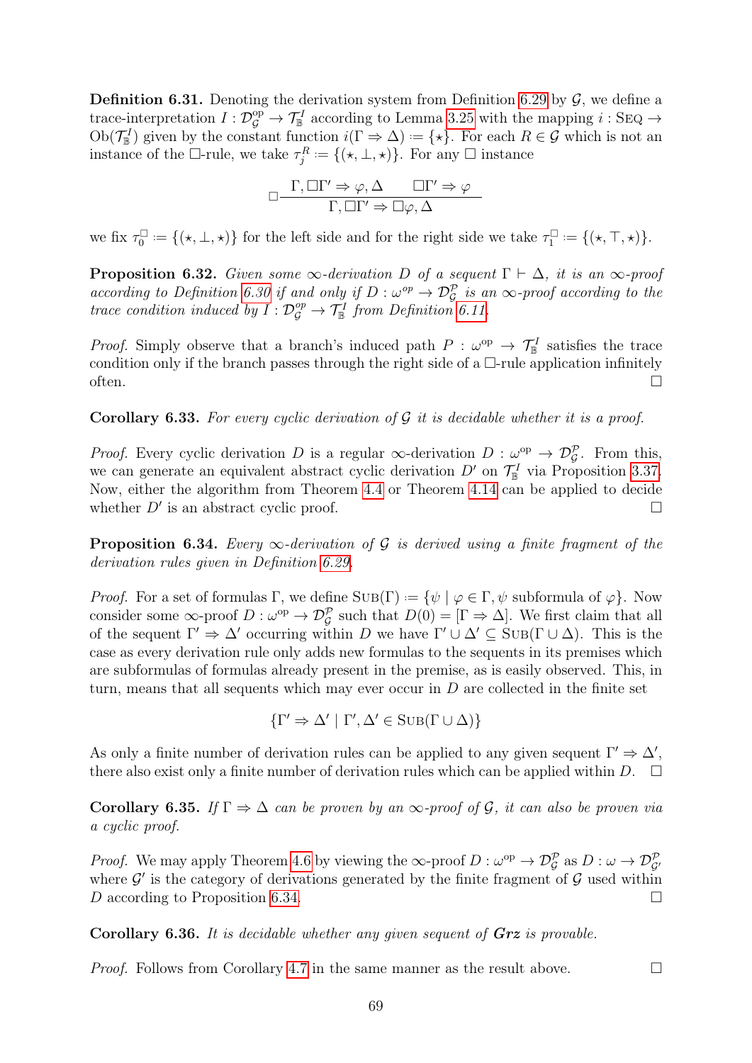**Definition 6.31.** Denoting the derivation system from Definition 6.29 by $\mathcal{G}$, we define a trace-interpretation $I : \mathcal{D}_{\mathcal{G}}^{\text{op}} \to \mathcal{T}_{\mathbb{B}}^{I}$ according to Lemma 3.25 with the mapping $i : \textsc{Seq} \to \text{Ob}(\mathcal{T}_{\mathbb{B}}^{I})$ given by the constant function $i(\Gamma \Rightarrow \Delta) := \{\star\}$. For each $R \in \mathcal{G}$ which is not an instance of the $\Box$-rule, we take $\tau_j^R := \{(\star, \bot, \star)\}$. For any $\Box$ instance

$$\Box\frac{\Gamma, \Box\Gamma' \Rightarrow \varphi, \Delta \qquad \Box\Gamma' \Rightarrow \varphi}{\Gamma, \Box\Gamma' \Rightarrow \Box\varphi, \Delta}$$

we fix $\tau_0^{\Box} := \{(\star, \bot, \star)\}$ for the left side and for the right side we take $\tau_1^{\Box} := \{(\star, \top, \star)\}$.

**Proposition 6.32.** *Given some $\infty$-derivation $D$ of a sequent $\Gamma \vdash \Delta$, it is an $\infty$-proof according to Definition 6.30 if and only if $D : \omega^{op} \to \mathcal{D}_{\mathcal{G}}^{\mathcal{P}}$ is an $\infty$-proof according to the trace condition induced by $I : \mathcal{D}_{\mathcal{G}}^{op} \to \mathcal{T}_{\mathbb{B}}^{I}$ from Definition 6.11.*

*Proof.* Simply observe that a branch's induced path $P : \omega^{\text{op}} \to \mathcal{T}_{\mathbb{B}}^{I}$ satisfies the trace condition only if the branch passes through the right side of a $\Box$-rule application infinitely often. $\Box$

**Corollary 6.33.** *For every cyclic derivation of $\mathcal{G}$ it is decidable whether it is a proof.*

*Proof.* Every cyclic derivation $D$ is a regular $\infty$-derivation $D : \omega^{\text{op}} \to \mathcal{D}_{\mathcal{G}}^{\mathcal{P}}$. From this, we can generate an equivalent abstract cyclic derivation $D'$ on $\mathcal{T}_{\mathbb{B}}^{I}$ via Proposition 3.37. Now, either the algorithm from Theorem 4.4 or Theorem 4.14 can be applied to decide whether $D'$ is an abstract cyclic proof. $\Box$

**Proposition 6.34.** *Every $\infty$-derivation of $\mathcal{G}$ is derived using a finite fragment of the derivation rules given in Definition 6.29.*

*Proof.* For a set of formulas $\Gamma$, we define $\textsc{Sub}(\Gamma) := \{\psi \mid \varphi \in \Gamma, \psi \text{ subformula of } \varphi\}$. Now consider some $\infty$-proof $D : \omega^{\text{op}} \to \mathcal{D}_{\mathcal{G}}^{\mathcal{P}}$ such that $D(0) = [\Gamma \Rightarrow \Delta]$. We first claim that all of the sequent $\Gamma' \Rightarrow \Delta'$ occurring within $D$ we have $\Gamma' \cup \Delta' \subseteq \textsc{Sub}(\Gamma \cup \Delta)$. This is the case as every derivation rule only adds new formulas to the sequents in its premises which are subformulas of formulas already present in the premise, as is easily observed. This, in turn, means that all sequents which may ever occur in $D$ are collected in the finite set

$$\{\Gamma' \Rightarrow \Delta' \mid \Gamma', \Delta' \in \textsc{Sub}(\Gamma \cup \Delta)\}$$

As only a finite number of derivation rules can be applied to any given sequent $\Gamma' \Rightarrow \Delta'$, there also exist only a finite number of derivation rules which can be applied within $D$. $\Box$

**Corollary 6.35.** *If $\Gamma \Rightarrow \Delta$ can be proven by an $\infty$-proof of $\mathcal{G}$, it can also be proven via a cyclic proof.*

*Proof.* We may apply Theorem 4.6 by viewing the $\infty$-proof $D : \omega^{\text{op}} \to \mathcal{D}_{\mathcal{G}}^{\mathcal{P}}$ as $D : \omega \to \mathcal{D}_{\mathcal{G}'}^{\mathcal{P}}$ where $\mathcal{G}'$ is the category of derivations generated by the finite fragment of $\mathcal{G}$ used within $D$ according to Proposition 6.34. $\Box$

**Corollary 6.36.** *It is decidable whether any given sequent of **Grz** is provable.*

*Proof.* Follows from Corollary 4.7 in the same manner as the result above. $\Box$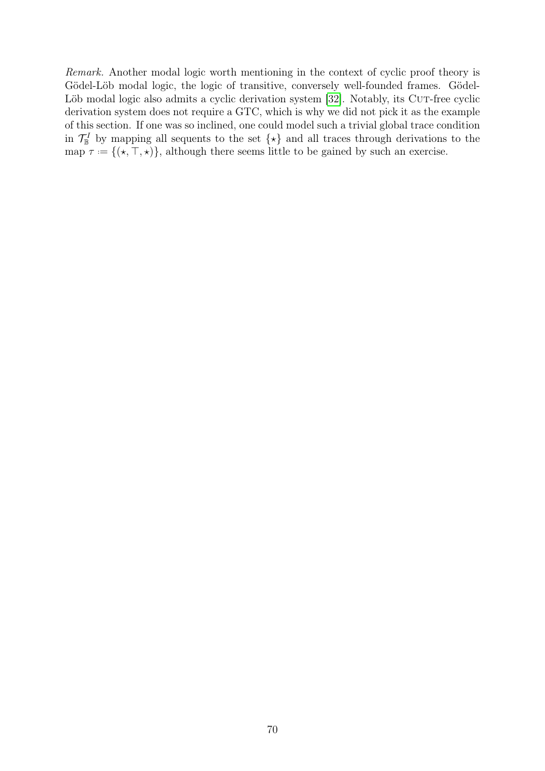*Remark.* Another modal logic worth mentioning in the context of cyclic proof theory is Gödel-Löb modal logic, the logic of transitive, conversely well-founded frames. Gödel-Löb modal logic also admits a cyclic derivation system [32]. Notably, its Cut-free cyclic derivation system does not require a GTC, which is why we did not pick it as the example of this section. If one was so inclined, one could model such a trivial global trace condition in $\mathcal{T}^I_{\mathbb{B}}$ by mapping all sequents to the set $\{\star\}$ and all traces through derivations to the map $\tau := \{(\star, \top, \star)\}$, although there seems little to be gained by such an exercise.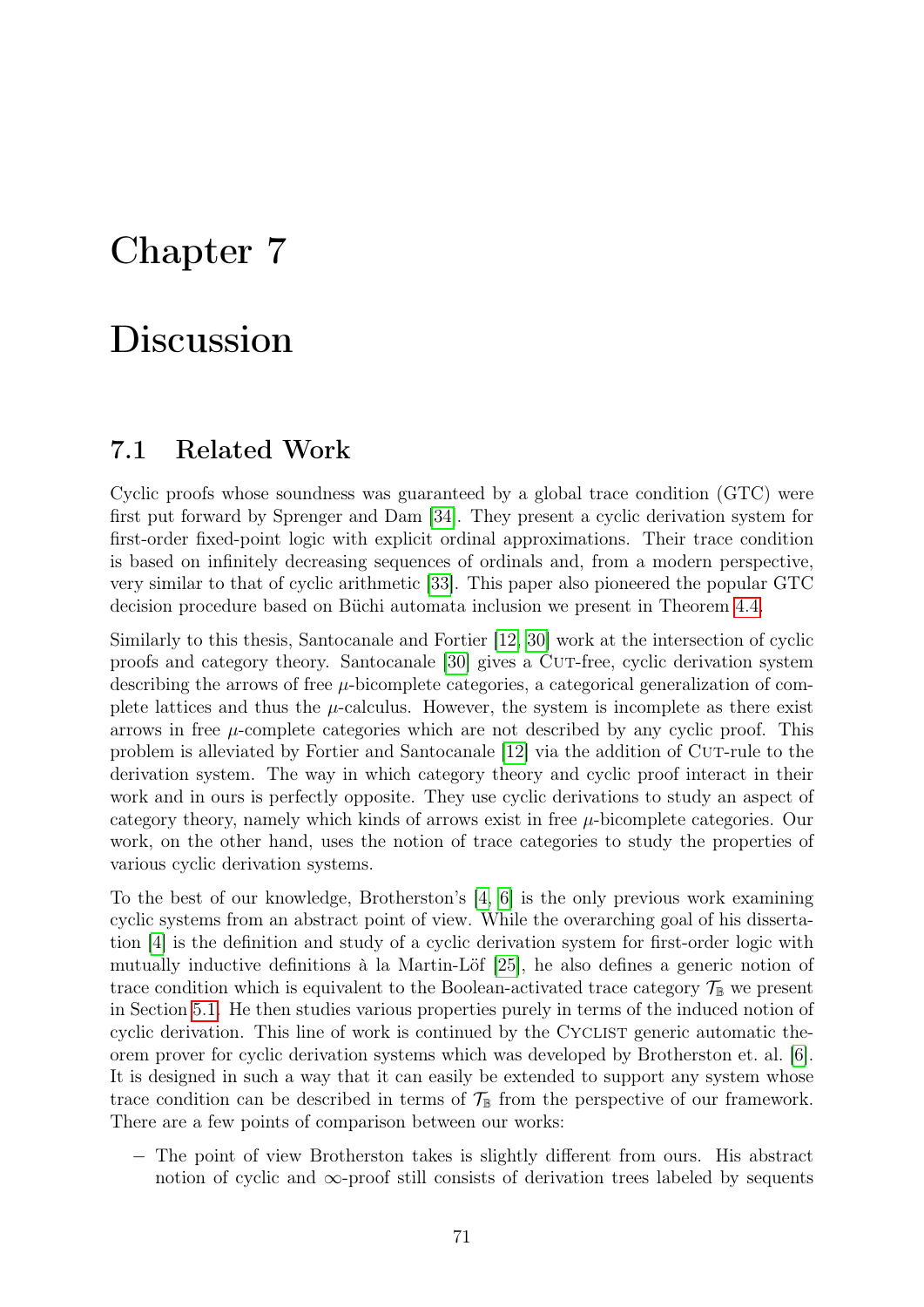# Chapter 7

# Discussion

## 7.1 Related Work

Cyclic proofs whose soundness was guaranteed by a global trace condition (GTC) were first put forward by Sprenger and Dam [34]. They present a cyclic derivation system for first-order fixed-point logic with explicit ordinal approximations. Their trace condition is based on infinitely decreasing sequences of ordinals and, from a modern perspective, very similar to that of cyclic arithmetic [33]. This paper also pioneered the popular GTC decision procedure based on Büchi automata inclusion we present in Theorem 4.4.

Similarly to this thesis, Santocanale and Fortier [12, 30] work at the intersection of cyclic proofs and category theory. Santocanale [30] gives a Cut-free, cyclic derivation system describing the arrows of free $\mu$-bicomplete categories, a categorical generalization of complete lattices and thus the $\mu$-calculus. However, the system is incomplete as there exist arrows in free $\mu$-complete categories which are not described by any cyclic proof. This problem is alleviated by Fortier and Santocanale [12] via the addition of Cut-rule to the derivation system. The way in which category theory and cyclic proof interact in their work and in ours is perfectly opposite. They use cyclic derivations to study an aspect of category theory, namely which kinds of arrows exist in free $\mu$-bicomplete categories. Our work, on the other hand, uses the notion of trace categories to study the properties of various cyclic derivation systems.

To the best of our knowledge, Brotherston's [4, 6] is the only previous work examining cyclic systems from an abstract point of view. While the overarching goal of his dissertation [4] is the definition and study of a cyclic derivation system for first-order logic with mutually inductive definitions à la Martin-Löf [25], he also defines a generic notion of trace condition which is equivalent to the Boolean-activated trace category $\mathcal{T}_{\mathbb{B}}$ we present in Section 5.1. He then studies various properties purely in terms of the induced notion of cyclic derivation. This line of work is continued by the Cyclist generic automatic theorem prover for cyclic derivation systems which was developed by Brotherston et. al. [6]. It is designed in such a way that it can easily be extended to support any system whose trace condition can be described in terms of $\mathcal{T}_{\mathbb{B}}$ from the perspective of our framework. There are a few points of comparison between our works:

– The point of view Brotherston takes is slightly different from ours. His abstract notion of cyclic and $\infty$-proof still consists of derivation trees labeled by sequents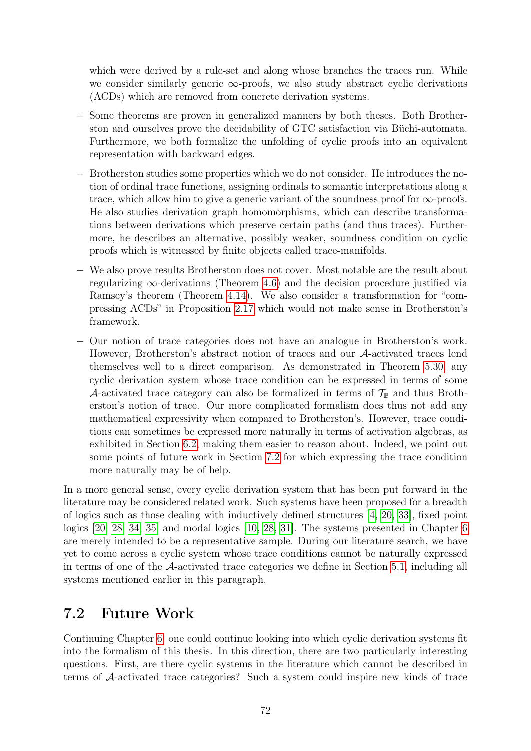which were derived by a rule-set and along whose branches the traces run. While we consider similarly generic $\infty$-proofs, we also study abstract cyclic derivations (ACDs) which are removed from concrete derivation systems.

- Some theorems are proven in generalized manners by both theses. Both Brotherston and ourselves prove the decidability of GTC satisfaction via Büchi-automata. Furthermore, we both formalize the unfolding of cyclic proofs into an equivalent representation with backward edges.
- Brotherston studies some properties which we do not consider. He introduces the notion of ordinal trace functions, assigning ordinals to semantic interpretations along a trace, which allow him to give a generic variant of the soundness proof for $\infty$-proofs. He also studies derivation graph homomorphisms, which can describe transformations between derivations which preserve certain paths (and thus traces). Furthermore, he describes an alternative, possibly weaker, soundness condition on cyclic proofs which is witnessed by finite objects called trace-manifolds.
- We also prove results Brotherston does not cover. Most notable are the result about regularizing $\infty$-derivations (Theorem 4.6) and the decision procedure justified via Ramsey's theorem (Theorem 4.14). We also consider a transformation for "compressing ACDs" in Proposition 2.17 which would not make sense in Brotherston's framework.
- Our notion of trace categories does not have an analogue in Brotherston's work. However, Brotherston's abstract notion of traces and our $\mathcal{A}$-activated traces lend themselves well to a direct comparison. As demonstrated in Theorem 5.30, any cyclic derivation system whose trace condition can be expressed in terms of some $\mathcal{A}$-activated trace category can also be formalized in terms of $\mathcal{T}_{\mathbb{B}}$ and thus Brotherston's notion of trace. Our more complicated formalism does thus not add any mathematical expressivity when compared to Brotherston's. However, trace conditions can sometimes be expressed more naturally in terms of activation algebras, as exhibited in Section 6.2, making them easier to reason about. Indeed, we point out some points of future work in Section 7.2 for which expressing the trace condition more naturally may be of help.

In a more general sense, every cyclic derivation system that has been put forward in the literature may be considered related work. Such systems have been proposed for a breadth of logics such as those dealing with inductively defined structures [4, 20, 33], fixed point logics [20, 28, 34, 35] and modal logics [10, 28, 31]. The systems presented in Chapter 6 are merely intended to be a representative sample. During our literature search, we have yet to come across a cyclic system whose trace conditions cannot be naturally expressed in terms of one of the $\mathcal{A}$-activated trace categories we define in Section 5.1, including all systems mentioned earlier in this paragraph.

## 7.2 Future Work

Continuing Chapter 6, one could continue looking into which cyclic derivation systems fit into the formalism of this thesis. In this direction, there are two particularly interesting questions. First, are there cyclic systems in the literature which cannot be described in terms of $\mathcal{A}$-activated trace categories? Such a system could inspire new kinds of trace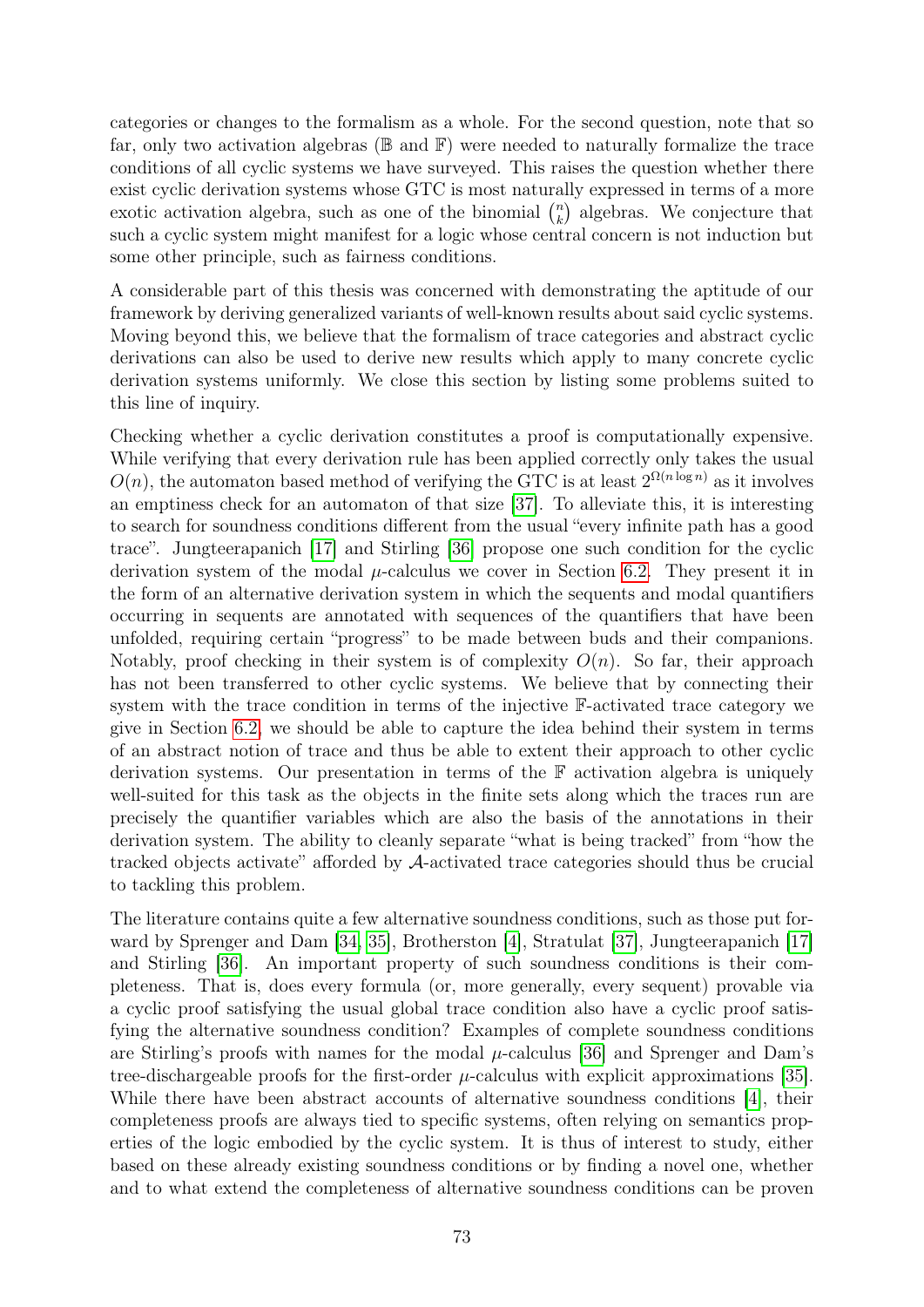categories or changes to the formalism as a whole. For the second question, note that so far, only two activation algebras ($\mathbb{B}$ and $\mathbb{F}$) were needed to naturally formalize the trace conditions of all cyclic systems we have surveyed. This raises the question whether there exist cyclic derivation systems whose GTC is most naturally expressed in terms of a more exotic activation algebra, such as one of the binomial $\binom{n}{k}$ algebras. We conjecture that such a cyclic system might manifest for a logic whose central concern is not induction but some other principle, such as fairness conditions.

A considerable part of this thesis was concerned with demonstrating the aptitude of our framework by deriving generalized variants of well-known results about said cyclic systems. Moving beyond this, we believe that the formalism of trace categories and abstract cyclic derivations can also be used to derive new results which apply to many concrete cyclic derivation systems uniformly. We close this section by listing some problems suited to this line of inquiry.

Checking whether a cyclic derivation constitutes a proof is computationally expensive. While verifying that every derivation rule has been applied correctly only takes the usual $O(n)$, the automaton based method of verifying the GTC is at least $2^{\Omega(n \log n)}$ as it involves an emptiness check for an automaton of that size [37]. To alleviate this, it is interesting to search for soundness conditions different from the usual "every infinite path has a good trace". Jungteerapanich [17] and Stirling [36] propose one such condition for the cyclic derivation system of the modal $\mu$-calculus we cover in Section 6.2. They present it in the form of an alternative derivation system in which the sequents and modal quantifiers occurring in sequents are annotated with sequences of the quantifiers that have been unfolded, requiring certain "progress" to be made between buds and their companions. Notably, proof checking in their system is of complexity $O(n)$. So far, their approach has not been transferred to other cyclic systems. We believe that by connecting their system with the trace condition in terms of the injective $\mathbb{F}$-activated trace category we give in Section 6.2, we should be able to capture the idea behind their system in terms of an abstract notion of trace and thus be able to extent their approach to other cyclic derivation systems. Our presentation in terms of the $\mathbb{F}$ activation algebra is uniquely well-suited for this task as the objects in the finite sets along which the traces run are precisely the quantifier variables which are also the basis of the annotations in their derivation system. The ability to cleanly separate "what is being tracked" from "how the tracked objects activate" afforded by $\mathcal{A}$-activated trace categories should thus be crucial to tackling this problem.

The literature contains quite a few alternative soundness conditions, such as those put forward by Sprenger and Dam [34, 35], Brotherston [4], Stratulat [37], Jungteerapanich [17] and Stirling [36]. An important property of such soundness conditions is their completeness. That is, does every formula (or, more generally, every sequent) provable via a cyclic proof satisfying the usual global trace condition also have a cyclic proof satisfying the alternative soundness condition? Examples of complete soundness conditions are Stirling's proofs with names for the modal $\mu$-calculus [36] and Sprenger and Dam's tree-dischargeable proofs for the first-order $\mu$-calculus with explicit approximations [35]. While there have been abstract accounts of alternative soundness conditions [4], their completeness proofs are always tied to specific systems, often relying on semantics properties of the logic embodied by the cyclic system. It is thus of interest to study, either based on these already existing soundness conditions or by finding a novel one, whether and to what extend the completeness of alternative soundness conditions can be proven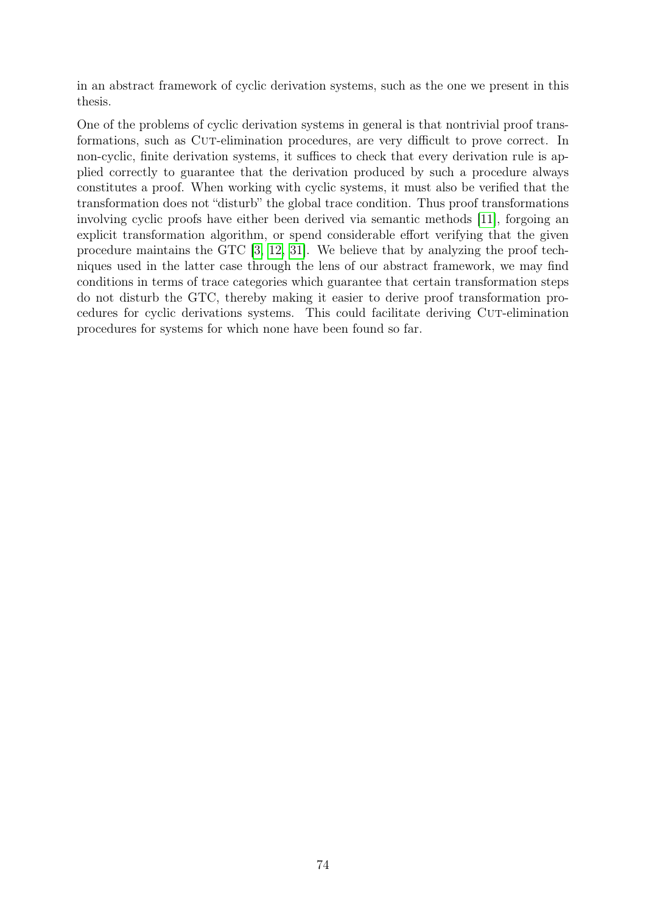in an abstract framework of cyclic derivation systems, such as the one we present in this thesis.

One of the problems of cyclic derivation systems in general is that nontrivial proof transformations, such as Cut-elimination procedures, are very difficult to prove correct. In non-cyclic, finite derivation systems, it suffices to check that every derivation rule is applied correctly to guarantee that the derivation produced by such a procedure always constitutes a proof. When working with cyclic systems, it must also be verified that the transformation does not "disturb" the global trace condition. Thus proof transformations involving cyclic proofs have either been derived via semantic methods [11], forgoing an explicit transformation algorithm, or spend considerable effort verifying that the given procedure maintains the GTC [3, 12, 31]. We believe that by analyzing the proof techniques used in the latter case through the lens of our abstract framework, we may find conditions in terms of trace categories which guarantee that certain transformation steps do not disturb the GTC, thereby making it easier to derive proof transformation procedures for cyclic derivations systems. This could facilitate deriving Cut-elimination procedures for systems for which none have been found so far.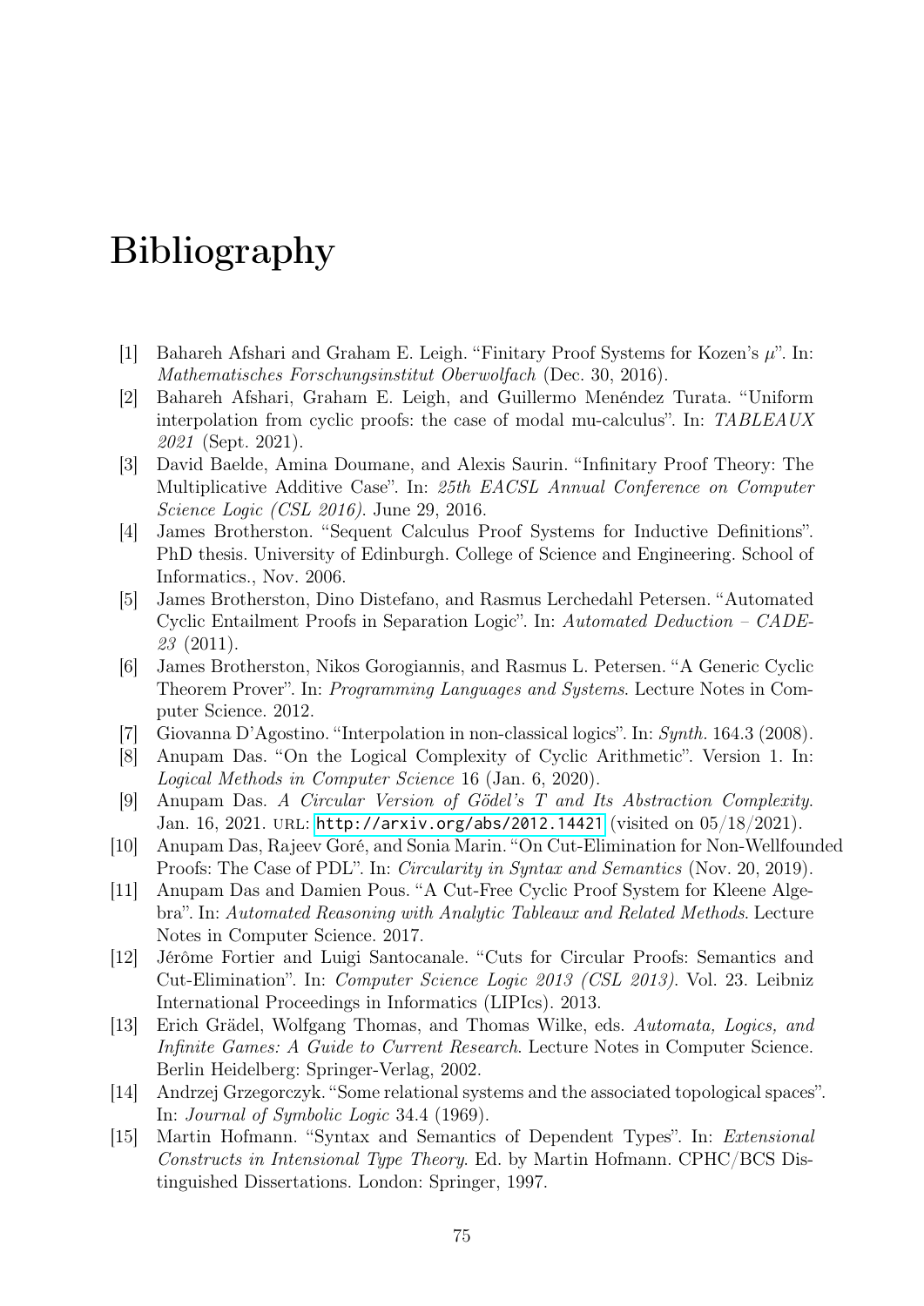# Bibliography

[1] Bahareh Afshari and Graham E. Leigh. "Finitary Proof Systems for Kozen's $\mu$". In: *Mathematisches Forschungsinstitut Oberwolfach* (Dec. 30, 2016).

[2] Bahareh Afshari, Graham E. Leigh, and Guillermo Menéndez Turata. "Uniform interpolation from cyclic proofs: the case of modal mu-calculus". In: *TABLEAUX 2021* (Sept. 2021).

[3] David Baelde, Amina Doumane, and Alexis Saurin. "Infinitary Proof Theory: The Multiplicative Additive Case". In: *25th EACSL Annual Conference on Computer Science Logic (CSL 2016)*. June 29, 2016.

[4] James Brotherston. "Sequent Calculus Proof Systems for Inductive Definitions". PhD thesis. University of Edinburgh. College of Science and Engineering. School of Informatics., Nov. 2006.

[5] James Brotherston, Dino Distefano, and Rasmus Lerchedahl Petersen. "Automated Cyclic Entailment Proofs in Separation Logic". In: *Automated Deduction – CADE-23* (2011).

[6] James Brotherston, Nikos Gorogiannis, and Rasmus L. Petersen. "A Generic Cyclic Theorem Prover". In: *Programming Languages and Systems*. Lecture Notes in Computer Science. 2012.

[7] Giovanna D'Agostino. "Interpolation in non-classical logics". In: *Synth.* 164.3 (2008).

[8] Anupam Das. "On the Logical Complexity of Cyclic Arithmetic". Version 1. In: *Logical Methods in Computer Science* 16 (Jan. 6, 2020).

[9] Anupam Das. *A Circular Version of Gödel's T and Its Abstraction Complexity*. Jan. 16, 2021. URL: http://arxiv.org/abs/2012.14421 (visited on 05/18/2021).

[10] Anupam Das, Rajeev Goré, and Sonia Marin. "On Cut-Elimination for Non-Wellfounded Proofs: The Case of PDL". In: *Circularity in Syntax and Semantics* (Nov. 20, 2019).

[11] Anupam Das and Damien Pous. "A Cut-Free Cyclic Proof System for Kleene Algebra". In: *Automated Reasoning with Analytic Tableaux and Related Methods*. Lecture Notes in Computer Science. 2017.

[12] Jérôme Fortier and Luigi Santocanale. "Cuts for Circular Proofs: Semantics and Cut-Elimination". In: *Computer Science Logic 2013 (CSL 2013)*. Vol. 23. Leibniz International Proceedings in Informatics (LIPIcs). 2013.

[13] Erich Grädel, Wolfgang Thomas, and Thomas Wilke, eds. *Automata, Logics, and Infinite Games: A Guide to Current Research*. Lecture Notes in Computer Science. Berlin Heidelberg: Springer-Verlag, 2002.

[14] Andrzej Grzegorczyk. "Some relational systems and the associated topological spaces". In: *Journal of Symbolic Logic* 34.4 (1969).

[15] Martin Hofmann. "Syntax and Semantics of Dependent Types". In: *Extensional Constructs in Intensional Type Theory*. Ed. by Martin Hofmann. CPHC/BCS Distinguished Dissertations. London: Springer, 1997.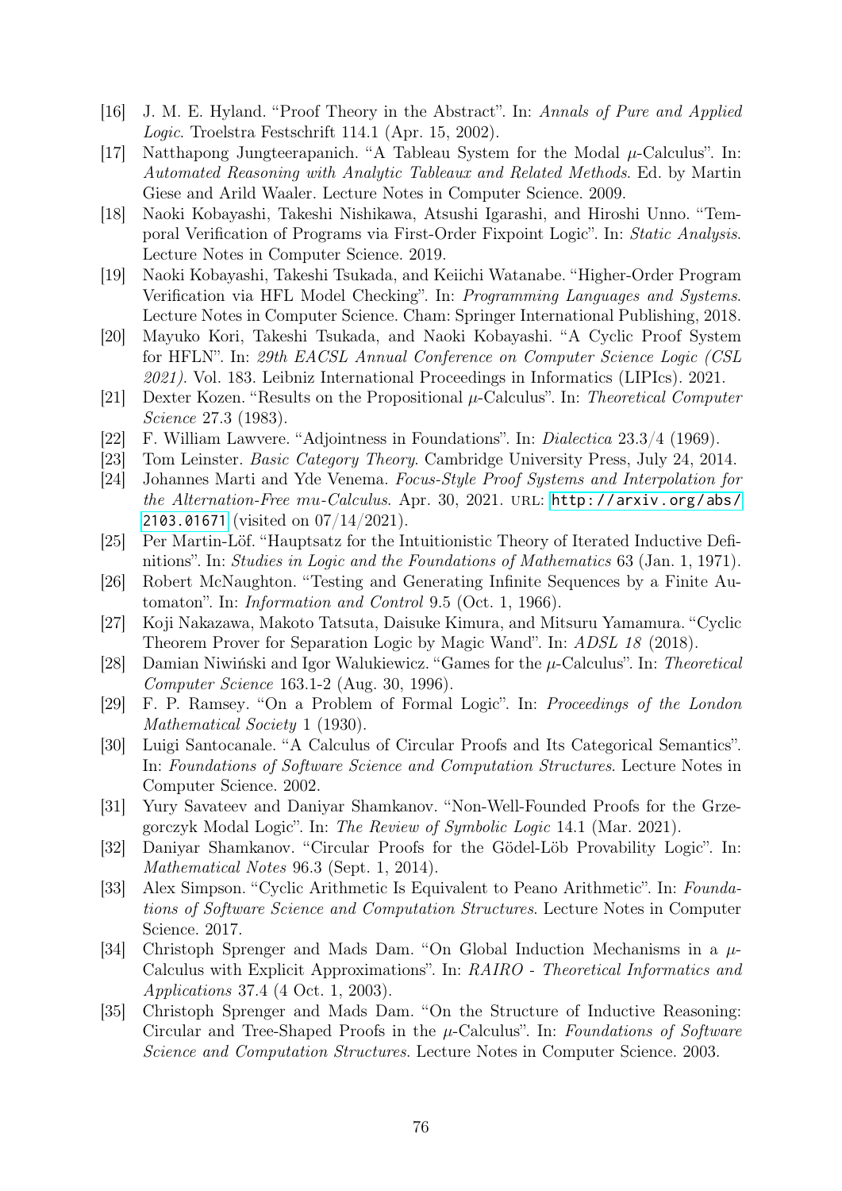[16] J. M. E. Hyland. "Proof Theory in the Abstract". In: *Annals of Pure and Applied Logic*. Troelstra Festschrift 114.1 (Apr. 15, 2002).

[17] Natthapong Jungteerapanich. "A Tableau System for the Modal $\mu$-Calculus". In: *Automated Reasoning with Analytic Tableaux and Related Methods*. Ed. by Martin Giese and Arild Waaler. Lecture Notes in Computer Science. 2009.

[18] Naoki Kobayashi, Takeshi Nishikawa, Atsushi Igarashi, and Hiroshi Unno. "Temporal Verification of Programs via First-Order Fixpoint Logic". In: *Static Analysis*. Lecture Notes in Computer Science. 2019.

[19] Naoki Kobayashi, Takeshi Tsukada, and Keiichi Watanabe. "Higher-Order Program Verification via HFL Model Checking". In: *Programming Languages and Systems*. Lecture Notes in Computer Science. Cham: Springer International Publishing, 2018.

[20] Mayuko Kori, Takeshi Tsukada, and Naoki Kobayashi. "A Cyclic Proof System for HFLN". In: *29th EACSL Annual Conference on Computer Science Logic (CSL 2021)*. Vol. 183. Leibniz International Proceedings in Informatics (LIPIcs). 2021.

[21] Dexter Kozen. "Results on the Propositional $\mu$-Calculus". In: *Theoretical Computer Science* 27.3 (1983).

[22] F. William Lawvere. "Adjointness in Foundations". In: *Dialectica* 23.3/4 (1969).

[23] Tom Leinster. *Basic Category Theory*. Cambridge University Press, July 24, 2014.

[24] Johannes Marti and Yde Venema. *Focus-Style Proof Systems and Interpolation for the Alternation-Free mu-Calculus*. Apr. 30, 2021. URL: http://arxiv.org/abs/2103.01671 (visited on 07/14/2021).

[25] Per Martin-Löf. "Hauptsatz for the Intuitionistic Theory of Iterated Inductive Definitions". In: *Studies in Logic and the Foundations of Mathematics* 63 (Jan. 1, 1971).

[26] Robert McNaughton. "Testing and Generating Infinite Sequences by a Finite Automaton". In: *Information and Control* 9.5 (Oct. 1, 1966).

[27] Koji Nakazawa, Makoto Tatsuta, Daisuke Kimura, and Mitsuru Yamamura. "Cyclic Theorem Prover for Separation Logic by Magic Wand". In: *ADSL 18* (2018).

[28] Damian Niwiński and Igor Walukiewicz. "Games for the $\mu$-Calculus". In: *Theoretical Computer Science* 163.1-2 (Aug. 30, 1996).

[29] F. P. Ramsey. "On a Problem of Formal Logic". In: *Proceedings of the London Mathematical Society* 1 (1930).

[30] Luigi Santocanale. "A Calculus of Circular Proofs and Its Categorical Semantics". In: *Foundations of Software Science and Computation Structures*. Lecture Notes in Computer Science. 2002.

[31] Yury Savateev and Daniyar Shamkanov. "Non-Well-Founded Proofs for the Grzegorczyk Modal Logic". In: *The Review of Symbolic Logic* 14.1 (Mar. 2021).

[32] Daniyar Shamkanov. "Circular Proofs for the Gödel-Löb Provability Logic". In: *Mathematical Notes* 96.3 (Sept. 1, 2014).

[33] Alex Simpson. "Cyclic Arithmetic Is Equivalent to Peano Arithmetic". In: *Foundations of Software Science and Computation Structures*. Lecture Notes in Computer Science. 2017.

[34] Christoph Sprenger and Mads Dam. "On Global Induction Mechanisms in a $\mu$-Calculus with Explicit Approximations". In: *RAIRO - Theoretical Informatics and Applications* 37.4 (4 Oct. 1, 2003).

[35] Christoph Sprenger and Mads Dam. "On the Structure of Inductive Reasoning: Circular and Tree-Shaped Proofs in the $\mu$-Calculus". In: *Foundations of Software Science and Computation Structures*. Lecture Notes in Computer Science. 2003.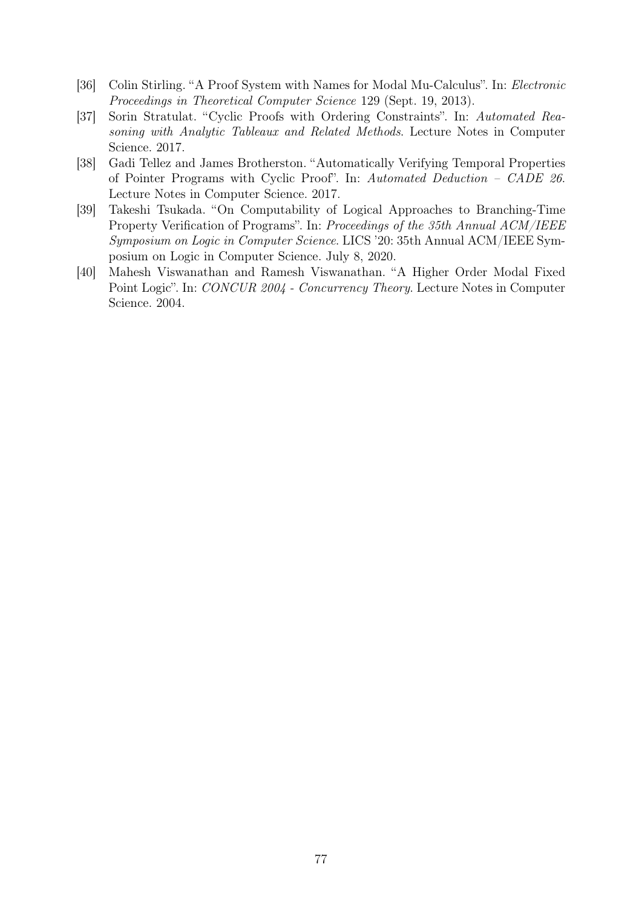- [36] Colin Stirling. "A Proof System with Names for Modal Mu-Calculus". In: *Electronic Proceedings in Theoretical Computer Science* 129 (Sept. 19, 2013).
- [37] Sorin Stratulat. "Cyclic Proofs with Ordering Constraints". In: *Automated Reasoning with Analytic Tableaux and Related Methods*. Lecture Notes in Computer Science. 2017.
- [38] Gadi Tellez and James Brotherston. "Automatically Verifying Temporal Properties of Pointer Programs with Cyclic Proof". In: *Automated Deduction – CADE 26*. Lecture Notes in Computer Science. 2017.
- [39] Takeshi Tsukada. "On Computability of Logical Approaches to Branching-Time Property Verification of Programs". In: *Proceedings of the 35th Annual ACM/IEEE Symposium on Logic in Computer Science*. LICS '20: 35th Annual ACM/IEEE Symposium on Logic in Computer Science. July 8, 2020.
- [40] Mahesh Viswanathan and Ramesh Viswanathan. "A Higher Order Modal Fixed Point Logic". In: *CONCUR 2004 - Concurrency Theory*. Lecture Notes in Computer Science. 2004.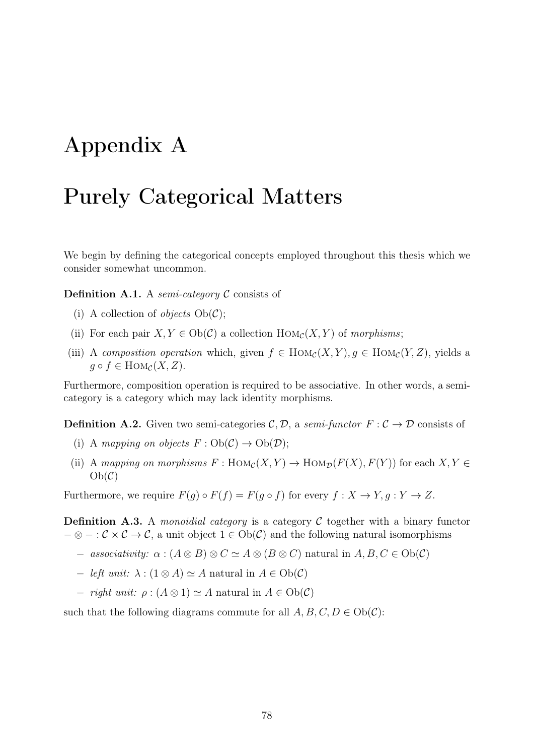# Appendix A

# Purely Categorical Matters

We begin by defining the categorical concepts employed throughout this thesis which we consider somewhat uncommon.

**Definition A.1.** A *semi-category* $\mathcal{C}$ consists of

(i) A collection of *objects* $\mathrm{Ob}(\mathcal{C})$;

(ii) For each pair $X, Y \in \mathrm{Ob}(\mathcal{C})$ a collection $\mathrm{Hom}_{\mathcal{C}}(X, Y)$ of *morphisms*;

(iii) A *composition operation* which, given $f \in \mathrm{Hom}_{\mathcal{C}}(X, Y), g \in \mathrm{Hom}_{\mathcal{C}}(Y, Z)$, yields a $g \circ f \in \mathrm{Hom}_{\mathcal{C}}(X, Z)$.

Furthermore, composition operation is required to be associative. In other words, a semi-category is a category which may lack identity morphisms.

**Definition A.2.** Given two semi-categories $\mathcal{C}, \mathcal{D}$, a *semi-functor* $F : \mathcal{C} \to \mathcal{D}$ consists of

(i) A *mapping on objects* $F : \mathrm{Ob}(\mathcal{C}) \to \mathrm{Ob}(\mathcal{D})$;

(ii) A *mapping on morphisms* $F : \mathrm{Hom}_{\mathcal{C}}(X, Y) \to \mathrm{Hom}_{\mathcal{D}}(F(X), F(Y))$ for each $X, Y \in \mathrm{Ob}(\mathcal{C})$

Furthermore, we require $F(g) \circ F(f) = F(g \circ f)$ for every $f : X \to Y, g : Y \to Z$.

**Definition A.3.** A *monoidial category* is a category $\mathcal{C}$ together with a binary functor $- \otimes - : \mathcal{C} \times \mathcal{C} \to \mathcal{C}$, a unit object $1 \in \mathrm{Ob}(\mathcal{C})$ and the following natural isomorphisms

- *associativity:* $\alpha : (A \otimes B) \otimes C \simeq A \otimes (B \otimes C)$ natural in $A, B, C \in \mathrm{Ob}(\mathcal{C})$
- *left unit:* $\lambda : (1 \otimes A) \simeq A$ natural in $A \in \mathrm{Ob}(\mathcal{C})$
- *right unit:* $\rho : (A \otimes 1) \simeq A$ natural in $A \in \mathrm{Ob}(\mathcal{C})$

such that the following diagrams commute for all $A, B, C, D \in \mathrm{Ob}(\mathcal{C})$: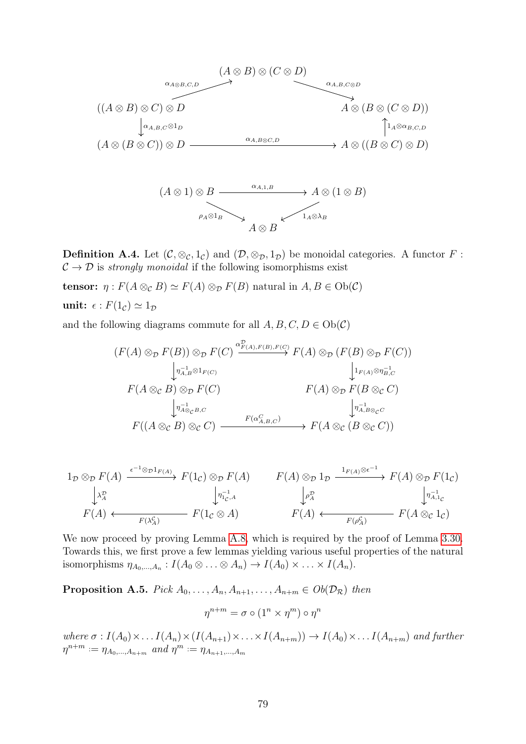$$
\begin{array}{ccc}
 & (A \otimes B) \otimes (C \otimes D) & \\
((A \otimes B) \otimes C) \otimes D \xrightarrow{\alpha_{A\otimes B,C,D}} & & \xrightarrow{\alpha_{A,B,C\otimes D}} A \otimes (B \otimes (C \otimes D)) \\
\Big\downarrow \alpha_{A,B,C} \otimes 1_D & & \Big\uparrow 1_A \otimes \alpha_{B,C,D} \\
(A \otimes (B \otimes C)) \otimes D & \xrightarrow{\alpha_{A,B\otimes C,D}} & A \otimes ((B \otimes C) \otimes D)
\end{array}
$$

$$
\begin{array}{ccc}
(A \otimes 1) \otimes B & \xrightarrow{\alpha_{A,1,B}} & A \otimes (1 \otimes B) \\
 & \searrow^{\rho_A \otimes 1_B} \quad \swarrow^{1_A \otimes \lambda_B} & \\
 & A \otimes B &
\end{array}
$$

**Definition A.4.** Let $(\mathcal{C}, \otimes_{\mathcal{C}}, 1_{\mathcal{C}})$ and $(\mathcal{D}, \otimes_{\mathcal{D}}, 1_{\mathcal{D}})$ be monoidal categories. A functor $F : \mathcal{C} \to \mathcal{D}$ is *strongly monoidal* if the following isomorphisms exist

**tensor:** $\eta : F(A \otimes_{\mathcal{C}} B) \simeq F(A) \otimes_{\mathcal{D}} F(B)$ natural in $A, B \in \mathrm{Ob}(\mathcal{C})$

**unit:** $\epsilon : F(1_{\mathcal{C}}) \simeq 1_{\mathcal{D}}$

and the following diagrams commute for all $A, B, C, D \in \mathrm{Ob}(\mathcal{C})$

$$
\begin{array}{ccc}
(F(A) \otimes_{\mathcal{D}} F(B)) \otimes_{\mathcal{D}} F(C) & \xrightarrow{\alpha^{\mathcal{D}}_{F(A),F(B),F(C)}} & F(A) \otimes_{\mathcal{D}} (F(B) \otimes_{\mathcal{D}} F(C)) \\
\Big\downarrow \eta^{-1}_{A,B} \otimes 1_{F(C)} & & \Big\downarrow 1_{F(A)} \otimes \eta^{-1}_{B,C} \\
F(A \otimes_{\mathcal{C}} B) \otimes_{\mathcal{D}} F(C) & & F(A) \otimes_{\mathcal{D}} F(B \otimes_{\mathcal{C}} C) \\
\Big\downarrow \eta^{-1}_{A \otimes_{\mathcal{C}} B, C} & & \Big\downarrow \eta^{-1}_{A, B \otimes_{\mathcal{C}} C} \\
F((A \otimes_{\mathcal{C}} B) \otimes_{\mathcal{C}} C) & \xrightarrow{F(\alpha^{\mathcal{C}}_{A,B,C})} & F(A \otimes_{\mathcal{C}} (B \otimes_{\mathcal{C}} C))
\end{array}
$$

$$
\begin{array}{ccc}
1_{\mathcal{D}} \otimes_{\mathcal{D}} F(A) & \xrightarrow{\epsilon^{-1} \otimes_{\mathcal{D}} 1_{F(A)}} & F(1_{\mathcal{C}}) \otimes_{\mathcal{D}} F(A) \\
\Big\downarrow \lambda^{\mathcal{D}}_A & & \Big\downarrow \eta^{-1}_{1_{\mathcal{C}},A} \\
F(A) & \xleftarrow{F(\lambda^{\mathcal{C}}_A)} & F(1_{\mathcal{C}} \otimes A)
\end{array}
\qquad
\begin{array}{ccc}
F(A) \otimes_{\mathcal{D}} 1_{\mathcal{D}} & \xrightarrow{1_{F(A)} \otimes \epsilon^{-1}} & F(A) \otimes_{\mathcal{D}} F(1_{\mathcal{C}}) \\
\Big\downarrow \rho^{\mathcal{D}}_A & & \Big\downarrow \eta^{-1}_{A,1_{\mathcal{C}}} \\
F(A) & \xleftarrow{F(\rho^{\mathcal{C}}_A)} & F(A \otimes_{\mathcal{C}} 1_{\mathcal{C}})
\end{array}
$$

We now proceed by proving Lemma A.8, which is required by the proof of Lemma 3.30. Towards this, we first prove a few lemmas yielding various useful properties of the natural isomorphisms $\eta_{A_0,\ldots,A_n} : I(A_0 \otimes \ldots \otimes A_n) \to I(A_0) \times \ldots \times I(A_n)$.

**Proposition A.5.** *Pick $A_0, \ldots, A_n, A_{n+1}, \ldots, A_{n+m} \in Ob(\mathcal{D}_{\mathcal{R}})$ then*

$$\eta^{n+m} = \sigma \circ (1^n \times \eta^m) \circ \eta^n$$

*where $\sigma : I(A_0) \times \ldots I(A_n) \times (I(A_{n+1}) \times \ldots \times I(A_{n+m})) \to I(A_0) \times \ldots I(A_{n+m})$ and further $\eta^{n+m} := \eta_{A_0,\ldots,A_{n+m}}$ and $\eta^m := \eta_{A_{n+1},\ldots,A_m}$*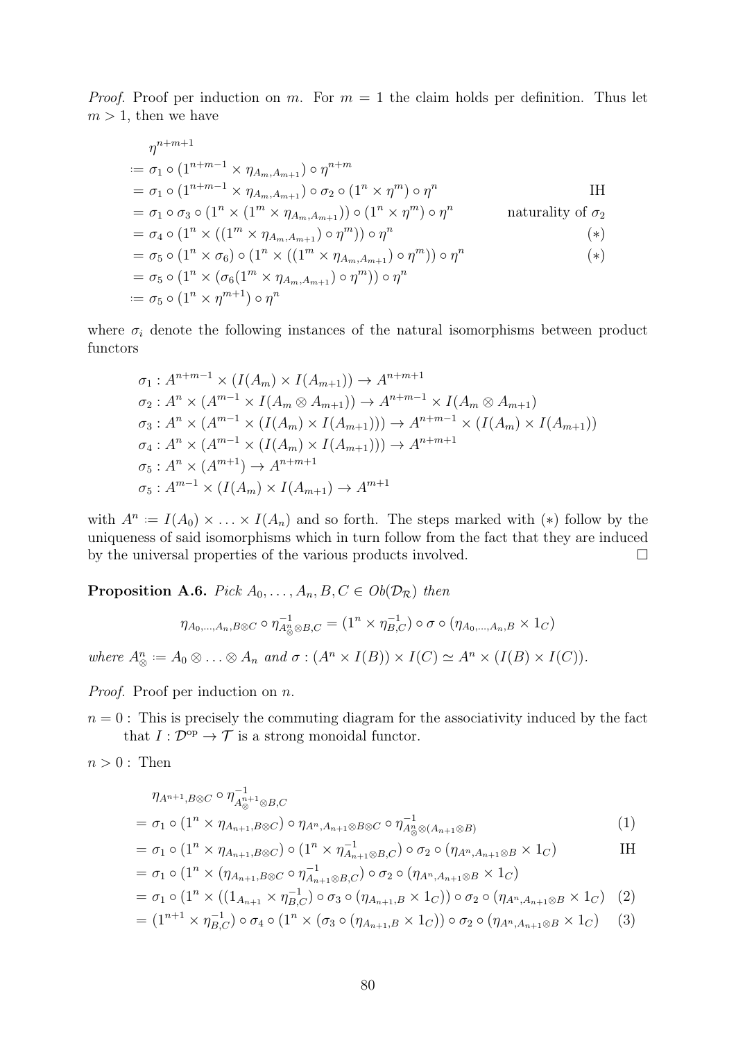*Proof.* Proof per induction on $m$. For $m = 1$ the claim holds per definition. Thus let $m > 1$, then we have

$$
\begin{aligned}
&\eta^{n+m+1} \\
&:= \sigma_1 \circ (1^{n+m-1} \times \eta_{A_m, A_{m+1}}) \circ \eta^{n+m} \\
&= \sigma_1 \circ (1^{n+m-1} \times \eta_{A_m, A_{m+1}}) \circ \sigma_2 \circ (1^n \times \eta^m) \circ \eta^n && \text{IH} \\
&= \sigma_1 \circ \sigma_3 \circ (1^n \times (1^m \times \eta_{A_m, A_{m+1}})) \circ (1^n \times \eta^m) \circ \eta^n && \text{naturality of } \sigma_2 \\
&= \sigma_4 \circ (1^n \times ((1^m \times \eta_{A_m, A_{m+1}}) \circ \eta^m)) \circ \eta^n && (*) \\
&= \sigma_5 \circ (1^n \times \sigma_6) \circ (1^n \times ((1^m \times \eta_{A_m, A_{m+1}}) \circ \eta^m)) \circ \eta^n && (*) \\
&= \sigma_5 \circ (1^n \times (\sigma_6 (1^m \times \eta_{A_m, A_{m+1}}) \circ \eta^m)) \circ \eta^n \\
&:= \sigma_5 \circ (1^n \times \eta^{m+1}) \circ \eta^n
\end{aligned}
$$

where $\sigma_i$ denote the following instances of the natural isomorphisms between product functors

$$
\begin{aligned}
&\sigma_1 : A^{n+m-1} \times (I(A_m) \times I(A_{m+1})) \to A^{n+m+1} \\
&\sigma_2 : A^n \times (A^{m-1} \times I(A_m \otimes A_{m+1})) \to A^{n+m-1} \times I(A_m \otimes A_{m+1}) \\
&\sigma_3 : A^n \times (A^{m-1} \times (I(A_m) \times I(A_{m+1}))) \to A^{n+m-1} \times (I(A_m) \times I(A_{m+1})) \\
&\sigma_4 : A^n \times (A^{m-1} \times (I(A_m) \times I(A_{m+1}))) \to A^{n+m+1} \\
&\sigma_5 : A^n \times (A^{m+1}) \to A^{n+m+1} \\
&\sigma_5 : A^{m-1} \times (I(A_m) \times I(A_{m+1}) \to A^{m+1}
\end{aligned}
$$

with $A^n := I(A_0) \times \ldots \times I(A_n)$ and so forth. The steps marked with $(*)$ follow by the uniqueness of said isomorphisms which in turn follow from the fact that they are induced by the universal properties of the various products involved. $\square$

**Proposition A.6.** *Pick $A_0, \ldots, A_n, B, C \in Ob(\mathcal{D}_\mathcal{R})$ then*

$$
\eta_{A_0,\ldots,A_n,B\otimes C} \circ \eta^{-1}_{A^n_\otimes \otimes B, C} = (1^n \times \eta^{-1}_{B,C}) \circ \sigma \circ (\eta_{A_0,\ldots,A_n,B} \times 1_C)
$$

*where $A^n_\otimes := A_0 \otimes \ldots \otimes A_n$ and $\sigma : (A^n \times I(B)) \times I(C) \simeq A^n \times (I(B) \times I(C))$.*

*Proof.* Proof per induction on $n$.

- $n = 0$ : This is precisely the commuting diagram for the associativity induced by the fact that $I : \mathcal{D}^{\mathrm{op}} \to \mathcal{T}$ is a strong monoidal functor.
- $n > 0$ : Then

$$
\begin{aligned}
&\eta_{A^{n+1}, B\otimes C} \circ \eta^{-1}_{A^{n+1}_\otimes \otimes B, C} \\
&= \sigma_1 \circ (1^n \times \eta_{A_{n+1}, B\otimes C}) \circ \eta_{A^n, A_{n+1}\otimes B\otimes C} \circ \eta^{-1}_{A^n_\otimes \otimes (A_{n+1}\otimes B)} && (1) \\
&= \sigma_1 \circ (1^n \times \eta_{A_{n+1}, B\otimes C}) \circ (1^n \times \eta^{-1}_{A_{n+1}\otimes B, C}) \circ \sigma_2 \circ (\eta_{A^n, A_{n+1}\otimes B} \times 1_C) && \text{IH} \\
&= \sigma_1 \circ (1^n \times (\eta_{A_{n+1}, B\otimes C} \circ \eta^{-1}_{A_{n+1}\otimes B, C}) \circ \sigma_2 \circ (\eta_{A^n, A_{n+1}\otimes B} \times 1_C) \\
&= \sigma_1 \circ (1^n \times ((1_{A_{n+1}} \times \eta^{-1}_{B,C}) \circ \sigma_3 \circ (\eta_{A_{n+1}, B} \times 1_C)) \circ \sigma_2 \circ (\eta_{A^n, A_{n+1}\otimes B} \times 1_C) && (2) \\
&= (1^{n+1} \times \eta^{-1}_{B,C}) \circ \sigma_4 \circ (1^n \times (\sigma_3 \circ (\eta_{A_{n+1}, B} \times 1_C)) \circ \sigma_2 \circ (\eta_{A^n, A_{n+1}\otimes B} \times 1_C) && (3)
\end{aligned}
$$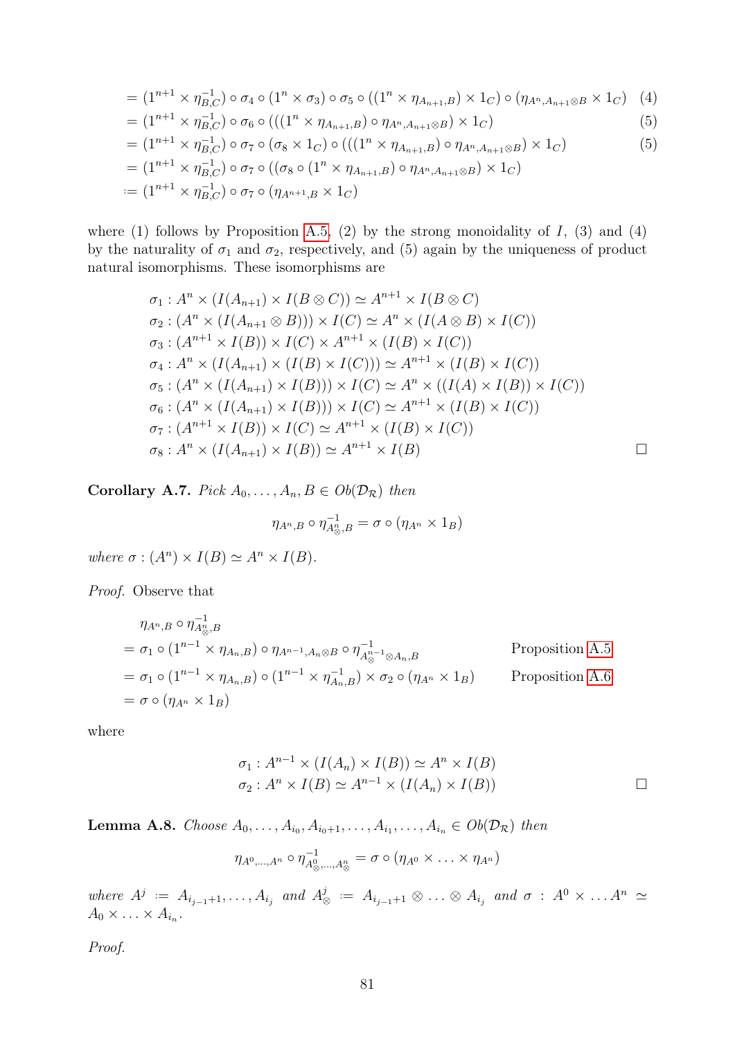$$
\begin{aligned}
&= (1^{n+1} \times \eta^{-1}_{B,C}) \circ \sigma_4 \circ (1^n \times \sigma_3) \circ \sigma_5 \circ ((1^n \times \eta_{A_{n+1},B}) \times 1_C) \circ (\eta_{A^n, A_{n+1} \otimes B} \times 1_C) && (4)\\
&= (1^{n+1} \times \eta^{-1}_{B,C}) \circ \sigma_6 \circ (((1^n \times \eta_{A_{n+1},B}) \circ \eta_{A^n, A_{n+1} \otimes B}) \times 1_C) && (5)\\
&= (1^{n+1} \times \eta^{-1}_{B,C}) \circ \sigma_7 \circ (\sigma_8 \times 1_C) \circ (((1^n \times \eta_{A_{n+1},B}) \circ \eta_{A^n, A_{n+1} \otimes B}) \times 1_C) && (5)\\
&= (1^{n+1} \times \eta^{-1}_{B,C}) \circ \sigma_7 \circ ((\sigma_8 \circ (1^n \times \eta_{A_{n+1},B}) \circ \eta_{A^n, A_{n+1} \otimes B}) \times 1_C)\\
&\coloneqq (1^{n+1} \times \eta^{-1}_{B,C}) \circ \sigma_7 \circ (\eta_{A^{n+1},B} \times 1_C)
\end{aligned}
$$

where (1) follows by Proposition A.5, (2) by the strong monoidality of $I$, (3) and (4) by the naturality of $\sigma_1$ and $\sigma_2$, respectively, and (5) again by the uniqueness of product natural isomorphisms. These isomorphisms are

$$
\begin{aligned}
&\sigma_1 : A^n \times (I(A_{n+1}) \times I(B \otimes C)) \simeq A^{n+1} \times I(B \otimes C)\\
&\sigma_2 : (A^n \times (I(A_{n+1} \otimes B))) \times I(C) \simeq A^n \times (I(A \otimes B) \times I(C))\\
&\sigma_3 : (A^{n+1} \times I(B)) \times I(C) \times A^{n+1} \times (I(B) \times I(C))\\
&\sigma_4 : A^n \times (I(A_{n+1}) \times (I(B) \times I(C))) \simeq A^{n+1} \times (I(B) \times I(C))\\
&\sigma_5 : (A^n \times (I(A_{n+1}) \times I(B))) \times I(C) \simeq A^n \times ((I(A) \times I(B)) \times I(C))\\
&\sigma_6 : (A^n \times (I(A_{n+1}) \times I(B))) \times I(C) \simeq A^{n+1} \times (I(B) \times I(C))\\
&\sigma_7 : (A^{n+1} \times I(B)) \times I(C) \simeq A^{n+1} \times (I(B) \times I(C))\\
&\sigma_8 : A^n \times (I(A_{n+1}) \times I(B)) \simeq A^{n+1} \times I(B)
\end{aligned}
$$

□

**Corollary A.7.** *Pick $A_0, \dots, A_n, B \in Ob(\mathcal{D}_\mathcal{R})$ then*

$$\eta_{A^n,B} \circ \eta^{-1}_{A^n_\otimes,B} = \sigma \circ (\eta_{A^n} \times 1_B)$$

*where $\sigma : (A^n) \times I(B) \simeq A^n \times I(B)$.*

*Proof.* Observe that

$$
\begin{aligned}
&\eta_{A^n,B} \circ \eta^{-1}_{A^n_\otimes,B}\\
&= \sigma_1 \circ (1^{n-1} \times \eta_{A_n,B}) \circ \eta_{A^{n-1}, A_n \otimes B} \circ \eta^{-1}_{A^{n-1}_\otimes \otimes A_n, B} && \text{Proposition A.5}\\
&= \sigma_1 \circ (1^{n-1} \times \eta_{A_n,B}) \circ (1^{n-1} \times \eta^{-1}_{A_n,B}) \times \sigma_2 \circ (\eta_{A^n} \times 1_B) && \text{Proposition A.6}\\
&= \sigma \circ (\eta_{A^n} \times 1_B)
\end{aligned}
$$

where

$$
\begin{aligned}
&\sigma_1 : A^{n-1} \times (I(A_n) \times I(B)) \simeq A^n \times I(B)\\
&\sigma_2 : A^n \times I(B) \simeq A^{n-1} \times (I(A_n) \times I(B))
\end{aligned}
$$

□

**Lemma A.8.** *Choose $A_0, \dots, A_{i_0}, A_{i_0+1}, \dots, A_{i_1}, \dots, A_{i_n} \in Ob(\mathcal{D}_\mathcal{R})$ then*

$$\eta_{A^0,\dots,A^n} \circ \eta^{-1}_{A^0_\otimes,\dots,A^n_\otimes} = \sigma \circ (\eta_{A^0} \times \dots \times \eta_{A^n})$$

*where $A^j \coloneqq A_{i_{j-1}+1}, \dots, A_{i_j}$ and $A^j_\otimes \coloneqq A_{i_{j-1}+1} \otimes \dots \otimes A_{i_j}$ and $\sigma : A^0 \times \dots A^n \simeq A_0 \times \dots \times A_{i_n}$.*

*Proof.*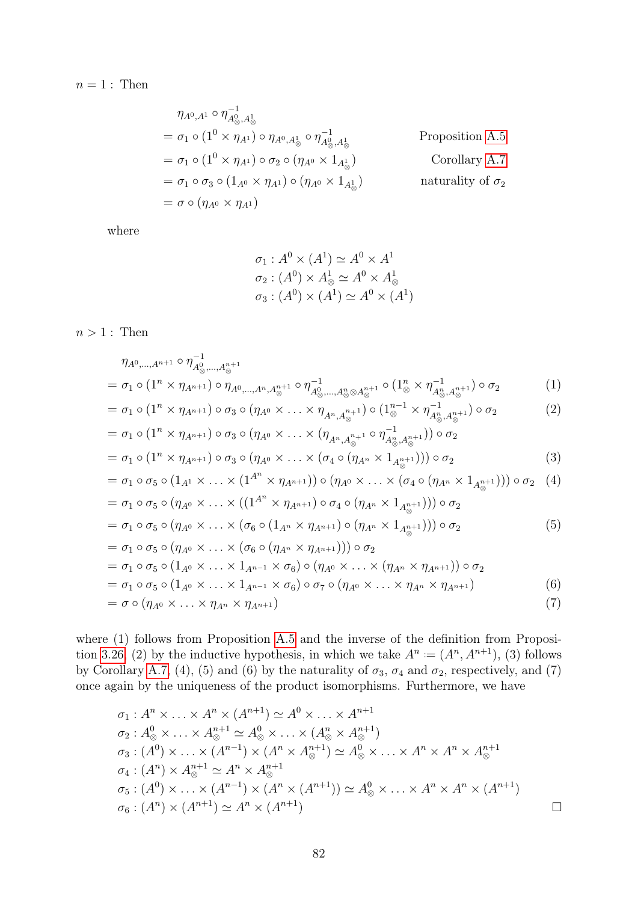$n = 1:$ Then

$$
\begin{aligned}
&\eta_{A^0,A^1} \circ \eta^{-1}_{A^0_\otimes,A^1_\otimes} \\
&= \sigma_1 \circ (1^0 \times \eta_{A^1}) \circ \eta_{A^0,A^1_\otimes} \circ \eta^{-1}_{A^0_\otimes,A^1_\otimes} && \text{Proposition A.5} \\
&= \sigma_1 \circ (1^0 \times \eta_{A^1}) \circ \sigma_2 \circ (\eta_{A^0} \times 1_{A^1_\otimes}) && \text{Corollary A.7} \\
&= \sigma_1 \circ \sigma_3 \circ (1_{A^0} \times \eta_{A^1}) \circ (\eta_{A^0} \times 1_{A^1_\otimes}) && \text{naturality of } \sigma_2 \\
&= \sigma \circ (\eta_{A^0} \times \eta_{A^1})
\end{aligned}
$$

where

$$
\begin{aligned}
\sigma_1 &: A^0 \times (A^1) \simeq A^0 \times A^1 \\
\sigma_2 &: (A^0) \times A^1_\otimes \simeq A^0 \times A^1_\otimes \\
\sigma_3 &: (A^0) \times (A^1) \simeq A^0 \times (A^1)
\end{aligned}
$$

$n > 1:$ Then

$$
\begin{aligned}
&\eta_{A^0,\ldots,A^{n+1}} \circ \eta^{-1}_{A^0_\otimes,\ldots,A^{n+1}_\otimes} \\
&= \sigma_1 \circ (1^n \times \eta_{A^{n+1}}) \circ \eta_{A^0,\ldots,A^n,A^{n+1}_\otimes} \circ \eta^{-1}_{A^0_\otimes,\ldots,A^n_\otimes \otimes A^{n+1}_\otimes} \circ (1^n_\otimes \times \eta^{-1}_{A^n_\otimes,A^{n+1}_\otimes}) \circ \sigma_2 && (1) \\
&= \sigma_1 \circ (1^n \times \eta_{A^{n+1}}) \circ \sigma_3 \circ (\eta_{A^0} \times \ldots \times \eta_{A^n,A^{n+1}_\otimes}) \circ (1^{n-1}_\otimes \times \eta^{-1}_{A^n_\otimes,A^{n+1}_\otimes}) \circ \sigma_2 && (2) \\
&= \sigma_1 \circ (1^n \times \eta_{A^{n+1}}) \circ \sigma_3 \circ (\eta_{A^0} \times \ldots \times (\eta_{A^n,A^{n+1}_\otimes} \circ \eta^{-1}_{A^n_\otimes,A^{n+1}_\otimes})) \circ \sigma_2 \\
&= \sigma_1 \circ (1^n \times \eta_{A^{n+1}}) \circ \sigma_3 \circ (\eta_{A^0} \times \ldots \times (\sigma_4 \circ (\eta_{A^n} \times 1_{A^{n+1}_\otimes}))) \circ \sigma_2 && (3) \\
&= \sigma_1 \circ \sigma_5 \circ (1_{A^1} \times \ldots \times (1^{A^n} \times \eta_{A^{n+1}})) \circ (\eta_{A^0} \times \ldots \times (\sigma_4 \circ (\eta_{A^n} \times 1_{A^{n+1}_\otimes}))) \circ \sigma_2 && (4) \\
&= \sigma_1 \circ \sigma_5 \circ (\eta_{A^0} \times \ldots \times ((1^{A^n} \times \eta_{A^{n+1}}) \circ \sigma_4 \circ (\eta_{A^n} \times 1_{A^{n+1}_\otimes}))) \circ \sigma_2 \\
&= \sigma_1 \circ \sigma_5 \circ (\eta_{A^0} \times \ldots \times (\sigma_6 \circ (1_{A^n} \times \eta_{A^{n+1}}) \circ (\eta_{A^n} \times 1_{A^{n+1}_\otimes}))) \circ \sigma_2 && (5) \\
&= \sigma_1 \circ \sigma_5 \circ (\eta_{A^0} \times \ldots \times (\sigma_6 \circ (\eta_{A^n} \times \eta_{A^{n+1}}))) \circ \sigma_2 \\
&= \sigma_1 \circ \sigma_5 \circ (1_{A^0} \times \ldots \times 1_{A^{n-1}} \times \sigma_6) \circ (\eta_{A^0} \times \ldots \times (\eta_{A^n} \times \eta_{A^{n+1}})) \circ \sigma_2 \\
&= \sigma_1 \circ \sigma_5 \circ (1_{A^0} \times \ldots \times 1_{A^{n-1}} \times \sigma_6) \circ \sigma_7 \circ (\eta_{A^0} \times \ldots \times \eta_{A^n} \times \eta_{A^{n+1}}) && (6) \\
&= \sigma \circ (\eta_{A^0} \times \ldots \times \eta_{A^n} \times \eta_{A^{n+1}}) && (7)
\end{aligned}
$$

where (1) follows from Proposition A.5 and the inverse of the definition from Proposition 3.26, (2) by the inductive hypothesis, in which we take $A^n \coloneqq (A^n, A^{n+1})$, (3) follows by Corollary A.7, (4), (5) and (6) by the naturality of $\sigma_3$, $\sigma_4$ and $\sigma_2$, respectively, and (7) once again by the uniqueness of the product isomorphisms. Furthermore, we have

$$
\begin{aligned}
\sigma_1 &: A^n \times \ldots \times A^n \times (A^{n+1}) \simeq A^0 \times \ldots \times A^{n+1} \\
\sigma_2 &: A^0_\otimes \times \ldots \times A^{n+1}_\otimes \simeq A^0_\otimes \times \ldots \times (A^n_\otimes \times A^{n+1}_\otimes) \\
\sigma_3 &: (A^0) \times \ldots \times (A^{n-1}) \times (A^n \times A^{n+1}_\otimes) \simeq A^0_\otimes \times \ldots \times A^n \times A^n \times A^{n+1}_\otimes \\
\sigma_4 &: (A^n) \times A^{n+1}_\otimes \simeq A^n \times A^{n+1}_\otimes \\
\sigma_5 &: (A^0) \times \ldots \times (A^{n-1}) \times (A^n \times (A^{n+1})) \simeq A^0_\otimes \times \ldots \times A^n \times A^n \times (A^{n+1}) \\
\sigma_6 &: (A^n) \times (A^{n+1}) \simeq A^n \times (A^{n+1})
\end{aligned}
$$

□